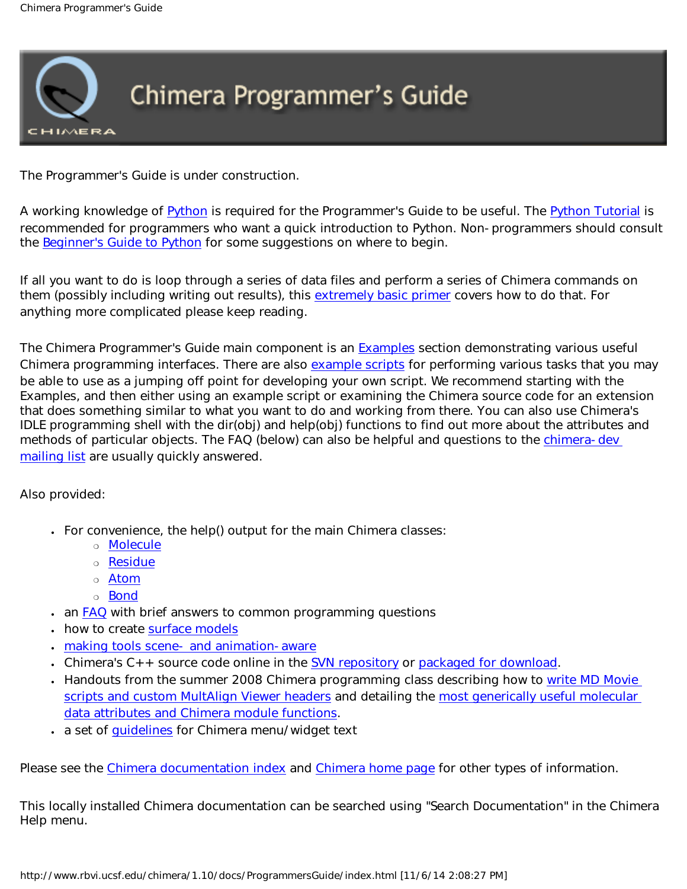# Chimera Programmer's Guide

The Programmer's Guide is under construction.

A working knowledge of Python is required for the Programmer's Guide to be useful. The Python Tutorial is recommended for programmers who want a quick introduction to Python. Non-programmers should consult the Beginner's Guide to Python for some suggestions on where to begin.

If all you want to do is loop through a series of data files and perform a series of Chimera commands on them (possibly including writing out results), this extremely basic primer covers how to do that. For anything more complicated please keep reading.

The Chimera Programmer's Guide main component is an Examples section demonstrating various useful Chimera programming interfaces. There are also example scripts for performing various tasks that you may be able to use as a jumping off point for developing your own script. We recommend starting with the Examples, and then either using an example script or examining the Chimera source code for an extension that does something similar to what you want to do and working from there. You can also use Chimera's IDLE programming shell with the dir(obj) and help(obj) functions to find out more about the attributes and methods of particular objects. The FAQ (below) can also be helpful and questions to the chimera-dev mailing list are usually quickly answered.

Also provided:

- For convenience, the help() output for the main Chimera classes:
  - Molecule
  - Residue
  - Atom
  - Bond
- an FAQ with brief answers to common programming questions
- how to create surface models
- making tools scene- and animation-aware
- Chimera's C++ source code online in the SVN repository or packaged for download.
- Handouts from the summer 2008 Chimera programming class describing how to write MD Movie scripts and custom MultAlign Viewer headers and detailing the most generically useful molecular data attributes and Chimera module functions.
- a set of guidelines for Chimera menu/widget text

Please see the Chimera documentation index and Chimera home page for other types of information.

This locally installed Chimera documentation can be searched using "Search Documentation" in the Chimera Help menu.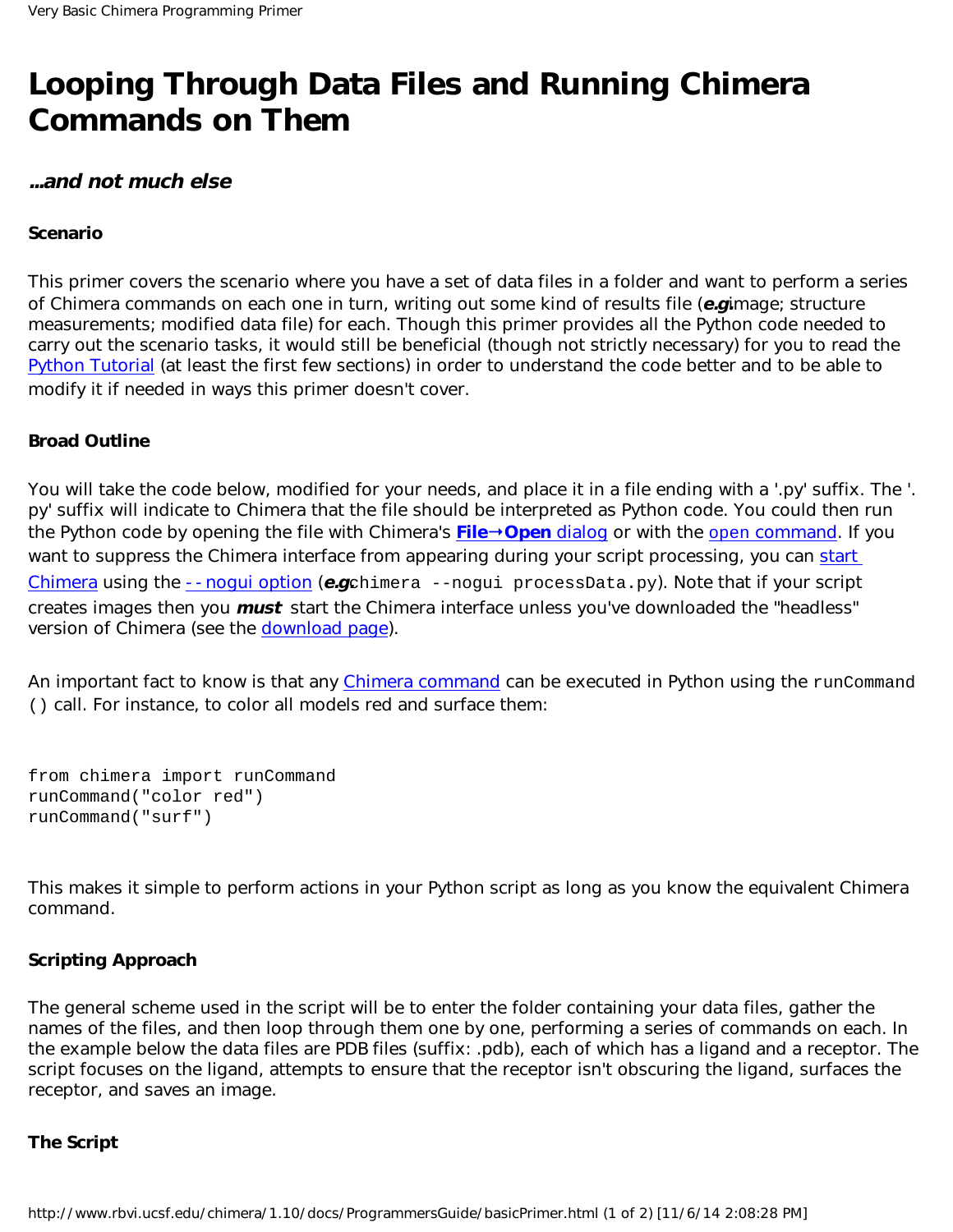# Looping Through Data Files and Running Chimera Commands on Them

## ...and not much else

### Scenario

This primer covers the scenario where you have a set of data files in a folder and want to perform a series of Chimera commands on each one in turn, writing out some kind of results file (***e.g.*** image; structure measurements; modified data file) for each. Though this primer provides all the Python code needed to carry out the scenario tasks, it would still be beneficial (though not strictly necessary) for you to read the Python Tutorial (at least the first few sections) in order to understand the code better and to be able to modify it if needed in ways this primer doesn't cover.

### Broad Outline

You will take the code below, modified for your needs, and place it in a file ending with a '.py' suffix. The '.py' suffix will indicate to Chimera that the file should be interpreted as Python code. You could then run the Python code by opening the file with Chimera's **File→Open** dialog or with the open command. If you want to suppress the Chimera interface from appearing during your script processing, you can start Chimera using the --nogui option (***e.g.*** `chimera --nogui processData.py`). Note that if your script creates images then you ***must*** start the Chimera interface unless you've downloaded the "headless" version of Chimera (see the download page).

An important fact to know is that any Chimera command can be executed in Python using the `runCommand()` call. For instance, to color all models red and surface them:

```
from chimera import runCommand
runCommand("color red")
runCommand("surf")
```

This makes it simple to perform actions in your Python script as long as you know the equivalent Chimera command.

### Scripting Approach

The general scheme used in the script will be to enter the folder containing your data files, gather the names of the files, and then loop through them one by one, performing a series of commands on each. In the example below the data files are PDB files (suffix: .pdb), each of which has a ligand and a receptor. The script focuses on the ligand, attempts to ensure that the receptor isn't obscuring the ligand, surfaces the receptor, and saves an image.

### The Script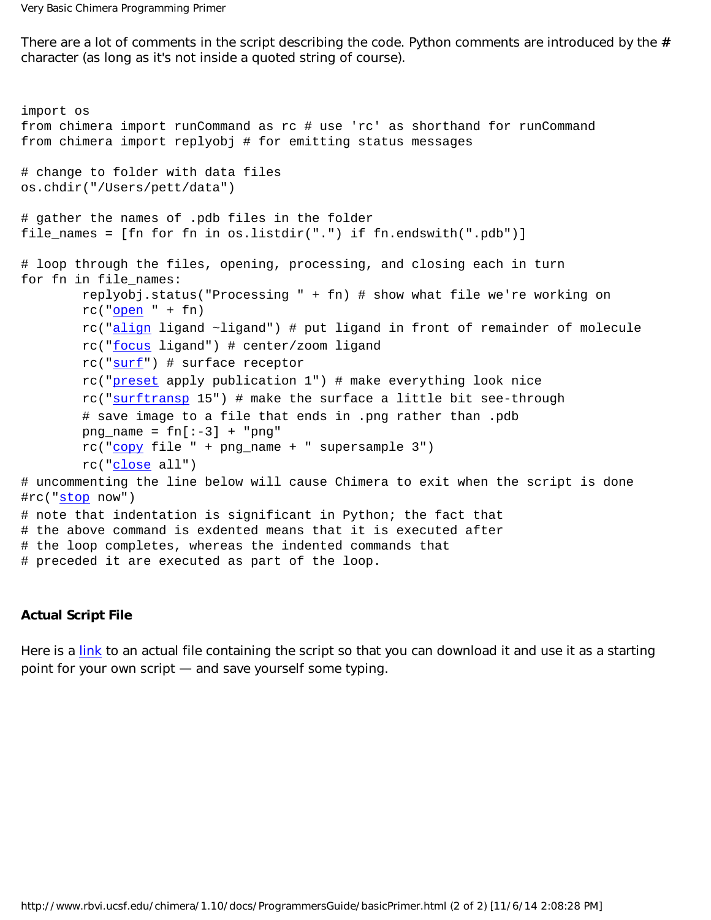There are a lot of comments in the script describing the code. Python comments are introduced by the **#** character (as long as it's not inside a quoted string of course).

```
import os
from chimera import runCommand as rc # use 'rc' as shorthand for runCommand
from chimera import replyobj # for emitting status messages

# change to folder with data files
os.chdir("/Users/pett/data")

# gather the names of .pdb files in the folder
file_names = [fn for fn in os.listdir(".") if fn.endswith(".pdb")]

# loop through the files, opening, processing, and closing each in turn
for fn in file_names:
        replyobj.status("Processing " + fn) # show what file we're working on
        rc("open " + fn)
        rc("align ligand ~ligand") # put ligand in front of remainder of molecule
        rc("focus ligand") # center/zoom ligand
        rc("surf") # surface receptor
        rc("preset apply publication 1") # make everything look nice
        rc("surftransp 15") # make the surface a little bit see-through
        # save image to a file that ends in .png rather than .pdb
        png_name = fn[:-3] + "png"
        rc("copy file " + png_name + " supersample 3")
        rc("close all")
# uncommenting the line below will cause Chimera to exit when the script is done
#rc("stop now")
# note that indentation is significant in Python; the fact that
# the above command is exdented means that it is executed after
# the loop completes, whereas the indented commands that
# preceded it are executed as part of the loop.
```

**Actual Script File**

Here is a link to an actual file containing the script so that you can download it and use it as a starting point for your own script — and save yourself some typing.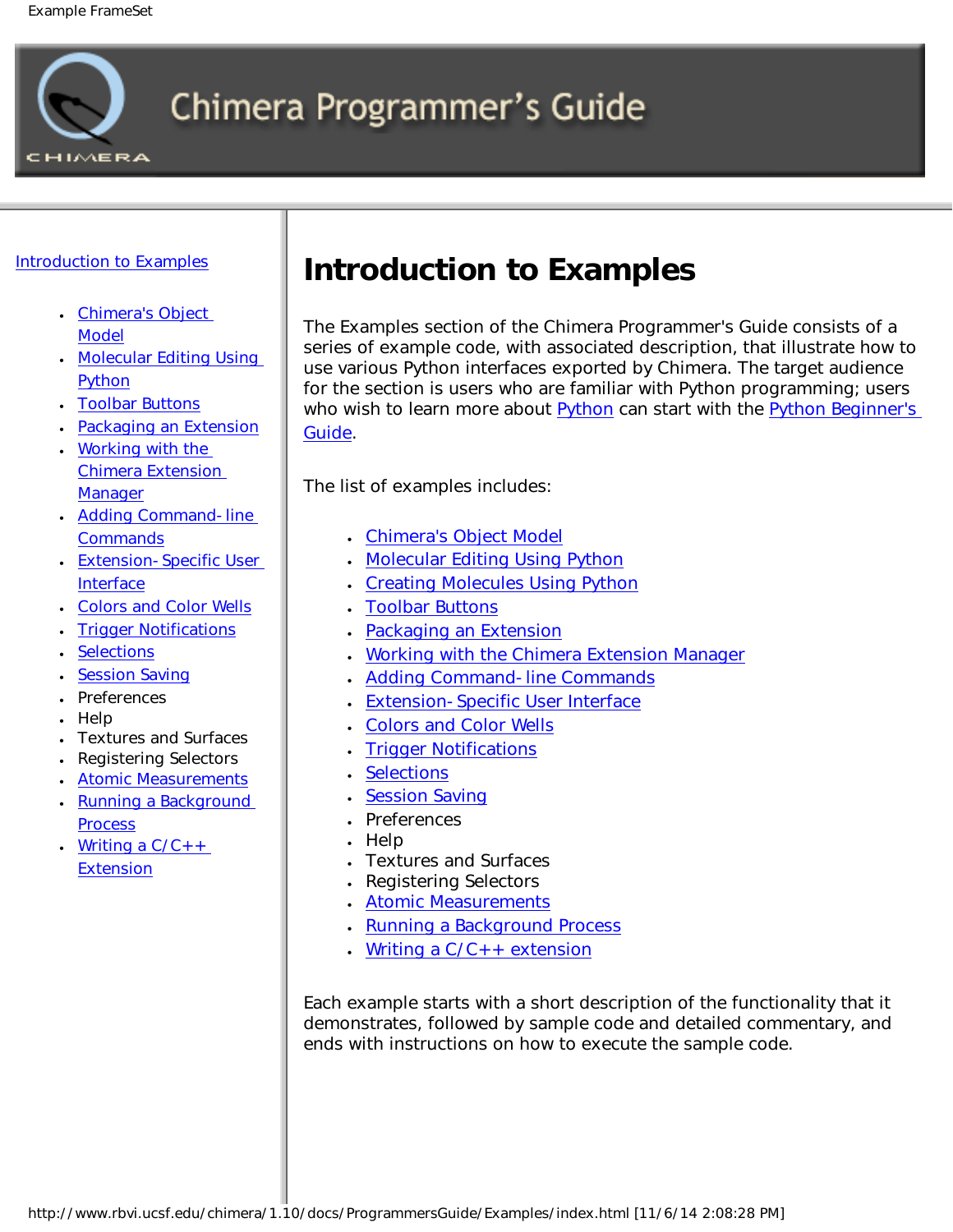Introduction to Examples

- Chimera's Object Model
- Molecular Editing Using Python
- Toolbar Buttons
- Packaging an Extension
- Working with the Chimera Extension Manager
- Adding Command-line Commands
- Extension-Specific User Interface
- Colors and Color Wells
- Trigger Notifications
- Selections
- Session Saving
- Preferences
- Help
- Textures and Surfaces
- Registering Selectors
- Atomic Measurements
- Running a Background Process
- Writing a C/C++ Extension

# Introduction to Examples

The Examples section of the Chimera Programmer's Guide consists of a series of example code, with associated description, that illustrate how to use various Python interfaces exported by Chimera. The target audience for the section is users who are familiar with Python programming; users who wish to learn more about Python can start with the Python Beginner's Guide.

The list of examples includes:

- Chimera's Object Model
- Molecular Editing Using Python
- Creating Molecules Using Python
- Toolbar Buttons
- Packaging an Extension
- Working with the Chimera Extension Manager
- Adding Command-line Commands
- Extension-Specific User Interface
- Colors and Color Wells
- Trigger Notifications
- Selections
- Session Saving
- Preferences
- Help
- Textures and Surfaces
- Registering Selectors
- Atomic Measurements
- Running a Background Process
- Writing a C/C++ extension

Each example starts with a short description of the functionality that it demonstrates, followed by sample code and detailed commentary, and ends with instructions on how to execute the sample code.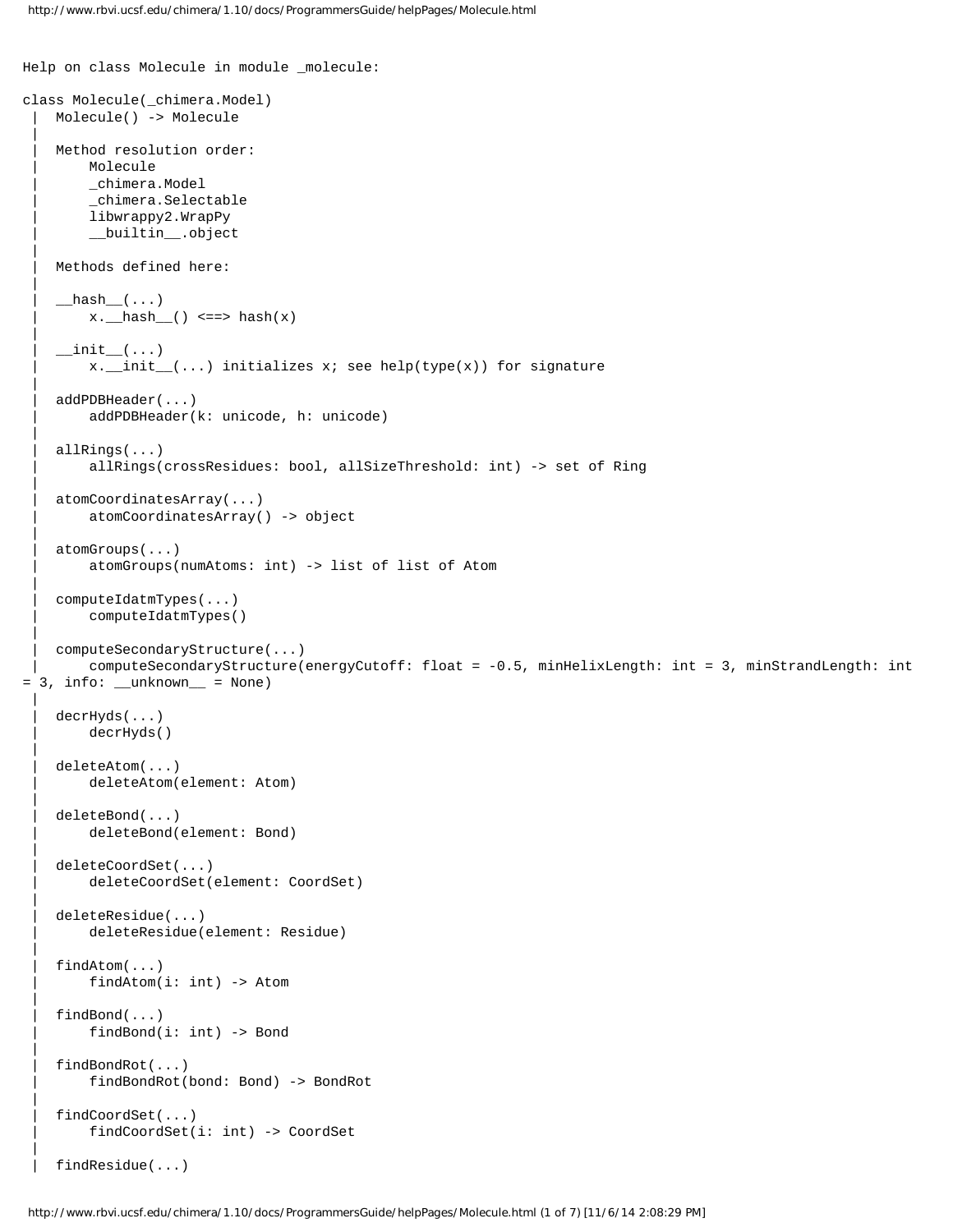```
Help on class Molecule in module _molecule:

class Molecule(_chimera.Model)
 |  Molecule() -> Molecule
 |  
 |  Method resolution order:
 |      Molecule
 |      _chimera.Model
 |      _chimera.Selectable
 |      libwrappy2.WrapPy
 |      __builtin__.object
 |  
 |  Methods defined here:
 |  
 |  __hash__(...)
 |      x.__hash__() <==> hash(x)
 |  
 |  __init__(...)
 |      x.__init__(...) initializes x; see help(type(x)) for signature
 |  
 |  addPDBHeader(...)
 |      addPDBHeader(k: unicode, h: unicode)
 |  
 |  allRings(...)
 |      allRings(crossResidues: bool, allSizeThreshold: int) -> set of Ring
 |  
 |  atomCoordinatesArray(...)
 |      atomCoordinatesArray() -> object
 |  
 |  atomGroups(...)
 |      atomGroups(numAtoms: int) -> list of list of Atom
 |  
 |  computeIdatmTypes(...)
 |      computeIdatmTypes()
 |  
 |  computeSecondaryStructure(...)
 |      computeSecondaryStructure(energyCutoff: float = -0.5, minHelixLength: int = 3, minStrandLength: int = 3, info: __unknown__ = None)
 |  
 |  decrHyds(...)
 |      decrHyds()
 |  
 |  deleteAtom(...)
 |      deleteAtom(element: Atom)
 |  
 |  deleteBond(...)
 |      deleteBond(element: Bond)
 |  
 |  deleteCoordSet(...)
 |      deleteCoordSet(element: CoordSet)
 |  
 |  deleteResidue(...)
 |      deleteResidue(element: Residue)
 |  
 |  findAtom(...)
 |      findAtom(i: int) -> Atom
 |  
 |  findBond(...)
 |      findBond(i: int) -> Bond
 |  
 |  findBondRot(...)
 |      findBondRot(bond: Bond) -> BondRot
 |  
 |  findCoordSet(...)
 |      findCoordSet(i: int) -> CoordSet
 |  
 |  findResidue(...)
```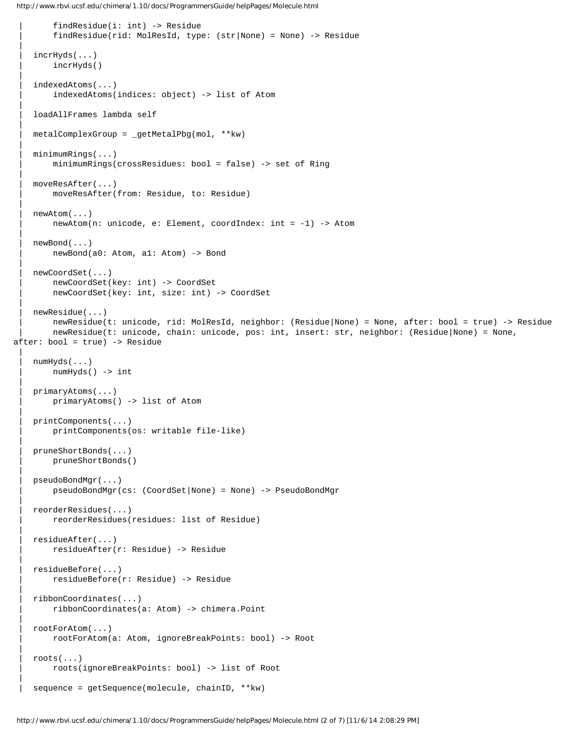```
 |      findResidue(i: int) -> Residue
 |      findResidue(rid: MolResId, type: (str|None) = None) -> Residue
 |
 |  incrHyds(...)
 |      incrHyds()
 |
 |  indexedAtoms(...)
 |      indexedAtoms(indices: object) -> list of Atom
 |
 |  loadAllFrames lambda self
 |
 |  metalComplexGroup = _getMetalPbg(mol, **kw)
 |
 |  minimumRings(...)
 |      minimumRings(crossResidues: bool = false) -> set of Ring
 |
 |  moveResAfter(...)
 |      moveResAfter(from: Residue, to: Residue)
 |
 |  newAtom(...)
 |      newAtom(n: unicode, e: Element, coordIndex: int = -1) -> Atom
 |
 |  newBond(...)
 |      newBond(a0: Atom, a1: Atom) -> Bond
 |
 |  newCoordSet(...)
 |      newCoordSet(key: int) -> CoordSet
 |      newCoordSet(key: int, size: int) -> CoordSet
 |
 |  newResidue(...)
 |      newResidue(t: unicode, rid: MolResId, neighbor: (Residue|None) = None, after: bool = true) -> Residue
 |      newResidue(t: unicode, chain: unicode, pos: int, insert: str, neighbor: (Residue|None) = None,
after: bool = true) -> Residue
 |
 |  numHyds(...)
 |      numHyds() -> int
 |
 |  primaryAtoms(...)
 |      primaryAtoms() -> list of Atom
 |
 |  printComponents(...)
 |      printComponents(os: writable file-like)
 |
 |  pruneShortBonds(...)
 |      pruneShortBonds()
 |
 |  pseudoBondMgr(...)
 |      pseudoBondMgr(cs: (CoordSet|None) = None) -> PseudoBondMgr
 |
 |  reorderResidues(...)
 |      reorderResidues(residues: list of Residue)
 |
 |  residueAfter(...)
 |      residueAfter(r: Residue) -> Residue
 |
 |  residueBefore(...)
 |      residueBefore(r: Residue) -> Residue
 |
 |  ribbonCoordinates(...)
 |      ribbonCoordinates(a: Atom) -> chimera.Point
 |
 |  rootForAtom(...)
 |      rootForAtom(a: Atom, ignoreBreakPoints: bool) -> Root
 |
 |  roots(...)
 |      roots(ignoreBreakPoints: bool) -> list of Root
 |
 |  sequence = getSequence(molecule, chainID, **kw)
```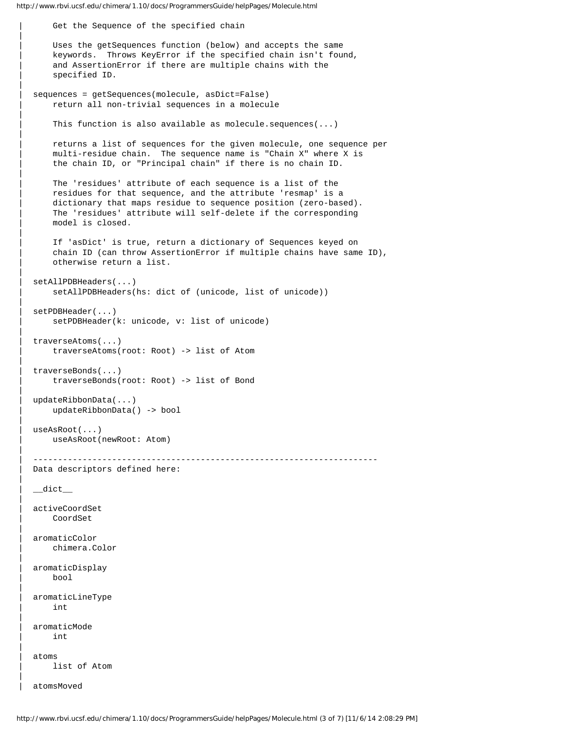```
 |      Get the Sequence of the specified chain
 |      
 |      Uses the getSequences function (below) and accepts the same
 |      keywords.  Throws KeyError if the specified chain isn't found,
 |      and AssertionError if there are multiple chains with the
 |      specified ID.
 |  
 |  sequences = getSequences(molecule, asDict=False)
 |      return all non-trivial sequences in a molecule
 |      
 |      This function is also available as molecule.sequences(...)
 |      
 |      returns a list of sequences for the given molecule, one sequence per
 |      multi-residue chain.  The sequence name is "Chain X" where X is
 |      the chain ID, or "Principal chain" if there is no chain ID.
 |      
 |      The 'residues' attribute of each sequence is a list of the
 |      residues for that sequence, and the attribute 'resmap' is a
 |      dictionary that maps residue to sequence position (zero-based).
 |      The 'residues' attribute will self-delete if the corresponding
 |      model is closed.
 |      
 |      If 'asDict' is true, return a dictionary of Sequences keyed on
 |      chain ID (can throw AssertionError if multiple chains have same ID),
 |      otherwise return a list.
 |  
 |  setAllPDBHeaders(...)
 |      setAllPDBHeaders(hs: dict of (unicode, list of unicode))
 |  
 |  setPDBHeader(...)
 |      setPDBHeader(k: unicode, v: list of unicode)
 |  
 |  traverseAtoms(...)
 |      traverseAtoms(root: Root) -> list of Atom
 |  
 |  traverseBonds(...)
 |      traverseBonds(root: Root) -> list of Bond
 |  
 |  updateRibbonData(...)
 |      updateRibbonData() -> bool
 |  
 |  useAsRoot(...)
 |      useAsRoot(newRoot: Atom)
 |  
 |  ----------------------------------------------------------------------
 |  Data descriptors defined here:
 |  
 |  __dict__
 |  
 |  activeCoordSet
 |      CoordSet
 |  
 |  aromaticColor
 |      chimera.Color
 |  
 |  aromaticDisplay
 |      bool
 |  
 |  aromaticLineType
 |      int
 |  
 |  aromaticMode
 |      int
 |  
 |  atoms
 |      list of Atom
 |  
 |  atomsMoved
```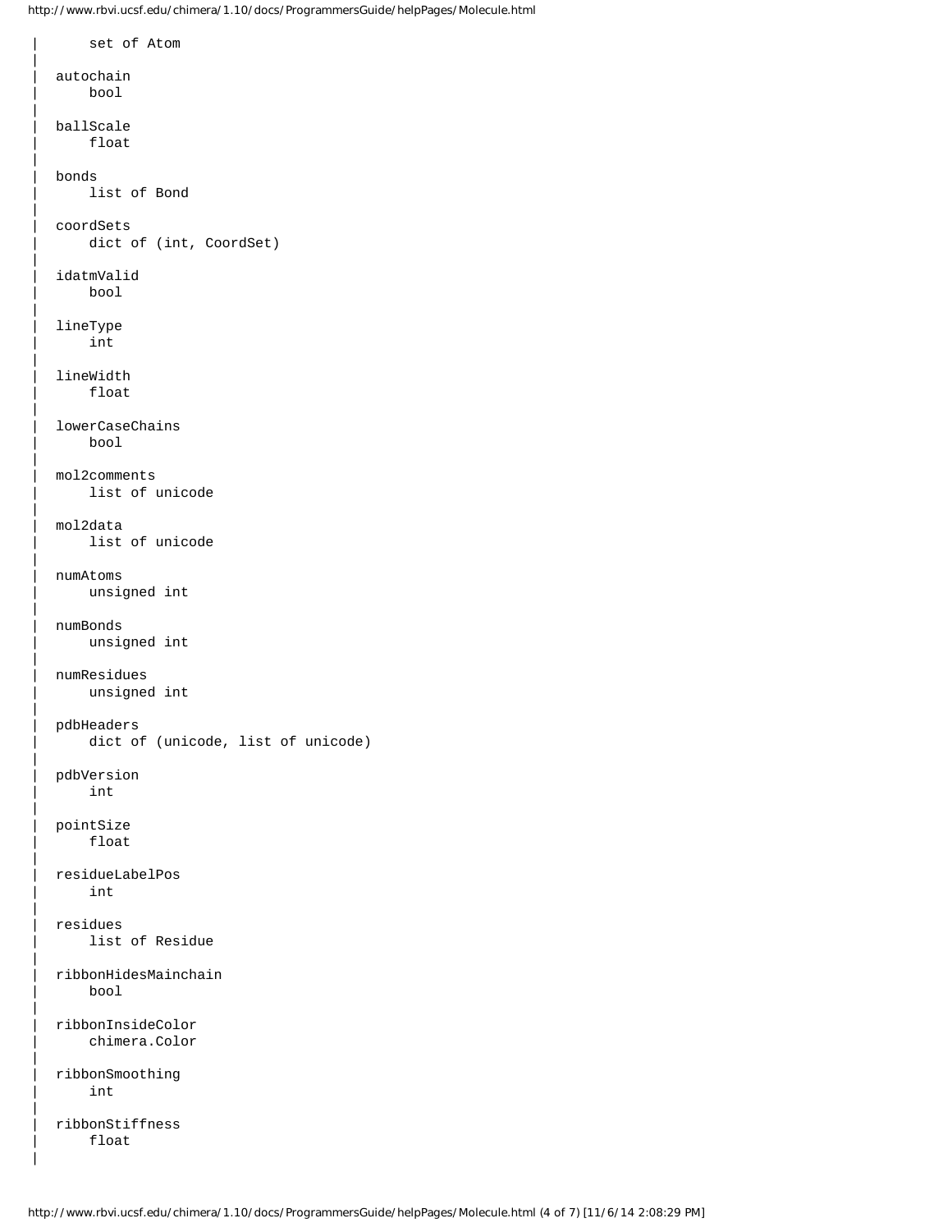```
|      set of Atom
|
|  autochain
|      bool
|
|  ballScale
|      float
|
|  bonds
|      list of Bond
|
|  coordSets
|      dict of (int, CoordSet)
|
|  idatmValid
|      bool
|
|  lineType
|      int
|
|  lineWidth
|      float
|
|  lowerCaseChains
|      bool
|
|  mol2comments
|      list of unicode
|
|  mol2data
|      list of unicode
|
|  numAtoms
|      unsigned int
|
|  numBonds
|      unsigned int
|
|  numResidues
|      unsigned int
|
|  pdbHeaders
|      dict of (unicode, list of unicode)
|
|  pdbVersion
|      int
|
|  pointSize
|      float
|
|  residueLabelPos
|      int
|
|  residues
|      list of Residue
|
|  ribbonHidesMainchain
|      bool
|
|  ribbonInsideColor
|      chimera.Color
|
|  ribbonSmoothing
|      int
|
|  ribbonStiffness
|      float
|
```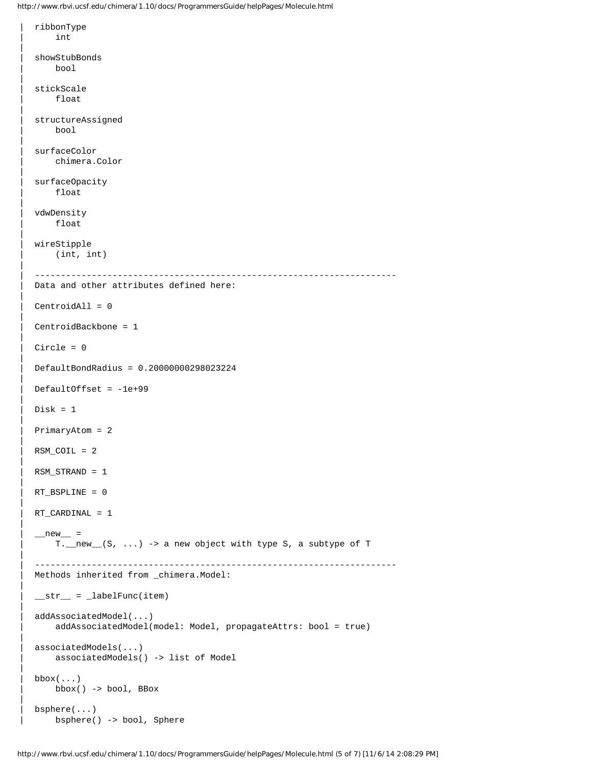```
 |  ribbonType
 |      int
 |  
 |  showStubBonds
 |      bool
 |  
 |  stickScale
 |      float
 |  
 |  structureAssigned
 |      bool
 |  
 |  surfaceColor
 |      chimera.Color
 |  
 |  surfaceOpacity
 |      float
 |  
 |  vdwDensity
 |      float
 |  
 |  wireStipple
 |      (int, int)
 |  
 |  ----------------------------------------------------------------------
 |  Data and other attributes defined here:
 |  
 |  CentroidAll = 0
 |  
 |  CentroidBackbone = 1
 |  
 |  Circle = 0
 |  
 |  DefaultBondRadius = 0.20000000298023224
 |  
 |  DefaultOffset = -1e+99
 |  
 |  Disk = 1
 |  
 |  PrimaryAtom = 2
 |  
 |  RSM_COIL = 2
 |  
 |  RSM_STRAND = 1
 |  
 |  RT_BSPLINE = 0
 |  
 |  RT_CARDINAL = 1
 |  
 |  __new__ = 
 |      T.__new__(S, ...) -> a new object with type S, a subtype of T
 |  
 |  ----------------------------------------------------------------------
 |  Methods inherited from _chimera.Model:
 |  
 |  __str__ = _labelFunc(item)
 |  
 |  addAssociatedModel(...)
 |      addAssociatedModel(model: Model, propagateAttrs: bool = true)
 |  
 |  associatedModels(...)
 |      associatedModels() -> list of Model
 |  
 |  bbox(...)
 |      bbox() -> bool, BBox
 |  
 |  bsphere(...)
 |      bsphere() -> bool, Sphere
```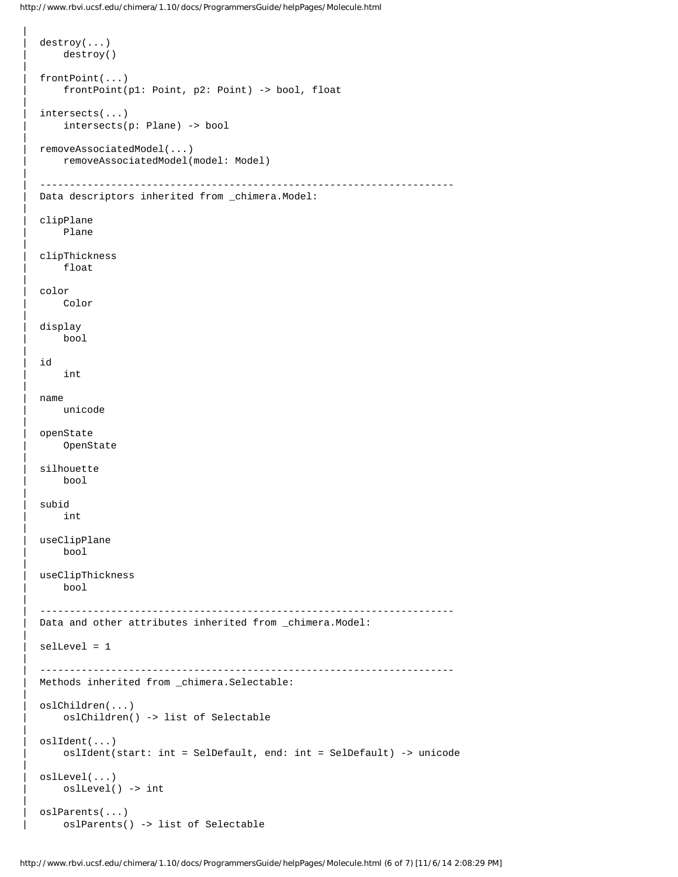```
 |
 |  destroy(...)
 |      destroy()
 |
 |  frontPoint(...)
 |      frontPoint(p1: Point, p2: Point) -> bool, float
 |
 |  intersects(...)
 |      intersects(p: Plane) -> bool
 |
 |  removeAssociatedModel(...)
 |      removeAssociatedModel(model: Model)
 |
 |  ----------------------------------------------------------------------
 |  Data descriptors inherited from _chimera.Model:
 |
 |  clipPlane
 |      Plane
 |
 |  clipThickness
 |      float
 |
 |  color
 |      Color
 |
 |  display
 |      bool
 |
 |  id
 |      int
 |
 |  name
 |      unicode
 |
 |  openState
 |      OpenState
 |
 |  silhouette
 |      bool
 |
 |  subid
 |      int
 |
 |  useClipPlane
 |      bool
 |
 |  useClipThickness
 |      bool
 |
 |  ----------------------------------------------------------------------
 |  Data and other attributes inherited from _chimera.Model:
 |
 |  selLevel = 1
 |
 |  ----------------------------------------------------------------------
 |  Methods inherited from _chimera.Selectable:
 |
 |  oslChildren(...)
 |      oslChildren() -> list of Selectable
 |
 |  oslIdent(...)
 |      oslIdent(start: int = SelDefault, end: int = SelDefault) -> unicode
 |
 |  oslLevel(...)
 |      oslLevel() -> int
 |
 |  oslParents(...)
 |      oslParents() -> list of Selectable
```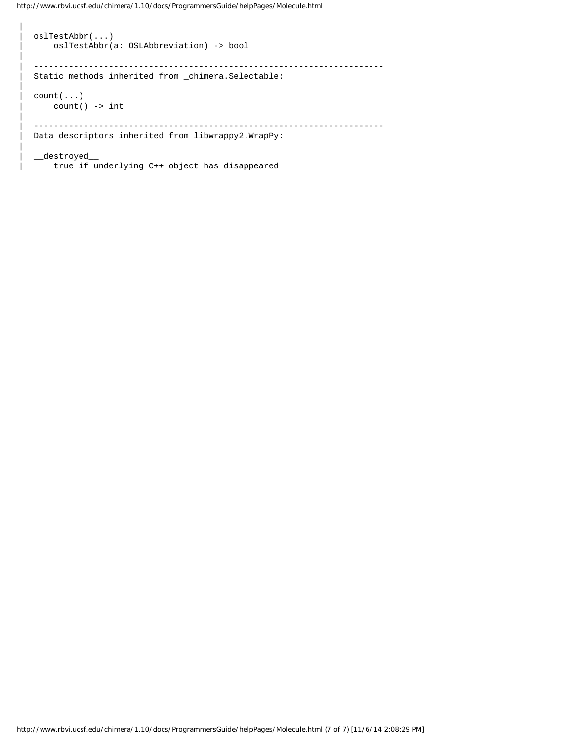```
 |
 |  oslTestAbbr(...)
 |      oslTestAbbr(a: OSLAbbreviation) -> bool
 |
 |  ----------------------------------------------------------------------
 |  Static methods inherited from _chimera.Selectable:
 |
 |  count(...)
 |      count() -> int
 |
 |  ----------------------------------------------------------------------
 |  Data descriptors inherited from libwrappy2.WrapPy:
 |
 |  __destroyed__
 |      true if underlying C++ object has disappeared
```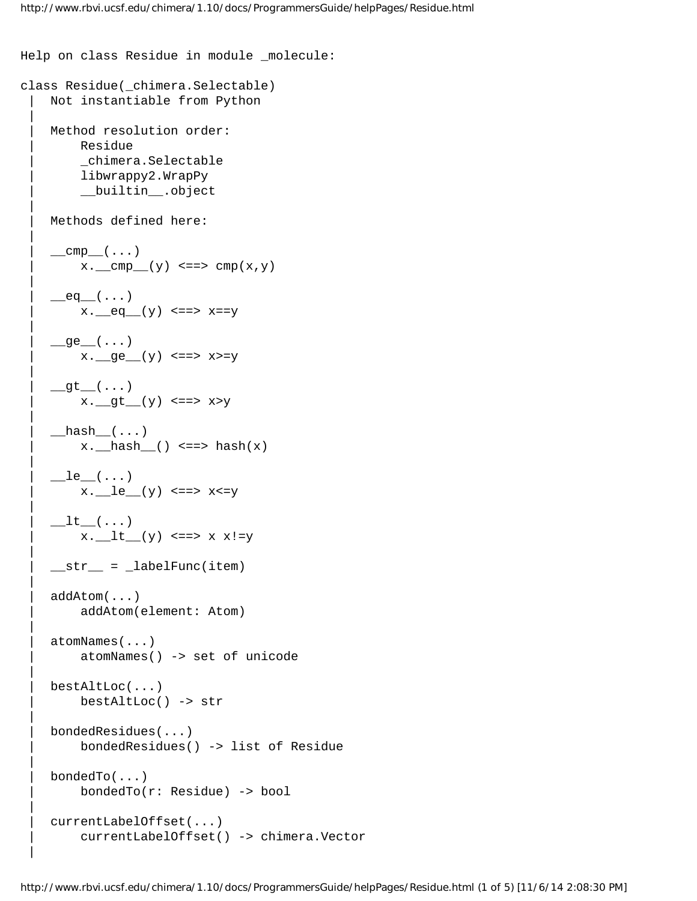```
Help on class Residue in module _molecule:

class Residue(_chimera.Selectable)
 |  Not instantiable from Python
 |
 |  Method resolution order:
 |      Residue
 |      _chimera.Selectable
 |      libwrappy2.WrapPy
 |      __builtin__.object
 |
 |  Methods defined here:
 |
 |  __cmp__(...)
 |      x.__cmp__(y) <==> cmp(x,y)
 |
 |  __eq__(...)
 |      x.__eq__(y) <==> x==y
 |
 |  __ge__(...)
 |      x.__ge__(y) <==> x>=y
 |
 |  __gt__(...)
 |      x.__gt__(y) <==> x>y
 |
 |  __hash__(...)
 |      x.__hash__() <==> hash(x)
 |
 |  __le__(...)
 |      x.__le__(y) <==> x<=y
 |
 |  __lt__(...)
 |      x.__lt__(y) <==> x x!=y
 |
 |  __str__ = _labelFunc(item)
 |
 |  addAtom(...)
 |      addAtom(element: Atom)
 |
 |  atomNames(...)
 |      atomNames() -> set of unicode
 |
 |  bestAltLoc(...)
 |      bestAltLoc() -> str
 |
 |  bondedResidues(...)
 |      bondedResidues() -> list of Residue
 |
 |  bondedTo(...)
 |      bondedTo(r: Residue) -> bool
 |
 |  currentLabelOffset(...)
 |      currentLabelOffset() -> chimera.Vector
 |
```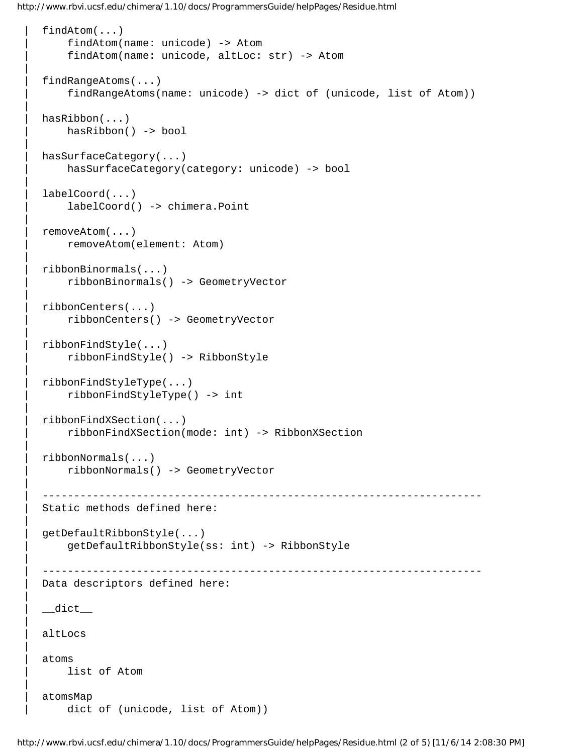```
 |  findAtom(...)
 |      findAtom(name: unicode) -> Atom
 |      findAtom(name: unicode, altLoc: str) -> Atom
 |  
 |  findRangeAtoms(...)
 |      findRangeAtoms(name: unicode) -> dict of (unicode, list of Atom))
 |  
 |  hasRibbon(...)
 |      hasRibbon() -> bool
 |  
 |  hasSurfaceCategory(...)
 |      hasSurfaceCategory(category: unicode) -> bool
 |  
 |  labelCoord(...)
 |      labelCoord() -> chimera.Point
 |  
 |  removeAtom(...)
 |      removeAtom(element: Atom)
 |  
 |  ribbonBinormals(...)
 |      ribbonBinormals() -> GeometryVector
 |  
 |  ribbonCenters(...)
 |      ribbonCenters() -> GeometryVector
 |  
 |  ribbonFindStyle(...)
 |      ribbonFindStyle() -> RibbonStyle
 |  
 |  ribbonFindStyleType(...)
 |      ribbonFindStyleType() -> int
 |  
 |  ribbonFindXSection(...)
 |      ribbonFindXSection(mode: int) -> RibbonXSection
 |  
 |  ribbonNormals(...)
 |      ribbonNormals() -> GeometryVector
 |  
 |  ----------------------------------------------------------------------
 |  Static methods defined here:
 |  
 |  getDefaultRibbonStyle(...)
 |      getDefaultRibbonStyle(ss: int) -> RibbonStyle
 |  
 |  ----------------------------------------------------------------------
 |  Data descriptors defined here:
 |  
 |  __dict__
 |  
 |  altLocs
 |  
 |  atoms
 |      list of Atom
 |  
 |  atomsMap
 |      dict of (unicode, list of Atom))
```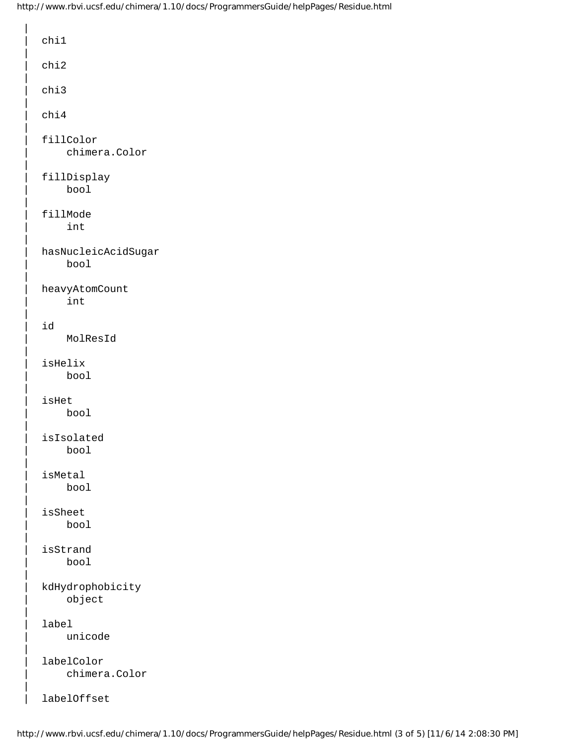```
 |
 |  chi1
 |
 |  chi2
 |
 |  chi3
 |
 |  chi4
 |
 |  fillColor
 |      chimera.Color
 |
 |  fillDisplay
 |      bool
 |
 |  fillMode
 |      int
 |
 |  hasNucleicAcidSugar
 |      bool
 |
 |  heavyAtomCount
 |      int
 |
 |  id
 |      MolResId
 |
 |  isHelix
 |      bool
 |
 |  isHet
 |      bool
 |
 |  isIsolated
 |      bool
 |
 |  isMetal
 |      bool
 |
 |  isSheet
 |      bool
 |
 |  isStrand
 |      bool
 |
 |  kdHydrophobicity
 |      object
 |
 |  label
 |      unicode
 |
 |  labelColor
 |      chimera.Color
 |
 |  labelOffset
```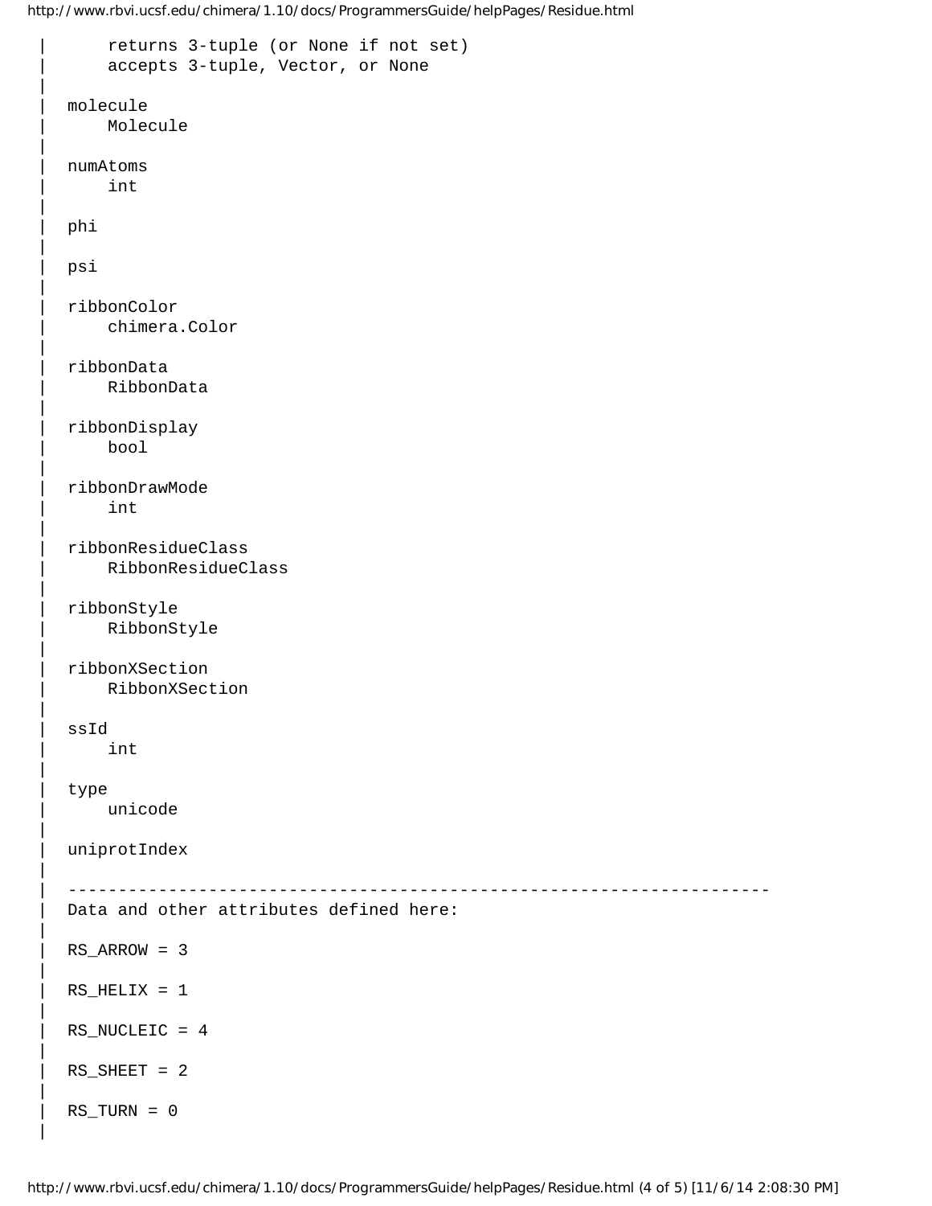```
 |      returns 3-tuple (or None if not set)
 |      accepts 3-tuple, Vector, or None
 |
 |  molecule
 |      Molecule
 |
 |  numAtoms
 |      int
 |
 |  phi
 |
 |  psi
 |
 |  ribbonColor
 |      chimera.Color
 |
 |  ribbonData
 |      RibbonData
 |
 |  ribbonDisplay
 |      bool
 |
 |  ribbonDrawMode
 |      int
 |
 |  ribbonResidueClass
 |      RibbonResidueClass
 |
 |  ribbonStyle
 |      RibbonStyle
 |
 |  ribbonXSection
 |      RibbonXSection
 |
 |  ssId
 |      int
 |
 |  type
 |      unicode
 |
 |  uniprotIndex
 |
 |  ----------------------------------------------------------------------
 |  Data and other attributes defined here:
 |
 |  RS_ARROW = 3
 |
 |  RS_HELIX = 1
 |
 |  RS_NUCLEIC = 4
 |
 |  RS_SHEET = 2
 |
 |  RS_TURN = 0
 |
```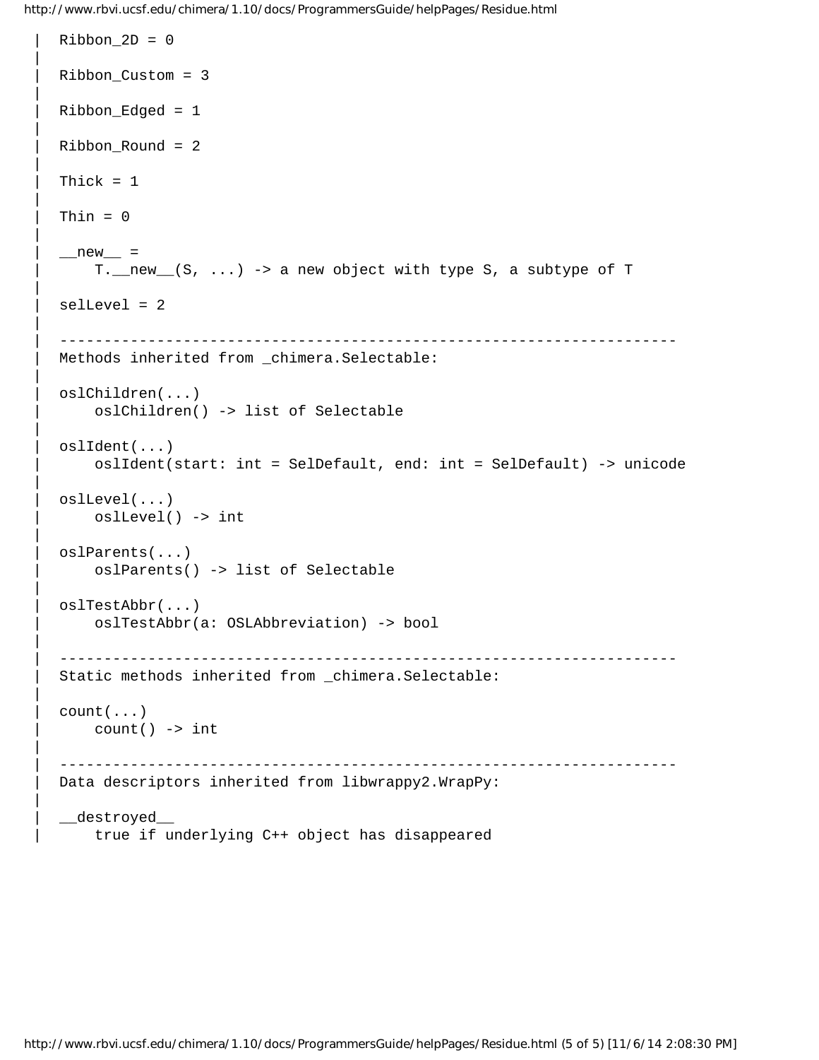```
 |  Ribbon_2D = 0
 |  
 |  Ribbon_Custom = 3
 |  
 |  Ribbon_Edged = 1
 |  
 |  Ribbon_Round = 2
 |  
 |  Thick = 1
 |  
 |  Thin = 0
 |  
 |  __new__ = 
 |      T.__new__(S, ...) -> a new object with type S, a subtype of T
 |  
 |  selLevel = 2
 |  
 |  ----------------------------------------------------------------------
 |  Methods inherited from _chimera.Selectable:
 |  
 |  oslChildren(...)
 |      oslChildren() -> list of Selectable
 |  
 |  oslIdent(...)
 |      oslIdent(start: int = SelDefault, end: int = SelDefault) -> unicode
 |  
 |  oslLevel(...)
 |      oslLevel() -> int
 |  
 |  oslParents(...)
 |      oslParents() -> list of Selectable
 |  
 |  oslTestAbbr(...)
 |      oslTestAbbr(a: OSLAbbreviation) -> bool
 |  
 |  ----------------------------------------------------------------------
 |  Static methods inherited from _chimera.Selectable:
 |  
 |  count(...)
 |      count() -> int
 |  
 |  ----------------------------------------------------------------------
 |  Data descriptors inherited from libwrappy2.WrapPy:
 |  
 |  __destroyed__
 |      true if underlying C++ object has disappeared
```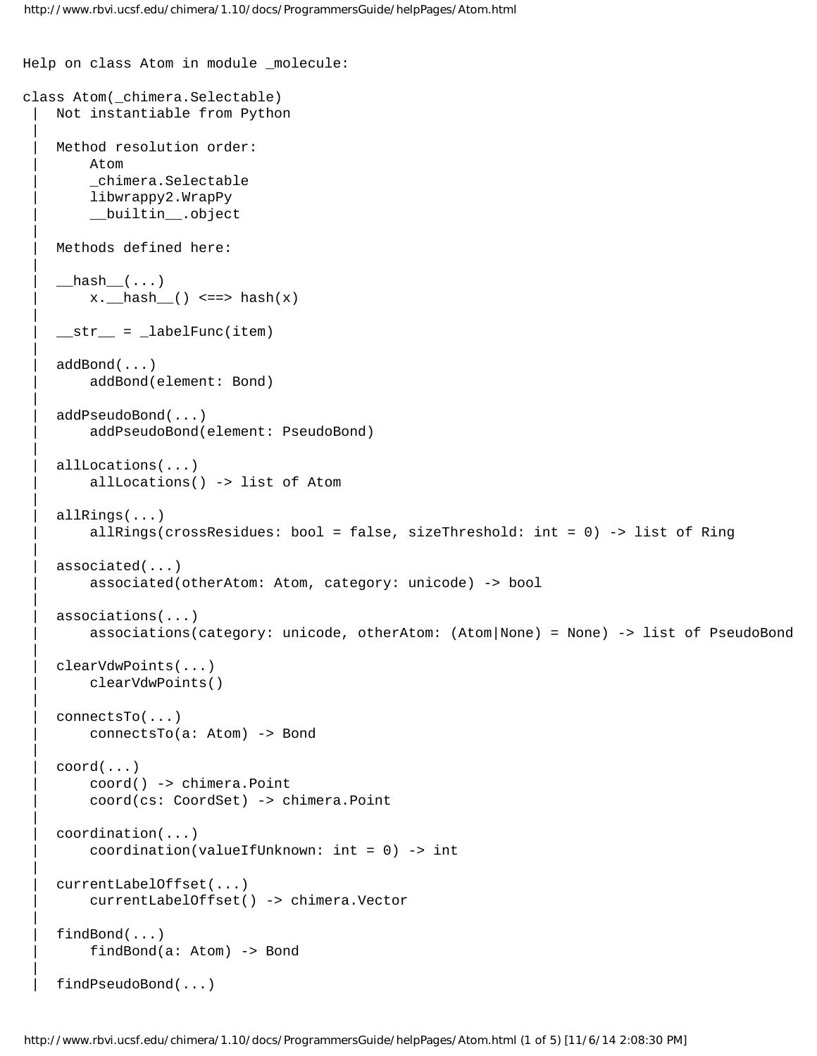```
Help on class Atom in module _molecule:

class Atom(_chimera.Selectable)
 |  Not instantiable from Python
 |
 |  Method resolution order:
 |      Atom
 |      _chimera.Selectable
 |      libwrappy2.WrapPy
 |      __builtin__.object
 |
 |  Methods defined here:
 |
 |  __hash__(...)
 |      x.__hash__() <==> hash(x)
 |
 |  __str__ = _labelFunc(item)
 |
 |  addBond(...)
 |      addBond(element: Bond)
 |
 |  addPseudoBond(...)
 |      addPseudoBond(element: PseudoBond)
 |
 |  allLocations(...)
 |      allLocations() -> list of Atom
 |
 |  allRings(...)
 |      allRings(crossResidues: bool = false, sizeThreshold: int = 0) -> list of Ring
 |
 |  associated(...)
 |      associated(otherAtom: Atom, category: unicode) -> bool
 |
 |  associations(...)
 |      associations(category: unicode, otherAtom: (Atom|None) = None) -> list of PseudoBond
 |
 |  clearVdwPoints(...)
 |      clearVdwPoints()
 |
 |  connectsTo(...)
 |      connectsTo(a: Atom) -> Bond
 |
 |  coord(...)
 |      coord() -> chimera.Point
 |      coord(cs: CoordSet) -> chimera.Point
 |
 |  coordination(...)
 |      coordination(valueIfUnknown: int = 0) -> int
 |
 |  currentLabelOffset(...)
 |      currentLabelOffset() -> chimera.Vector
 |
 |  findBond(...)
 |      findBond(a: Atom) -> Bond
 |
 |  findPseudoBond(...)
```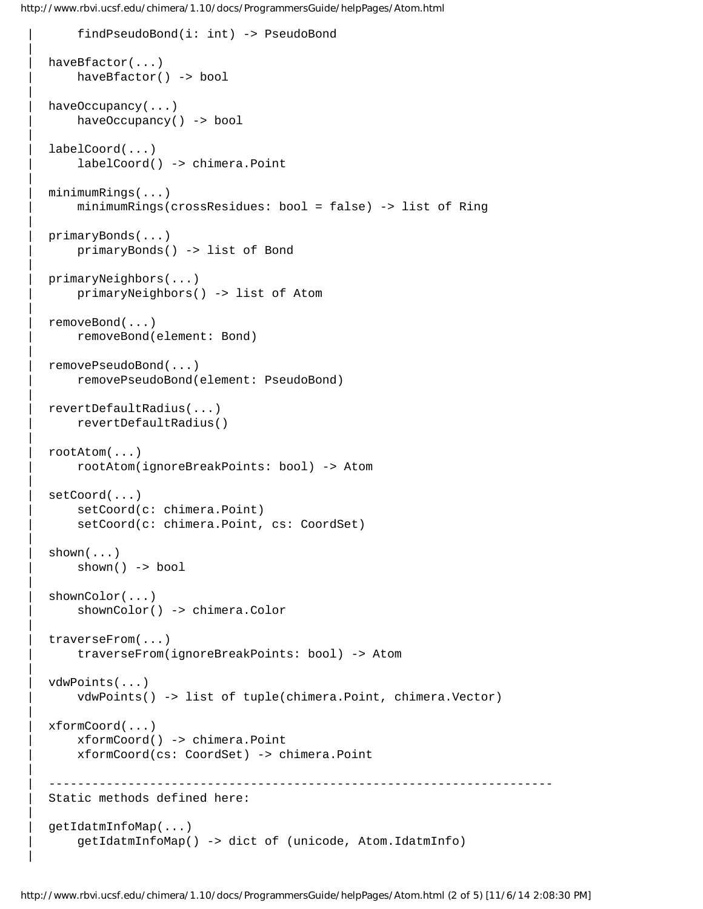```
 |      findPseudoBond(i: int) -> PseudoBond
 |  
 |  haveBfactor(...)
 |      haveBfactor() -> bool
 |  
 |  haveOccupancy(...)
 |      haveOccupancy() -> bool
 |  
 |  labelCoord(...)
 |      labelCoord() -> chimera.Point
 |  
 |  minimumRings(...)
 |      minimumRings(crossResidues: bool = false) -> list of Ring
 |  
 |  primaryBonds(...)
 |      primaryBonds() -> list of Bond
 |  
 |  primaryNeighbors(...)
 |      primaryNeighbors() -> list of Atom
 |  
 |  removeBond(...)
 |      removeBond(element: Bond)
 |  
 |  removePseudoBond(...)
 |      removePseudoBond(element: PseudoBond)
 |  
 |  revertDefaultRadius(...)
 |      revertDefaultRadius()
 |  
 |  rootAtom(...)
 |      rootAtom(ignoreBreakPoints: bool) -> Atom
 |  
 |  setCoord(...)
 |      setCoord(c: chimera.Point)
 |      setCoord(c: chimera.Point, cs: CoordSet)
 |  
 |  shown(...)
 |      shown() -> bool
 |  
 |  shownColor(...)
 |      shownColor() -> chimera.Color
 |  
 |  traverseFrom(...)
 |      traverseFrom(ignoreBreakPoints: bool) -> Atom
 |  
 |  vdwPoints(...)
 |      vdwPoints() -> list of tuple(chimera.Point, chimera.Vector)
 |  
 |  xformCoord(...)
 |      xformCoord() -> chimera.Point
 |      xformCoord(cs: CoordSet) -> chimera.Point
 |  
 |  ----------------------------------------------------------------------
 |  Static methods defined here:
 |  
 |  getIdatmInfoMap(...)
 |      getIdatmInfoMap() -> dict of (unicode, Atom.IdatmInfo)
 |  
```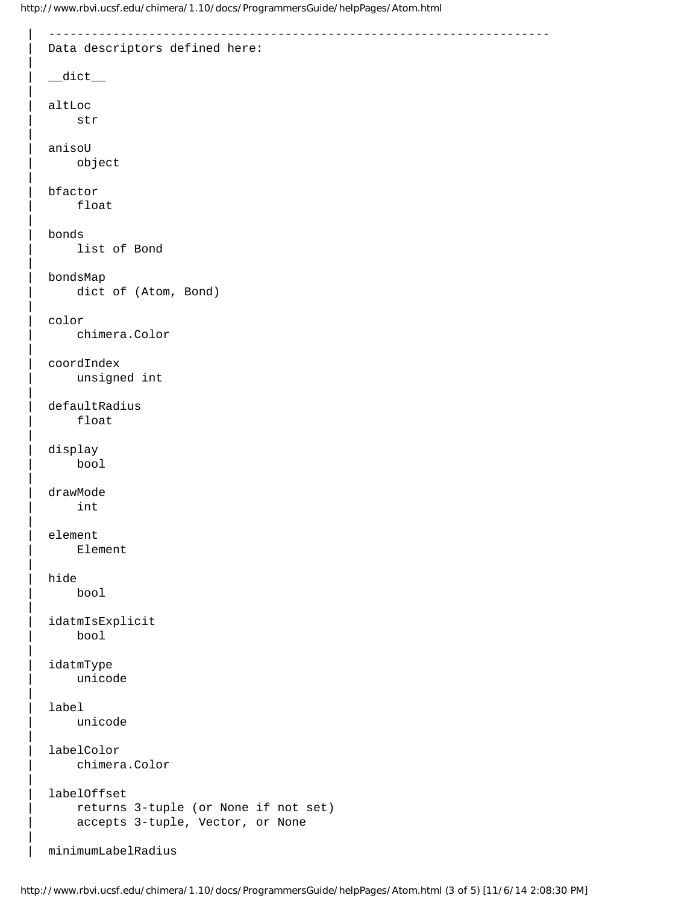```
 |  ----------------------------------------------------------------------
 |  Data descriptors defined here:
 |  
 |  __dict__
 |  
 |  altLoc
 |      str
 |  
 |  anisoU
 |      object
 |  
 |  bfactor
 |      float
 |  
 |  bonds
 |      list of Bond
 |  
 |  bondsMap
 |      dict of (Atom, Bond)
 |  
 |  color
 |      chimera.Color
 |  
 |  coordIndex
 |      unsigned int
 |  
 |  defaultRadius
 |      float
 |  
 |  display
 |      bool
 |  
 |  drawMode
 |      int
 |  
 |  element
 |      Element
 |  
 |  hide
 |      bool
 |  
 |  idatmIsExplicit
 |      bool
 |  
 |  idatmType
 |      unicode
 |  
 |  label
 |      unicode
 |  
 |  labelColor
 |      chimera.Color
 |  
 |  labelOffset
 |      returns 3-tuple (or None if not set)
 |      accepts 3-tuple, Vector, or None
 |  
 |  minimumLabelRadius
```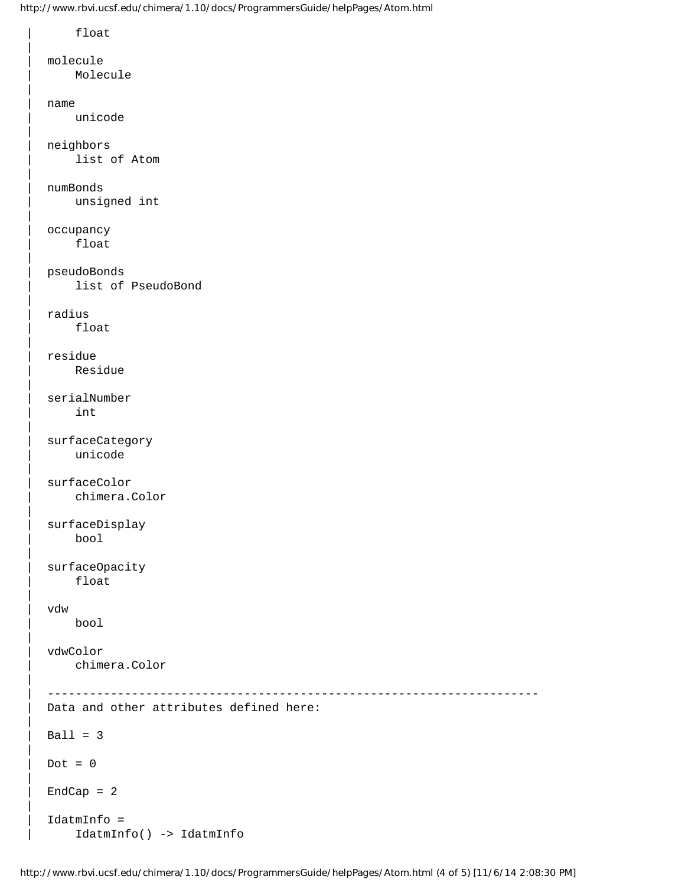```
 |      float
 |  
 |  molecule
 |      Molecule
 |  
 |  name
 |      unicode
 |  
 |  neighbors
 |      list of Atom
 |  
 |  numBonds
 |      unsigned int
 |  
 |  occupancy
 |      float
 |  
 |  pseudoBonds
 |      list of PseudoBond
 |  
 |  radius
 |      float
 |  
 |  residue
 |      Residue
 |  
 |  serialNumber
 |      int
 |  
 |  surfaceCategory
 |      unicode
 |  
 |  surfaceColor
 |      chimera.Color
 |  
 |  surfaceDisplay
 |      bool
 |  
 |  surfaceOpacity
 |      float
 |  
 |  vdw
 |      bool
 |  
 |  vdwColor
 |      chimera.Color
 |  
 |  ----------------------------------------------------------------------
 |  Data and other attributes defined here:
 |  
 |  Ball = 3
 |  
 |  Dot = 0
 |  
 |  EndCap = 2
 |  
 |  IdatmInfo = 
 |      IdatmInfo() -> IdatmInfo
```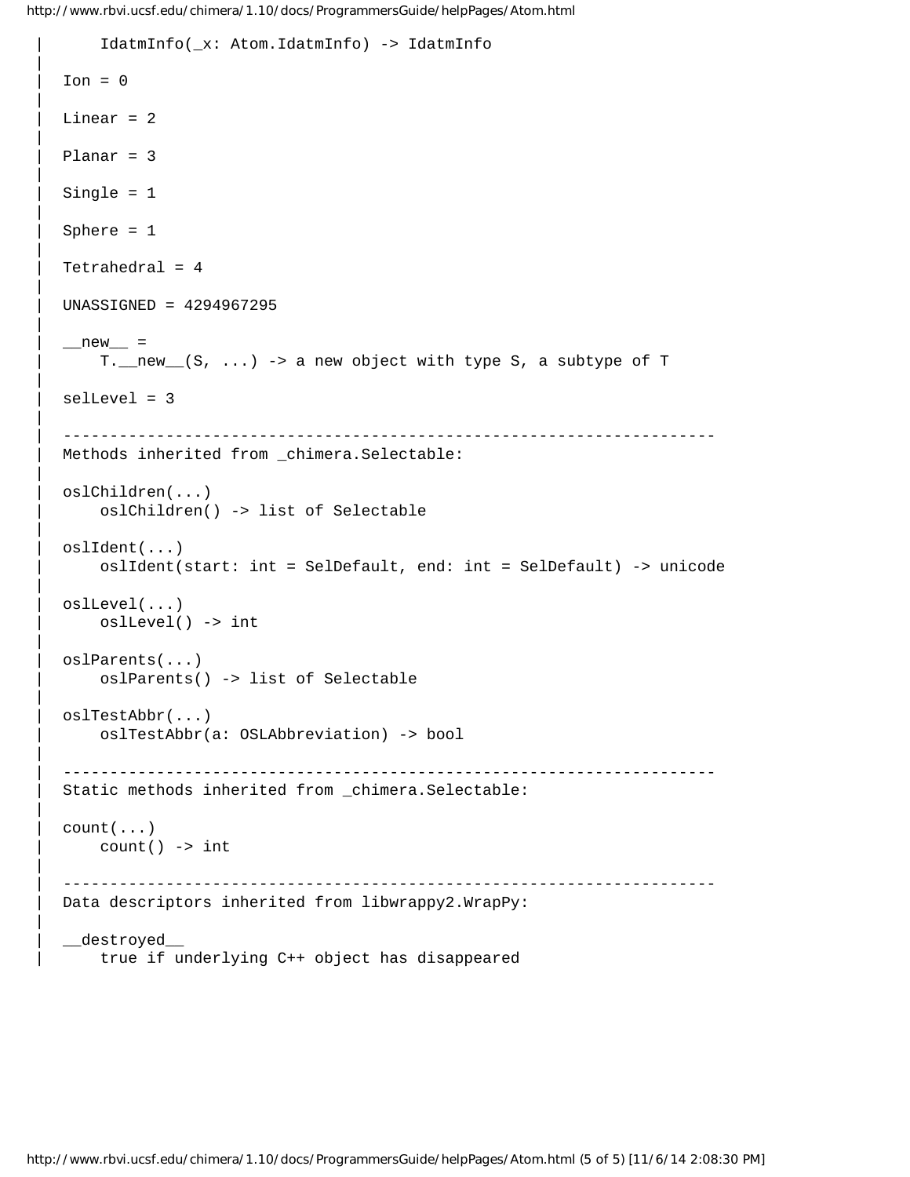```
 |      IdatmInfo(_x: Atom.IdatmInfo) -> IdatmInfo
 |  
 |  Ion = 0
 |  
 |  Linear = 2
 |  
 |  Planar = 3
 |  
 |  Single = 1
 |  
 |  Sphere = 1
 |  
 |  Tetrahedral = 4
 |  
 |  UNASSIGNED = 4294967295
 |  
 |  __new__ = 
 |      T.__new__(S, ...) -> a new object with type S, a subtype of T
 |  
 |  selLevel = 3
 |  
 |  ----------------------------------------------------------------------
 |  Methods inherited from _chimera.Selectable:
 |  
 |  oslChildren(...)
 |      oslChildren() -> list of Selectable
 |  
 |  oslIdent(...)
 |      oslIdent(start: int = SelDefault, end: int = SelDefault) -> unicode
 |  
 |  oslLevel(...)
 |      oslLevel() -> int
 |  
 |  oslParents(...)
 |      oslParents() -> list of Selectable
 |  
 |  oslTestAbbr(...)
 |      oslTestAbbr(a: OSLAbbreviation) -> bool
 |  
 |  ----------------------------------------------------------------------
 |  Static methods inherited from _chimera.Selectable:
 |  
 |  count(...)
 |      count() -> int
 |  
 |  ----------------------------------------------------------------------
 |  Data descriptors inherited from libwrappy2.WrapPy:
 |  
 |  __destroyed__
 |      true if underlying C++ object has disappeared
```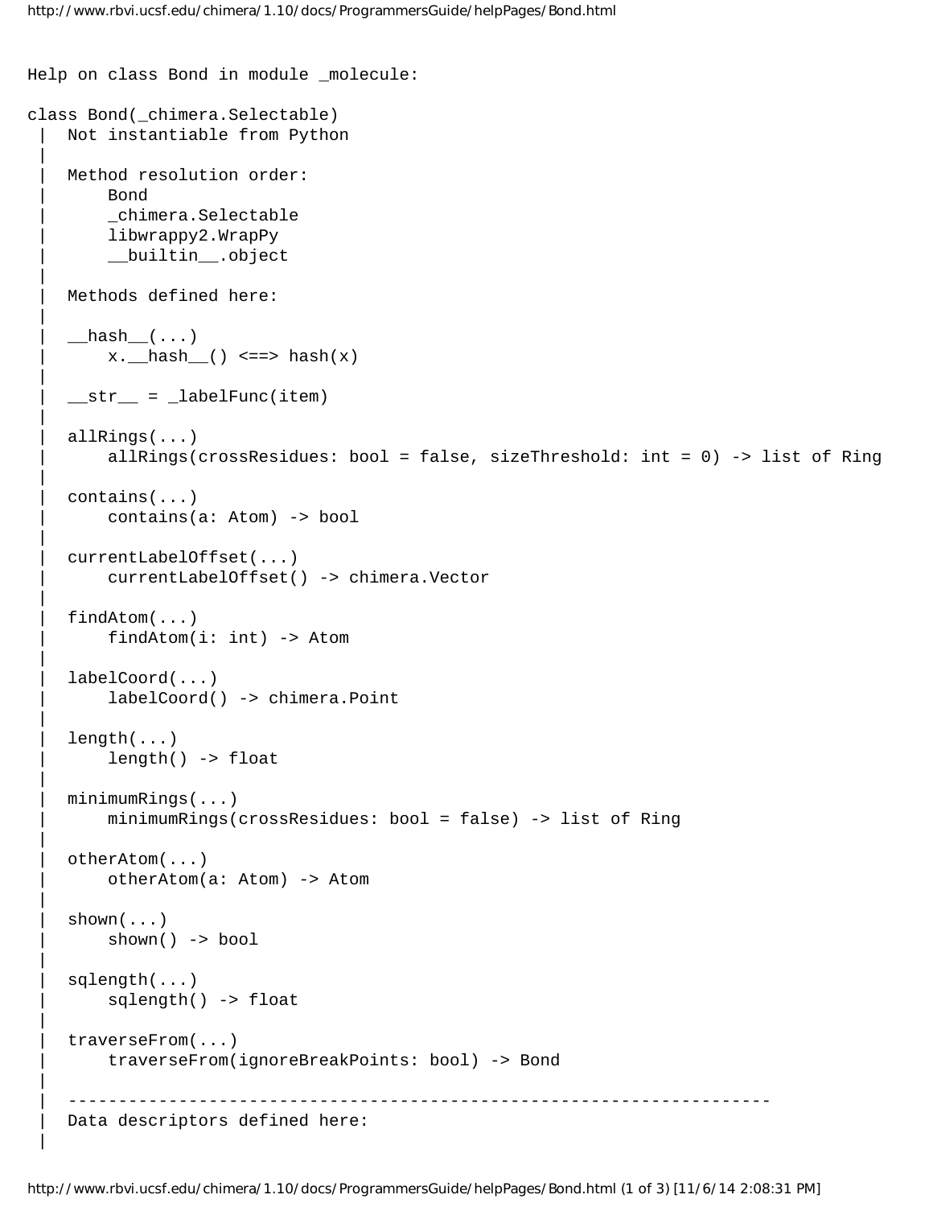```
Help on class Bond in module _molecule:

class Bond(_chimera.Selectable)
 |  Not instantiable from Python
 |
 |  Method resolution order:
 |      Bond
 |      _chimera.Selectable
 |      libwrappy2.WrapPy
 |      __builtin__.object
 |
 |  Methods defined here:
 |
 |  __hash__(...)
 |      x.__hash__() <==> hash(x)
 |
 |  __str__ = _labelFunc(item)
 |
 |  allRings(...)
 |      allRings(crossResidues: bool = false, sizeThreshold: int = 0) -> list of Ring
 |
 |  contains(...)
 |      contains(a: Atom) -> bool
 |
 |  currentLabelOffset(...)
 |      currentLabelOffset() -> chimera.Vector
 |
 |  findAtom(...)
 |      findAtom(i: int) -> Atom
 |
 |  labelCoord(...)
 |      labelCoord() -> chimera.Point
 |
 |  length(...)
 |      length() -> float
 |
 |  minimumRings(...)
 |      minimumRings(crossResidues: bool = false) -> list of Ring
 |
 |  otherAtom(...)
 |      otherAtom(a: Atom) -> Atom
 |
 |  shown(...)
 |      shown() -> bool
 |
 |  sqlength(...)
 |      sqlength() -> float
 |
 |  traverseFrom(...)
 |      traverseFrom(ignoreBreakPoints: bool) -> Bond
 |
 |  ----------------------------------------------------------------------
 |  Data descriptors defined here:
 |
```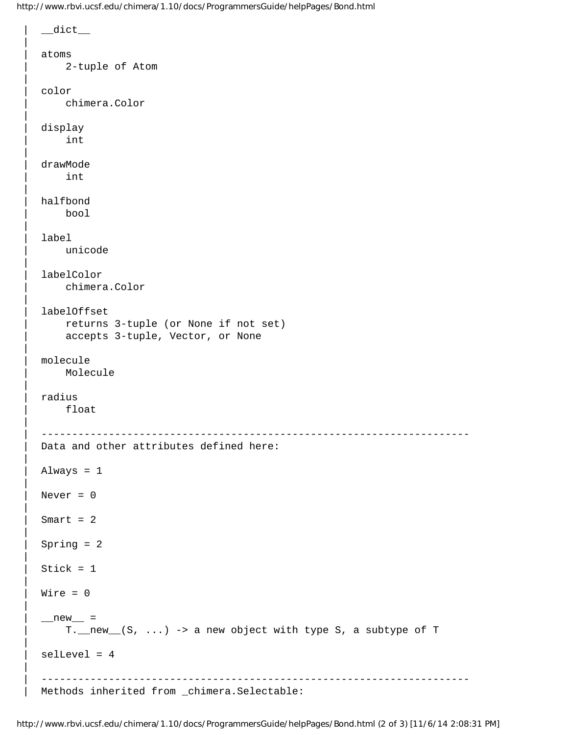```
 |  __dict__
 |
 |  atoms
 |      2-tuple of Atom
 |
 |  color
 |      chimera.Color
 |
 |  display
 |      int
 |
 |  drawMode
 |      int
 |
 |  halfbond
 |      bool
 |
 |  label
 |      unicode
 |
 |  labelColor
 |      chimera.Color
 |
 |  labelOffset
 |      returns 3-tuple (or None if not set)
 |      accepts 3-tuple, Vector, or None
 |
 |  molecule
 |      Molecule
 |
 |  radius
 |      float
 |
 |  ----------------------------------------------------------------------
 |  Data and other attributes defined here:
 |
 |  Always = 1
 |
 |  Never = 0
 |
 |  Smart = 2
 |
 |  Spring = 2
 |
 |  Stick = 1
 |
 |  Wire = 0
 |
 |  __new__ =
 |      T.__new__(S, ...) -> a new object with type S, a subtype of T
 |
 |  selLevel = 4
 |
 |  ----------------------------------------------------------------------
 |  Methods inherited from _chimera.Selectable:
```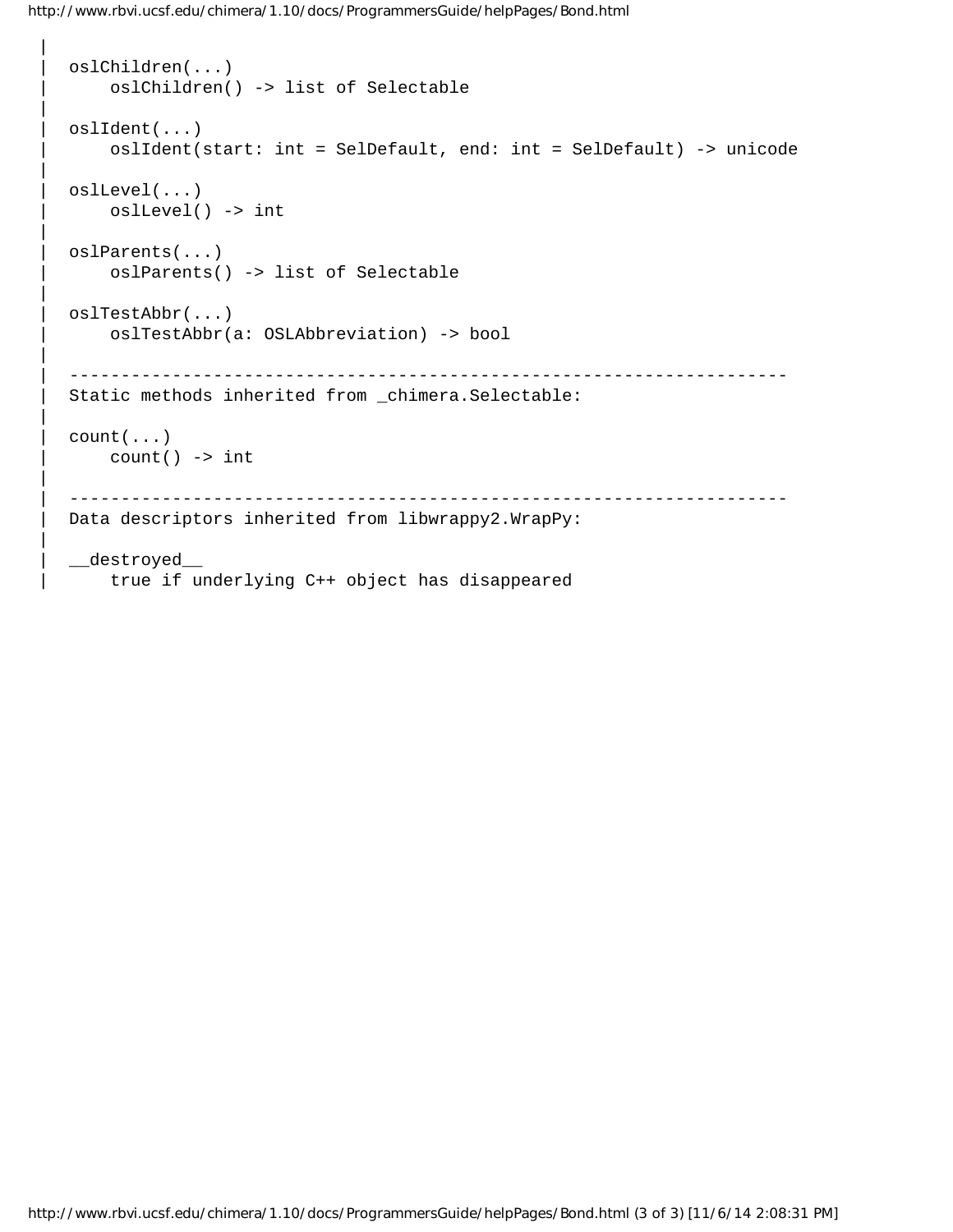```
 |  
 |  oslChildren(...)
 |      oslChildren() -> list of Selectable
 |  
 |  oslIdent(...)
 |      oslIdent(start: int = SelDefault, end: int = SelDefault) -> unicode
 |  
 |  oslLevel(...)
 |      oslLevel() -> int
 |  
 |  oslParents(...)
 |      oslParents() -> list of Selectable
 |  
 |  oslTestAbbr(...)
 |      oslTestAbbr(a: OSLAbbreviation) -> bool
 |  
 |  ----------------------------------------------------------------------
 |  Static methods inherited from _chimera.Selectable:
 |  
 |  count(...)
 |      count() -> int
 |  
 |  ----------------------------------------------------------------------
 |  Data descriptors inherited from libwrappy2.WrapPy:
 |  
 |  __destroyed__
 |      true if underlying C++ object has disappeared
```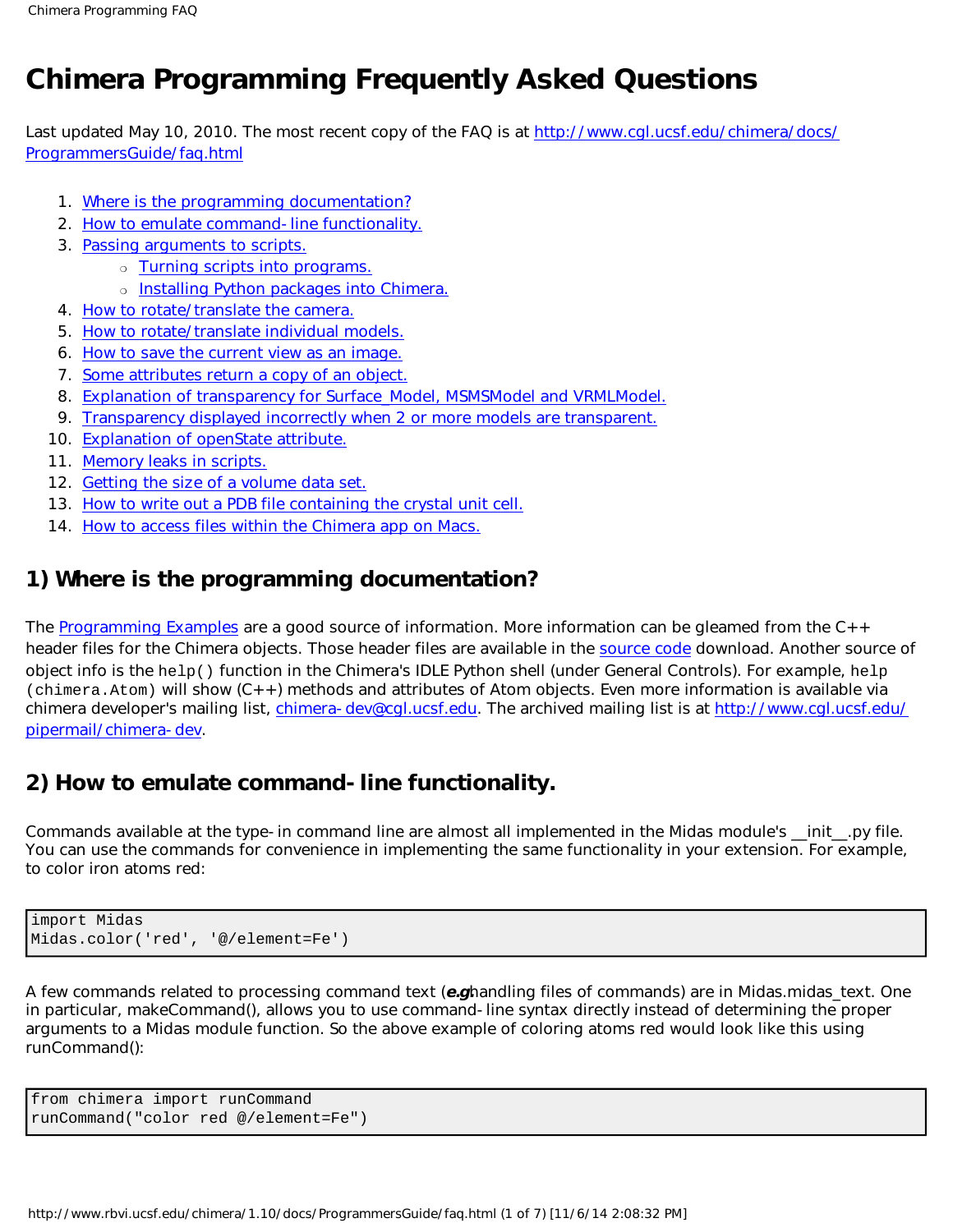# Chimera Programming Frequently Asked Questions

Last updated May 10, 2010. The most recent copy of the FAQ is at [http://www.cgl.ucsf.edu/chimera/docs/ProgrammersGuide/faq.html](http://www.cgl.ucsf.edu/chimera/docs/ProgrammersGuide/faq.html)

1. [Where is the programming documentation?](#)
2. [How to emulate command-line functionality.](#)
3. [Passing arguments to scripts.](#)
   - [Turning scripts into programs.](#)
   - [Installing Python packages into Chimera.](#)
4. [How to rotate/translate the camera.](#)
5. [How to rotate/translate individual models.](#)
6. [How to save the current view as an image.](#)
7. [Some attributes return a copy of an object.](#)
8. [Explanation of transparency for Surface_Model, MSMSModel and VRMLModel.](#)
9. [Transparency displayed incorrectly when 2 or more models are transparent.](#)
10. [Explanation of openState attribute.](#)
11. [Memory leaks in scripts.](#)
12. [Getting the size of a volume data set.](#)
13. [How to write out a PDB file containing the crystal unit cell.](#)
14. [How to access files within the Chimera app on Macs.](#)

## 1) Where is the programming documentation?

The [Programming Examples](#) are a good source of information. More information can be gleamed from the C++ header files for the Chimera objects. Those header files are available in the [source code](#) download. Another source of object info is the `help()` function in the Chimera's IDLE Python shell (under General Controls). For example, `help(chimera.Atom)` will show (C++) methods and attributes of Atom objects. Even more information is available via chimera developer's mailing list, [chimera-dev@cgl.ucsf.edu](mailto:chimera-dev@cgl.ucsf.edu). The archived mailing list is at [http://www.cgl.ucsf.edu/pipermail/chimera-dev](http://www.cgl.ucsf.edu/pipermail/chimera-dev).

## 2) How to emulate command-line functionality.

Commands available at the type-in command line are almost all implemented in the Midas module's __init__.py file. You can use the commands for convenience in implementing the same functionality in your extension. For example, to color iron atoms red:

```
import Midas
Midas.color('red', '@/element=Fe')
```

A few commands related to processing command text (***e.g.*** handling files of commands) are in Midas.midas_text. One in particular, makeCommand(), allows you to use command-line syntax directly instead of determining the proper arguments to a Midas module function. So the above example of coloring atoms red would look like this using runCommand():

```
from chimera import runCommand
runCommand("color red @/element=Fe")
```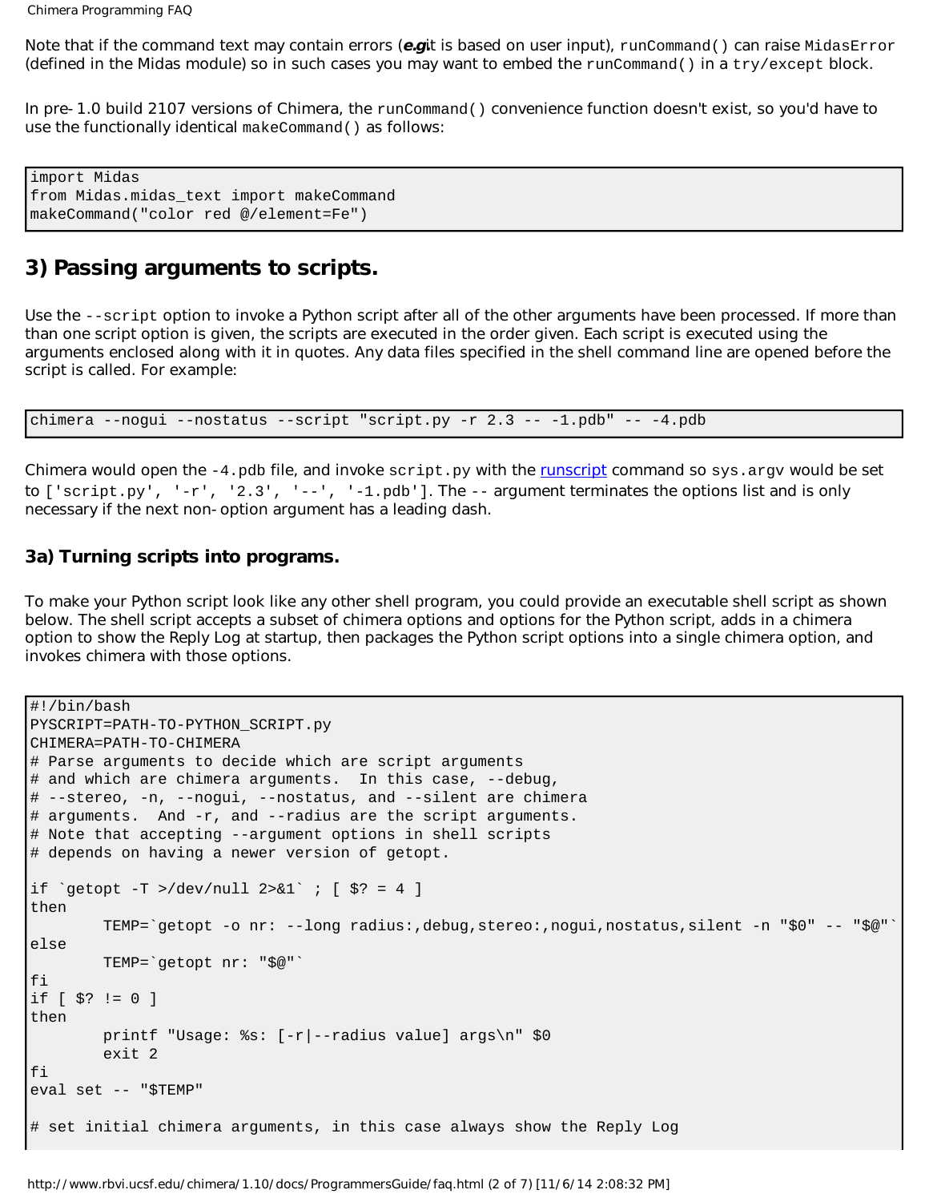Note that if the command text may contain errors (***e.g.*** it is based on user input), `runCommand()` can raise `MidasError` (defined in the Midas module) so in such cases you may want to embed the `runCommand()` in a `try/except` block.

In pre-1.0 build 2107 versions of Chimera, the `runCommand()` convenience function doesn't exist, so you'd have to use the functionally identical `makeCommand()` as follows:

```
import Midas
from Midas.midas_text import makeCommand
makeCommand("color red @/element=Fe")
```

## 3) Passing arguments to scripts.

Use the `--script` option to invoke a Python script after all of the other arguments have been processed. If more than than one script option is given, the scripts are executed in the order given. Each script is executed using the arguments enclosed along with it in quotes. Any data files specified in the shell command line are opened before the script is called. For example:

```
chimera --nogui --nostatus --script "script.py -r 2.3 -- -1.pdb" -- -4.pdb
```

Chimera would open the `-4.pdb` file, and invoke `script.py` with the runscript command so `sys.argv` would be set to `['script.py', '-r', '2.3', '--', '-1.pdb']`. The `--` argument terminates the options list and is only necessary if the next non-option argument has a leading dash.

### 3a) Turning scripts into programs.

To make your Python script look like any other shell program, you could provide an executable shell script as shown below. The shell script accepts a subset of chimera options and options for the Python script, adds in a chimera option to show the Reply Log at startup, then packages the Python script options into a single chimera option, and invokes chimera with those options.

```
#!/bin/bash
PYSCRIPT=PATH-TO-PYTHON_SCRIPT.py
CHIMERA=PATH-TO-CHIMERA
# Parse arguments to decide which are script arguments
# and which are chimera arguments.  In this case, --debug,
# --stereo, -n, --nogui, --nostatus, and --silent are chimera
# arguments.  And -r, and --radius are the script arguments.
# Note that accepting --argument options in shell scripts
# depends on having a newer version of getopt.

if `getopt -T >/dev/null 2>&1` ; [ $? = 4 ]
then
        TEMP=`getopt -o nr: --long radius:,debug,stereo:,nogui,nostatus,silent -n "$0" -- "$@"`
else
        TEMP=`getopt nr: "$@"`
fi
if [ $? != 0 ]
then
        printf "Usage: %s: [-r|--radius value] args\n" $0
        exit 2
fi
eval set -- "$TEMP"

# set initial chimera arguments, in this case always show the Reply Log
```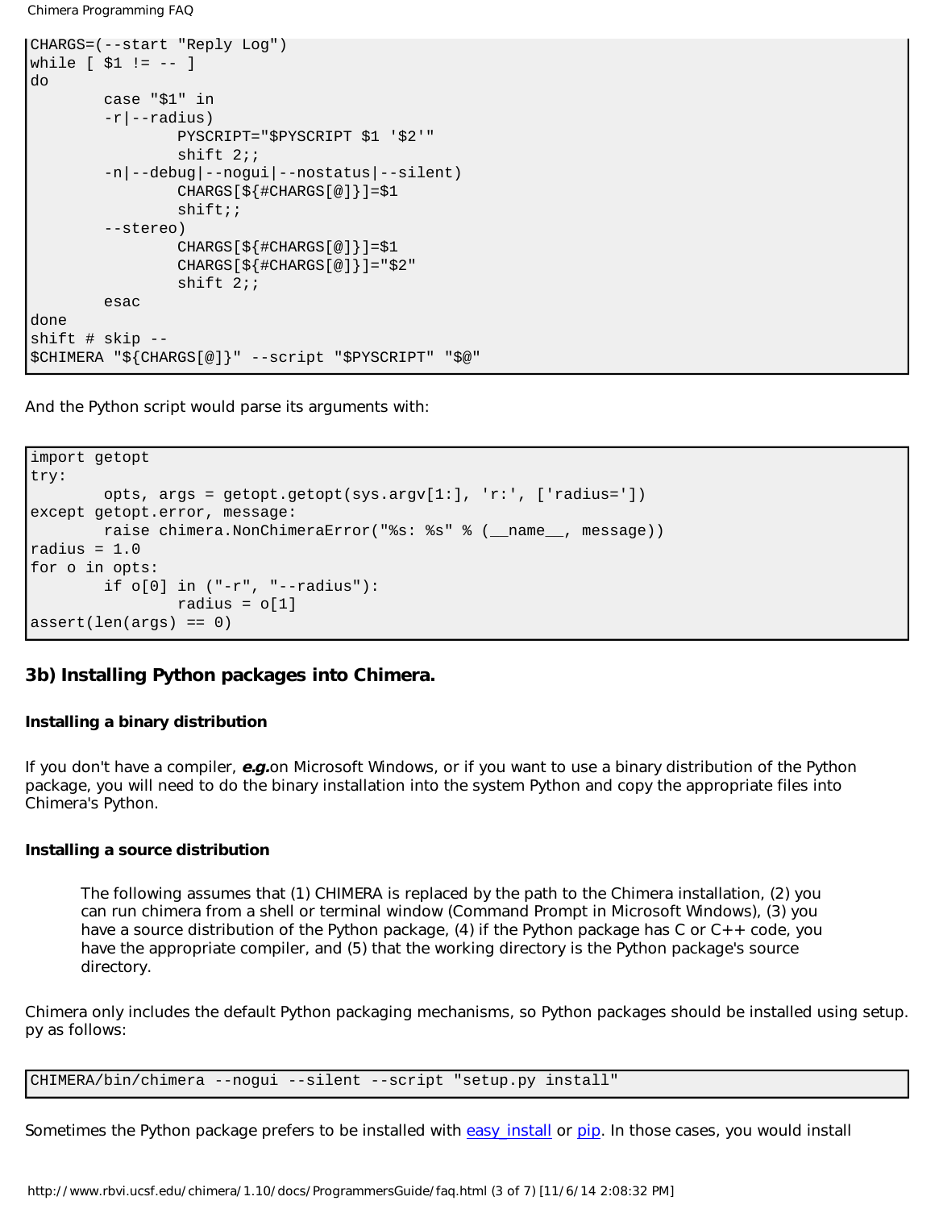```
CHARGS=(--start "Reply Log")
while [ $1 != -- ]
do
        case "$1" in
        -r|--radius)
                PYSCRIPT="$PYSCRIPT $1 '$2'"
                shift 2;;
        -n|--debug|--nogui|--nostatus|--silent)
                CHARGS[${#CHARGS[@]}]=$1
                shift;;
        --stereo)
                CHARGS[${#CHARGS[@]}]=$1
                CHARGS[${#CHARGS[@]}]="$2"
                shift 2;;
        esac
done
shift # skip --
$CHIMERA "${CHARGS[@]}" --script "$PYSCRIPT" "$@"
```

And the Python script would parse its arguments with:

```
import getopt
try:
        opts, args = getopt.getopt(sys.argv[1:], 'r:', ['radius='])
except getopt.error, message:
        raise chimera.NonChimeraError("%s: %s" % (__name__, message))
radius = 1.0
for o in opts:
        if o[0] in ("-r", "--radius"):
                radius = o[1]
assert(len(args) == 0)
```

### 3b) Installing Python packages into Chimera.

#### Installing a binary distribution

If you don't have a compiler, ***e.g.***on Microsoft Windows, or if you want to use a binary distribution of the Python package, you will need to do the binary installation into the system Python and copy the appropriate files into Chimera's Python.

#### Installing a source distribution

> The following assumes that (1) CHIMERA is replaced by the path to the Chimera installation, (2) you can run chimera from a shell or terminal window (Command Prompt in Microsoft Windows), (3) you have a source distribution of the Python package, (4) if the Python package has C or C++ code, you have the appropriate compiler, and (5) that the working directory is the Python package's source directory.

Chimera only includes the default Python packaging mechanisms, so Python packages should be installed using setup.py as follows:

```
CHIMERA/bin/chimera --nogui --silent --script "setup.py install"
```

Sometimes the Python package prefers to be installed with easy_install or pip. In those cases, you would install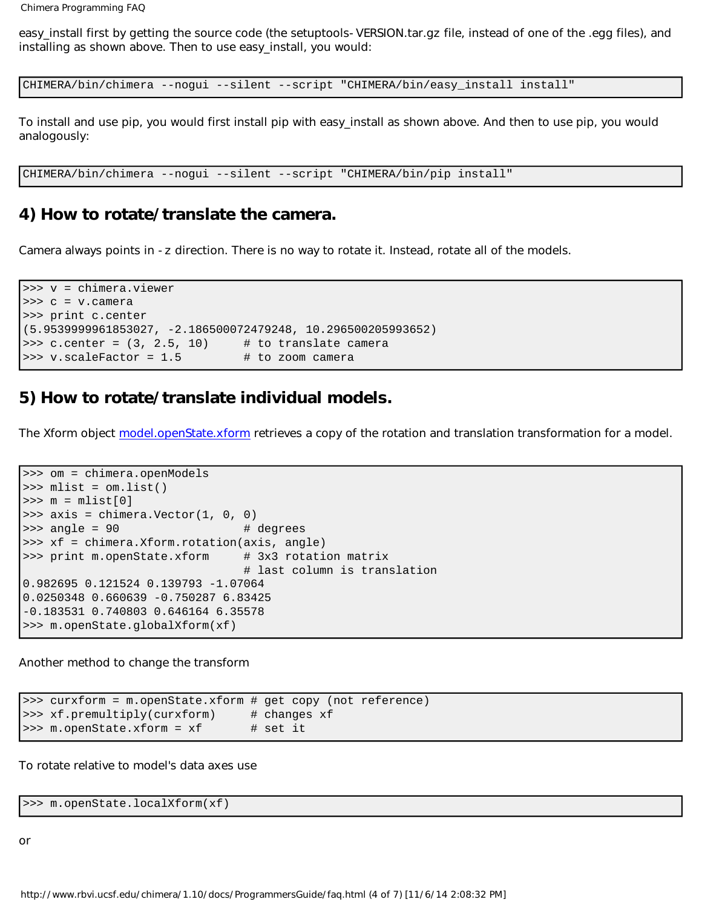easy_install first by getting the source code (the setuptools-VERSION.tar.gz file, instead of one of the .egg files), and installing as shown above. Then to use easy_install, you would:

```
CHIMERA/bin/chimera --nogui --silent --script "CHIMERA/bin/easy_install install"
```

To install and use pip, you would first install pip with easy_install as shown above. And then to use pip, you would analogously:

```
CHIMERA/bin/chimera --nogui --silent --script "CHIMERA/bin/pip install"
```

## 4) How to rotate/translate the camera.

Camera always points in -z direction. There is no way to rotate it. Instead, rotate all of the models.

```
>>> v = chimera.viewer
>>> c = v.camera
>>> print c.center
(5.9539999961853027, -2.186500072479248, 10.296500205993652)
>>> c.center = (3, 2.5, 10)     # to translate camera
>>> v.scaleFactor = 1.5         # to zoom camera
```

## 5) How to rotate/translate individual models.

The Xform object [model.openState.xform](http://www.rbvi.ucsf.edu/chimera/1.10/docs/ProgrammersGuide/faq.html) retrieves a copy of the rotation and translation transformation for a model.

```
>>> om = chimera.openModels
>>> mlist = om.list()
>>> m = mlist[0]
>>> axis = chimera.Vector(1, 0, 0)
>>> angle = 90                  # degrees
>>> xf = chimera.Xform.rotation(axis, angle)
>>> print m.openState.xform     # 3x3 rotation matrix
                                # last column is translation
0.982695 0.121524 0.139793 -1.07064
0.0250348 0.660639 -0.750287 6.83425
-0.183531 0.740803 0.646164 6.35578
>>> m.openState.globalXform(xf)
```

Another method to change the transform

```
>>> curxform = m.openState.xform # get copy (not reference)
>>> xf.premultiply(curxform)     # changes xf
>>> m.openState.xform = xf       # set it
```

To rotate relative to model's data axes use

```
>>> m.openState.localXform(xf)
```

or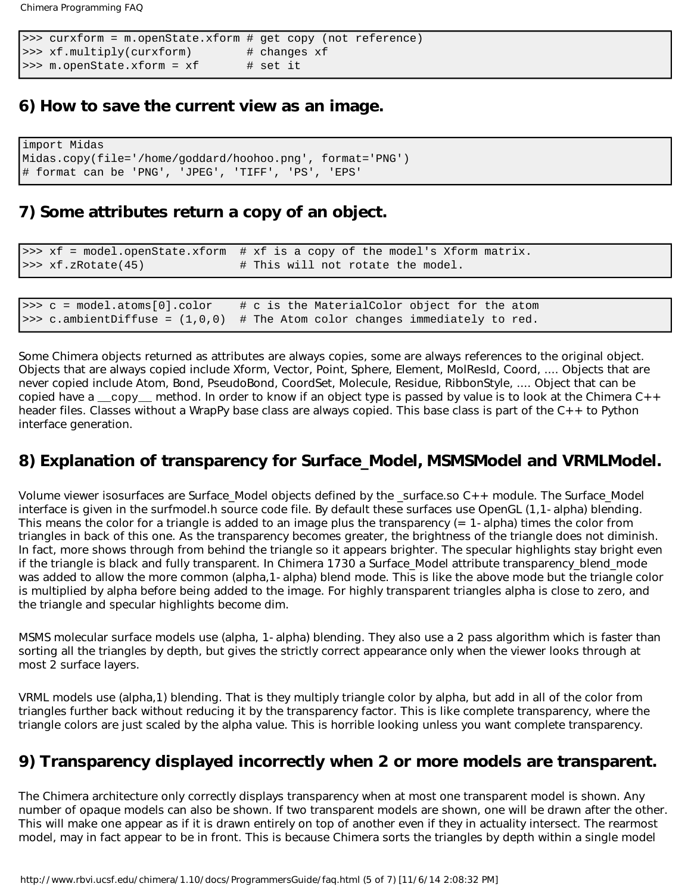```
>>> curxform = m.openState.xform # get copy (not reference)
>>> xf.multiply(curxform)        # changes xf
>>> m.openState.xform = xf       # set it
```

## 6) How to save the current view as an image.

```
import Midas
Midas.copy(file='/home/goddard/hoohoo.png', format='PNG')
# format can be 'PNG', 'JPEG', 'TIFF', 'PS', 'EPS'
```

## 7) Some attributes return a copy of an object.

```
>>> xf = model.openState.xform  # xf is a copy of the model's Xform matrix.
>>> xf.zRotate(45)              # This will not rotate the model.
```

```
>>> c = model.atoms[0].color    # c is the MaterialColor object for the atom
>>> c.ambientDiffuse = (1,0,0)  # The Atom color changes immediately to red.
```

Some Chimera objects returned as attributes are always copies, some are always references to the original object. Objects that are always copied include Xform, Vector, Point, Sphere, Element, MolResId, Coord, .... Objects that are never copied include Atom, Bond, PseudoBond, CoordSet, Molecule, Residue, RibbonStyle, .... Object that can be copied have a __copy__ method. In order to know if an object type is passed by value is to look at the Chimera C++ header files. Classes without a WrapPy base class are always copied. This base class is part of the C++ to Python interface generation.

## 8) Explanation of transparency for Surface_Model, MSMSModel and VRMLModel.

Volume viewer isosurfaces are Surface_Model objects defined by the _surface.so C++ module. The Surface_Model interface is given in the surfmodel.h source code file. By default these surfaces use OpenGL (1,1-alpha) blending. This means the color for a triangle is added to an image plus the transparency (= 1-alpha) times the color from triangles in back of this one. As the transparency becomes greater, the brightness of the triangle does not diminish. In fact, more shows through from behind the triangle so it appears brighter. The specular highlights stay bright even if the triangle is black and fully transparent. In Chimera 1730 a Surface_Model attribute transparency_blend_mode was added to allow the more common (alpha,1-alpha) blend mode. This is like the above mode but the triangle color is multiplied by alpha before being added to the image. For highly transparent triangles alpha is close to zero, and the triangle and specular highlights become dim.

MSMS molecular surface models use (alpha, 1-alpha) blending. They also use a 2 pass algorithm which is faster than sorting all the triangles by depth, but gives the strictly correct appearance only when the viewer looks through at most 2 surface layers.

VRML models use (alpha,1) blending. That is they multiply triangle color by alpha, but add in all of the color from triangles further back without reducing it by the transparency factor. This is like complete transparency, where the triangle colors are just scaled by the alpha value. This is horrible looking unless you want complete transparency.

## 9) Transparency displayed incorrectly when 2 or more models are transparent.

The Chimera architecture only correctly displays transparency when at most one transparent model is shown. Any number of opaque models can also be shown. If two transparent models are shown, one will be drawn after the other. This will make one appear as if it is drawn entirely on top of another even if they in actuality intersect. The rearmost model, may in fact appear to be in front. This is because Chimera sorts the triangles by depth within a single model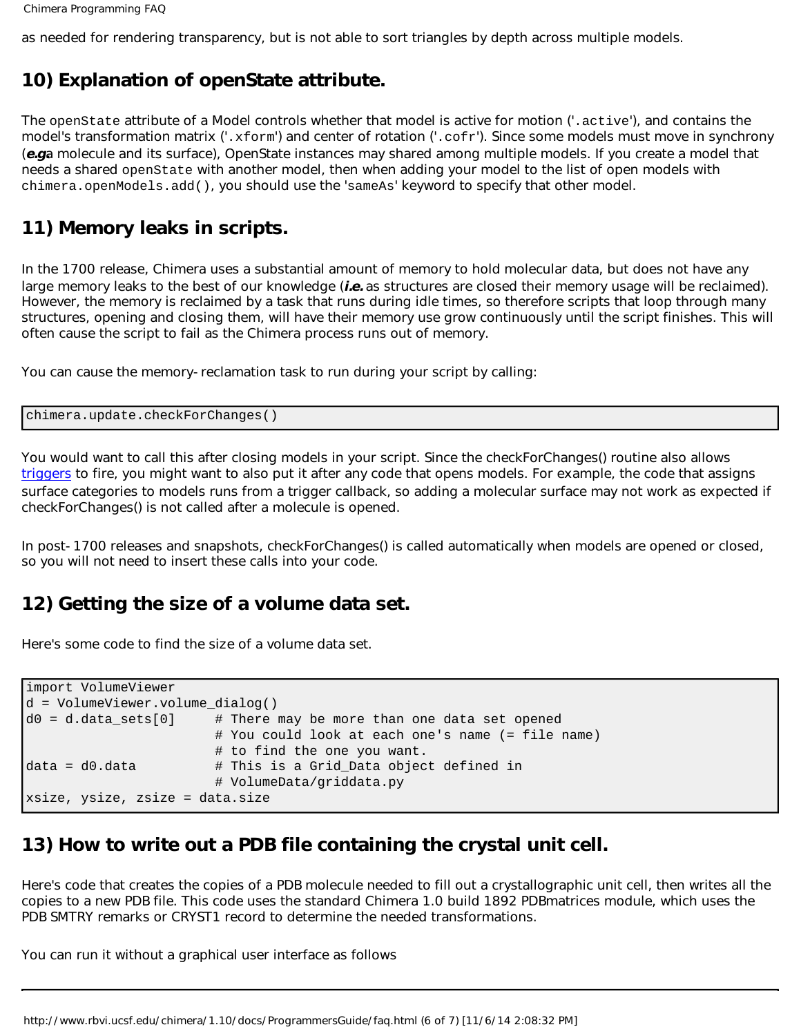as needed for rendering transparency, but is not able to sort triangles by depth across multiple models.

## 10) Explanation of openState attribute.

The `openState` attribute of a Model controls whether that model is active for motion ('`.active`'), and contains the model's transformation matrix ('`.xform`') and center of rotation ('`.cofr`'). Since some models must move in synchrony (***e.g.*** a molecule and its surface), OpenState instances may shared among multiple models. If you create a model that needs a shared `openState` with another model, then when adding your model to the list of open models with `chimera.openModels.add()`, you should use the '`sameAs`' keyword to specify that other model.

## 11) Memory leaks in scripts.

In the 1700 release, Chimera uses a substantial amount of memory to hold molecular data, but does not have any large memory leaks to the best of our knowledge (***i.e.*** as structures are closed their memory usage will be reclaimed). However, the memory is reclaimed by a task that runs during idle times, so therefore scripts that loop through many structures, opening and closing them, will have their memory use grow continuously until the script finishes. This will often cause the script to fail as the Chimera process runs out of memory.

You can cause the memory-reclamation task to run during your script by calling:

```
chimera.update.checkForChanges()
```

You would want to call this after closing models in your script. Since the checkForChanges() routine also allows triggers to fire, you might want to also put it after any code that opens models. For example, the code that assigns surface categories to models runs from a trigger callback, so adding a molecular surface may not work as expected if checkForChanges() is not called after a molecule is opened.

In post-1700 releases and snapshots, checkForChanges() is called automatically when models are opened or closed, so you will not need to insert these calls into your code.

## 12) Getting the size of a volume data set.

Here's some code to find the size of a volume data set.

```
import VolumeViewer
d = VolumeViewer.volume_dialog()
d0 = d.data_sets[0]     # There may be more than one data set opened
                        # You could look at each one's name (= file name)
                        # to find the one you want.
data = d0.data          # This is a Grid_Data object defined in
                        # VolumeData/griddata.py
xsize, ysize, zsize = data.size
```

## 13) How to write out a PDB file containing the crystal unit cell.

Here's code that creates the copies of a PDB molecule needed to fill out a crystallographic unit cell, then writes all the copies to a new PDB file. This code uses the standard Chimera 1.0 build 1892 PDBmatrices module, which uses the PDB SMTRY remarks or CRYST1 record to determine the needed transformations.

You can run it without a graphical user interface as follows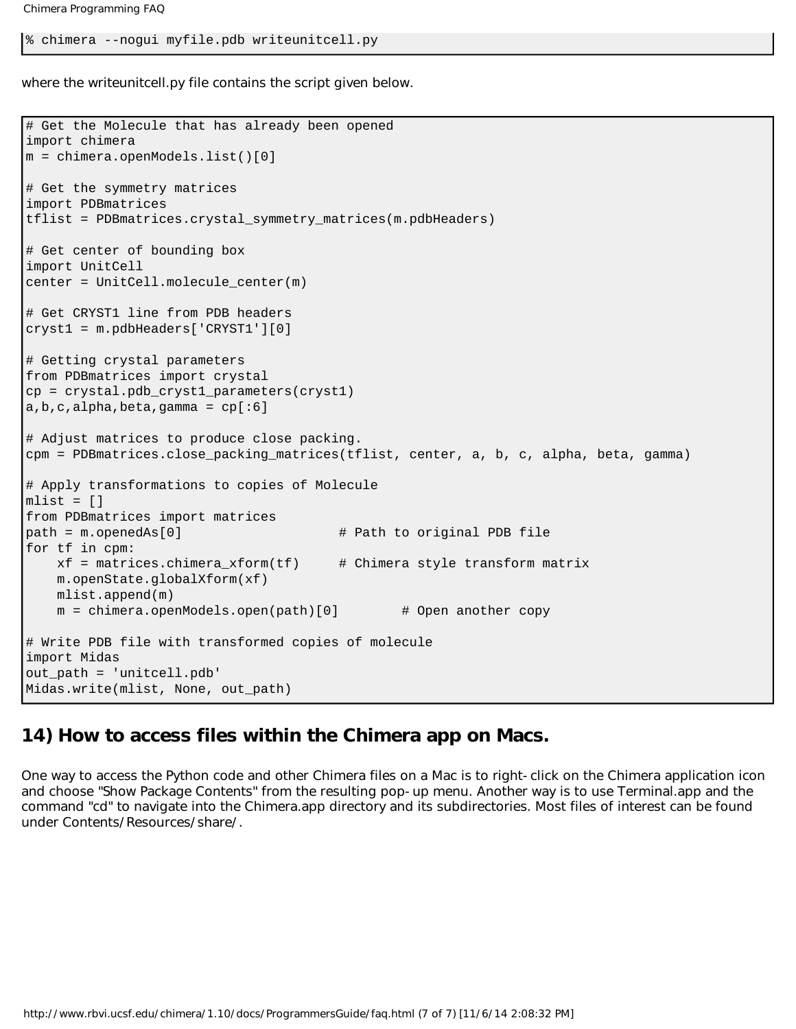```
% chimera --nogui myfile.pdb writeunitcell.py
```

where the writeunitcell.py file contains the script given below.

```
# Get the Molecule that has already been opened
import chimera
m = chimera.openModels.list()[0]

# Get the symmetry matrices
import PDBmatrices
tflist = PDBmatrices.crystal_symmetry_matrices(m.pdbHeaders)

# Get center of bounding box
import UnitCell
center = UnitCell.molecule_center(m)

# Get CRYST1 line from PDB headers
cryst1 = m.pdbHeaders['CRYST1'][0]

# Getting crystal parameters
from PDBmatrices import crystal
cp = crystal.pdb_cryst1_parameters(cryst1)
a,b,c,alpha,beta,gamma = cp[:6]

# Adjust matrices to produce close packing.
cpm = PDBmatrices.close_packing_matrices(tflist, center, a, b, c, alpha, beta, gamma)

# Apply transformations to copies of Molecule
mlist = []
from PDBmatrices import matrices
path = m.openedAs[0]                    # Path to original PDB file
for tf in cpm:
    xf = matrices.chimera_xform(tf)     # Chimera style transform matrix
    m.openState.globalXform(xf)
    mlist.append(m)
    m = chimera.openModels.open(path)[0]        # Open another copy

# Write PDB file with transformed copies of molecule
import Midas
out_path = 'unitcell.pdb'
Midas.write(mlist, None, out_path)
```

## 14) How to access files within the Chimera app on Macs.

One way to access the Python code and other Chimera files on a Mac is to right-click on the Chimera application icon and choose "Show Package Contents" from the resulting pop-up menu. Another way is to use Terminal.app and the command "cd" to navigate into the Chimera.app directory and its subdirectories. Most files of interest can be found under Contents/Resources/share/.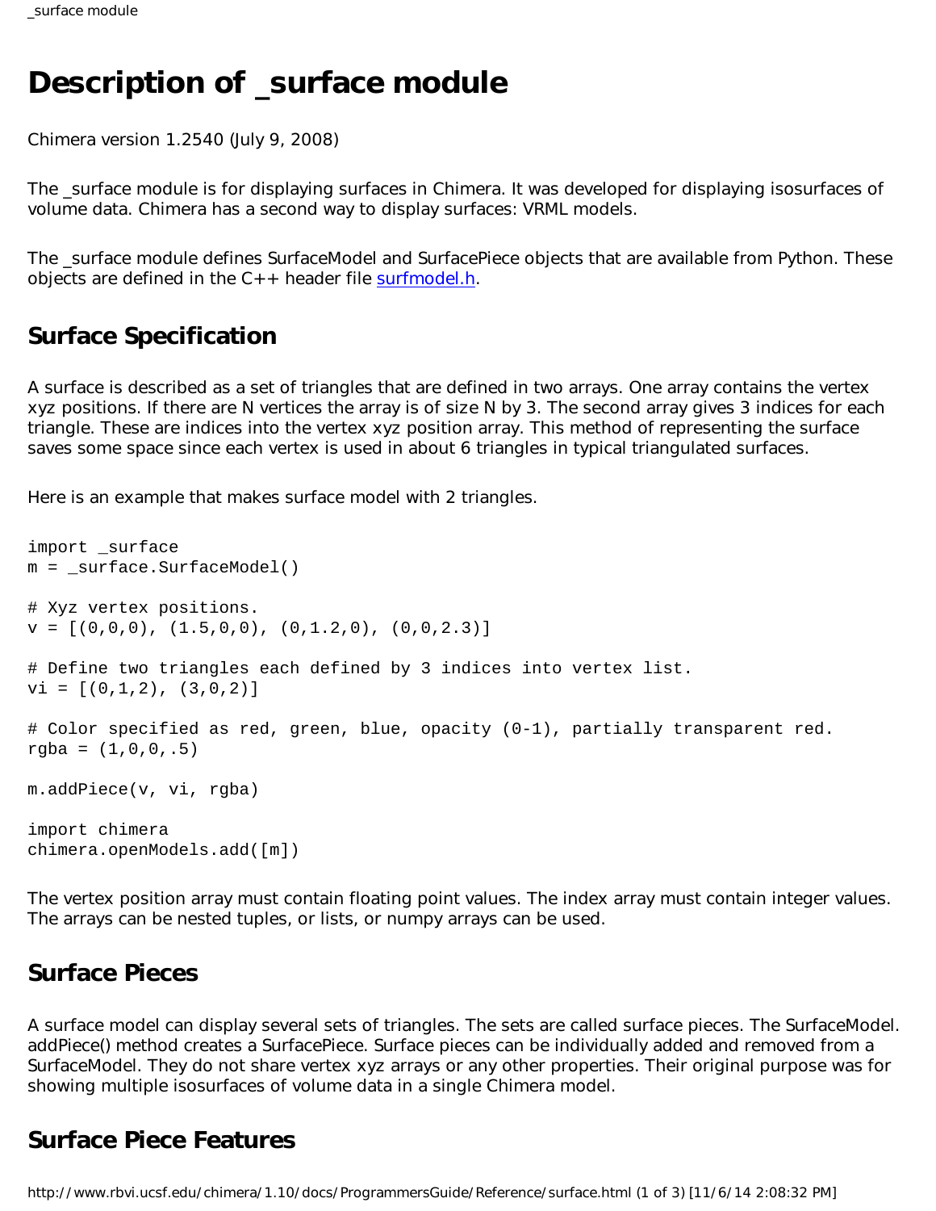# Description of _surface module

Chimera version 1.2540 (July 9, 2008)

The _surface module is for displaying surfaces in Chimera. It was developed for displaying isosurfaces of volume data. Chimera has a second way to display surfaces: VRML models.

The _surface module defines SurfaceModel and SurfacePiece objects that are available from Python. These objects are defined in the C++ header file surfmodel.h.

## Surface Specification

A surface is described as a set of triangles that are defined in two arrays. One array contains the vertex xyz positions. If there are N vertices the array is of size N by 3. The second array gives 3 indices for each triangle. These are indices into the vertex xyz position array. This method of representing the surface saves some space since each vertex is used in about 6 triangles in typical triangulated surfaces.

Here is an example that makes surface model with 2 triangles.

```
import _surface
m = _surface.SurfaceModel()

# Xyz vertex positions.
v = [(0,0,0), (1.5,0,0), (0,1.2,0), (0,0,2.3)]

# Define two triangles each defined by 3 indices into vertex list.
vi = [(0,1,2), (3,0,2)]

# Color specified as red, green, blue, opacity (0-1), partially transparent red.
rgba = (1,0,0,.5)

m.addPiece(v, vi, rgba)

import chimera
chimera.openModels.add([m])
```

The vertex position array must contain floating point values. The index array must contain integer values. The arrays can be nested tuples, or lists, or numpy arrays can be used.

## Surface Pieces

A surface model can display several sets of triangles. The sets are called surface pieces. The SurfaceModel.addPiece() method creates a SurfacePiece. Surface pieces can be individually added and removed from a SurfaceModel. They do not share vertex xyz arrays or any other properties. Their original purpose was for showing multiple isosurfaces of volume data in a single Chimera model.

## Surface Piece Features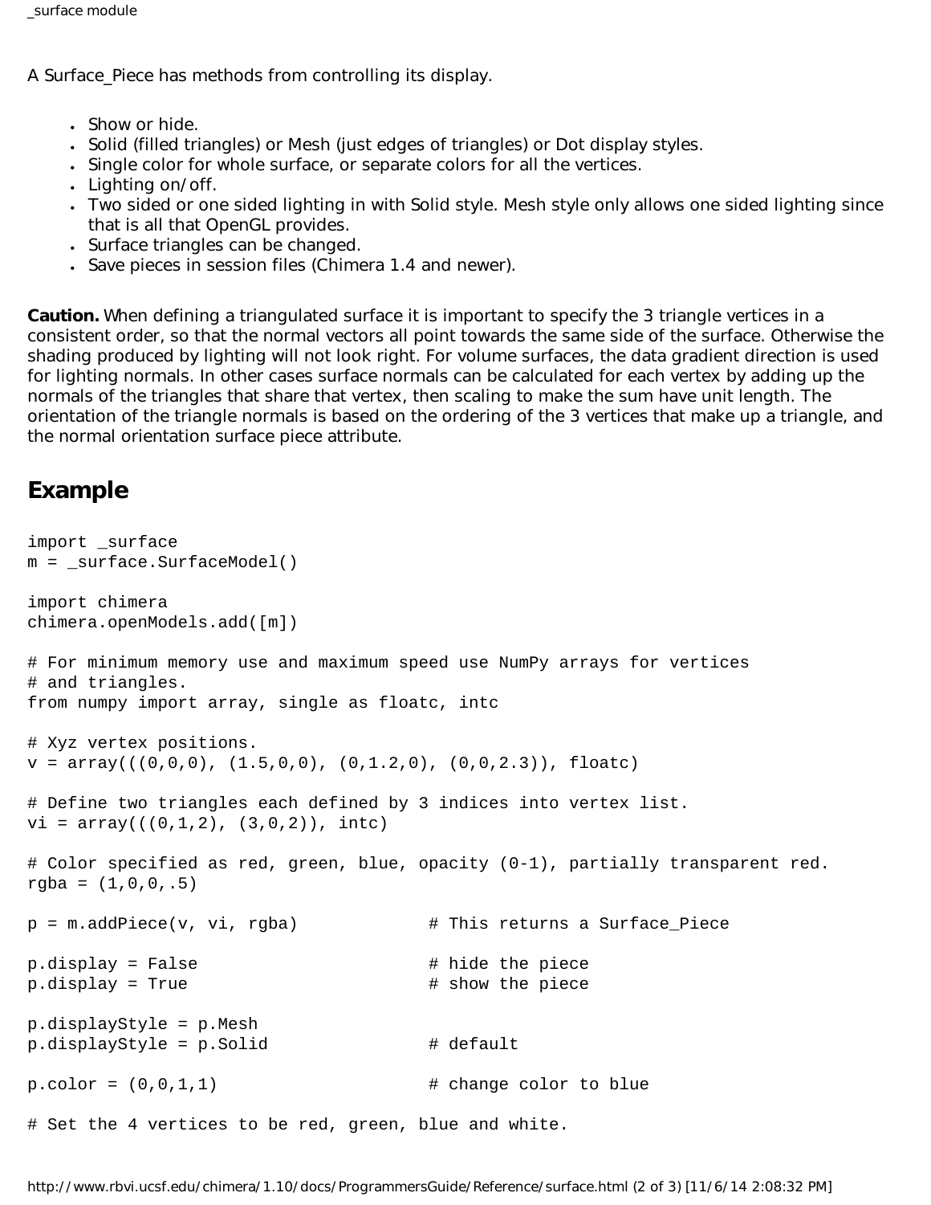A Surface_Piece has methods from controlling its display.

- Show or hide.
- Solid (filled triangles) or Mesh (just edges of triangles) or Dot display styles.
- Single color for whole surface, or separate colors for all the vertices.
- Lighting on/off.
- Two sided or one sided lighting in with Solid style. Mesh style only allows one sided lighting since that is all that OpenGL provides.
- Surface triangles can be changed.
- Save pieces in session files (Chimera 1.4 and newer).

**Caution.** When defining a triangulated surface it is important to specify the 3 triangle vertices in a consistent order, so that the normal vectors all point towards the same side of the surface. Otherwise the shading produced by lighting will not look right. For volume surfaces, the data gradient direction is used for lighting normals. In other cases surface normals can be calculated for each vertex by adding up the normals of the triangles that share that vertex, then scaling to make the sum have unit length. The orientation of the triangle normals is based on the ordering of the 3 vertices that make up a triangle, and the normal orientation surface piece attribute.

## Example

```
import _surface
m = _surface.SurfaceModel()

import chimera
chimera.openModels.add([m])

# For minimum memory use and maximum speed use NumPy arrays for vertices
# and triangles.
from numpy import array, single as floatc, intc

# Xyz vertex positions.
v = array(((0,0,0), (1.5,0,0), (0,1.2,0), (0,0,2.3)), floatc)

# Define two triangles each defined by 3 indices into vertex list.
vi = array(((0,1,2), (3,0,2)), intc)

# Color specified as red, green, blue, opacity (0-1), partially transparent red.
rgba = (1,0,0,.5)

p = m.addPiece(v, vi, rgba)             # This returns a Surface_Piece

p.display = False                       # hide the piece
p.display = True                        # show the piece

p.displayStyle = p.Mesh
p.displayStyle = p.Solid                # default

p.color = (0,0,1,1)                     # change color to blue

# Set the 4 vertices to be red, green, blue and white.
```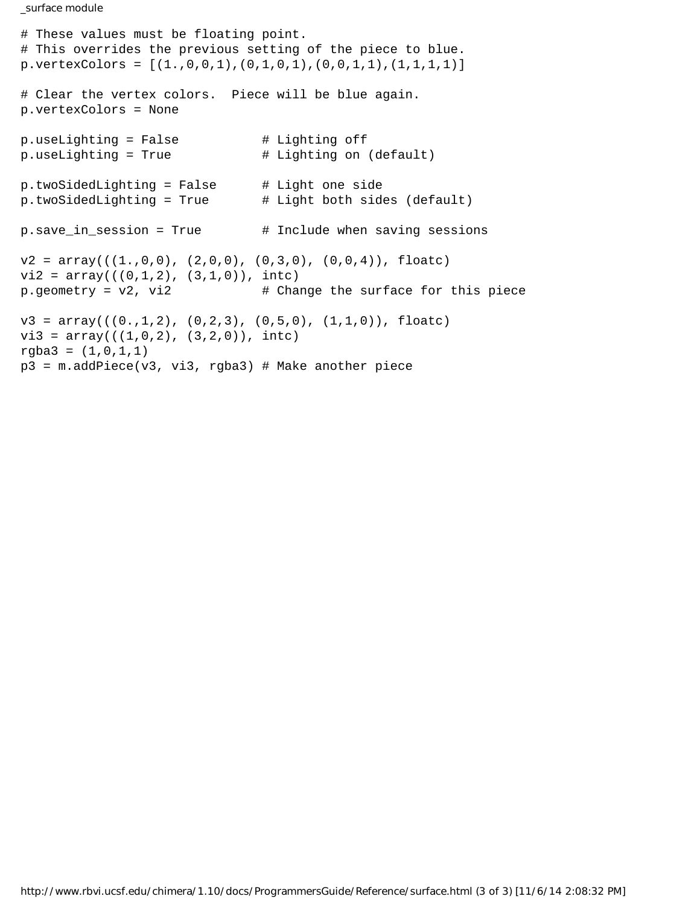```
# These values must be floating point.
# This overrides the previous setting of the piece to blue.
p.vertexColors = [(1.,0,0,1),(0,1,0,1),(0,0,1,1),(1,1,1,1)]

# Clear the vertex colors.  Piece will be blue again.
p.vertexColors = None

p.useLighting = False           # Lighting off
p.useLighting = True            # Lighting on (default)

p.twoSidedLighting = False      # Light one side
p.twoSidedLighting = True       # Light both sides (default)

p.save_in_session = True        # Include when saving sessions

v2 = array(((1.,0,0), (2,0,0), (0,3,0), (0,0,4)), floatc)
vi2 = array(((0,1,2), (3,1,0)), intc)
p.geometry = v2, vi2            # Change the surface for this piece

v3 = array(((0.,1,2), (0,2,3), (0,5,0), (1,1,0)), floatc)
vi3 = array(((1,0,2), (3,2,0)), intc)
rgba3 = (1,0,1,1)
p3 = m.addPiece(v3, vi3, rgba3) # Make another piece
```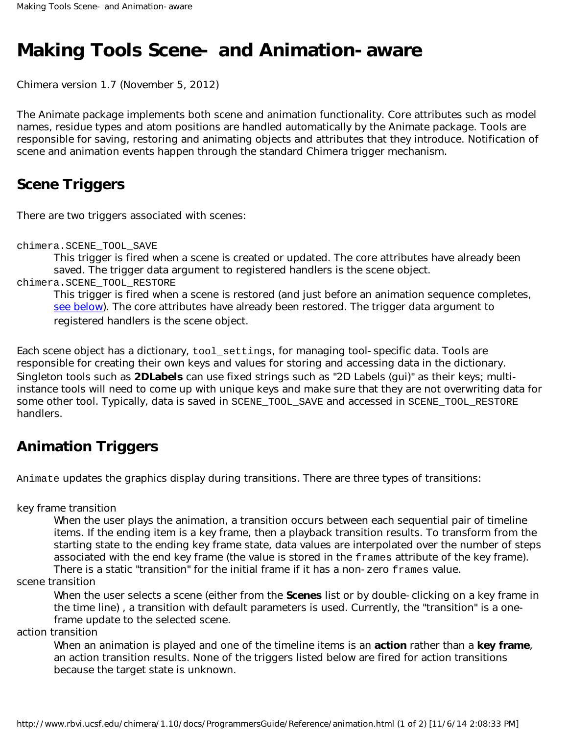# Making Tools Scene- and Animation-aware

Chimera version 1.7 (November 5, 2012)

The Animate package implements both scene and animation functionality. Core attributes such as model names, residue types and atom positions are handled automatically by the Animate package. Tools are responsible for saving, restoring and animating objects and attributes that they introduce. Notification of scene and animation events happen through the standard Chimera trigger mechanism.

## Scene Triggers

There are two triggers associated with scenes:

`chimera.SCENE_TOOL_SAVE`
: This trigger is fired when a scene is created or updated. The core attributes have already been saved. The trigger data argument to registered handlers is the scene object.

`chimera.SCENE_TOOL_RESTORE`
: This trigger is fired when a scene is restored (and just before an animation sequence completes, see below). The core attributes have already been restored. The trigger data argument to registered handlers is the scene object.

Each scene object has a dictionary, `tool_settings`, for managing tool-specific data. Tools are responsible for creating their own keys and values for storing and accessing data in the dictionary. Singleton tools such as **2DLabels** can use fixed strings such as "2D Labels (gui)" as their keys; multi-instance tools will need to come up with unique keys and make sure that they are not overwriting data for some other tool. Typically, data is saved in `SCENE_TOOL_SAVE` and accessed in `SCENE_TOOL_RESTORE` handlers.

## Animation Triggers

`Animate` updates the graphics display during transitions. There are three types of transitions:

key frame transition
: When the user plays the animation, a transition occurs between each sequential pair of timeline items. If the ending item is a key frame, then a playback transition results. To transform from the starting state to the ending key frame state, data values are interpolated over the number of steps associated with the end key frame (the value is stored in the `frames` attribute of the key frame). There is a static "transition" for the initial frame if it has a non-zero `frames` value.

scene transition
: When the user selects a scene (either from the **Scenes** list or by double-clicking on a key frame in the time line) , a transition with default parameters is used. Currently, the "transition" is a one-frame update to the selected scene.

action transition
: When an animation is played and one of the timeline items is an **action** rather than a **key frame**, an action transition results. None of the triggers listed below are fired for action transitions because the target state is unknown.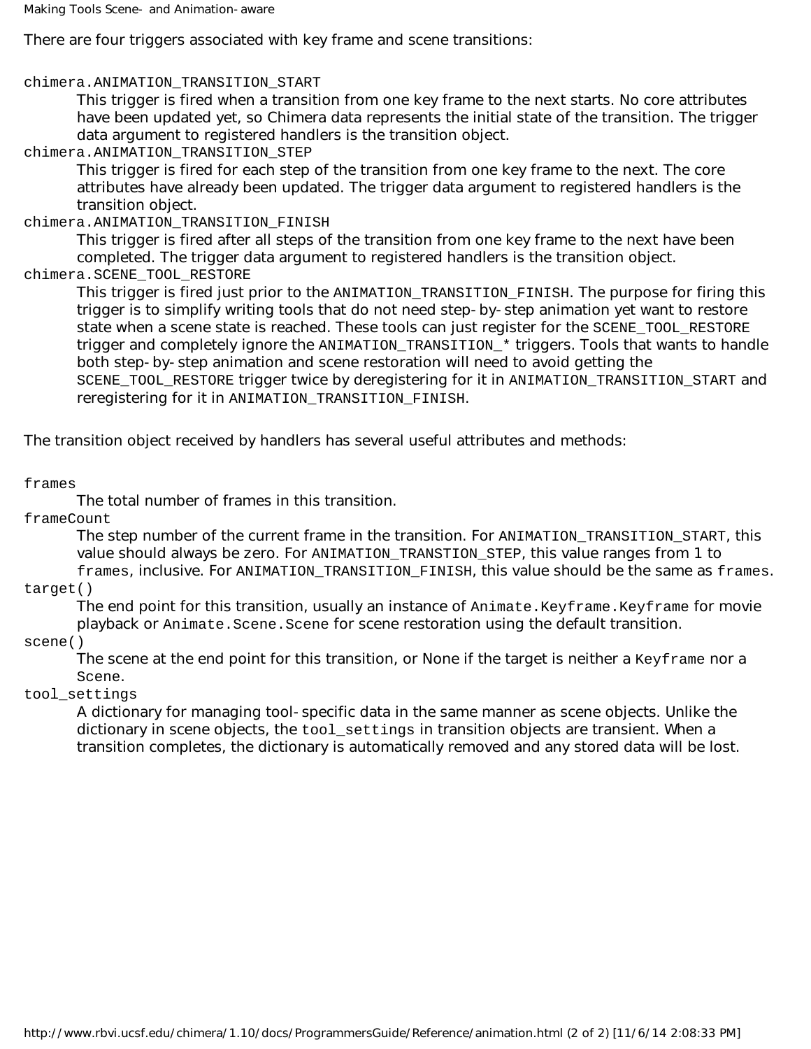There are four triggers associated with key frame and scene transitions:

`chimera.ANIMATION_TRANSITION_START`
: This trigger is fired when a transition from one key frame to the next starts. No core attributes have been updated yet, so Chimera data represents the initial state of the transition. The trigger data argument to registered handlers is the transition object.

`chimera.ANIMATION_TRANSITION_STEP`
: This trigger is fired for each step of the transition from one key frame to the next. The core attributes have already been updated. The trigger data argument to registered handlers is the transition object.

`chimera.ANIMATION_TRANSITION_FINISH`
: This trigger is fired after all steps of the transition from one key frame to the next have been completed. The trigger data argument to registered handlers is the transition object.

`chimera.SCENE_TOOL_RESTORE`
: This trigger is fired just prior to the `ANIMATION_TRANSITION_FINISH`. The purpose for firing this trigger is to simplify writing tools that do not need step-by-step animation yet want to restore state when a scene state is reached. These tools can just register for the `SCENE_TOOL_RESTORE` trigger and completely ignore the `ANIMATION_TRANSITION_*` triggers. Tools that wants to handle both step-by-step animation and scene restoration will need to avoid getting the `SCENE_TOOL_RESTORE` trigger twice by deregistering for it in `ANIMATION_TRANSITION_START` and reregistering for it in `ANIMATION_TRANSITION_FINISH`.

The transition object received by handlers has several useful attributes and methods:

`frames`
: The total number of frames in this transition.

`frameCount`
: The step number of the current frame in the transition. For `ANIMATION_TRANSITION_START`, this value should always be zero. For `ANIMATION_TRANSTION_STEP`, this value ranges from 1 to `frames`, inclusive. For `ANIMATION_TRANSITION_FINISH`, this value should be the same as `frames`.

`target()`
: The end point for this transition, usually an instance of `Animate.Keyframe.Keyframe` for movie playback or `Animate.Scene.Scene` for scene restoration using the default transition.

`scene()`
: The scene at the end point for this transition, or None if the target is neither a `Keyframe` nor a `Scene`.

`tool_settings`
: A dictionary for managing tool-specific data in the same manner as scene objects. Unlike the dictionary in scene objects, the `tool_settings` in transition objects are transient. When a transition completes, the dictionary is automatically removed and any stored data will be lost.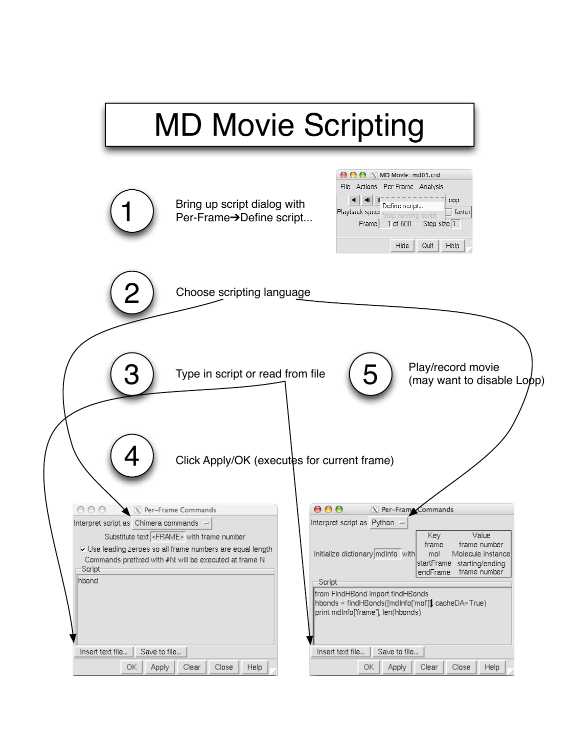# MD Movie Scripting

1. Bring up script dialog with Per-Frame➔Define script...

2. Choose scripting language

3. Type in script or read from file

4. Click Apply/OK (executes for current frame)

5. Play/record movie (may want to disable Loop)

**MD Movie: md01.crd**

File | Actions | Per-Frame | Analysis

Define script...
Stop running script

Playback speed | Loop | faster

Frame 1 of 600 | Step size 1

Hide | Quit | Help

**Per-Frame Commands** (Chimera commands)

Interpret script as: Chimera commands

Substitute text <FRAME> with frame number

☑ Use leading zeroes so all frame numbers are equal length

Commands prefixed with #N: will be executed at frame N

Script:

```
hbond
```

Insert text file... | Save to file...

OK | Apply | Clear | Close | Help

**Per-Frame Commands** (Python)

Interpret script as: Python

Initialize dictionary mdInfo with

| Key | Value |
|---|---|
| frame | frame number |
| mol | Molecule instance |
| startFrame endFrame | starting/ending frame number |

Script:

```
from FindHBond import findHBonds
hbonds = findHBonds([mdInfo['mol']], cacheDA=True)
print mdInfo['frame'], len(hbonds)
```

Insert text file... | Save to file...

OK | Apply | Clear | Close | Help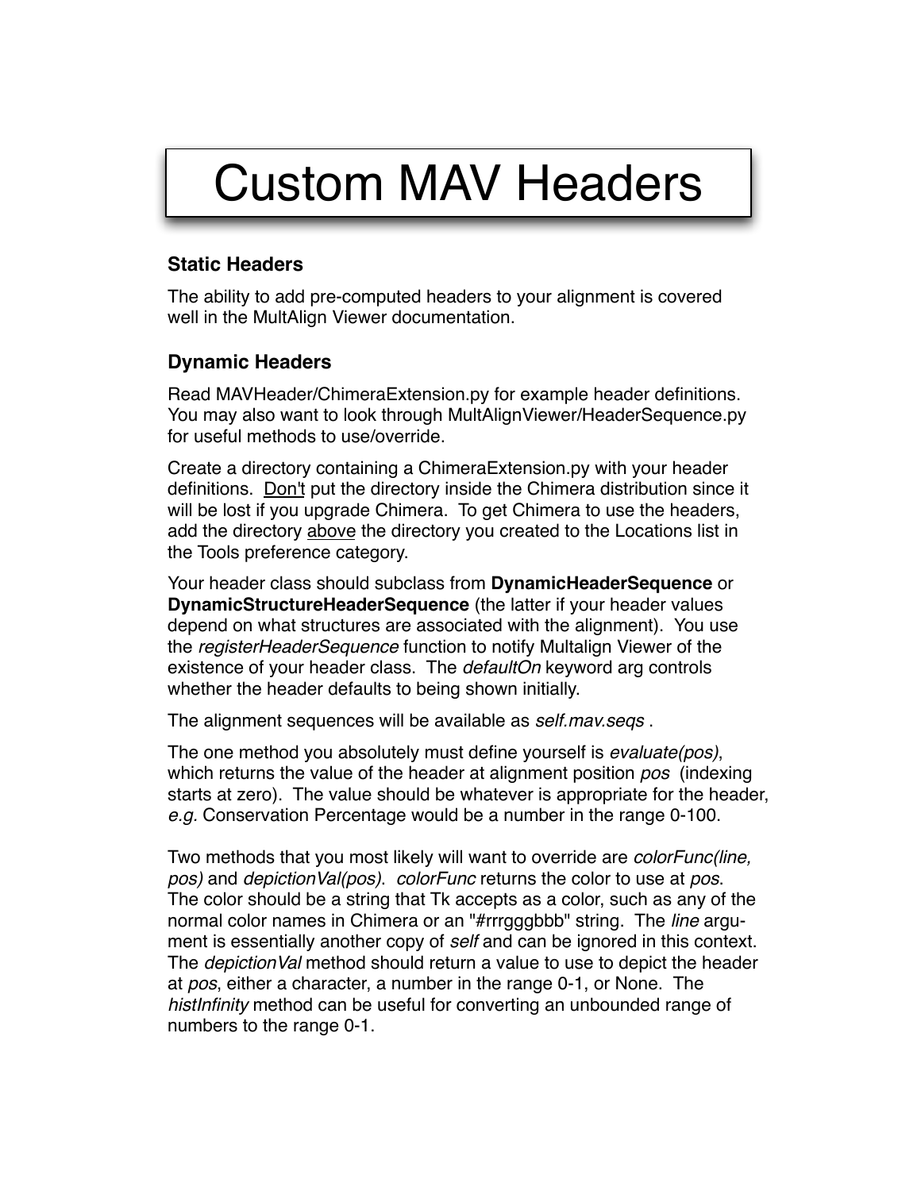# Custom MAV Headers

## Static Headers

The ability to add pre-computed headers to your alignment is covered well in the MultAlign Viewer documentation.

## Dynamic Headers

Read MAVHeader/ChimeraExtension.py for example header definitions. You may also want to look through MultAlignViewer/HeaderSequence.py for useful methods to use/override.

Create a directory containing a ChimeraExtension.py with your header definitions. Don't put the directory inside the Chimera distribution since it will be lost if you upgrade Chimera. To get Chimera to use the headers, add the directory above the directory you created to the Locations list in the Tools preference category.

Your header class should subclass from **DynamicHeaderSequence** or **DynamicStructureHeaderSequence** (the latter if your header values depend on what structures are associated with the alignment). You use the *registerHeaderSequence* function to notify Multalign Viewer of the existence of your header class. The *defaultOn* keyword arg controls whether the header defaults to being shown initially.

The alignment sequences will be available as *self.mav.seqs* .

The one method you absolutely must define yourself is *evaluate(pos)*, which returns the value of the header at alignment position *pos* (indexing starts at zero). The value should be whatever is appropriate for the header, *e.g.* Conservation Percentage would be a number in the range 0-100.

Two methods that you most likely will want to override are *colorFunc(line, pos)* and *depictionVal(pos)*. *colorFunc* returns the color to use at *pos*. The color should be a string that Tk accepts as a color, such as any of the normal color names in Chimera or an "#rrrgggbbb" string. The *line* argument is essentially another copy of *self* and can be ignored in this context. The *depictionVal* method should return a value to use to depict the header at *pos*, either a character, a number in the range 0-1, or None. The *histInfinity* method can be useful for converting an unbounded range of numbers to the range 0-1.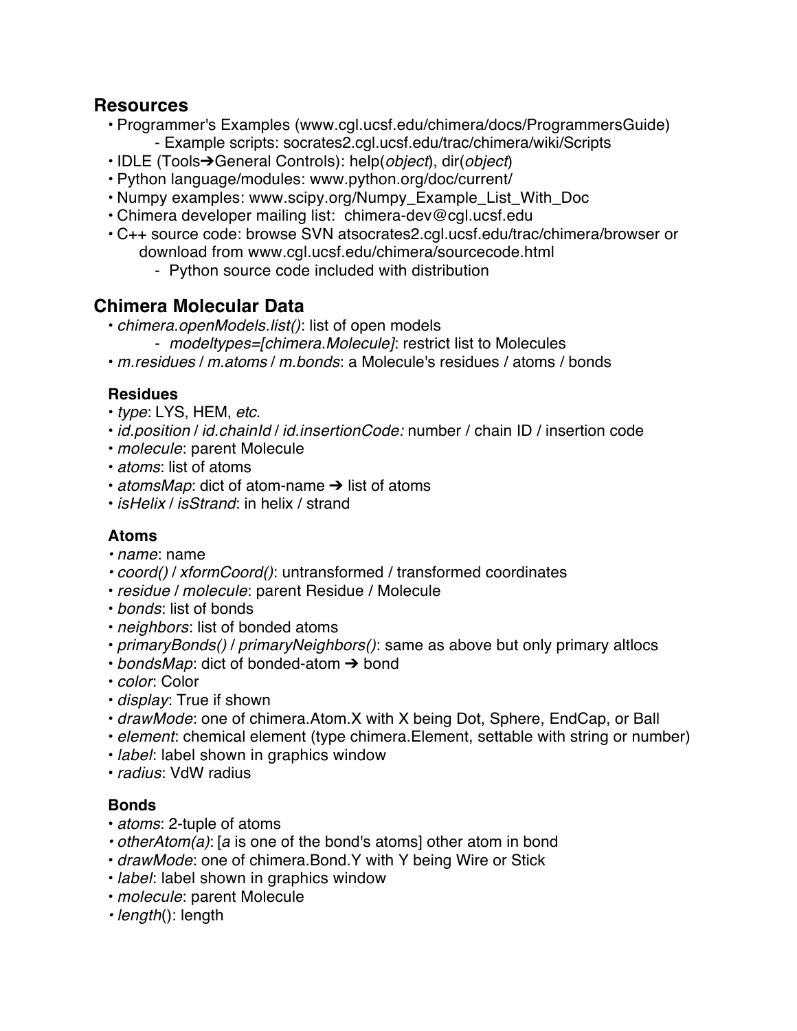## Resources

- Programmer's Examples (www.cgl.ucsf.edu/chimera/docs/ProgrammersGuide)
    - Example scripts: socrates2.cgl.ucsf.edu/trac/chimera/wiki/Scripts
- IDLE (Tools➔General Controls): help(*object*), dir(*object*)
- Python language/modules: www.python.org/doc/current/
- Numpy examples: www.scipy.org/Numpy_Example_List_With_Doc
- Chimera developer mailing list: chimera-dev@cgl.ucsf.edu
- C++ source code: browse SVN atsocrates2.cgl.ucsf.edu/trac/chimera/browser or download from www.cgl.ucsf.edu/chimera/sourcecode.html
    - Python source code included with distribution

## Chimera Molecular Data

- *chimera.openModels.list()*: list of open models
    - *modeltypes=[chimera.Molecule]*: restrict list to Molecules
- *m.residues* / *m.atoms* / *m.bonds*: a Molecule's residues / atoms / bonds

### Residues

- *type*: LYS, HEM, *etc.*
- *id.position* / *id.chainId* / *id.insertionCode:* number / chain ID / insertion code
- *molecule*: parent Molecule
- *atoms*: list of atoms
- *atomsMap*: dict of atom-name ➔ list of atoms
- *isHelix* / *isStrand*: in helix / strand

### Atoms

- *name*: name
- *coord()* / *xformCoord()*: untransformed / transformed coordinates
- *residue* / *molecule*: parent Residue / Molecule
- *bonds*: list of bonds
- *neighbors*: list of bonded atoms
- *primaryBonds()* / *primaryNeighbors()*: same as above but only primary altlocs
- *bondsMap*: dict of bonded-atom ➔ bond
- *color*: Color
- *display*: True if shown
- *drawMode*: one of chimera.Atom.X with X being Dot, Sphere, EndCap, or Ball
- *element*: chemical element (type chimera.Element, settable with string or number)
- *label*: label shown in graphics window
- *radius*: VdW radius

### Bonds

- *atoms*: 2-tuple of atoms
- *otherAtom(a)*: [*a* is one of the bond's atoms] other atom in bond
- *drawMode*: one of chimera.Bond.Y with Y being Wire or Stick
- *label*: label shown in graphics window
- *molecule*: parent Molecule
- *length*(): length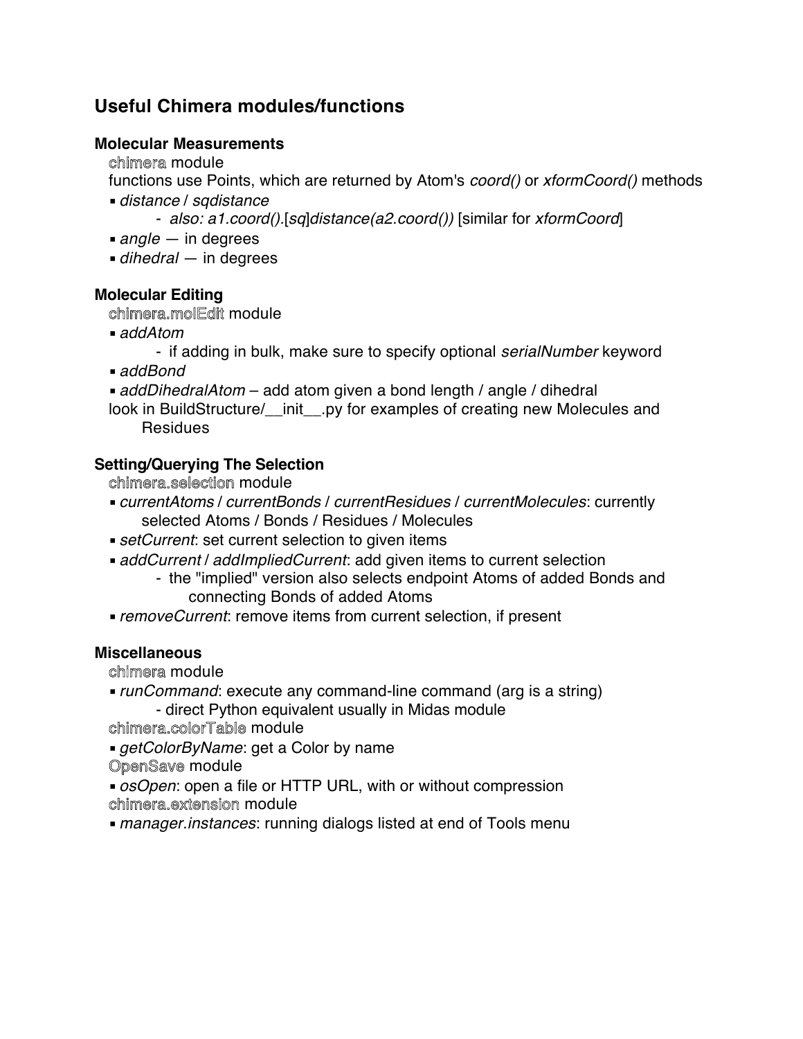## Useful Chimera modules/functions

### Molecular Measurements

`chimera` module

functions use Points, which are returned by Atom's *coord()* or *xformCoord()* methods

- *distance* / *sqdistance*
  - *also: a1.coord()*.[*sq*]*distance(a2.coord())* [similar for *xformCoord*]
- *angle* — in degrees
- *dihedral* — in degrees

### Molecular Editing

`chimera.molEdit` module

- *addAtom*
  - if adding in bulk, make sure to specify optional *serialNumber* keyword
- *addBond*
- *addDihedralAtom* – add atom given a bond length / angle / dihedral

look in BuildStructure/__init__.py for examples of creating new Molecules and Residues

### Setting/Querying The Selection

`chimera.selection` module

- *currentAtoms* / *currentBonds* / *currentResidues* / *currentMolecules*: currently selected Atoms / Bonds / Residues / Molecules
- *setCurrent*: set current selection to given items
- *addCurrent* / *addImpliedCurrent*: add given items to current selection
  - the "implied" version also selects endpoint Atoms of added Bonds and connecting Bonds of added Atoms
- *removeCurrent*: remove items from current selection, if present

### Miscellaneous

`chimera` module

- *runCommand*: execute any command-line command (arg is a string)
  - direct Python equivalent usually in Midas module

`chimera.colorTable` module

- *getColorByName*: get a Color by name

`OpenSave` module

- *osOpen*: open a file or HTTP URL, with or without compression

`chimera.extension` module

- *manager.instances*: running dialogs listed at end of Tools menu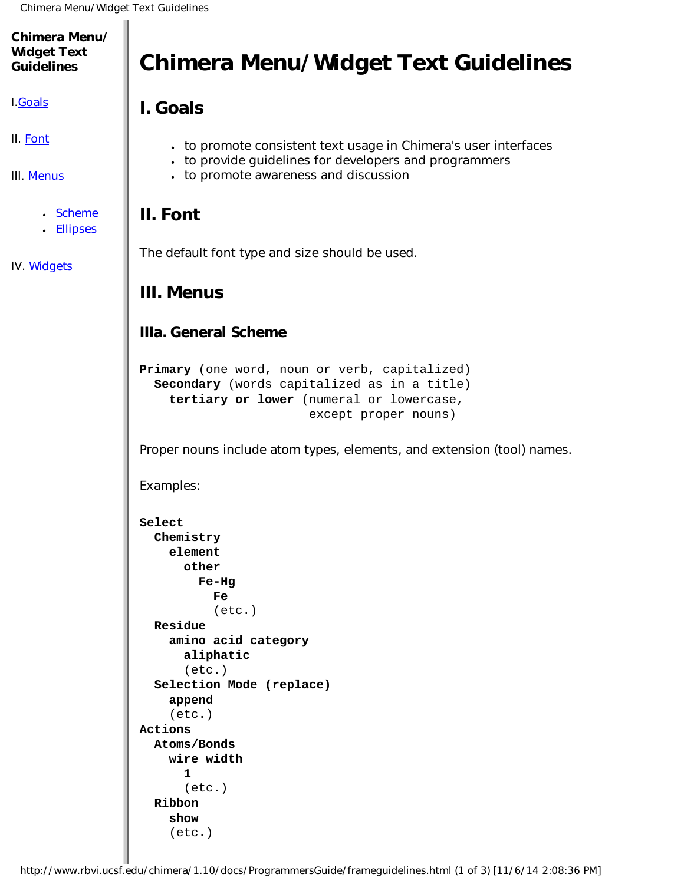**Chimera Menu/ Widget Text Guidelines**

I.Goals

II. Font

III. Menus

- Scheme
- Ellipses

IV. Widgets

# Chimera Menu/Widget Text Guidelines

## I. Goals

- to promote consistent text usage in Chimera's user interfaces
- to provide guidelines for developers and programmers
- to promote awareness and discussion

## II. Font

The default font type and size should be used.

## III. Menus

### IIIa. General Scheme

```
Primary (one word, noun or verb, capitalized)
  Secondary (words capitalized as in a title)
    tertiary or lower (numeral or lowercase,
                       except proper nouns)
```

Proper nouns include atom types, elements, and extension (tool) names.

Examples:

```
Select
  Chemistry
    element
      other
        Fe-Hg
          Fe
          (etc.)
  Residue
    amino acid category
      aliphatic
      (etc.)
  Selection Mode (replace)
    append
    (etc.)
Actions
  Atoms/Bonds
    wire width
      1
      (etc.)
  Ribbon
    show
    (etc.)
```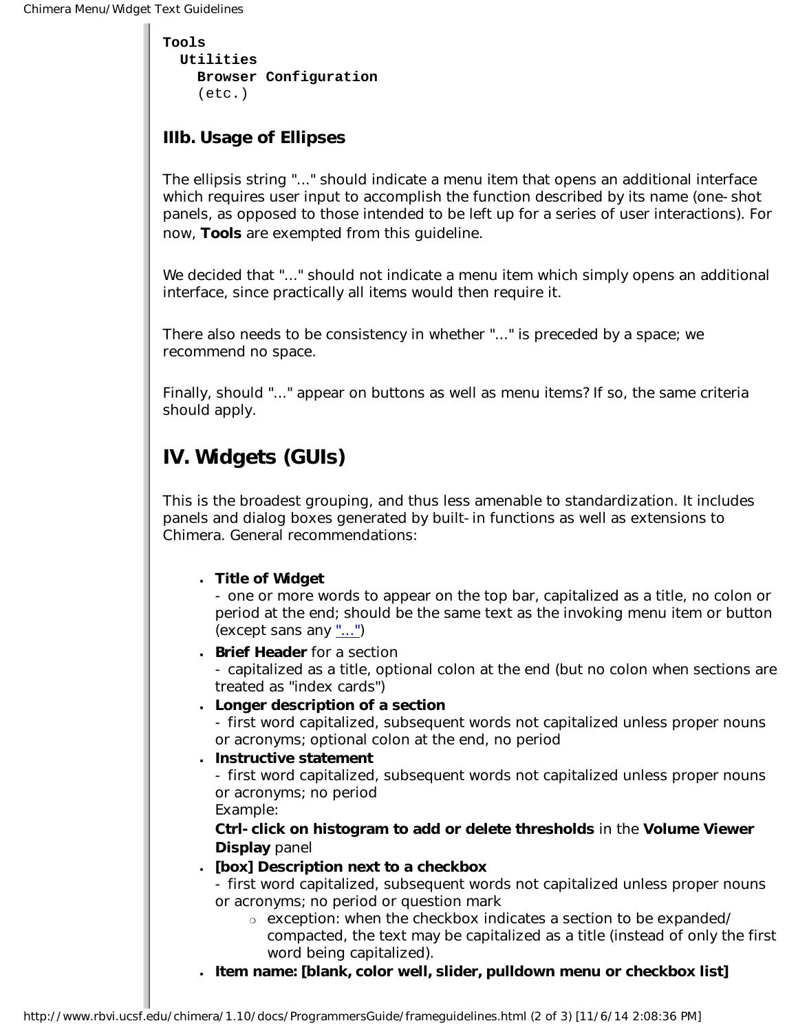```
Tools
  Utilities
    Browser Configuration
    (etc.)
```

### IIIb. Usage of Ellipses

The ellipsis string "..." should indicate a menu item that opens an additional interface which requires user input to accomplish the function described by its name (one-shot panels, as opposed to those intended to be left up for a series of user interactions). For now, **Tools** are exempted from this guideline.

We decided that "..." should not indicate a menu item which simply opens an additional interface, since practically all items would then require it.

There also needs to be consistency in whether "..." is preceded by a space; we recommend no space.

Finally, should "..." appear on buttons as well as menu items? If so, the same criteria should apply.

## IV. Widgets (GUIs)

This is the broadest grouping, and thus less amenable to standardization. It includes panels and dialog boxes generated by built-in functions as well as extensions to Chimera. General recommendations:

- **Title of Widget**
  - one or more words to appear on the top bar, capitalized as a title, no colon or period at the end; should be the same text as the invoking menu item or button (except sans any "...")
- **Brief Header** for a section
  - capitalized as a title, optional colon at the end (but no colon when sections are treated as "index cards")
- **Longer description of a section**
  - first word capitalized, subsequent words not capitalized unless proper nouns or acronyms; optional colon at the end, no period
- **Instructive statement**
  - first word capitalized, subsequent words not capitalized unless proper nouns or acronyms; no period
  Example:
  **Ctrl-click on histogram to add or delete thresholds** in the **Volume Viewer Display** panel
- **[box] Description next to a checkbox**
  - first word capitalized, subsequent words not capitalized unless proper nouns or acronyms; no period or question mark
    - exception: when the checkbox indicates a section to be expanded/compacted, the text may be capitalized as a title (instead of only the first word being capitalized).
- **Item name: [blank, color well, slider, pulldown menu or checkbox list]**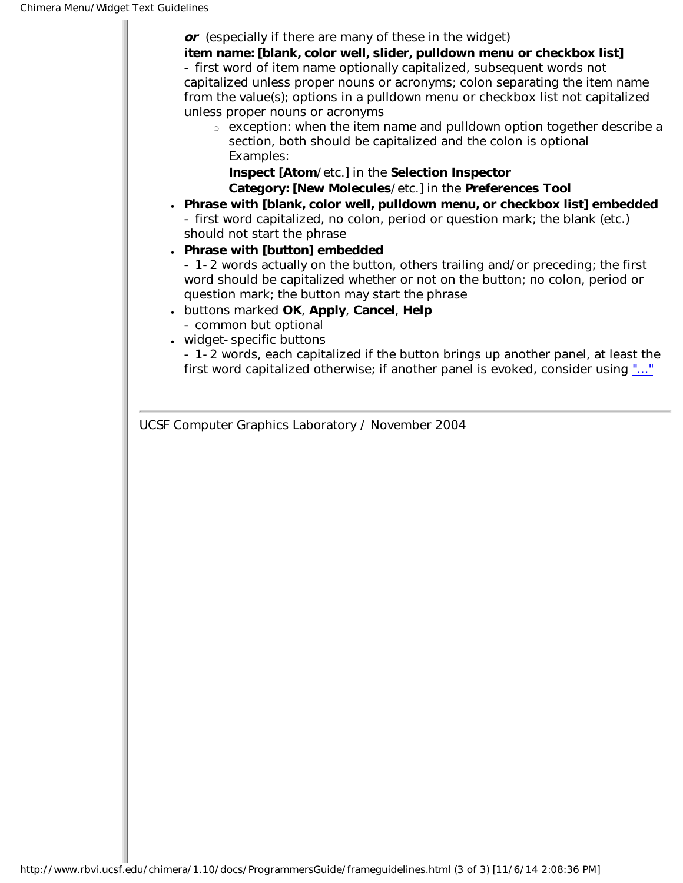**or** (especially if there are many of these in the widget)
**item name: [blank, color well, slider, pulldown menu or checkbox list]**
- first word of item name optionally capitalized, subsequent words not capitalized unless proper nouns or acronyms; colon separating the item name from the value(s); options in a pulldown menu or checkbox list not capitalized unless proper nouns or acronyms
    - exception: when the item name and pulldown option together describe a section, both should be capitalized and the colon is optional
      Examples:
      **Inspect [Atom**/etc.] in the **Selection Inspector**
      **Category: [New Molecules**/etc.] in the **Preferences Tool**
- **Phrase with [blank, color well, pulldown menu, or checkbox list] embedded**
  - first word capitalized, no colon, period or question mark; the blank (etc.) should not start the phrase
- **Phrase with [button] embedded**
  - 1-2 words actually on the button, others trailing and/or preceding; the first word should be capitalized whether or not on the button; no colon, period or question mark; the button may start the phrase
- buttons marked **OK**, **Apply**, **Cancel**, **Help**
  - common but optional
- widget-specific buttons
  - 1-2 words, each capitalized if the button brings up another panel, at least the first word capitalized otherwise; if another panel is evoked, consider using "..."

---

UCSF Computer Graphics Laboratory / November 2004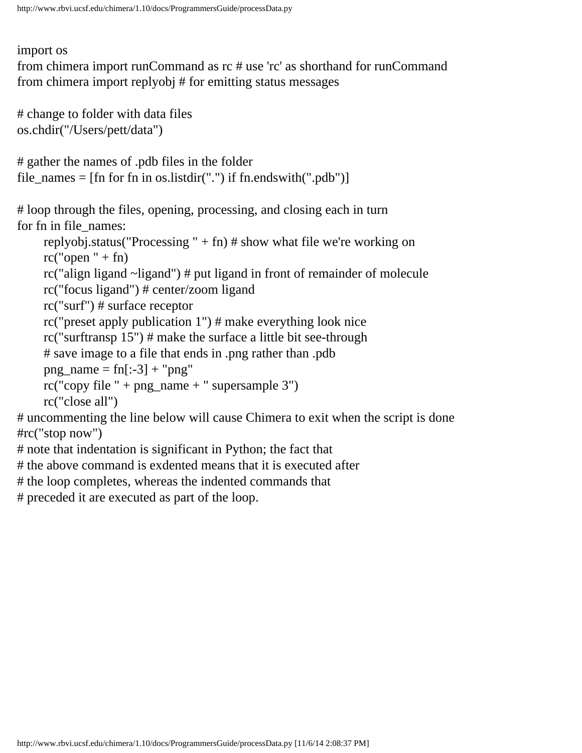```
import os
from chimera import runCommand as rc # use 'rc' as shorthand for runCommand
from chimera import replyobj # for emitting status messages

# change to folder with data files
os.chdir("/Users/pett/data")

# gather the names of .pdb files in the folder
file_names = [fn for fn in os.listdir(".") if fn.endswith(".pdb")]

# loop through the files, opening, processing, and closing each in turn
for fn in file_names:
	replyobj.status("Processing " + fn) # show what file we're working on
	rc("open " + fn)
	rc("align ligand ~ligand") # put ligand in front of remainder of molecule
	rc("focus ligand") # center/zoom ligand
	rc("surf") # surface receptor
	rc("preset apply publication 1") # make everything look nice
	rc("surftransp 15") # make the surface a little bit see-through
	# save image to a file that ends in .png rather than .pdb
	png_name = fn[:-3] + "png"
	rc("copy file " + png_name + " supersample 3")
	rc("close all")
# uncommenting the line below will cause Chimera to exit when the script is done
#rc("stop now")
# note that indentation is significant in Python; the fact that
# the above command is exdented means that it is executed after
# the loop completes, whereas the indented commands that
# preceded it are executed as part of the loop.
```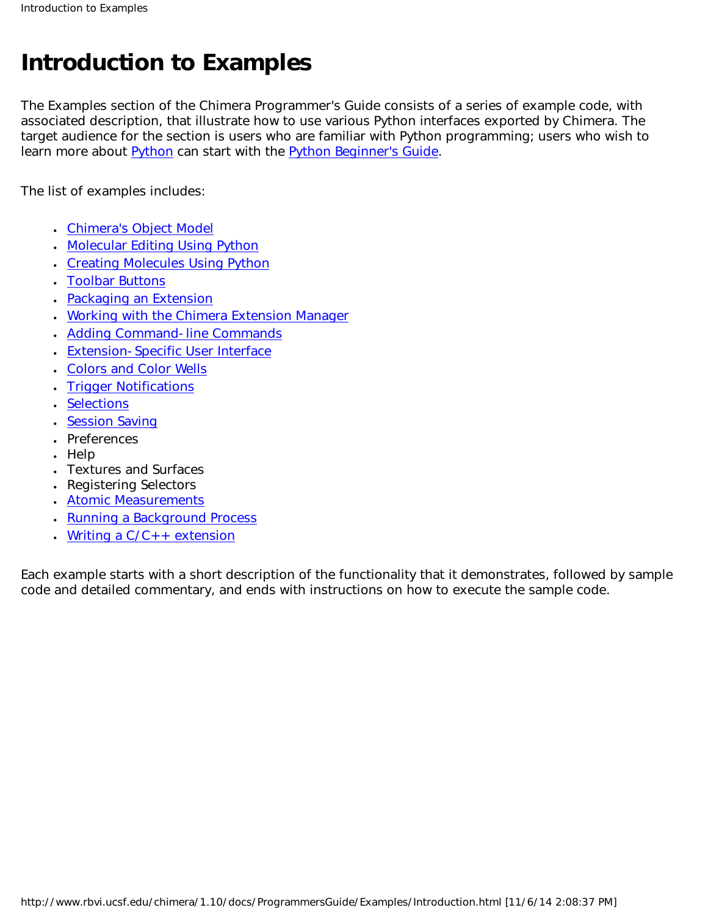# Introduction to Examples

The Examples section of the Chimera Programmer's Guide consists of a series of example code, with associated description, that illustrate how to use various Python interfaces exported by Chimera. The target audience for the section is users who are familiar with Python programming; users who wish to learn more about Python can start with the Python Beginner's Guide.

The list of examples includes:

- Chimera's Object Model
- Molecular Editing Using Python
- Creating Molecules Using Python
- Toolbar Buttons
- Packaging an Extension
- Working with the Chimera Extension Manager
- Adding Command-line Commands
- Extension-Specific User Interface
- Colors and Color Wells
- Trigger Notifications
- Selections
- Session Saving
- Preferences
- Help
- Textures and Surfaces
- Registering Selectors
- Atomic Measurements
- Running a Background Process
- Writing a C/C++ extension

Each example starts with a short description of the functionality that it demonstrates, followed by sample code and detailed commentary, and ends with instructions on how to execute the sample code.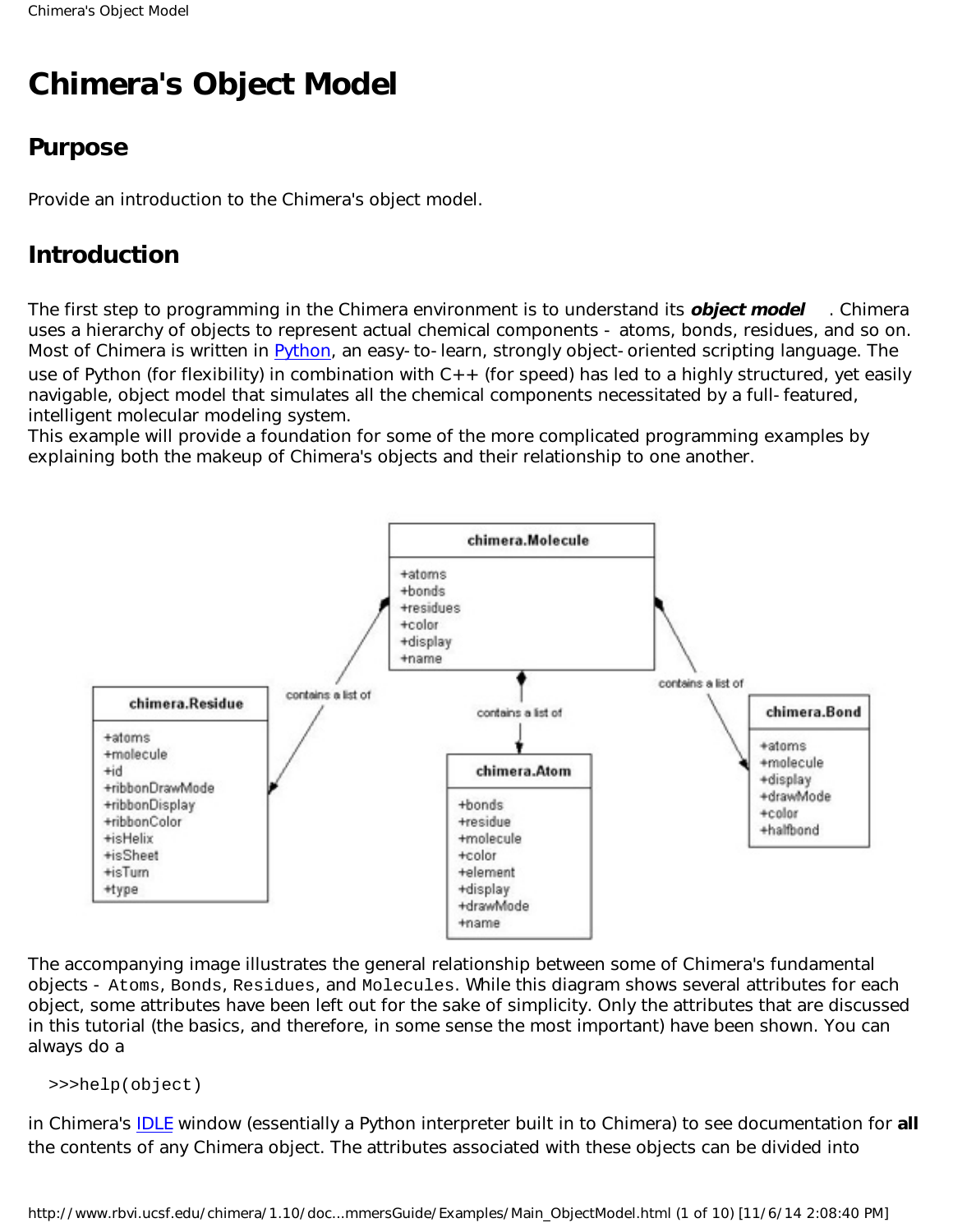# Chimera's Object Model

## Purpose

Provide an introduction to the Chimera's object model.

## Introduction

The first step to programming in the Chimera environment is to understand its ***object model*** . Chimera uses a hierarchy of objects to represent actual chemical components - atoms, bonds, residues, and so on. Most of Chimera is written in [Python](), an easy-to-learn, strongly object-oriented scripting language. The use of Python (for flexibility) in combination with C++ (for speed) has led to a highly structured, yet easily navigable, object model that simulates all the chemical components necessitated by a full-featured, intelligent molecular modeling system.

This example will provide a foundation for some of the more complicated programming examples by explaining both the makeup of Chimera's objects and their relationship to one another.

The accompanying image illustrates the general relationship between some of Chimera's fundamental objects - `Atoms`, `Bonds`, `Residues`, and `Molecules`. While this diagram shows several attributes for each object, some attributes have been left out for the sake of simplicity. Only the attributes that are discussed in this tutorial (the basics, and therefore, in some sense the most important) have been shown. You can always do a

```
>>>help(object)
```

in Chimera's [IDLE]() window (essentially a Python interpreter built in to Chimera) to see documentation for **all** the contents of any Chimera object. The attributes associated with these objects can be divided into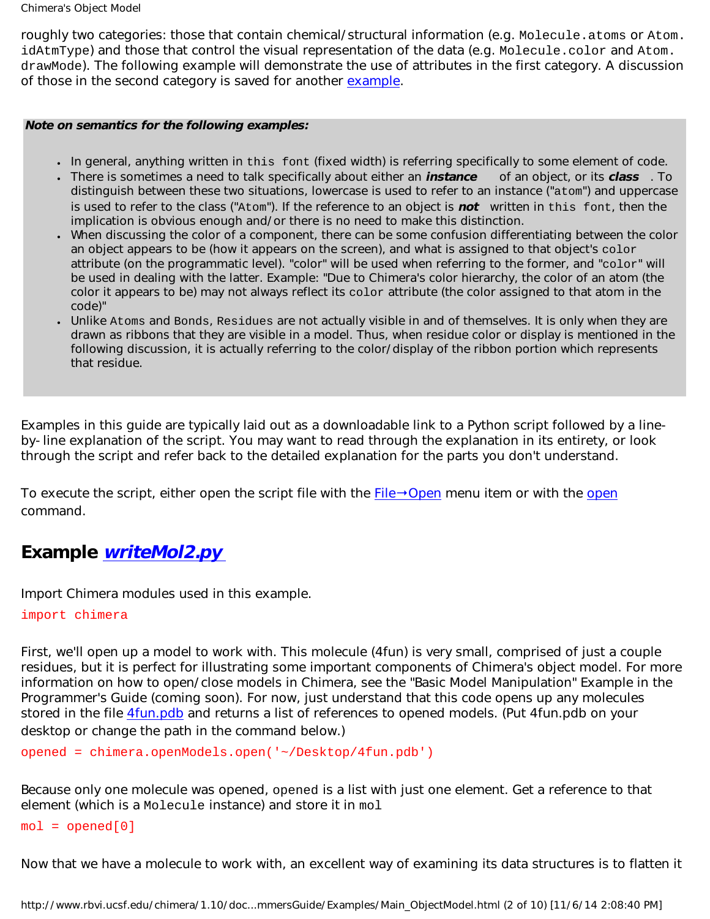roughly two categories: those that contain chemical/structural information (e.g. `Molecule.atoms` or `Atom.idAtmType`) and those that control the visual representation of the data (e.g. `Molecule.color` and `Atom.drawMode`). The following example will demonstrate the use of attributes in the first category. A discussion of those in the second category is saved for another [example](#).

**_Note on semantics for the following examples:_**

- In general, anything written in `this font` (fixed width) is referring specifically to some element of code.
- There is sometimes a need to talk specifically about either an ***instance*** of an object, or its ***class*** . To distinguish between these two situations, lowercase is used to refer to an instance ("`atom`") and uppercase is used to refer to the class ("`Atom`"). If the reference to an object is ***not*** written in `this font`, then the implication is obvious enough and/or there is no need to make this distinction.
- When discussing the color of a component, there can be some confusion differentiating between the color an object appears to be (how it appears on the screen), and what is assigned to that object's `color` attribute (on the programmatic level). "color" will be used when referring to the former, and "`color`" will be used in dealing with the latter. Example: "Due to Chimera's color hierarchy, the color of an atom (the color it appears to be) may not always reflect its `color` attribute (the color assigned to that atom in the code)"
- Unlike `Atoms` and `Bonds`, `Residues` are not actually visible in and of themselves. It is only when they are drawn as ribbons that they are visible in a model. Thus, when residue color or display is mentioned in the following discussion, it is actually referring to the color/display of the ribbon portion which represents that residue.

Examples in this guide are typically laid out as a downloadable link to a Python script followed by a line-by-line explanation of the script. You may want to read through the explanation in its entirety, or look through the script and refer back to the detailed explanation for the parts you don't understand.

To execute the script, either open the script file with the [File→Open](#) menu item or with the [open](#) command.

## Example *[writeMol2.py](#)*

Import Chimera modules used in this example.

```
import chimera
```

First, we'll open up a model to work with. This molecule (4fun) is very small, comprised of just a couple residues, but it is perfect for illustrating some important components of Chimera's object model. For more information on how to open/close models in Chimera, see the "Basic Model Manipulation" Example in the Programmer's Guide (coming soon). For now, just understand that this code opens up any molecules stored in the file [4fun.pdb](#) and returns a list of references to opened models. (Put 4fun.pdb on your desktop or change the path in the command below.)

```
opened = chimera.openModels.open('~/Desktop/4fun.pdb')
```

Because only one molecule was opened, `opened` is a list with just one element. Get a reference to that element (which is a `Molecule` instance) and store it in `mol`

```
mol = opened[0]
```

Now that we have a molecule to work with, an excellent way of examining its data structures is to flatten it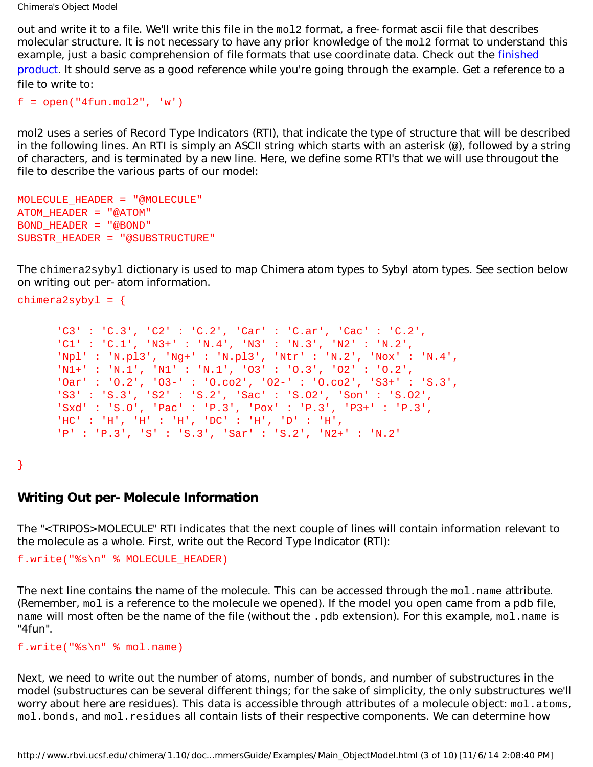out and write it to a file. We'll write this file in the `mol2` format, a free-format ascii file that describes molecular structure. It is not necessary to have any prior knowledge of the `mol2` format to understand this example, just a basic comprehension of file formats that use coordinate data. Check out the finished product. It should serve as a good reference while you're going through the example. Get a reference to a file to write to:

```
f = open("4fun.mol2", 'w')
```

mol2 uses a series of Record Type Indicators (RTI), that indicate the type of structure that will be described in the following lines. An RTI is simply an ASCII string which starts with an asterisk (@), followed by a string of characters, and is terminated by a new line. Here, we define some RTI's that we will use througout the file to describe the various parts of our model:

```
MOLECULE_HEADER = "@MOLECULE"
ATOM_HEADER = "@ATOM"
BOND_HEADER = "@BOND"
SUBSTR_HEADER = "@SUBSTRUCTURE"
```

The `chimera2sybyl` dictionary is used to map Chimera atom types to Sybyl atom types. See section below on writing out per-atom information.

```
chimera2sybyl = {

      'C3' : 'C.3', 'C2' : 'C.2', 'Car' : 'C.ar', 'Cac' : 'C.2',
      'C1' : 'C.1', 'N3+' : 'N.4', 'N3' : 'N.3', 'N2' : 'N.2',
      'Npl' : 'N.pl3', 'Ng+' : 'N.pl3', 'Ntr' : 'N.2', 'Nox' : 'N.4',
      'N1+' : 'N.1', 'N1' : 'N.1', 'O3' : 'O.3', 'O2' : 'O.2',
      'Oar' : 'O.2', 'O3-' : 'O.co2', 'O2-' : 'O.co2', 'S3+' : 'S.3',
      'S3' : 'S.3', 'S2' : 'S.2', 'Sac' : 'S.O2', 'Son' : 'S.O2',
      'Sxd' : 'S.O', 'Pac' : 'P.3', 'Pox' : 'P.3', 'P3+' : 'P.3',
      'HC' : 'H', 'H' : 'H', 'DC' : 'H', 'D' : 'H',
      'P' : 'P.3', 'S' : 'S.3', 'Sar' : 'S.2', 'N2+' : 'N.2'

}
```

### Writing Out per-Molecule Information

The "<TRIPOS>MOLECULE" RTI indicates that the next couple of lines will contain information relevant to the molecule as a whole. First, write out the Record Type Indicator (RTI):

```
f.write("%s\n" % MOLECULE_HEADER)
```

The next line contains the name of the molecule. This can be accessed through the `mol.name` attribute. (Remember, `mol` is a reference to the molecule we opened). If the model you open came from a pdb file, `name` will most often be the name of the file (without the `.pdb` extension). For this example, `mol.name` is "4fun".

```
f.write("%s\n" % mol.name)
```

Next, we need to write out the number of atoms, number of bonds, and number of substructures in the model (substructures can be several different things; for the sake of simplicity, the only substructures we'll worry about here are residues). This data is accessible through attributes of a molecule object: `mol.atoms`, `mol.bonds`, and `mol.residues` all contain lists of their respective components. We can determine how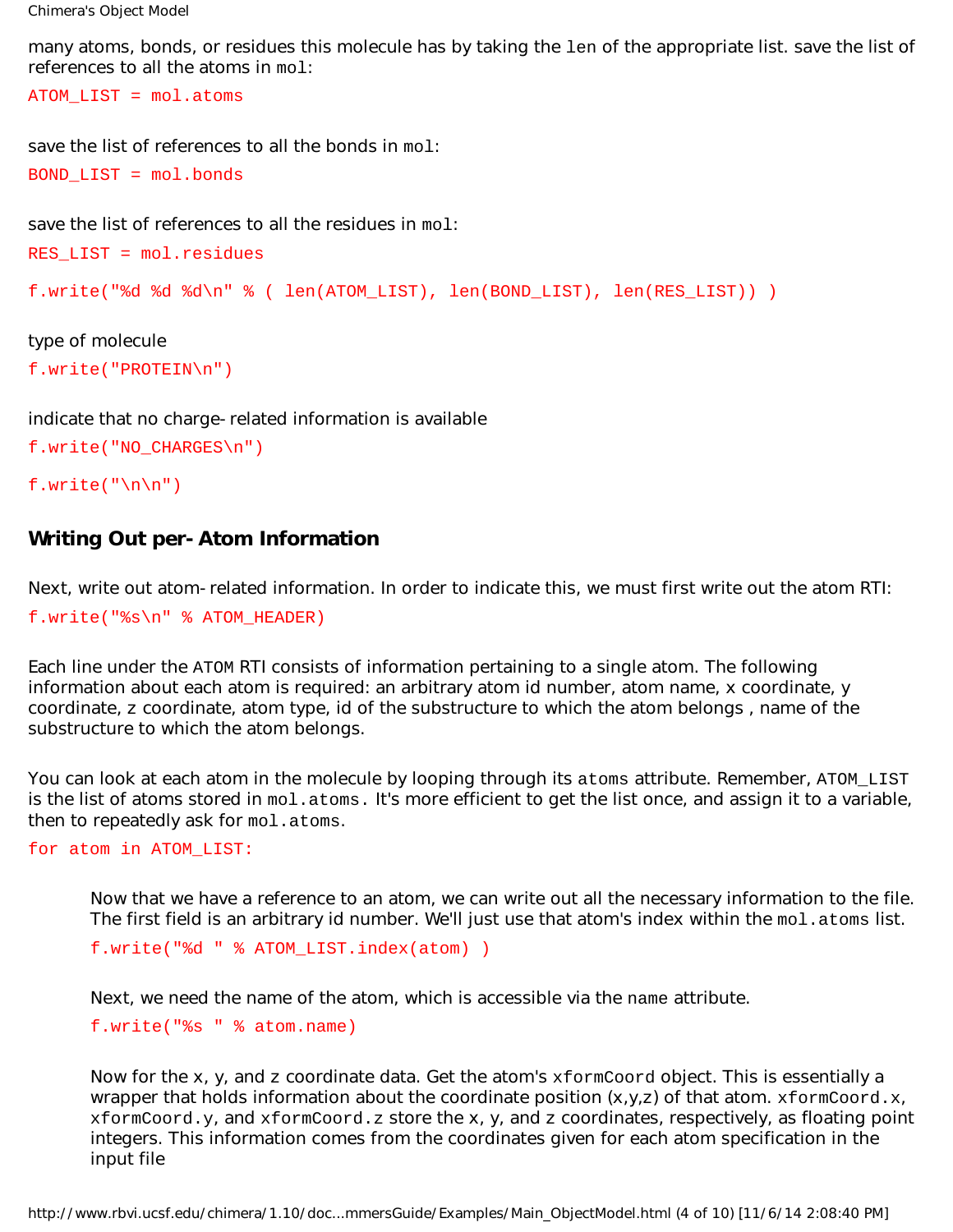many atoms, bonds, or residues this molecule has by taking the `len` of the appropriate list. save the list of references to all the atoms in `mol`:

```
ATOM_LIST = mol.atoms
```

save the list of references to all the bonds in `mol`:

```
BOND_LIST = mol.bonds
```

save the list of references to all the residues in `mol`:

```
RES_LIST = mol.residues
```

```
f.write("%d %d %d\n" % ( len(ATOM_LIST), len(BOND_LIST), len(RES_LIST)) )
```

type of molecule

```
f.write("PROTEIN\n")
```

indicate that no charge-related information is available

```
f.write("NO_CHARGES\n")
```

```
f.write("\n\n")
```

## Writing Out per-Atom Information

Next, write out atom-related information. In order to indicate this, we must first write out the atom RTI:

```
f.write("%s\n" % ATOM_HEADER)
```

Each line under the `ATOM` RTI consists of information pertaining to a single atom. The following information about each atom is required: an arbitrary atom id number, atom name, x coordinate, y coordinate, z coordinate, atom type, id of the substructure to which the atom belongs , name of the substructure to which the atom belongs.

You can look at each atom in the molecule by looping through its `atoms` attribute. Remember, `ATOM_LIST` is the list of atoms stored in `mol.atoms`. It's more efficient to get the list once, and assign it to a variable, then to repeatedly ask for `mol.atoms`.

```
for atom in ATOM_LIST:
```

Now that we have a reference to an atom, we can write out all the necessary information to the file. The first field is an arbitrary id number. We'll just use that atom's index within the `mol.atoms` list.

```
f.write("%d " % ATOM_LIST.index(atom) )
```

Next, we need the name of the atom, which is accessible via the `name` attribute.

```
f.write("%s " % atom.name)
```

Now for the x, y, and z coordinate data. Get the atom's `xformCoord` object. This is essentially a wrapper that holds information about the coordinate position (x,y,z) of that atom. `xformCoord.x`, `xformCoord.y`, and `xformCoord.z` store the x, y, and z coordinates, respectively, as floating point integers. This information comes from the coordinates given for each atom specification in the input file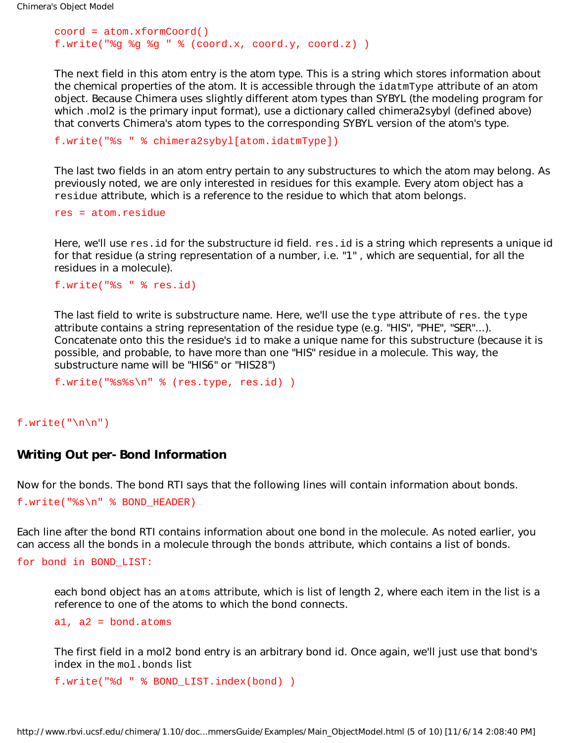```
coord = atom.xformCoord()
f.write("%g %g %g " % (coord.x, coord.y, coord.z) )
```

The next field in this atom entry is the atom type. This is a string which stores information about the chemical properties of the atom. It is accessible through the `idatmType` attribute of an atom object. Because Chimera uses slightly different atom types than SYBYL (the modeling program for which .mol2 is the primary input format), use a dictionary called chimera2sybyl (defined above) that converts Chimera's atom types to the corresponding SYBYL version of the atom's type.

```
f.write("%s " % chimera2sybyl[atom.idatmType])
```

The last two fields in an atom entry pertain to any substructures to which the atom may belong. As previously noted, we are only interested in residues for this example. Every atom object has a `residue` attribute, which is a reference to the residue to which that atom belongs.

```
res = atom.residue
```

Here, we'll use `res.id` for the substructure id field. `res.id` is a string which represents a unique id for that residue (a string representation of a number, i.e. "1" , which are sequential, for all the residues in a molecule).

```
f.write("%s " % res.id)
```

The last field to write is substructure name. Here, we'll use the `type` attribute of `res`. the `type` attribute contains a string representation of the residue type (e.g. "HIS", "PHE", "SER"...). Concatenate onto this the residue's `id` to make a unique name for this substructure (because it is possible, and probable, to have more than one "HIS" residue in a molecule. This way, the substructure name will be "HIS6" or "HIS28")

```
f.write("%s%s\n" % (res.type, res.id) )
```

```
f.write("\n\n")
```

## Writing Out per-Bond Information

Now for the bonds. The bond RTI says that the following lines will contain information about bonds.

```
f.write("%s\n" % BOND_HEADER)
```

Each line after the bond RTI contains information about one bond in the molecule. As noted earlier, you can access all the bonds in a molecule through the `bonds` attribute, which contains a list of bonds.

```
for bond in BOND_LIST:
```

each bond object has an `atoms` attribute, which is list of length 2, where each item in the list is a reference to one of the atoms to which the bond connects.

```
a1, a2 = bond.atoms
```

The first field in a mol2 bond entry is an arbitrary bond id. Once again, we'll just use that bond's index in the `mol.bonds` list

```
f.write("%d " % BOND_LIST.index(bond) )
```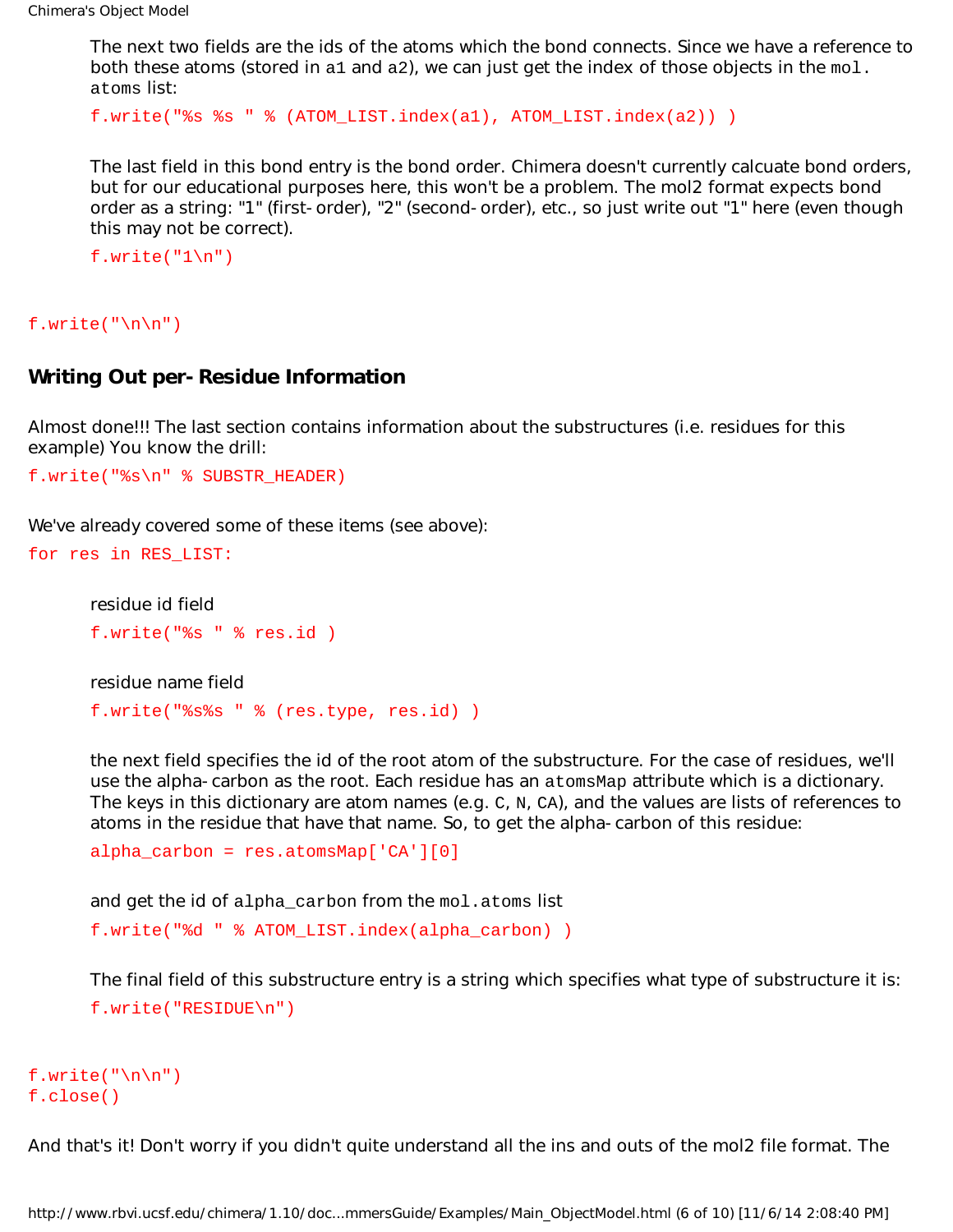The next two fields are the ids of the atoms which the bond connects. Since we have a reference to both these atoms (stored in a1 and a2), we can just get the index of those objects in the mol.atoms list:

```
f.write("%s %s " % (ATOM_LIST.index(a1), ATOM_LIST.index(a2)) )
```

The last field in this bond entry is the bond order. Chimera doesn't currently calcuate bond orders, but for our educational purposes here, this won't be a problem. The mol2 format expects bond order as a string: "1" (first-order), "2" (second-order), etc., so just write out "1" here (even though this may not be correct).

```
f.write("1\n")
```

```
f.write("\n\n")
```

### Writing Out per-Residue Information

Almost done!!! The last section contains information about the substructures (i.e. residues for this example) You know the drill:

```
f.write("%s\n" % SUBSTR_HEADER)
```

We've already covered some of these items (see above):

```
for res in RES_LIST:
```

residue id field

```
f.write("%s " % res.id )
```

residue name field

```
f.write("%s%s " % (res.type, res.id) )
```

the next field specifies the id of the root atom of the substructure. For the case of residues, we'll use the alpha-carbon as the root. Each residue has an atomsMap attribute which is a dictionary. The keys in this dictionary are atom names (e.g. C, N, CA), and the values are lists of references to atoms in the residue that have that name. So, to get the alpha-carbon of this residue:

```
alpha_carbon = res.atomsMap['CA'][0]
```

and get the id of alpha_carbon from the mol.atoms list

```
f.write("%d " % ATOM_LIST.index(alpha_carbon) )
```

The final field of this substructure entry is a string which specifies what type of substructure it is:

```
f.write("RESIDUE\n")
```

```
f.write("\n\n")
f.close()
```

And that's it! Don't worry if you didn't quite understand all the ins and outs of the mol2 file format. The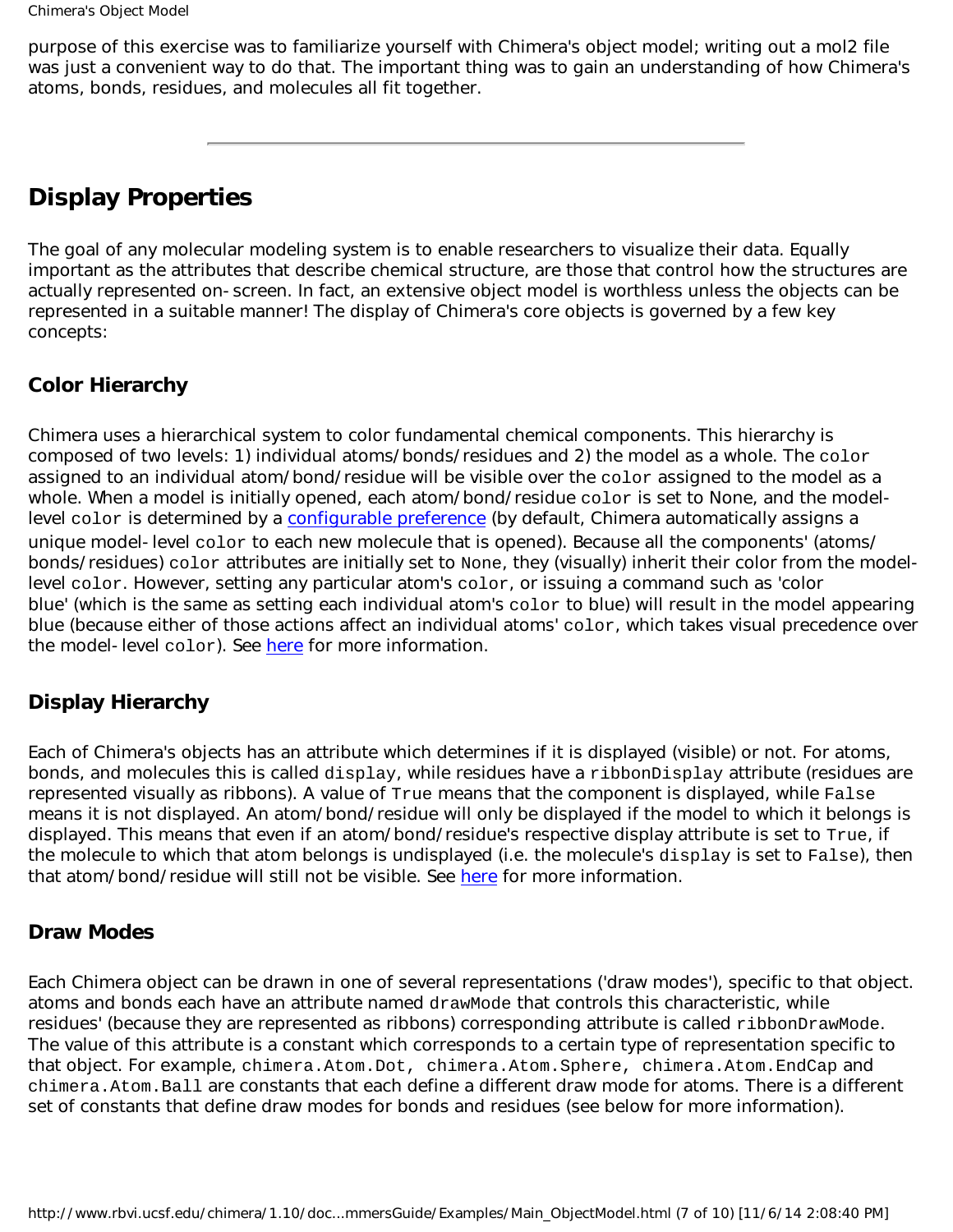purpose of this exercise was to familiarize yourself with Chimera's object model; writing out a mol2 file was just a convenient way to do that. The important thing was to gain an understanding of how Chimera's atoms, bonds, residues, and molecules all fit together.

---

## Display Properties

The goal of any molecular modeling system is to enable researchers to visualize their data. Equally important as the attributes that describe chemical structure, are those that control how the structures are actually represented on-screen. In fact, an extensive object model is worthless unless the objects can be represented in a suitable manner! The display of Chimera's core objects is governed by a few key concepts:

### Color Hierarchy

Chimera uses a hierarchical system to color fundamental chemical components. This hierarchy is composed of two levels: 1) individual atoms/bonds/residues and 2) the model as a whole. The `color` assigned to an individual atom/bond/residue will be visible over the `color` assigned to the model as a whole. When a model is initially opened, each atom/bond/residue `color` is set to None, and the model-level `color` is determined by a configurable preference (by default, Chimera automatically assigns a unique model-level `color` to each new molecule that is opened). Because all the components' (atoms/bonds/residues) `color` attributes are initially set to `None`, they (visually) inherit their color from the model-level `color`. However, setting any particular atom's `color`, or issuing a command such as 'color blue' (which is the same as setting each individual atom's `color` to blue) will result in the model appearing blue (because either of those actions affect an individual atoms' `color`, which takes visual precedence over the model-level `color`). See here for more information.

### Display Hierarchy

Each of Chimera's objects has an attribute which determines if it is displayed (visible) or not. For atoms, bonds, and molecules this is called `display`, while residues have a `ribbonDisplay` attribute (residues are represented visually as ribbons). A value of `True` means that the component is displayed, while `False` means it is not displayed. An atom/bond/residue will only be displayed if the model to which it belongs is displayed. This means that even if an atom/bond/residue's respective display attribute is set to `True`, if the molecule to which that atom belongs is undisplayed (i.e. the molecule's `display` is set to `False`), then that atom/bond/residue will still not be visible. See here for more information.

### Draw Modes

Each Chimera object can be drawn in one of several representations ('draw modes'), specific to that object. atoms and bonds each have an attribute named `drawMode` that controls this characteristic, while residues' (because they are represented as ribbons) corresponding attribute is called `ribbonDrawMode`. The value of this attribute is a constant which corresponds to a certain type of representation specific to that object. For example, `chimera.Atom.Dot`, `chimera.Atom.Sphere`, `chimera.Atom.EndCap` and `chimera.Atom.Ball` are constants that each define a different draw mode for atoms. There is a different set of constants that define draw modes for bonds and residues (see below for more information).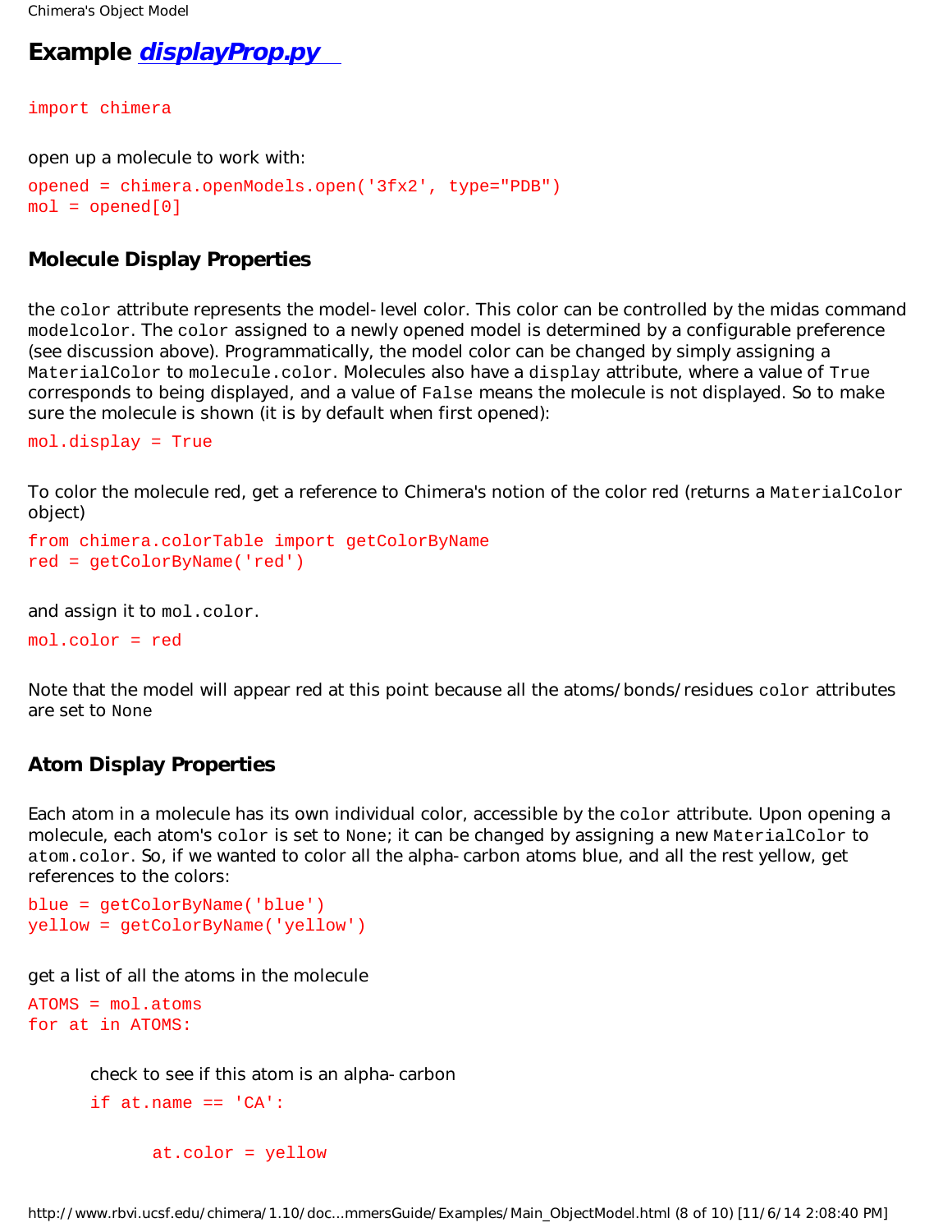## Example *displayProp.py*

```
import chimera
```

open up a molecule to work with:

```
opened = chimera.openModels.open('3fx2', type="PDB")
mol = opened[0]
```

### Molecule Display Properties

the `color` attribute represents the model-level color. This color can be controlled by the midas command `modelcolor`. The `color` assigned to a newly opened model is determined by a configurable preference (see discussion above). Programmatically, the model color can be changed by simply assigning a `MaterialColor` to `molecule.color`. Molecules also have a `display` attribute, where a value of `True` corresponds to being displayed, and a value of `False` means the molecule is not displayed. So to make sure the molecule is shown (it is by default when first opened):

```
mol.display = True
```

To color the molecule red, get a reference to Chimera's notion of the color red (returns a `MaterialColor` object)

```
from chimera.colorTable import getColorByName
red = getColorByName('red')
```

and assign it to `mol.color`.

```
mol.color = red
```

Note that the model will appear red at this point because all the atoms/bonds/residues `color` attributes are set to `None`

### Atom Display Properties

Each atom in a molecule has its own individual color, accessible by the `color` attribute. Upon opening a molecule, each atom's `color` is set to `None`; it can be changed by assigning a new `MaterialColor` to `atom.color`. So, if we wanted to color all the alpha-carbon atoms blue, and all the rest yellow, get references to the colors:

```
blue = getColorByName('blue')
yellow = getColorByName('yellow')
```

get a list of all the atoms in the molecule

```
ATOMS = mol.atoms
for at in ATOMS:
```

check to see if this atom is an alpha-carbon

```
    if at.name == 'CA':

        at.color = yellow
```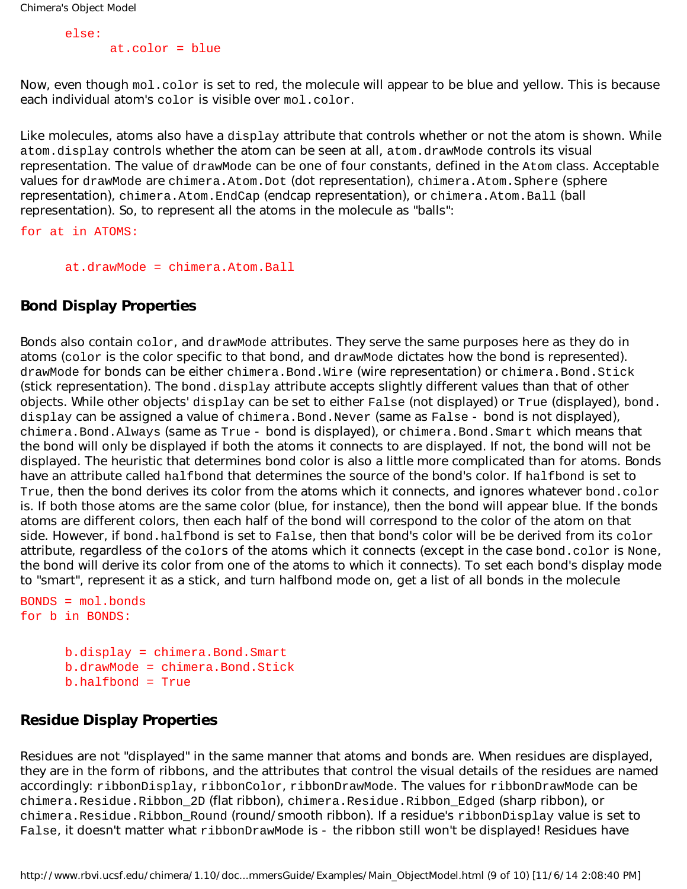```
    else:
        at.color = blue
```

Now, even though `mol.color` is set to red, the molecule will appear to be blue and yellow. This is because each individual atom's `color` is visible over `mol.color`.

Like molecules, atoms also have a `display` attribute that controls whether or not the atom is shown. While `atom.display` controls whether the atom can be seen at all, `atom.drawMode` controls its visual representation. The value of `drawMode` can be one of four constants, defined in the `Atom` class. Acceptable values for `drawMode` are `chimera.Atom.Dot` (dot representation), `chimera.Atom.Sphere` (sphere representation), `chimera.Atom.EndCap` (endcap representation), or `chimera.Atom.Ball` (ball representation). So, to represent all the atoms in the molecule as "balls":

```
for at in ATOMS:

    at.drawMode = chimera.Atom.Ball
```

### Bond Display Properties

Bonds also contain `color`, and `drawMode` attributes. They serve the same purposes here as they do in atoms (`color` is the color specific to that bond, and `drawMode` dictates how the bond is represented). `drawMode` for bonds can be either `chimera.Bond.Wire` (wire representation) or `chimera.Bond.Stick` (stick representation). The `bond.display` attribute accepts slightly different values than that of other objects. While other objects' `display` can be set to either `False` (not displayed) or `True` (displayed), `bond.display` can be assigned a value of `chimera.Bond.Never` (same as `False` - bond is not displayed), `chimera.Bond.Always` (same as `True` - bond is displayed), or `chimera.Bond.Smart` which means that the bond will only be displayed if both the atoms it connects to are displayed. If not, the bond will not be displayed. The heuristic that determines bond color is also a little more complicated than for atoms. Bonds have an attribute called `halfbond` that determines the source of the bond's color. If `halfbond` is set to `True`, then the bond derives its color from the atoms which it connects, and ignores whatever `bond.color` is. If both those atoms are the same color (blue, for instance), then the bond will appear blue. If the bonds atoms are different colors, then each half of the bond will correspond to the color of the atom on that side. However, if `bond.halfbond` is set to `False`, then that bond's color will be be derived from its `color` attribute, regardless of the `color`s of the atoms which it connects (except in the case `bond.color` is `None`, the bond will derive its color from one of the atoms to which it connects). To set each bond's display mode to "smart", represent it as a stick, and turn halfbond mode on, get a list of all bonds in the molecule

```
BONDS = mol.bonds
for b in BONDS:

    b.display = chimera.Bond.Smart
    b.drawMode = chimera.Bond.Stick
    b.halfbond = True
```

### Residue Display Properties

Residues are not "displayed" in the same manner that atoms and bonds are. When residues are displayed, they are in the form of ribbons, and the attributes that control the visual details of the residues are named accordingly: `ribbonDisplay`, `ribbonColor`, `ribbonDrawMode`. The values for `ribbonDrawMode` can be `chimera.Residue.Ribbon_2D` (flat ribbon), `chimera.Residue.Ribbon_Edged` (sharp ribbon), or `chimera.Residue.Ribbon_Round` (round/smooth ribbon). If a residue's `ribbonDisplay` value is set to `False`, it doesn't matter what `ribbonDrawMode` is - the ribbon still won't be displayed! Residues have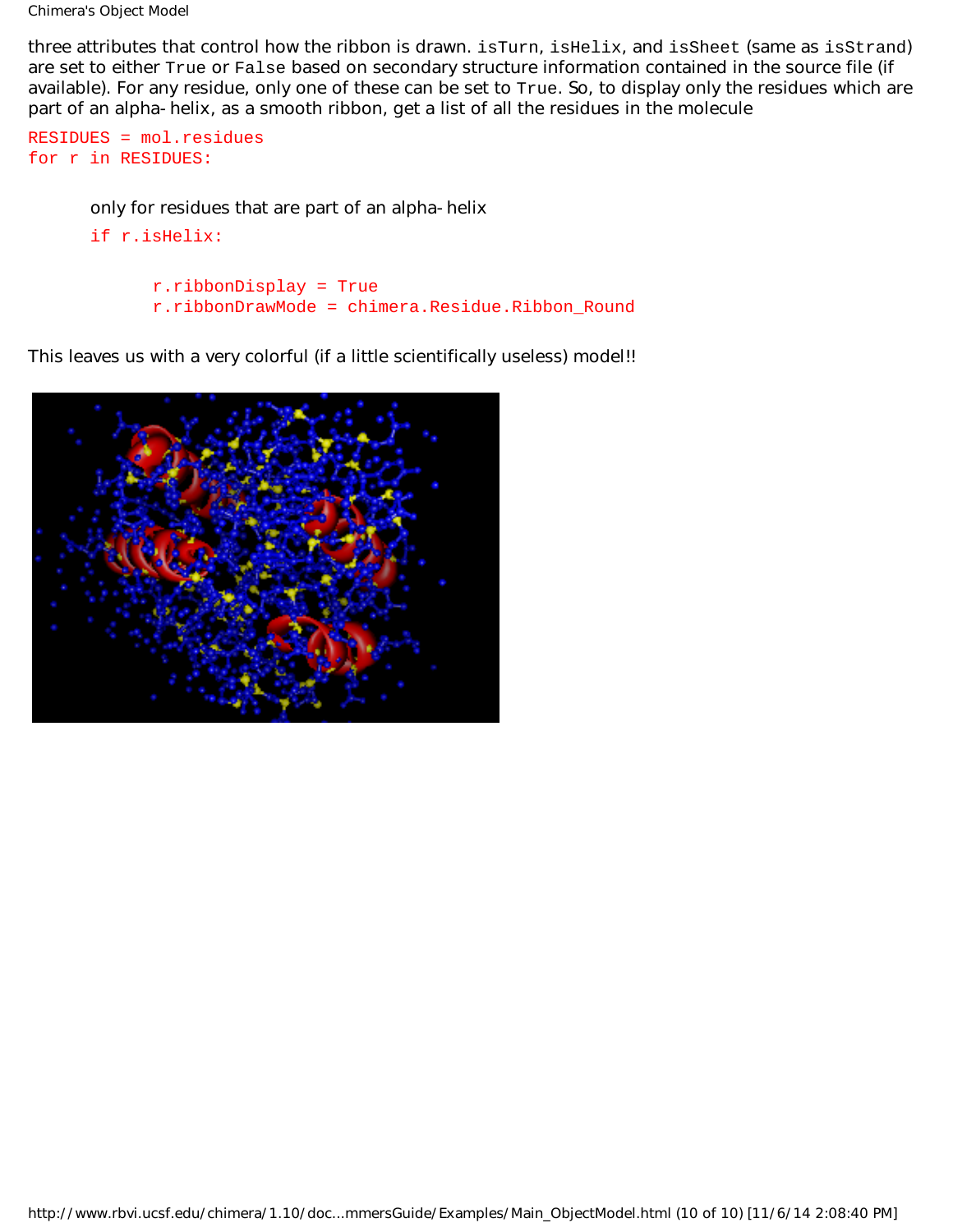three attributes that control how the ribbon is drawn. `isTurn`, `isHelix`, and `isSheet` (same as `isStrand`) are set to either `True` or `False` based on secondary structure information contained in the source file (if available). For any residue, only one of these can be set to `True`. So, to display only the residues which are part of an alpha-helix, as a smooth ribbon, get a list of all the residues in the molecule

```
RESIDUES = mol.residues
for r in RESIDUES:
```

only for residues that are part of an alpha-helix

```
    if r.isHelix:
```

```
        r.ribbonDisplay = True
        r.ribbonDrawMode = chimera.Residue.Ribbon_Round
```

This leaves us with a very colorful (if a little scientifically useless) model!!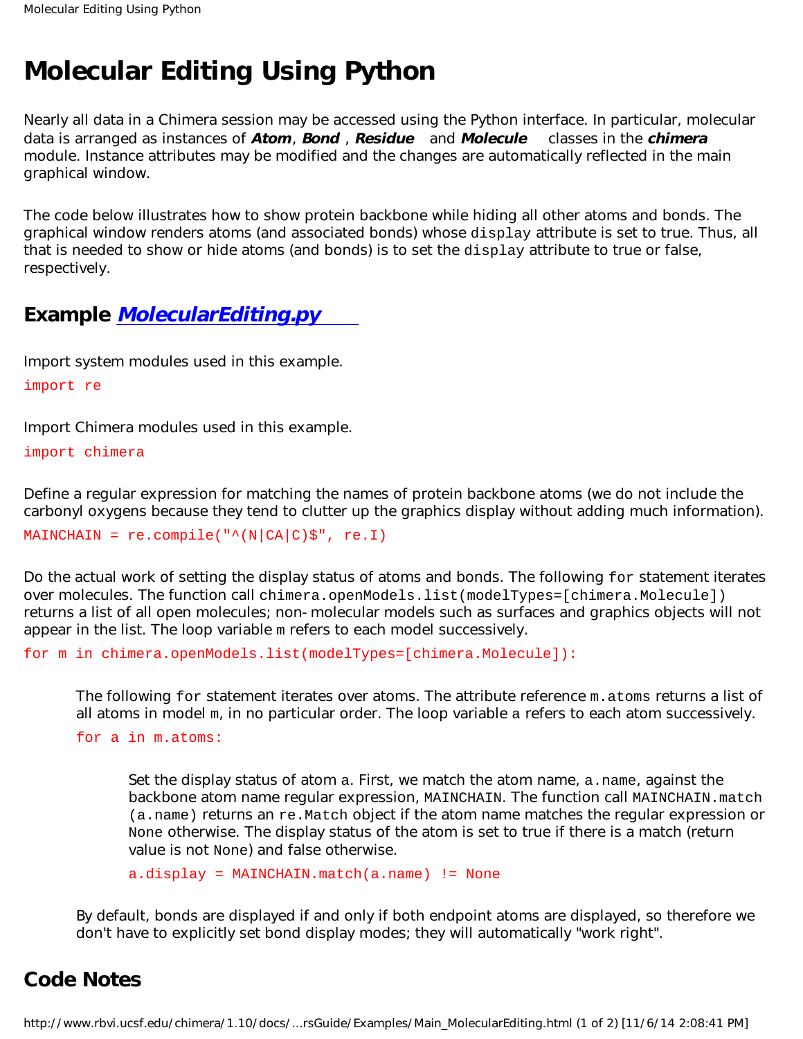# Molecular Editing Using Python

Nearly all data in a Chimera session may be accessed using the Python interface. In particular, molecular data is arranged as instances of ***Atom***, ***Bond*** , ***Residue*** and ***Molecule*** classes in the ***chimera*** module. Instance attributes may be modified and the changes are automatically reflected in the main graphical window.

The code below illustrates how to show protein backbone while hiding all other atoms and bonds. The graphical window renders atoms (and associated bonds) whose `display` attribute is set to true. Thus, all that is needed to show or hide atoms (and bonds) is to set the `display` attribute to true or false, respectively.

## Example *MolecularEditing.py*

Import system modules used in this example.

```
import re
```

Import Chimera modules used in this example.

```
import chimera
```

Define a regular expression for matching the names of protein backbone atoms (we do not include the carbonyl oxygens because they tend to clutter up the graphics display without adding much information).

```
MAINCHAIN = re.compile("^(N|CA|C)$", re.I)
```

Do the actual work of setting the display status of atoms and bonds. The following `for` statement iterates over molecules. The function call `chimera.openModels.list(modelTypes=[chimera.Molecule])` returns a list of all open molecules; non- molecular models such as surfaces and graphics objects will not appear in the list. The loop variable `m` refers to each model successively.

```
for m in chimera.openModels.list(modelTypes=[chimera.Molecule]):
```

The following `for` statement iterates over atoms. The attribute reference `m.atoms` returns a list of all atoms in model `m`, in no particular order. The loop variable `a` refers to each atom successively.

```
for a in m.atoms:
```

Set the display status of atom `a`. First, we match the atom name, `a.name`, against the backbone atom name regular expression, `MAINCHAIN`. The function call `MAINCHAIN.match(a.name)` returns an `re.Match` object if the atom name matches the regular expression or `None` otherwise. The display status of the atom is set to true if there is a match (return value is not `None`) and false otherwise.

```
a.display = MAINCHAIN.match(a.name) != None
```

By default, bonds are displayed if and only if both endpoint atoms are displayed, so therefore we don't have to explicitly set bond display modes; they will automatically "work right".

## Code Notes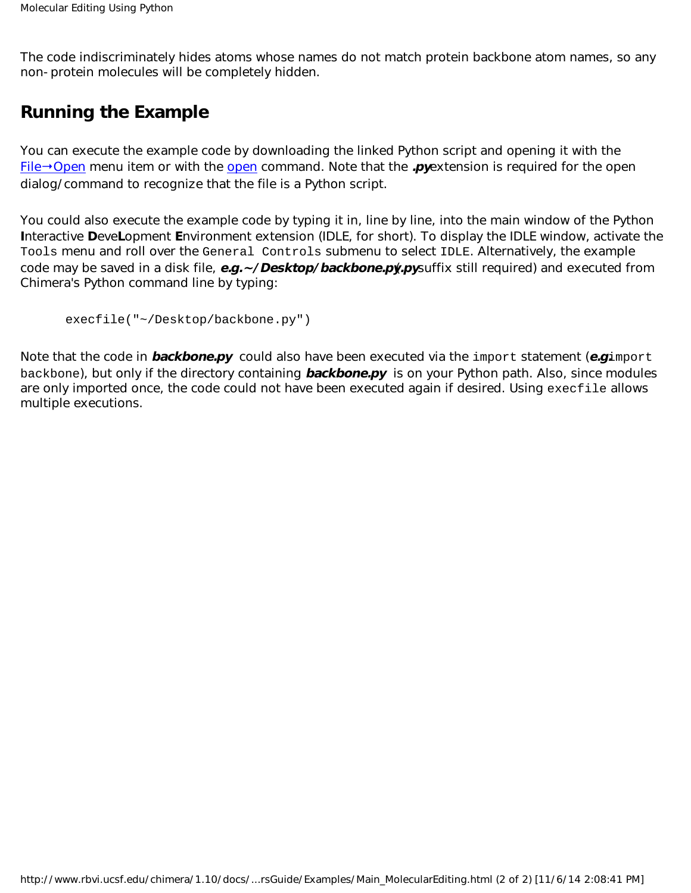The code indiscriminately hides atoms whose names do not match protein backbone atom names, so any non- protein molecules will be completely hidden.

## Running the Example

You can execute the example code by downloading the linked Python script and opening it with the File→Open menu item or with the open command. Note that the ***.py*** extension is required for the open dialog/command to recognize that the file is a Python script.

You could also execute the example code by typing it in, line by line, into the main window of the Python **I**nteractive **D**eve**L**opment **E**nvironment extension (IDLE, for short). To display the IDLE window, activate the `Tools` menu and roll over the `General Controls` submenu to select `IDLE`. Alternatively, the example code may be saved in a disk file, ***e.g.*** ***~/Desktop/backbone.py*** (***.py*** suffix still required) and executed from Chimera's Python command line by typing:

```
execfile("~/Desktop/backbone.py")
```

Note that the code in ***backbone.py*** could also have been executed via the `import` statement (***e.g.*** `import backbone`), but only if the directory containing ***backbone.py*** is on your Python path. Also, since modules are only imported once, the code could not have been executed again if desired. Using `execfile` allows multiple executions.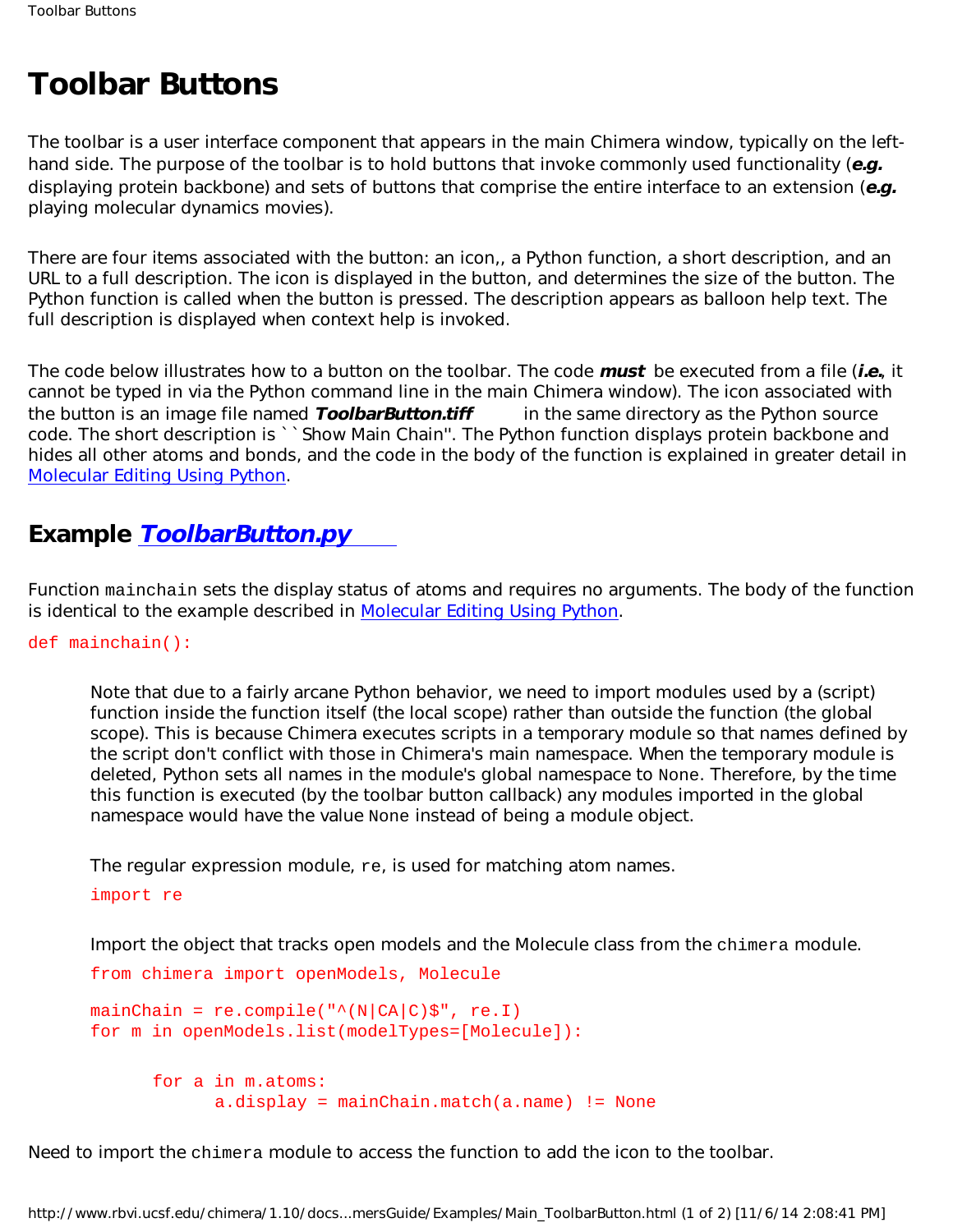# Toolbar Buttons

The toolbar is a user interface component that appears in the main Chimera window, typically on the left-hand side. The purpose of the toolbar is to hold buttons that invoke commonly used functionality (***e.g.*** displaying protein backbone) and sets of buttons that comprise the entire interface to an extension (***e.g.*** playing molecular dynamics movies).

There are four items associated with the button: an icon,, a Python function, a short description, and an URL to a full description. The icon is displayed in the button, and determines the size of the button. The Python function is called when the button is pressed. The description appears as balloon help text. The full description is displayed when context help is invoked.

The code below illustrates how to a button on the toolbar. The code ***must*** be executed from a file (***i.e.***, it cannot be typed in via the Python command line in the main Chimera window). The icon associated with the button is an image file named ***ToolbarButton.tiff*** in the same directory as the Python source code. The short description is ``Show Main Chain''. The Python function displays protein backbone and hides all other atoms and bonds, and the code in the body of the function is explained in greater detail in Molecular Editing Using Python.

## Example *ToolbarButton.py*

Function `mainchain` sets the display status of atoms and requires no arguments. The body of the function is identical to the example described in Molecular Editing Using Python.

```
def mainchain():
```

> Note that due to a fairly arcane Python behavior, we need to import modules used by a (script) function inside the function itself (the local scope) rather than outside the function (the global scope). This is because Chimera executes scripts in a temporary module so that names defined by the script don't conflict with those in Chimera's main namespace. When the temporary module is deleted, Python sets all names in the module's global namespace to `None`. Therefore, by the time this function is executed (by the toolbar button callback) any modules imported in the global namespace would have the value `None` instead of being a module object.
>
> The regular expression module, `re`, is used for matching atom names.
>
> ```
> import re
> ```
>
> Import the object that tracks open models and the Molecule class from the `chimera` module.
>
> ```
> from chimera import openModels, Molecule
>
> mainChain = re.compile("^(N|CA|C)$", re.I)
> for m in openModels.list(modelTypes=[Molecule]):
>
>       for a in m.atoms:
>             a.display = mainChain.match(a.name) != None
> ```

Need to import the `chimera` module to access the function to add the icon to the toolbar.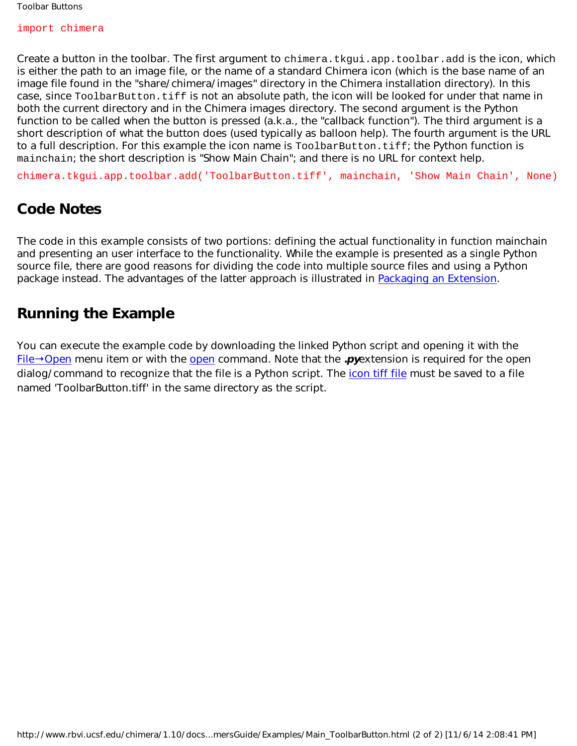```
import chimera
```

Create a button in the toolbar. The first argument to `chimera.tkgui.app.toolbar.add` is the icon, which is either the path to an image file, or the name of a standard Chimera icon (which is the base name of an image file found in the "share/chimera/images" directory in the Chimera installation directory). In this case, since `ToolbarButton.tiff` is not an absolute path, the icon will be looked for under that name in both the current directory and in the Chimera images directory. The second argument is the Python function to be called when the button is pressed (a.k.a., the "callback function"). The third argument is a short description of what the button does (used typically as balloon help). The fourth argument is the URL to a full description. For this example the icon name is `ToolbarButton.tiff`; the Python function is `mainchain`; the short description is "Show Main Chain"; and there is no URL for context help.

```
chimera.tkgui.app.toolbar.add('ToolbarButton.tiff', mainchain, 'Show Main Chain', None)
```

## Code Notes

The code in this example consists of two portions: defining the actual functionality in function mainchain and presenting an user interface to the functionality. While the example is presented as a single Python source file, there are good reasons for dividing the code into multiple source files and using a Python package instead. The advantages of the latter approach is illustrated in Packaging an Extension.

## Running the Example

You can execute the example code by downloading the linked Python script and opening it with the File→Open menu item or with the open command. Note that the ***.py*** extension is required for the open dialog/command to recognize that the file is a Python script. The icon tiff file must be saved to a file named 'ToolbarButton.tiff' in the same directory as the script.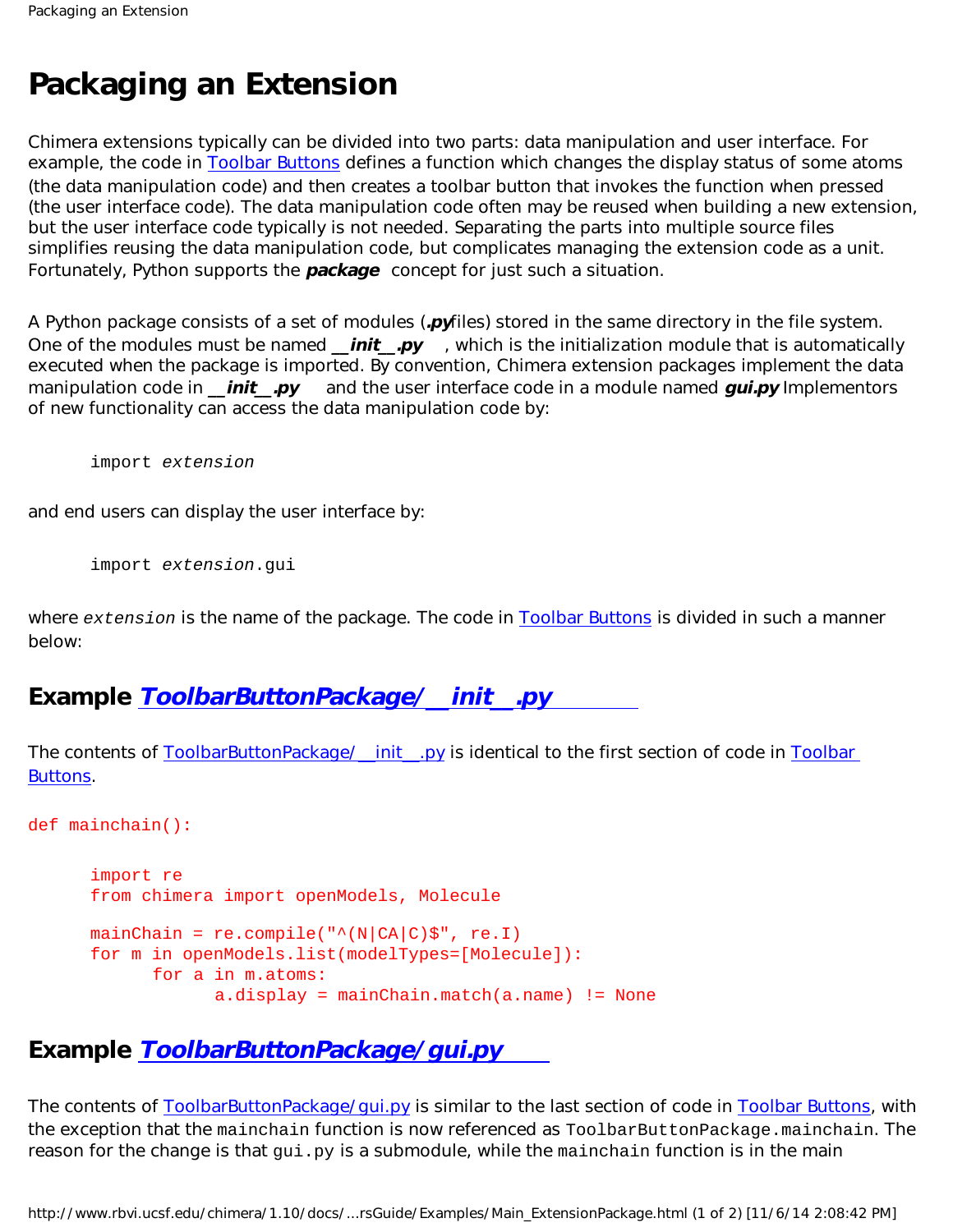# Packaging an Extension

Chimera extensions typically can be divided into two parts: data manipulation and user interface. For example, the code in Toolbar Buttons defines a function which changes the display status of some atoms (the data manipulation code) and then creates a toolbar button that invokes the function when pressed (the user interface code). The data manipulation code often may be reused when building a new extension, but the user interface code typically is not needed. Separating the parts into multiple source files simplifies reusing the data manipulation code, but complicates managing the extension code as a unit. Fortunately, Python supports the ***package*** concept for just such a situation.

A Python package consists of a set of modules (***.py*** files) stored in the same directory in the file system. One of the modules must be named ***__init__.py***, which is the initialization module that is automatically executed when the package is imported. By convention, Chimera extension packages implement the data manipulation code in ***__init__.py*** and the user interface code in a module named ***gui.py*** Implementors of new functionality can access the data manipulation code by:

```
import extension
```

and end users can display the user interface by:

```
import extension.gui
```

where *extension* is the name of the package. The code in Toolbar Buttons is divided in such a manner below:

## Example *ToolbarButtonPackage/__init__.py*

The contents of ToolbarButtonPackage/__init__.py is identical to the first section of code in Toolbar Buttons.

```
def mainchain():

    import re
    from chimera import openModels, Molecule

    mainChain = re.compile("^(N|CA|C)$", re.I)
    for m in openModels.list(modelTypes=[Molecule]):
        for a in m.atoms:
            a.display = mainChain.match(a.name) != None
```

## Example *ToolbarButtonPackage/gui.py*

The contents of ToolbarButtonPackage/gui.py is similar to the last section of code in Toolbar Buttons, with the exception that the `mainchain` function is now referenced as `ToolbarButtonPackage.mainchain`. The reason for the change is that `gui.py` is a submodule, while the `mainchain` function is in the main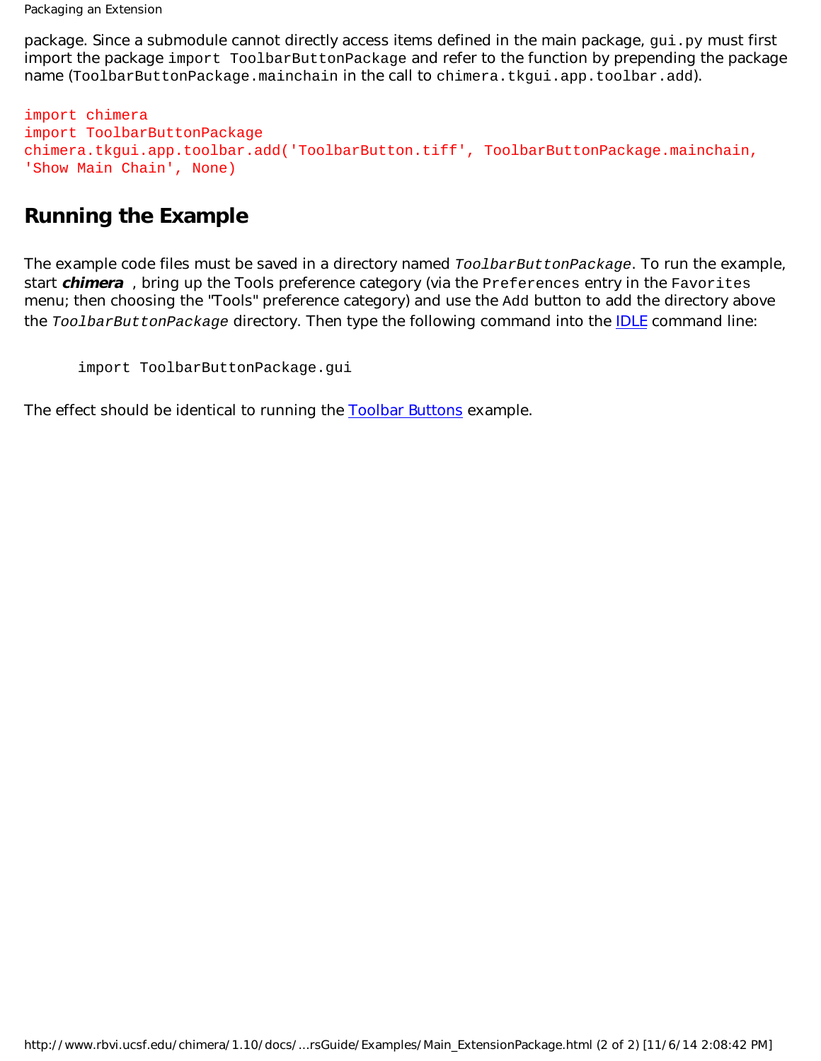package. Since a submodule cannot directly access items defined in the main package, `gui.py` must first import the package `import ToolbarButtonPackage` and refer to the function by prepending the package name (`ToolbarButtonPackage.mainchain` in the call to `chimera.tkgui.app.toolbar.add`).

```
import chimera
import ToolbarButtonPackage
chimera.tkgui.app.toolbar.add('ToolbarButton.tiff', ToolbarButtonPackage.mainchain,
'Show Main Chain', None)
```

## Running the Example

The example code files must be saved in a directory named *ToolbarButtonPackage*. To run the example, start ***chimera*** , bring up the Tools preference category (via the `Preferences` entry in the `Favorites` menu; then choosing the "Tools" preference category) and use the `Add` button to add the directory above the *ToolbarButtonPackage* directory. Then type the following command into the IDLE command line:

```
import ToolbarButtonPackage.gui
```

The effect should be identical to running the Toolbar Buttons example.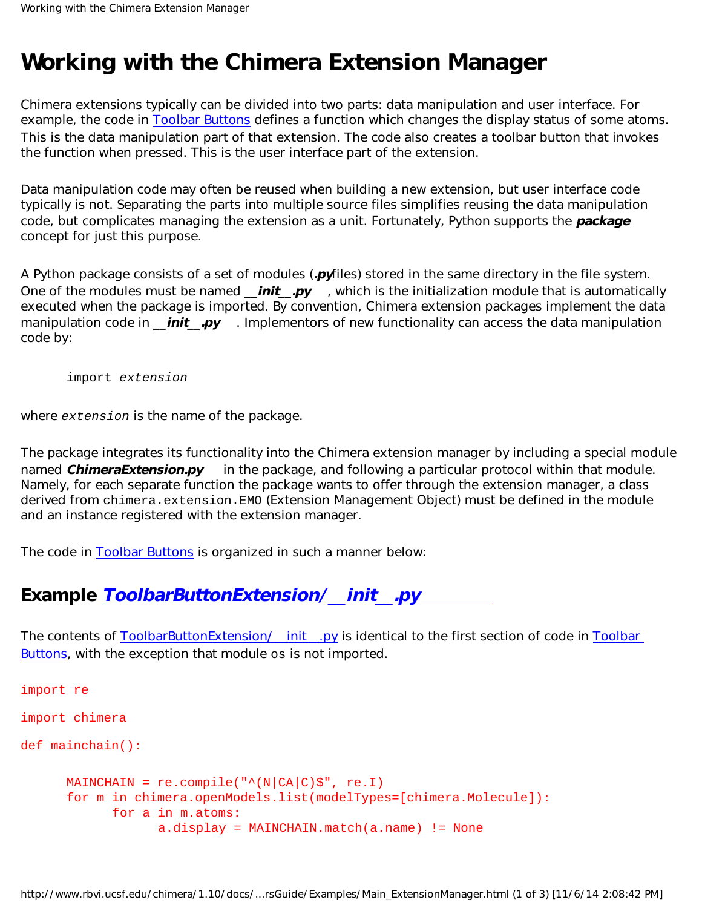# Working with the Chimera Extension Manager

Chimera extensions typically can be divided into two parts: data manipulation and user interface. For example, the code in Toolbar Buttons defines a function which changes the display status of some atoms. This is the data manipulation part of that extension. The code also creates a toolbar button that invokes the function when pressed. This is the user interface part of the extension.

Data manipulation code may often be reused when building a new extension, but user interface code typically is not. Separating the parts into multiple source files simplifies reusing the data manipulation code, but complicates managing the extension as a unit. Fortunately, Python supports the ***package*** concept for just this purpose.

A Python package consists of a set of modules (***.py*** files) stored in the same directory in the file system. One of the modules must be named ***__init__.py***, which is the initialization module that is automatically executed when the package is imported. By convention, Chimera extension packages implement the data manipulation code in ***__init__.py***. Implementors of new functionality can access the data manipulation code by:

```
import extension
```

where *`extension`* is the name of the package.

The package integrates its functionality into the Chimera extension manager by including a special module named ***ChimeraExtension.py*** in the package, and following a particular protocol within that module. Namely, for each separate function the package wants to offer through the extension manager, a class derived from `chimera.extension.EMO` (Extension Management Object) must be defined in the module and an instance registered with the extension manager.

The code in Toolbar Buttons is organized in such a manner below:

## Example *ToolbarButtonExtension/__init__.py*

The contents of ToolbarButtonExtension/__init__.py is identical to the first section of code in Toolbar Buttons, with the exception that module `os` is not imported.

```
import re

import chimera

def mainchain():

    MAINCHAIN = re.compile("^(N|CA|C)$", re.I)
    for m in chimera.openModels.list(modelTypes=[chimera.Molecule]):
        for a in m.atoms:
            a.display = MAINCHAIN.match(a.name) != None
```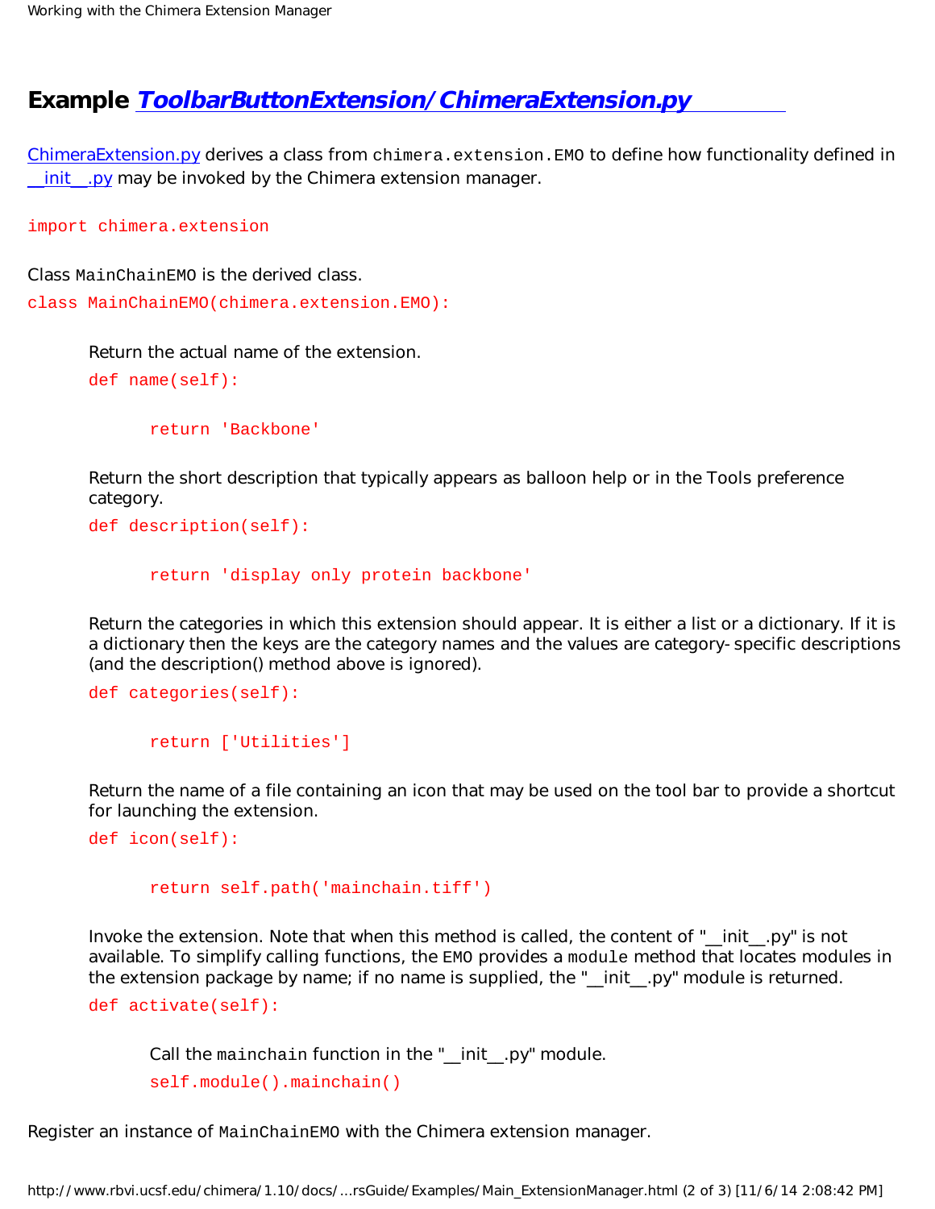## Example [ToolbarButtonExtension/ChimeraExtension.py]

[ChimeraExtension.py] derives a class from `chimera.extension.EMO` to define how functionality defined in [__init__.py] may be invoked by the Chimera extension manager.

```
import chimera.extension
```

Class `MainChainEMO` is the derived class.

```
class MainChainEMO(chimera.extension.EMO):
```

Return the actual name of the extension.

```
def name(self):

    return 'Backbone'
```

Return the short description that typically appears as balloon help or in the Tools preference category.

```
def description(self):

    return 'display only protein backbone'
```

Return the categories in which this extension should appear. It is either a list or a dictionary. If it is a dictionary then the keys are the category names and the values are category-specific descriptions (and the description() method above is ignored).

```
def categories(self):

    return ['Utilities']
```

Return the name of a file containing an icon that may be used on the tool bar to provide a shortcut for launching the extension.

```
def icon(self):

    return self.path('mainchain.tiff')
```

Invoke the extension. Note that when this method is called, the content of "__init__.py" is not available. To simplify calling functions, the `EMO` provides a `module` method that locates modules in the extension package by name; if no name is supplied, the "__init__.py" module is returned.

```
def activate(self):
```

Call the `mainchain` function in the "__init__.py" module.

```
self.module().mainchain()
```

Register an instance of `MainChainEMO` with the Chimera extension manager.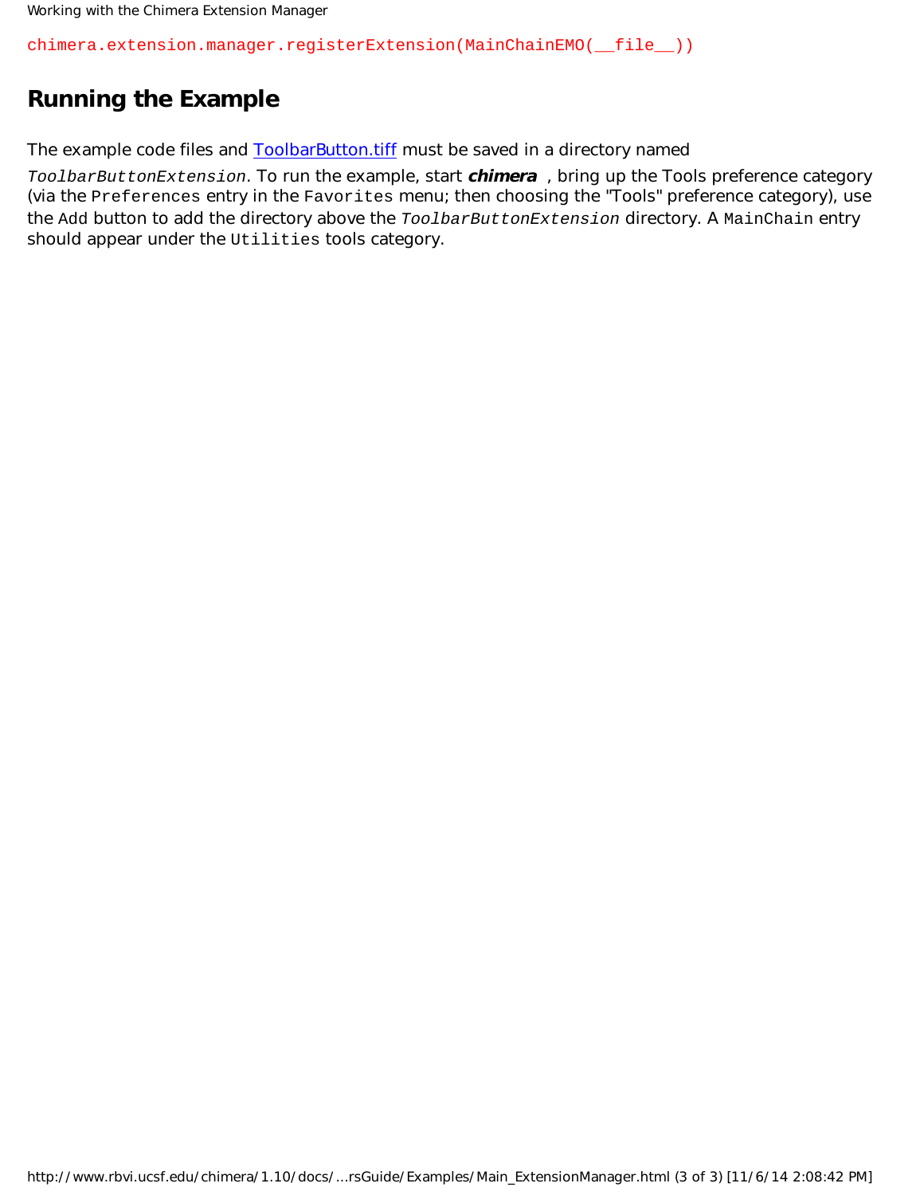```
chimera.extension.manager.registerExtension(MainChainEMO(__file__))
```

## Running the Example

The example code files and [ToolbarButton.tiff] must be saved in a directory named *ToolbarButtonExtension*. To run the example, start ***chimera*** , bring up the Tools preference category (via the `Preferences` entry in the `Favorites` menu; then choosing the "Tools" preference category), use the `Add` button to add the directory above the *ToolbarButtonExtension* directory. A `MainChain` entry should appear under the `Utilities` tools category.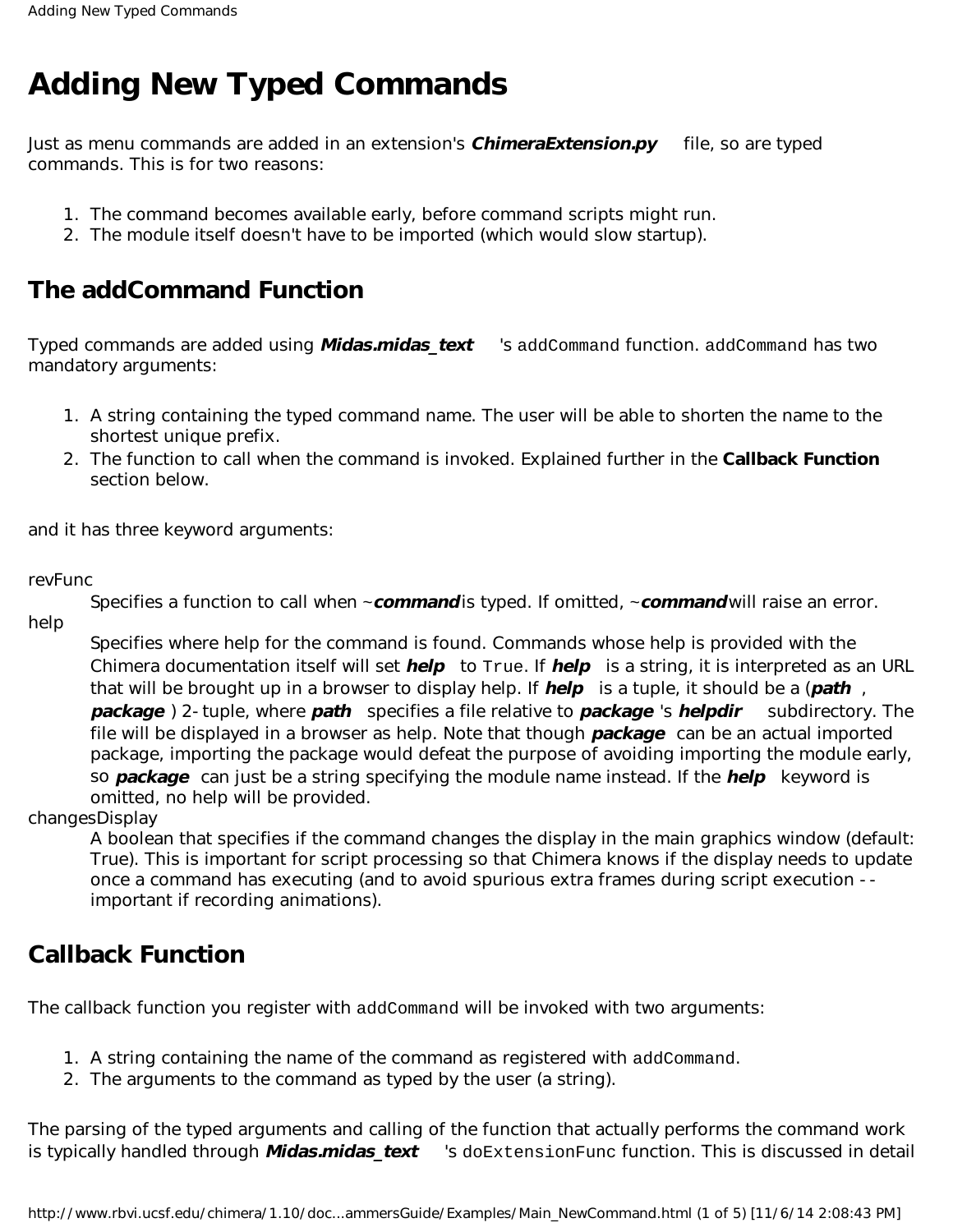# Adding New Typed Commands

Just as menu commands are added in an extension's ***ChimeraExtension.py*** file, so are typed commands. This is for two reasons:

1. The command becomes available early, before command scripts might run.
2. The module itself doesn't have to be imported (which would slow startup).

## The addCommand Function

Typed commands are added using ***Midas.midas_text***'s `addCommand` function. `addCommand` has two mandatory arguments:

1. A string containing the typed command name. The user will be able to shorten the name to the shortest unique prefix.
2. The function to call when the command is invoked. Explained further in the **Callback Function** section below.

and it has three keyword arguments:

revFunc
: Specifies a function to call when ~***command*** is typed. If omitted, ~***command*** will raise an error.

help
: Specifies where help for the command is found. Commands whose help is provided with the Chimera documentation itself will set ***help*** to `True`. If ***help*** is a string, it is interpreted as an URL that will be brought up in a browser to display help. If ***help*** is a tuple, it should be a (***path***, ***package***) 2-tuple, where ***path*** specifies a file relative to ***package***'s ***helpdir*** subdirectory. The file will be displayed in a browser as help. Note that though ***package*** can be an actual imported package, importing the package would defeat the purpose of avoiding importing the module early, so ***package*** can just be a string specifying the module name instead. If the ***help*** keyword is omitted, no help will be provided.

changesDisplay
: A boolean that specifies if the command changes the display in the main graphics window (default: True). This is important for script processing so that Chimera knows if the display needs to update once a command has executing (and to avoid spurious extra frames during script execution -- important if recording animations).

## Callback Function

The callback function you register with `addCommand` will be invoked with two arguments:

1. A string containing the name of the command as registered with `addCommand`.
2. The arguments to the command as typed by the user (a string).

The parsing of the typed arguments and calling of the function that actually performs the command work is typically handled through ***Midas.midas_text***'s `doExtensionFunc` function. This is discussed in detail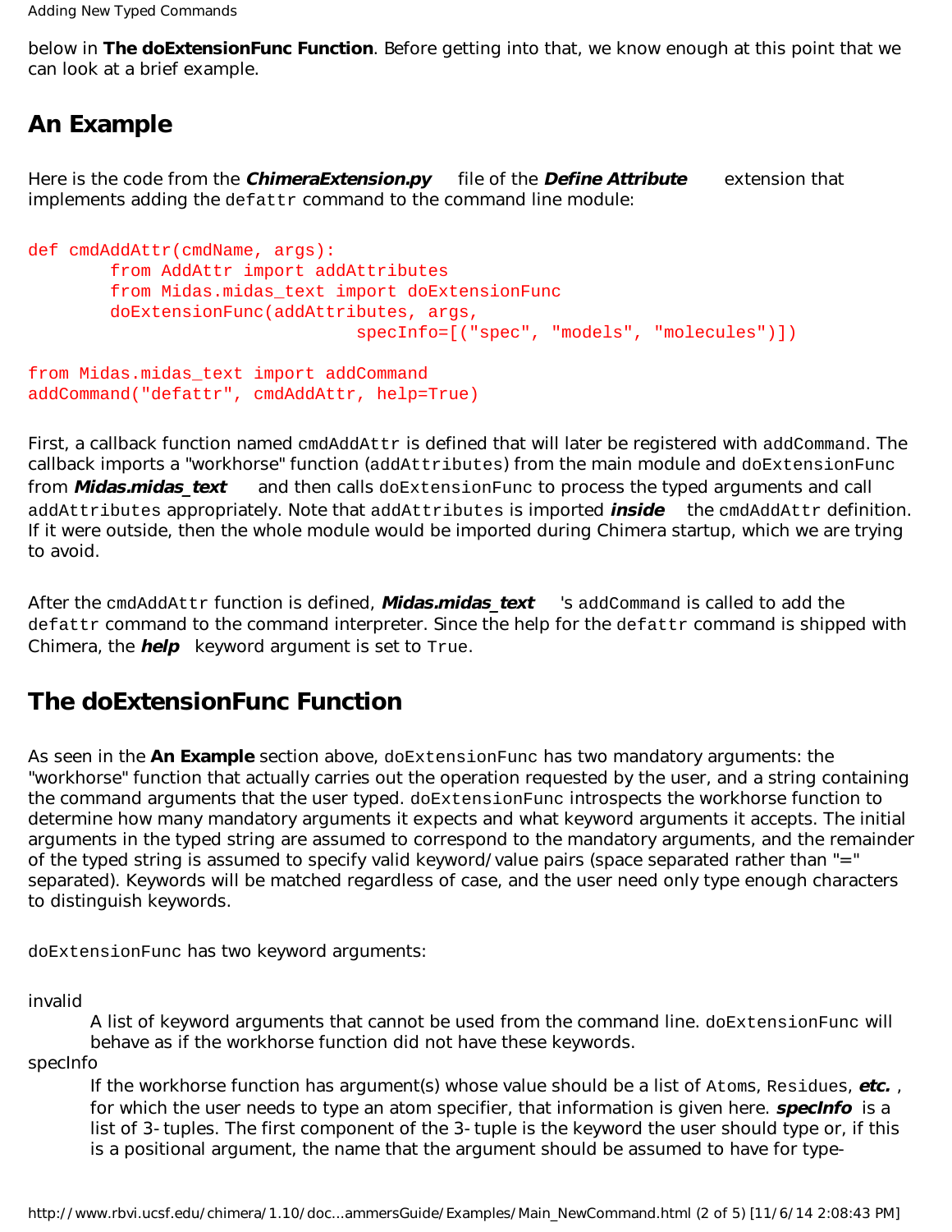below in **The doExtensionFunc Function**. Before getting into that, we know enough at this point that we can look at a brief example.

## An Example

Here is the code from the ***ChimeraExtension.py*** file of the ***Define Attribute*** extension that implements adding the `defattr` command to the command line module:

```
def cmdAddAttr(cmdName, args):
        from AddAttr import addAttributes
        from Midas.midas_text import doExtensionFunc
        doExtensionFunc(addAttributes, args,
                                specInfo=[("spec", "models", "molecules")])

from Midas.midas_text import addCommand
addCommand("defattr", cmdAddAttr, help=True)
```

First, a callback function named `cmdAddAttr` is defined that will later be registered with `addCommand`. The callback imports a "workhorse" function (`addAttributes`) from the main module and `doExtensionFunc` from ***Midas.midas_text*** and then calls `doExtensionFunc` to process the typed arguments and call `addAttributes` appropriately. Note that `addAttributes` is imported ***inside*** the `cmdAddAttr` definition. If it were outside, then the whole module would be imported during Chimera startup, which we are trying to avoid.

After the `cmdAddAttr` function is defined, ***Midas.midas_text*** 's `addCommand` is called to add the `defattr` command to the command interpreter. Since the help for the `defattr` command is shipped with Chimera, the ***help*** keyword argument is set to `True`.

## The doExtensionFunc Function

As seen in the **An Example** section above, `doExtensionFunc` has two mandatory arguments: the "workhorse" function that actually carries out the operation requested by the user, and a string containing the command arguments that the user typed. `doExtensionFunc` introspects the workhorse function to determine how many mandatory arguments it expects and what keyword arguments it accepts. The initial arguments in the typed string are assumed to correspond to the mandatory arguments, and the remainder of the typed string is assumed to specify valid keyword/value pairs (space separated rather than "=" separated). Keywords will be matched regardless of case, and the user need only type enough characters to distinguish keywords.

`doExtensionFunc` has two keyword arguments:

invalid
: A list of keyword arguments that cannot be used from the command line. `doExtensionFunc` will behave as if the workhorse function did not have these keywords.

specInfo
: If the workhorse function has argument(s) whose value should be a list of `Atoms`, `Residues`, ***etc.*** , for which the user needs to type an atom specifier, that information is given here. ***specInfo*** is a list of 3-tuples. The first component of the 3-tuple is the keyword the user should type or, if this is a positional argument, the name that the argument should be assumed to have for type-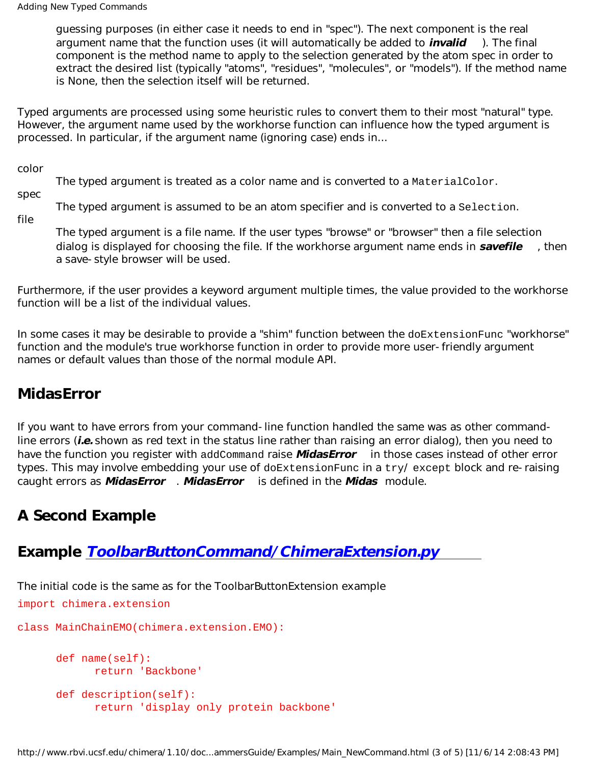guessing purposes (in either case it needs to end in "spec"). The next component is the real argument name that the function uses (it will automatically be added to ***invalid***). The final component is the method name to apply to the selection generated by the atom spec in order to extract the desired list (typically "atoms", "residues", "molecules", or "models"). If the method name is None, then the selection itself will be returned.

Typed arguments are processed using some heuristic rules to convert them to their most "natural" type. However, the argument name used by the workhorse function can influence how the typed argument is processed. In particular, if the argument name (ignoring case) ends in...

color
: The typed argument is treated as a color name and is converted to a `MaterialColor`.

spec
: The typed argument is assumed to be an atom specifier and is converted to a `Selection`.

file
: The typed argument is a file name. If the user types "browse" or "browser" then a file selection dialog is displayed for choosing the file. If the workhorse argument name ends in ***savefile***, then a save-style browser will be used.

Furthermore, if the user provides a keyword argument multiple times, the value provided to the workhorse function will be a list of the individual values.

In some cases it may be desirable to provide a "shim" function between the `doExtensionFunc` "workhorse" function and the module's true workhorse function in order to provide more user-friendly argument names or default values than those of the normal module API.

## MidasError

If you want to have errors from your command-line function handled the same was as other command-line errors (***i.e.*** shown as red text in the status line rather than raising an error dialog), then you need to have the function you register with `addCommand` raise ***MidasError*** in those cases instead of other error types. This may involve embedding your use of `doExtensionFunc` in a `try/ except` block and re-raising caught errors as ***MidasError***. ***MidasError*** is defined in the ***Midas*** module.

## A Second Example

## Example *ToolbarButtonCommand/ChimeraExtension.py*

The initial code is the same as for the ToolbarButtonExtension example

```
import chimera.extension

class MainChainEMO(chimera.extension.EMO):

      def name(self):
            return 'Backbone'

      def description(self):
            return 'display only protein backbone'
```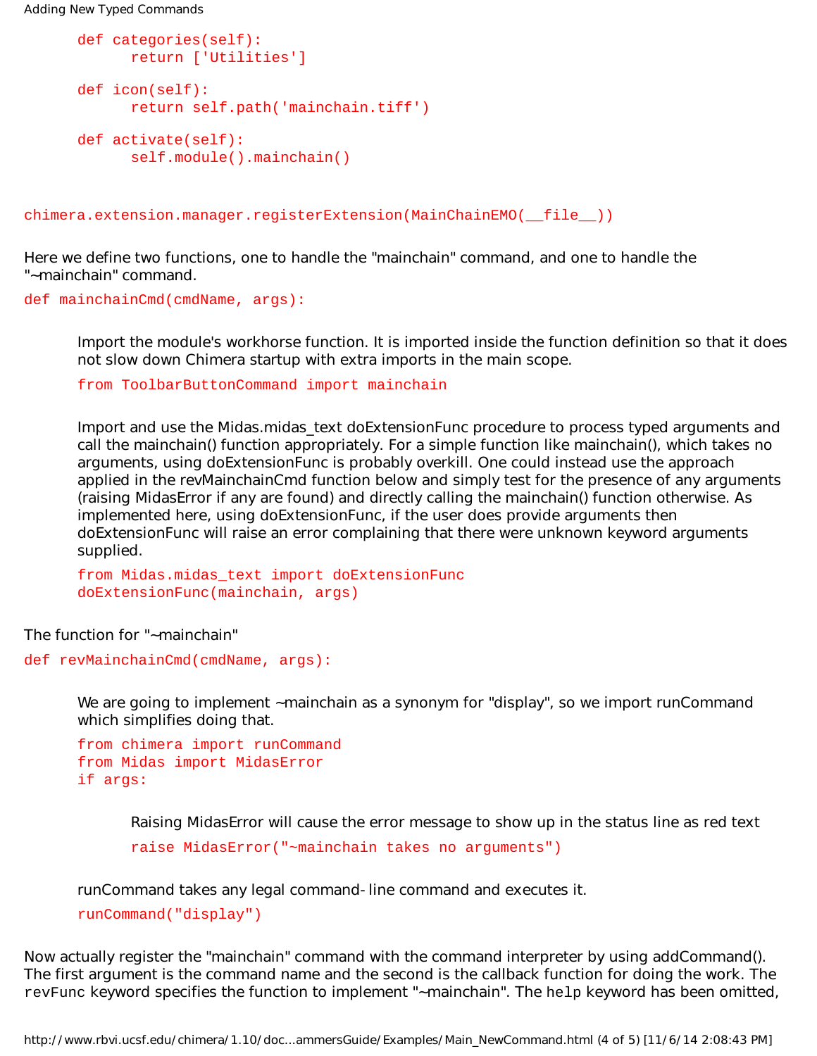```
    def categories(self):
        return ['Utilities']

    def icon(self):
        return self.path('mainchain.tiff')

    def activate(self):
        self.module().mainchain()


chimera.extension.manager.registerExtension(MainChainEMO(__file__))
```

Here we define two functions, one to handle the "mainchain" command, and one to handle the "~mainchain" command.

```
def mainchainCmd(cmdName, args):
```

Import the module's workhorse function. It is imported inside the function definition so that it does not slow down Chimera startup with extra imports in the main scope.

```
    from ToolbarButtonCommand import mainchain
```

Import and use the Midas.midas_text doExtensionFunc procedure to process typed arguments and call the mainchain() function appropriately. For a simple function like mainchain(), which takes no arguments, using doExtensionFunc is probably overkill. One could instead use the approach applied in the revMainchainCmd function below and simply test for the presence of any arguments (raising MidasError if any are found) and directly calling the mainchain() function otherwise. As implemented here, using doExtensionFunc, if the user does provide arguments then doExtensionFunc will raise an error complaining that there were unknown keyword arguments supplied.

```
    from Midas.midas_text import doExtensionFunc
    doExtensionFunc(mainchain, args)
```

The function for "~mainchain"

```
def revMainchainCmd(cmdName, args):
```

We are going to implement ~mainchain as a synonym for "display", so we import runCommand which simplifies doing that.

```
    from chimera import runCommand
    from Midas import MidasError
    if args:
```

Raising MidasError will cause the error message to show up in the status line as red text

```
        raise MidasError("~mainchain takes no arguments")
```

runCommand takes any legal command-line command and executes it.

```
    runCommand("display")
```

Now actually register the "mainchain" command with the command interpreter by using addCommand(). The first argument is the command name and the second is the callback function for doing the work. The `revFunc` keyword specifies the function to implement "~mainchain". The `help` keyword has been omitted,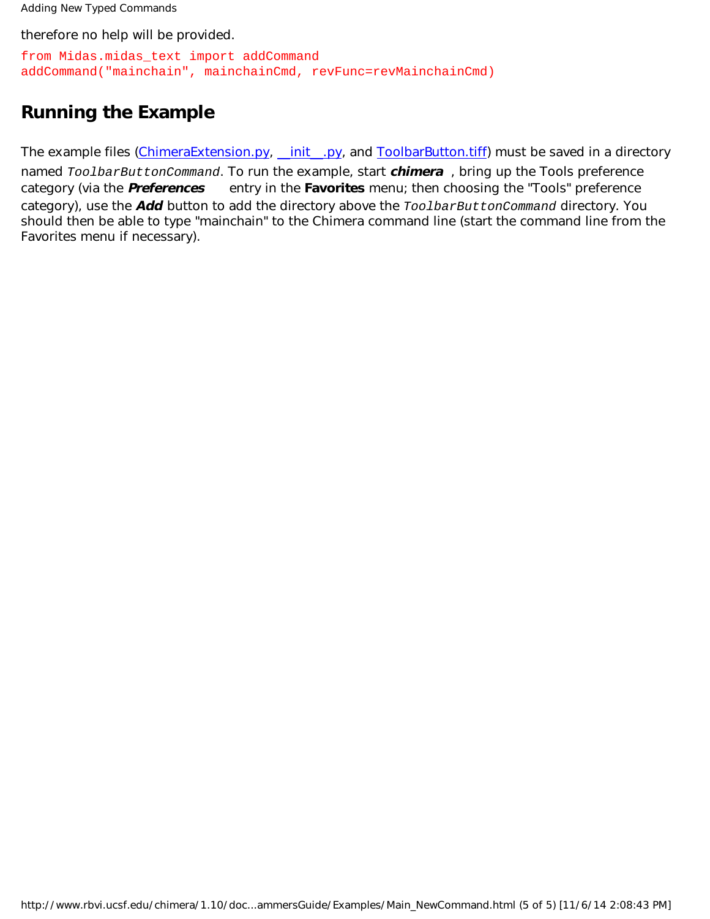therefore no help will be provided.

```
from Midas.midas_text import addCommand
addCommand("mainchain", mainchainCmd, revFunc=revMainchainCmd)
```

## Running the Example

The example files (ChimeraExtension.py, __init__.py, and ToolbarButton.tiff) must be saved in a directory named `ToolbarButtonCommand`. To run the example, start ***chimera*** , bring up the Tools preference category (via the ***Preferences*** entry in the **Favorites** menu; then choosing the "Tools" preference category), use the ***Add*** button to add the directory above the `ToolbarButtonCommand` directory. You should then be able to type "mainchain" to the Chimera command line (start the command line from the Favorites menu if necessary).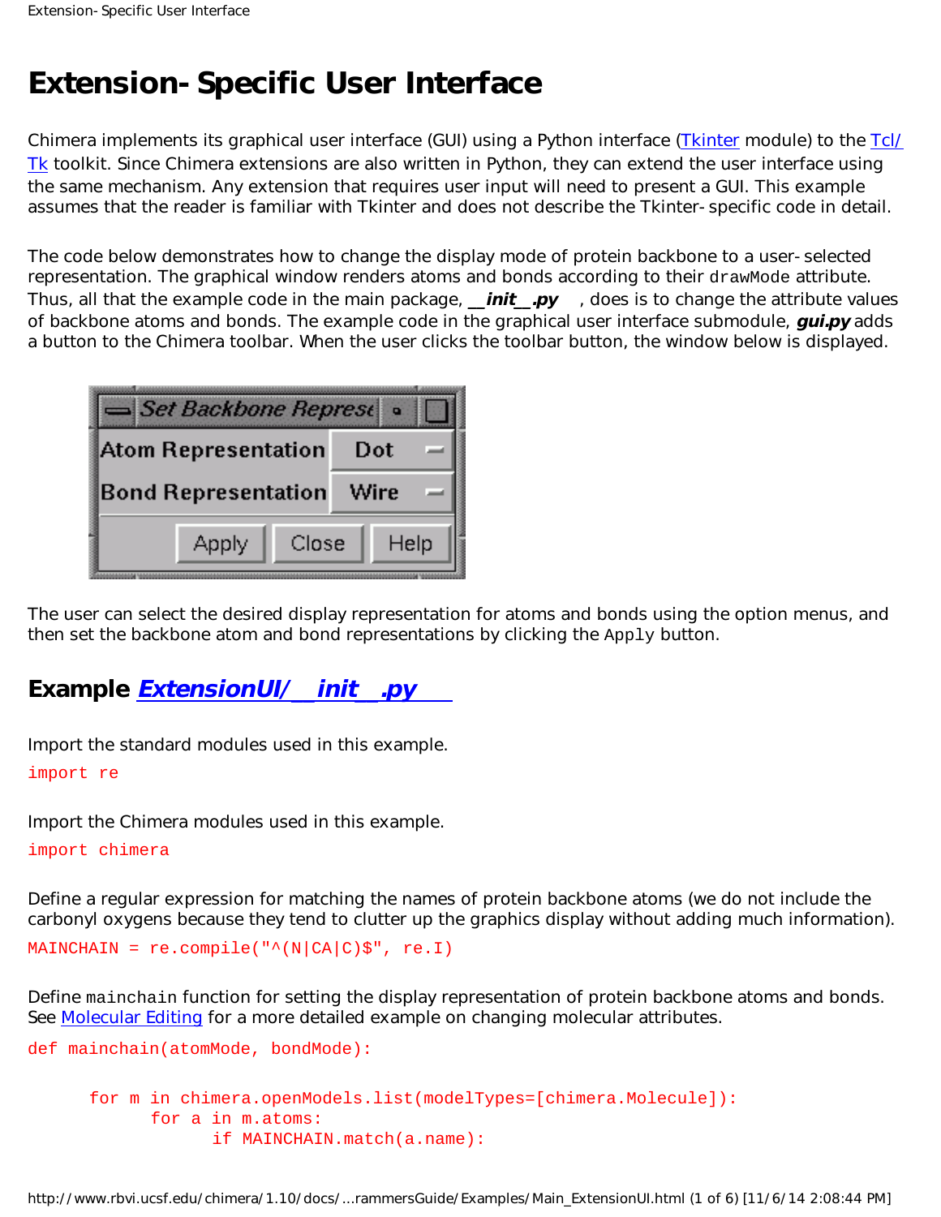# Extension-Specific User Interface

Chimera implements its graphical user interface (GUI) using a Python interface (Tkinter module) to the Tcl/Tk toolkit. Since Chimera extensions are also written in Python, they can extend the user interface using the same mechanism. Any extension that requires user input will need to present a GUI. This example assumes that the reader is familiar with Tkinter and does not describe the Tkinter-specific code in detail.

The code below demonstrates how to change the display mode of protein backbone to a user-selected representation. The graphical window renders atoms and bonds according to their `drawMode` attribute. Thus, all that the example code in the main package, ***__init__.py***, does is to change the attribute values of backbone atoms and bonds. The example code in the graphical user interface submodule, ***gui.py*** adds a button to the Chimera toolbar. When the user clicks the toolbar button, the window below is displayed.

The user can select the desired display representation for atoms and bonds using the option menus, and then set the backbone atom and bond representations by clicking the `Apply` button.

## Example *ExtensionUI/__init__.py*

Import the standard modules used in this example.

```
import re
```

Import the Chimera modules used in this example.

```
import chimera
```

Define a regular expression for matching the names of protein backbone atoms (we do not include the carbonyl oxygens because they tend to clutter up the graphics display without adding much information).

```
MAINCHAIN = re.compile("^(N|CA|C)$", re.I)
```

Define `mainchain` function for setting the display representation of protein backbone atoms and bonds. See Molecular Editing for a more detailed example on changing molecular attributes.

```
def mainchain(atomMode, bondMode):

	for m in chimera.openModels.list(modelTypes=[chimera.Molecule]):
		for a in m.atoms:
			if MAINCHAIN.match(a.name):
```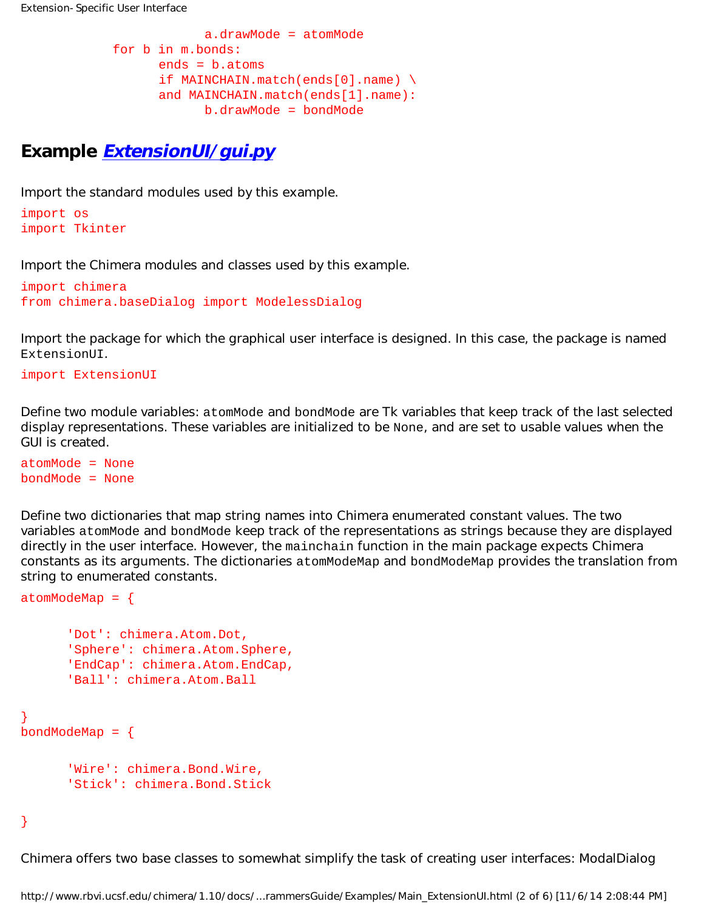```
                a.drawMode = atomMode
        for b in m.bonds:
            ends = b.atoms
            if MAINCHAIN.match(ends[0].name) \
            and MAINCHAIN.match(ends[1].name):
                b.drawMode = bondMode
```

## Example *ExtensionUI/gui.py*

Import the standard modules used by this example.

```
import os
import Tkinter
```

Import the Chimera modules and classes used by this example.

```
import chimera
from chimera.baseDialog import ModelessDialog
```

Import the package for which the graphical user interface is designed. In this case, the package is named `ExtensionUI`.

```
import ExtensionUI
```

Define two module variables: `atomMode` and `bondMode` are Tk variables that keep track of the last selected display representations. These variables are initialized to be `None`, and are set to usable values when the GUI is created.

```
atomMode = None
bondMode = None
```

Define two dictionaries that map string names into Chimera enumerated constant values. The two variables `atomMode` and `bondMode` keep track of the representations as strings because they are displayed directly in the user interface. However, the `mainchain` function in the main package expects Chimera constants as its arguments. The dictionaries `atomModeMap` and `bondModeMap` provides the translation from string to enumerated constants.

```
atomModeMap = {

    'Dot': chimera.Atom.Dot,
    'Sphere': chimera.Atom.Sphere,
    'EndCap': chimera.Atom.EndCap,
    'Ball': chimera.Atom.Ball

}
bondModeMap = {

    'Wire': chimera.Bond.Wire,
    'Stick': chimera.Bond.Stick

}
```

Chimera offers two base classes to somewhat simplify the task of creating user interfaces: ModalDialog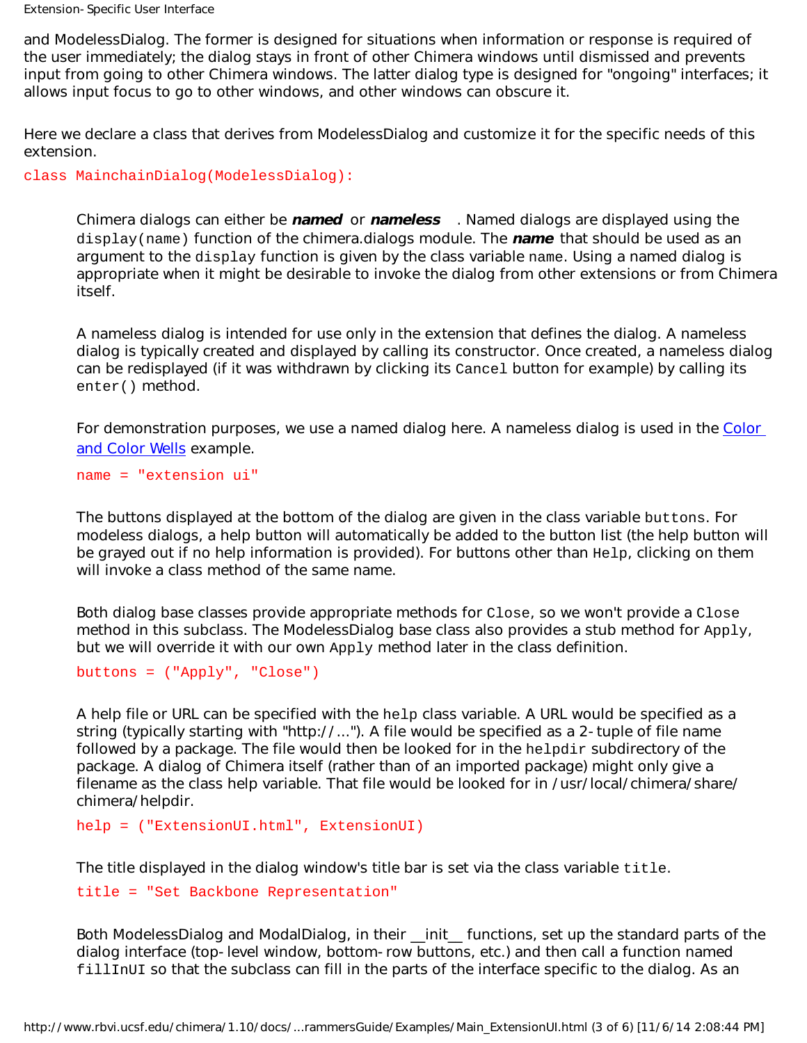and ModelessDialog. The former is designed for situations when information or response is required of the user immediately; the dialog stays in front of other Chimera windows until dismissed and prevents input from going to other Chimera windows. The latter dialog type is designed for "ongoing" interfaces; it allows input focus to go to other windows, and other windows can obscure it.

Here we declare a class that derives from ModelessDialog and customize it for the specific needs of this extension.

```
class MainchainDialog(ModelessDialog):
```

Chimera dialogs can either be ***named*** or ***nameless***. Named dialogs are displayed using the `display(name)` function of the chimera.dialogs module. The ***name*** that should be used as an argument to the `display` function is given by the class variable `name`. Using a named dialog is appropriate when it might be desirable to invoke the dialog from other extensions or from Chimera itself.

A nameless dialog is intended for use only in the extension that defines the dialog. A nameless dialog is typically created and displayed by calling its constructor. Once created, a nameless dialog can be redisplayed (if it was withdrawn by clicking its `Cancel` button for example) by calling its `enter()` method.

For demonstration purposes, we use a named dialog here. A nameless dialog is used in the Color and Color Wells example.

```
name = "extension ui"
```

The buttons displayed at the bottom of the dialog are given in the class variable `buttons`. For modeless dialogs, a help button will automatically be added to the button list (the help button will be grayed out if no help information is provided). For buttons other than `Help`, clicking on them will invoke a class method of the same name.

Both dialog base classes provide appropriate methods for `Close`, so we won't provide a `Close` method in this subclass. The ModelessDialog base class also provides a stub method for `Apply`, but we will override it with our own `Apply` method later in the class definition.

```
buttons = ("Apply", "Close")
```

A help file or URL can be specified with the `help` class variable. A URL would be specified as a string (typically starting with "http://..."). A file would be specified as a 2-tuple of file name followed by a package. The file would then be looked for in the `helpdir` subdirectory of the package. A dialog of Chimera itself (rather than of an imported package) might only give a filename as the class help variable. That file would be looked for in /usr/local/chimera/share/chimera/helpdir.

```
help = ("ExtensionUI.html", ExtensionUI)
```

The title displayed in the dialog window's title bar is set via the class variable `title`.

```
title = "Set Backbone Representation"
```

Both ModelessDialog and ModalDialog, in their __init__ functions, set up the standard parts of the dialog interface (top-level window, bottom-row buttons, etc.) and then call a function named `fillInUI` so that the subclass can fill in the parts of the interface specific to the dialog. As an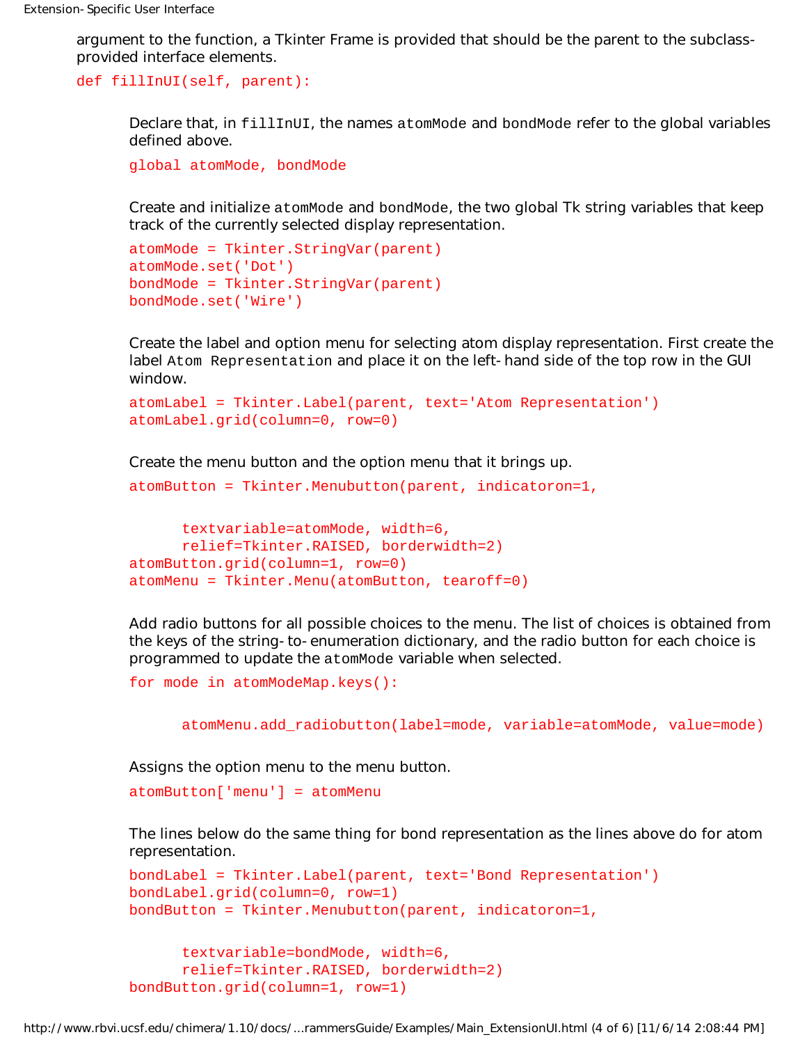argument to the function, a Tkinter Frame is provided that should be the parent to the subclass-provided interface elements.

```
def fillInUI(self, parent):
```

Declare that, in `fillInUI`, the names `atomMode` and `bondMode` refer to the global variables defined above.

```
global atomMode, bondMode
```

Create and initialize `atomMode` and `bondMode`, the two global Tk string variables that keep track of the currently selected display representation.

```
atomMode = Tkinter.StringVar(parent)
atomMode.set('Dot')
bondMode = Tkinter.StringVar(parent)
bondMode.set('Wire')
```

Create the label and option menu for selecting atom display representation. First create the label `Atom Representation` and place it on the left-hand side of the top row in the GUI window.

```
atomLabel = Tkinter.Label(parent, text='Atom Representation')
atomLabel.grid(column=0, row=0)
```

Create the menu button and the option menu that it brings up.

```
atomButton = Tkinter.Menubutton(parent, indicatoron=1,

      textvariable=atomMode, width=6,
      relief=Tkinter.RAISED, borderwidth=2)
atomButton.grid(column=1, row=0)
atomMenu = Tkinter.Menu(atomButton, tearoff=0)
```

Add radio buttons for all possible choices to the menu. The list of choices is obtained from the keys of the string-to-enumeration dictionary, and the radio button for each choice is programmed to update the `atomMode` variable when selected.

```
for mode in atomModeMap.keys():

      atomMenu.add_radiobutton(label=mode, variable=atomMode, value=mode)
```

Assigns the option menu to the menu button.

```
atomButton['menu'] = atomMenu
```

The lines below do the same thing for bond representation as the lines above do for atom representation.

```
bondLabel = Tkinter.Label(parent, text='Bond Representation')
bondLabel.grid(column=0, row=1)
bondButton = Tkinter.Menubutton(parent, indicatoron=1,

      textvariable=bondMode, width=6,
      relief=Tkinter.RAISED, borderwidth=2)
bondButton.grid(column=1, row=1)
```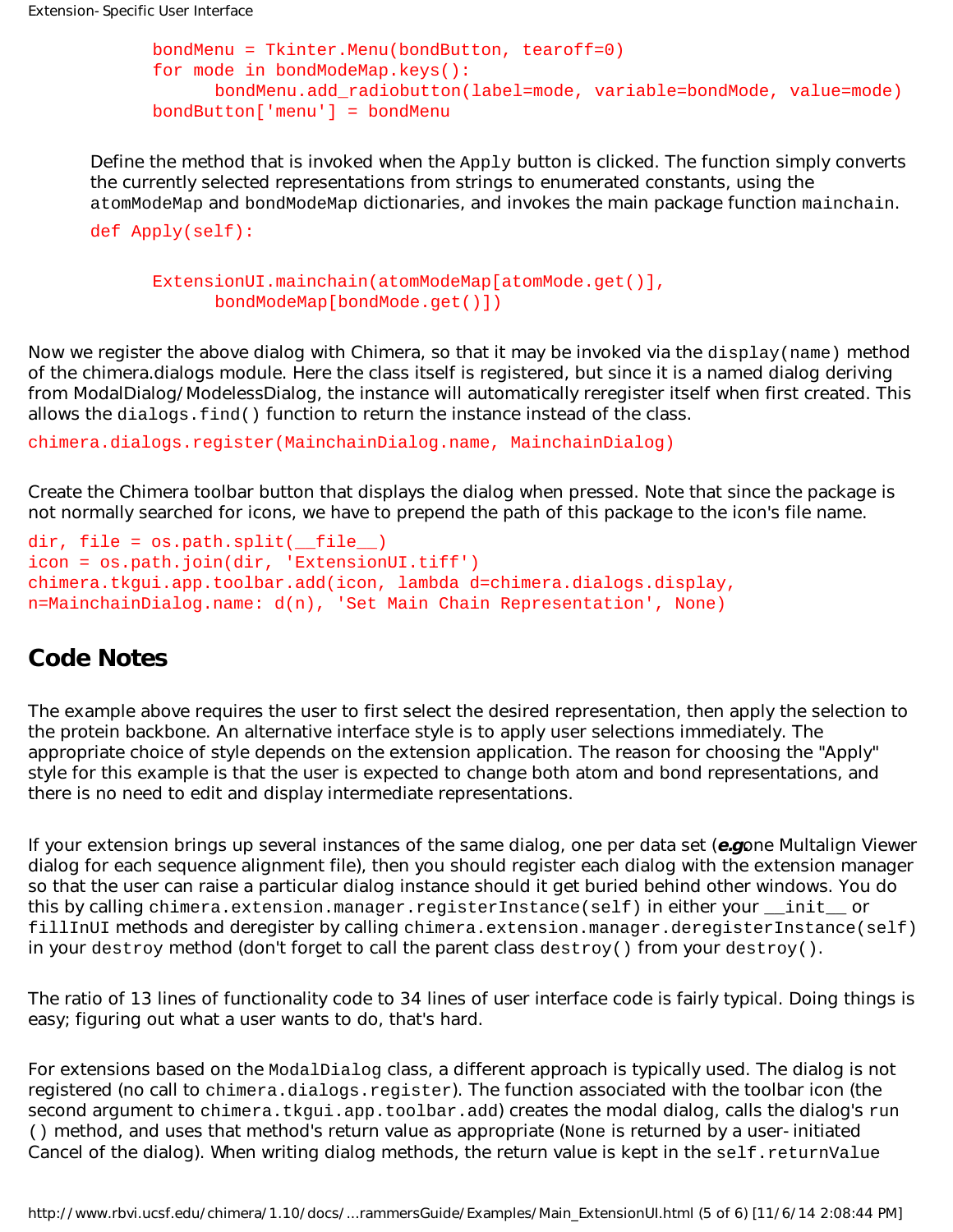```
        bondMenu = Tkinter.Menu(bondButton, tearoff=0)
        for mode in bondModeMap.keys():
            bondMenu.add_radiobutton(label=mode, variable=bondMode, value=mode)
        bondButton['menu'] = bondMenu
```

Define the method that is invoked when the `Apply` button is clicked. The function simply converts the currently selected representations from strings to enumerated constants, using the `atomModeMap` and `bondModeMap` dictionaries, and invokes the main package function `mainchain`.

```
    def Apply(self):

        ExtensionUI.mainchain(atomModeMap[atomMode.get()],
            bondModeMap[bondMode.get()])
```

Now we register the above dialog with Chimera, so that it may be invoked via the `display(name)` method of the chimera.dialogs module. Here the class itself is registered, but since it is a named dialog deriving from ModalDialog/ModelessDialog, the instance will automatically reregister itself when first created. This allows the `dialogs.find()` function to return the instance instead of the class.

```
chimera.dialogs.register(MainchainDialog.name, MainchainDialog)
```

Create the Chimera toolbar button that displays the dialog when pressed. Note that since the package is not normally searched for icons, we have to prepend the path of this package to the icon's file name.

```
dir, file = os.path.split(__file__)
icon = os.path.join(dir, 'ExtensionUI.tiff')
chimera.tkgui.app.toolbar.add(icon, lambda d=chimera.dialogs.display,
n=MainchainDialog.name: d(n), 'Set Main Chain Representation', None)
```

## Code Notes

The example above requires the user to first select the desired representation, then apply the selection to the protein backbone. An alternative interface style is to apply user selections immediately. The appropriate choice of style depends on the extension application. The reason for choosing the "Apply" style for this example is that the user is expected to change both atom and bond representations, and there is no need to edit and display intermediate representations.

If your extension brings up several instances of the same dialog, one per data set (***e.g.*** one Multalign Viewer dialog for each sequence alignment file), then you should register each dialog with the extension manager so that the user can raise a particular dialog instance should it get buried behind other windows. You do this by calling `chimera.extension.manager.registerInstance(self)` in either your `__init__` or `fillInUI` methods and deregister by calling `chimera.extension.manager.deregisterInstance(self)` in your `destroy` method (don't forget to call the parent class `destroy()` from your `destroy()`.

The ratio of 13 lines of functionality code to 34 lines of user interface code is fairly typical. Doing things is easy; figuring out what a user wants to do, that's hard.

For extensions based on the `ModalDialog` class, a different approach is typically used. The dialog is not registered (no call to `chimera.dialogs.register`). The function associated with the toolbar icon (the second argument to `chimera.tkgui.app.toolbar.add`) creates the modal dialog, calls the dialog's `run()` method, and uses that method's return value as appropriate (`None` is returned by a user-initiated Cancel of the dialog). When writing dialog methods, the return value is kept in the `self.returnValue`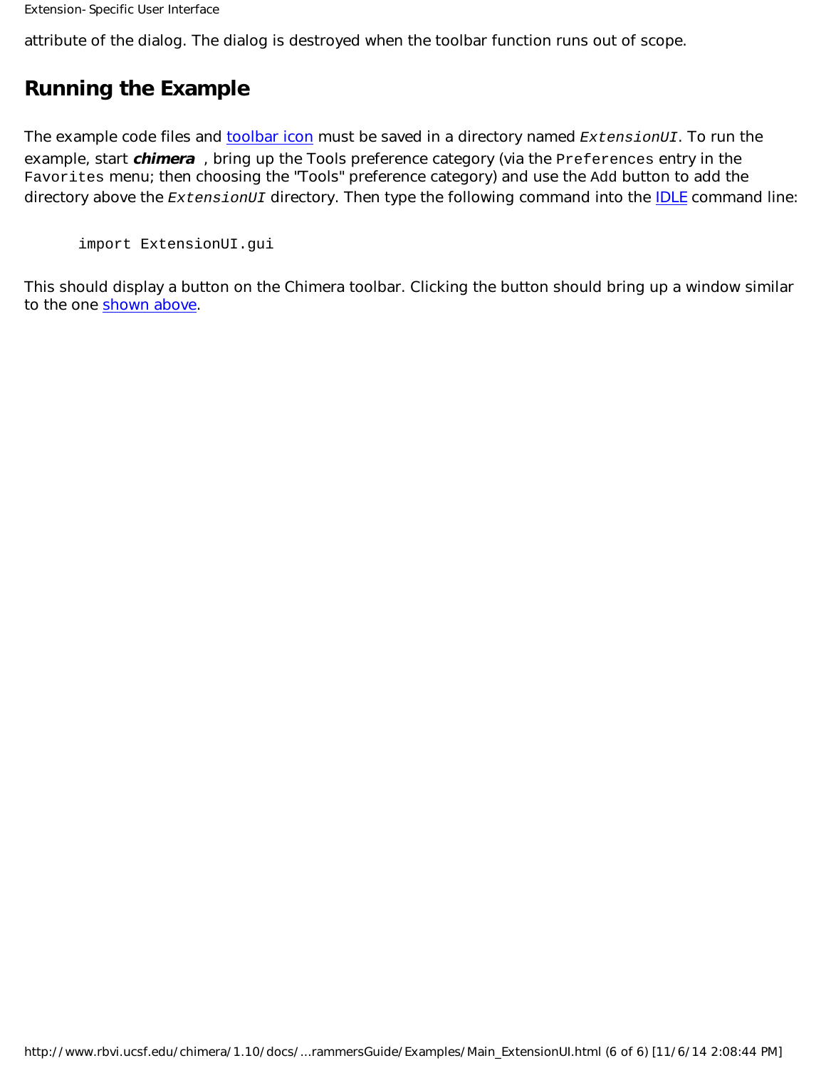attribute of the dialog. The dialog is destroyed when the toolbar function runs out of scope.

## Running the Example

The example code files and toolbar icon must be saved in a directory named *ExtensionUI*. To run the example, start ***chimera*** , bring up the Tools preference category (via the `Preferences` entry in the `Favorites` menu; then choosing the "Tools" preference category) and use the `Add` button to add the directory above the *ExtensionUI* directory. Then type the following command into the IDLE command line:

```
import ExtensionUI.gui
```

This should display a button on the Chimera toolbar. Clicking the button should bring up a window similar to the one shown above.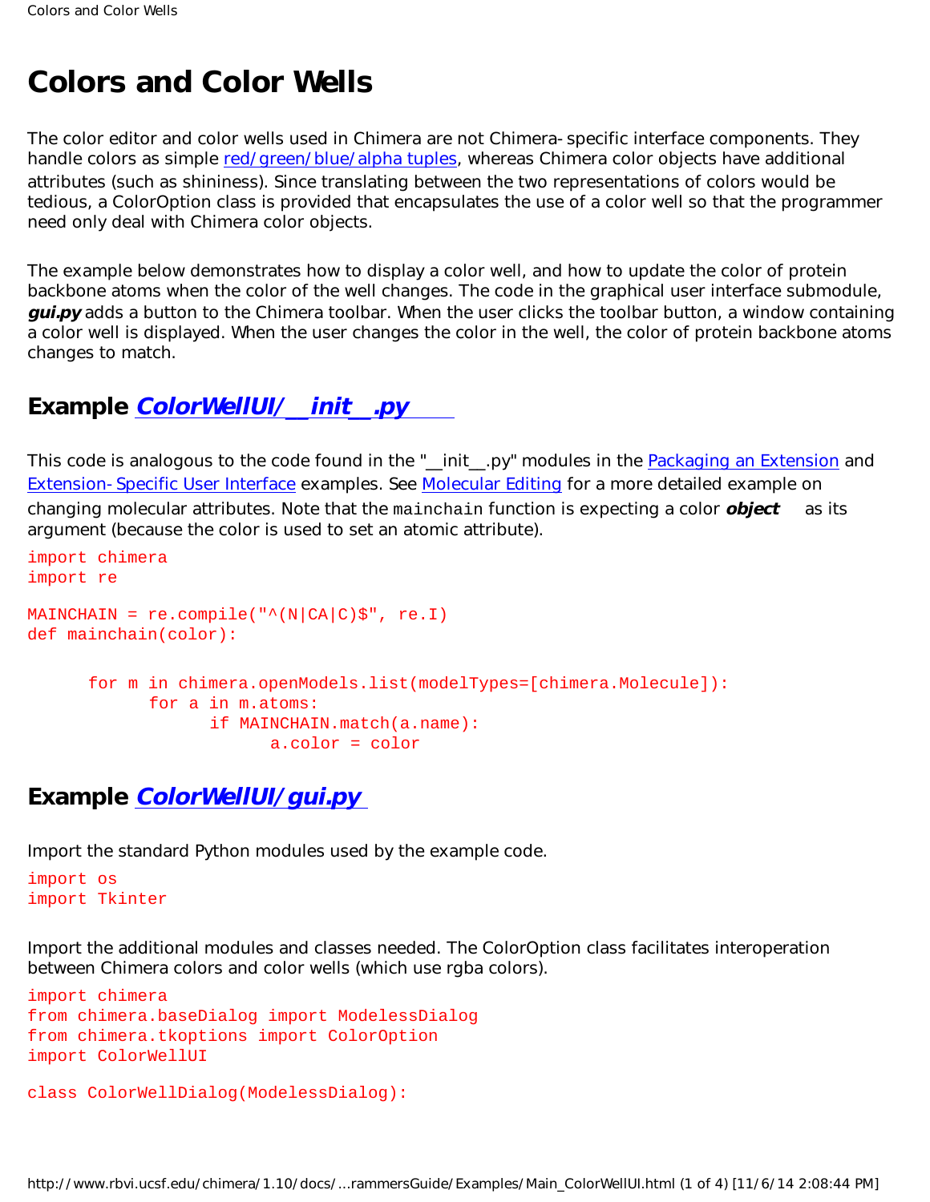# Colors and Color Wells

The color editor and color wells used in Chimera are not Chimera-specific interface components. They handle colors as simple red/green/blue/alpha tuples, whereas Chimera color objects have additional attributes (such as shininess). Since translating between the two representations of colors would be tedious, a ColorOption class is provided that encapsulates the use of a color well so that the programmer need only deal with Chimera color objects.

The example below demonstrates how to display a color well, and how to update the color of protein backbone atoms when the color of the well changes. The code in the graphical user interface submodule, ***gui.py*** adds a button to the Chimera toolbar. When the user clicks the toolbar button, a window containing a color well is displayed. When the user changes the color in the well, the color of protein backbone atoms changes to match.

## Example *ColorWellUI/__init__.py*

This code is analogous to the code found in the "__init__.py" modules in the Packaging an Extension and Extension-Specific User Interface examples. See Molecular Editing for a more detailed example on changing molecular attributes. Note that the `mainchain` function is expecting a color ***object*** as its argument (because the color is used to set an atomic attribute).

```
import chimera
import re

MAINCHAIN = re.compile("^(N|CA|C)$", re.I)
def mainchain(color):

	for m in chimera.openModels.list(modelTypes=[chimera.Molecule]):
		for a in m.atoms:
			if MAINCHAIN.match(a.name):
				a.color = color
```

## Example *ColorWellUI/gui.py*

Import the standard Python modules used by the example code.

```
import os
import Tkinter
```

Import the additional modules and classes needed. The ColorOption class facilitates interoperation between Chimera colors and color wells (which use rgba colors).

```
import chimera
from chimera.baseDialog import ModelessDialog
from chimera.tkoptions import ColorOption
import ColorWellUI

class ColorWellDialog(ModelessDialog):
```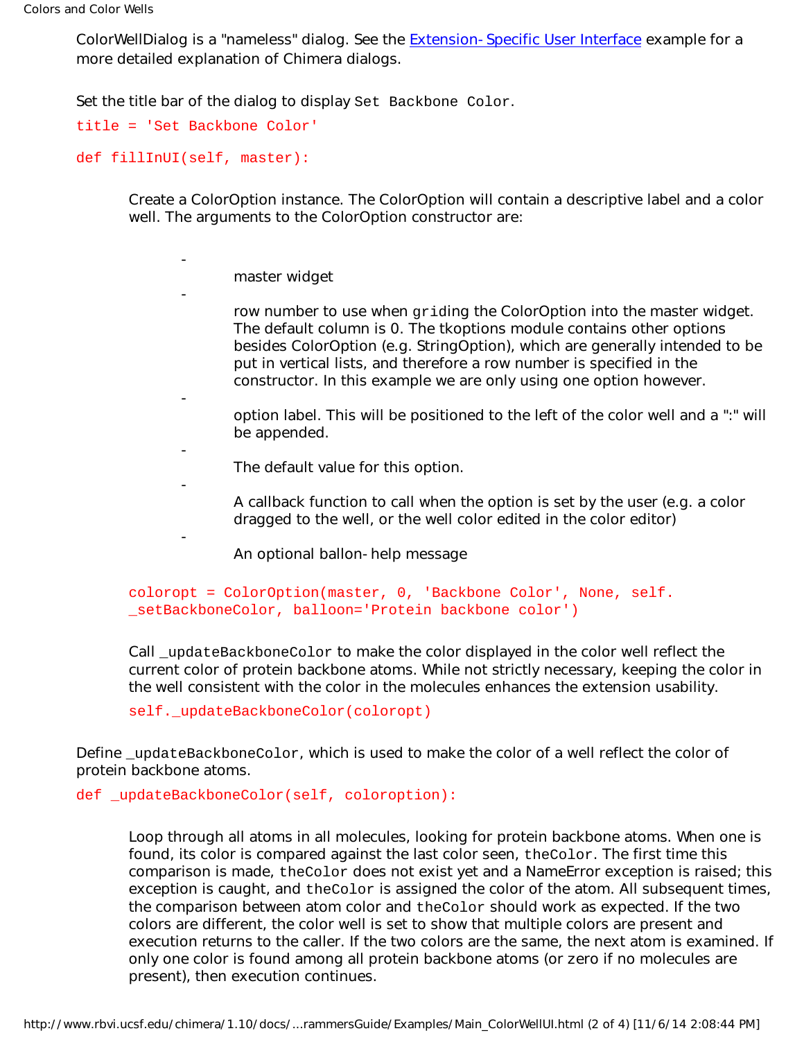ColorWellDialog is a "nameless" dialog. See the Extension-Specific User Interface example for a more detailed explanation of Chimera dialogs.

Set the title bar of the dialog to display `Set Backbone Color`.

```
title = 'Set Backbone Color'
```

```
def fillInUI(self, master):
```

Create a ColorOption instance. The ColorOption will contain a descriptive label and a color well. The arguments to the ColorOption constructor are:

- master widget
- row number to use when `grid`ing the ColorOption into the master widget. The default column is 0. The tkoptions module contains other options besides ColorOption (e.g. StringOption), which are generally intended to be put in vertical lists, and therefore a row number is specified in the constructor. In this example we are only using one option however.
- option label. This will be positioned to the left of the color well and a ":" will be appended.
- The default value for this option.
- A callback function to call when the option is set by the user (e.g. a color dragged to the well, or the well color edited in the color editor)
- An optional ballon-help message

```
coloropt = ColorOption(master, 0, 'Backbone Color', None, self._setBackboneColor, balloon='Protein backbone color')
```

Call `_updateBackboneColor` to make the color displayed in the color well reflect the current color of protein backbone atoms. While not strictly necessary, keeping the color in the well consistent with the color in the molecules enhances the extension usability.

```
self._updateBackboneColor(coloropt)
```

Define `_updateBackboneColor`, which is used to make the color of a well reflect the color of protein backbone atoms.

```
def _updateBackboneColor(self, coloroption):
```

Loop through all atoms in all molecules, looking for protein backbone atoms. When one is found, its color is compared against the last color seen, `theColor`. The first time this comparison is made, `theColor` does not exist yet and a NameError exception is raised; this exception is caught, and `theColor` is assigned the color of the atom. All subsequent times, the comparison between atom color and `theColor` should work as expected. If the two colors are different, the color well is set to show that multiple colors are present and execution returns to the caller. If the two colors are the same, the next atom is examined. If only one color is found among all protein backbone atoms (or zero if no molecules are present), then execution continues.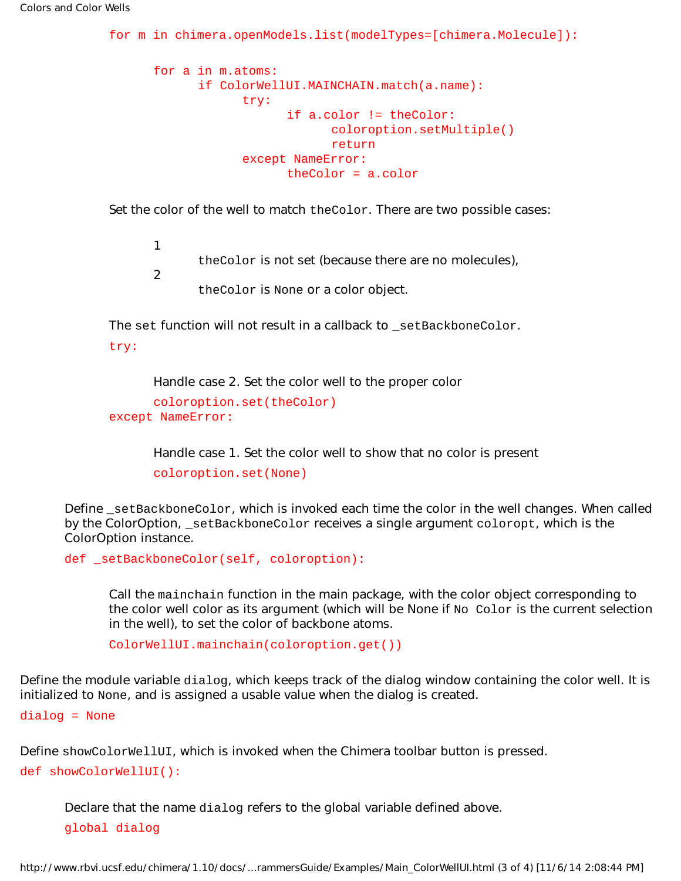```
for m in chimera.openModels.list(modelTypes=[chimera.Molecule]):

      for a in m.atoms:
            if ColorWellUI.MAINCHAIN.match(a.name):
                  try:
                        if a.color != theColor:
                              coloroption.setMultiple()
                              return
                  except NameError:
                        theColor = a.color
```

Set the color of the well to match `theColor`. There are two possible cases:

1. `theColor` is not set (because there are no molecules),
2. `theColor` is `None` or a color object.

The `set` function will not result in a callback to `_setBackboneColor`.

```
try:
```

Handle case 2. Set the color well to the proper color

```
      coloroption.set(theColor)
except NameError:
```

Handle case 1. Set the color well to show that no color is present

```
      coloroption.set(None)
```

Define `_setBackboneColor`, which is invoked each time the color in the well changes. When called by the ColorOption, `_setBackboneColor` receives a single argument `coloropt`, which is the ColorOption instance.

```
def _setBackboneColor(self, coloroption):
```

Call the `mainchain` function in the main package, with the color object corresponding to the color well color as its argument (which will be None if `No Color` is the current selection in the well), to set the color of backbone atoms.

```
      ColorWellUI.mainchain(coloroption.get())
```

Define the module variable `dialog`, which keeps track of the dialog window containing the color well. It is initialized to `None`, and is assigned a usable value when the dialog is created.

```
dialog = None
```

Define `showColorWellUI`, which is invoked when the Chimera toolbar button is pressed.

```
def showColorWellUI():
```

Declare that the name `dialog` refers to the global variable defined above.

```
      global dialog
```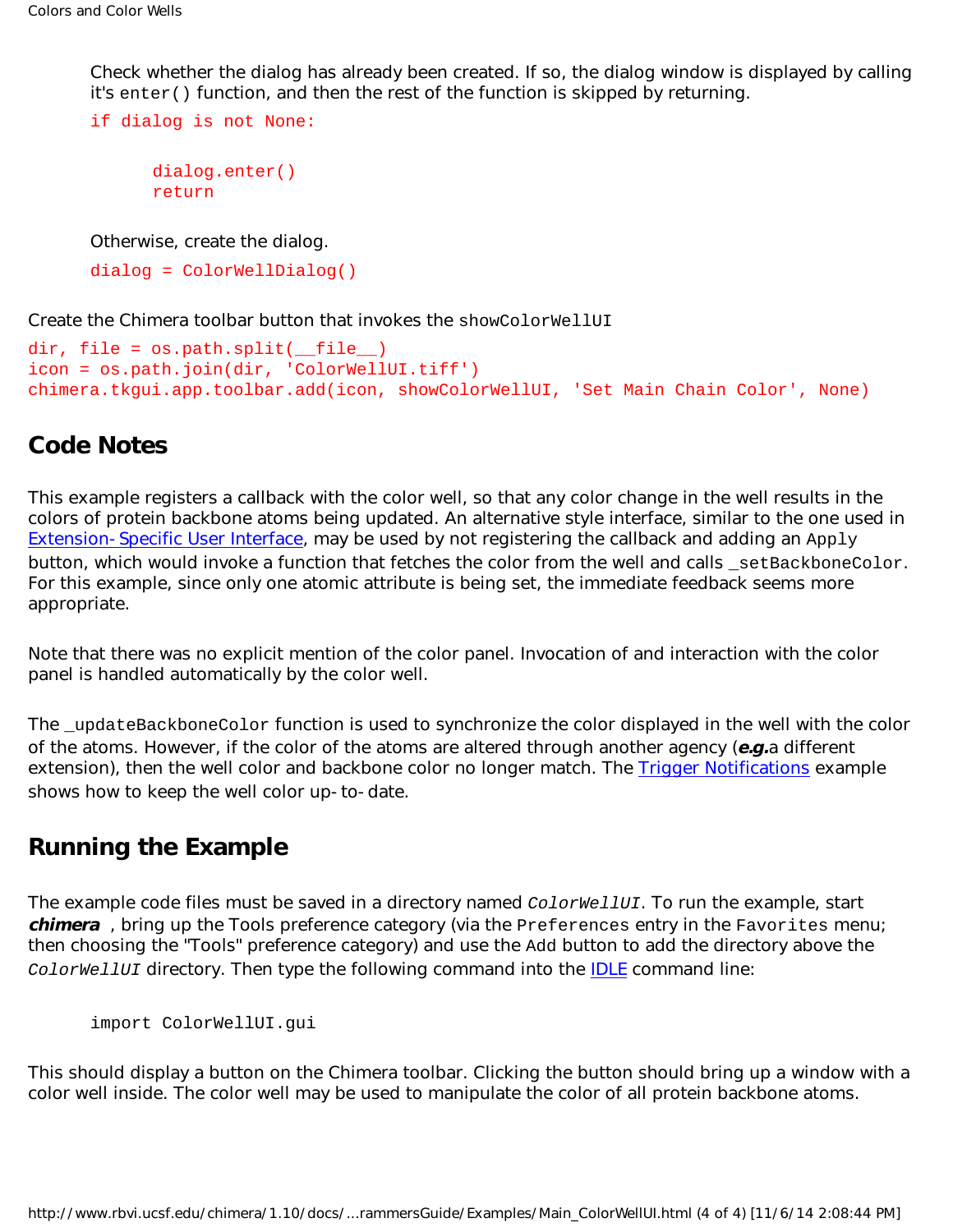Check whether the dialog has already been created. If so, the dialog window is displayed by calling it's `enter()` function, and then the rest of the function is skipped by returning.

```
if dialog is not None:

      dialog.enter()
      return
```

Otherwise, create the dialog.

```
dialog = ColorWellDialog()
```

Create the Chimera toolbar button that invokes the `showColorWellUI`

```
dir, file = os.path.split(__file__)
icon = os.path.join(dir, 'ColorWellUI.tiff')
chimera.tkgui.app.toolbar.add(icon, showColorWellUI, 'Set Main Chain Color', None)
```

## Code Notes

This example registers a callback with the color well, so that any color change in the well results in the colors of protein backbone atoms being updated. An alternative style interface, similar to the one used in Extension-Specific User Interface, may be used by not registering the callback and adding an `Apply` button, which would invoke a function that fetches the color from the well and calls `_setBackboneColor`. For this example, since only one atomic attribute is being set, the immediate feedback seems more appropriate.

Note that there was no explicit mention of the color panel. Invocation of and interaction with the color panel is handled automatically by the color well.

The `_updateBackboneColor` function is used to synchronize the color displayed in the well with the color of the atoms. However, if the color of the atoms are altered through another agency (***e.g.***a different extension), then the well color and backbone color no longer match. The Trigger Notifications example shows how to keep the well color up-to-date.

## Running the Example

The example code files must be saved in a directory named *ColorWellUI*. To run the example, start ***chimera*** , bring up the Tools preference category (via the `Preferences` entry in the `Favorites` menu; then choosing the "Tools" preference category) and use the `Add` button to add the directory above the *ColorWellUI* directory. Then type the following command into the IDLE command line:

```
import ColorWellUI.gui
```

This should display a button on the Chimera toolbar. Clicking the button should bring up a window with a color well inside. The color well may be used to manipulate the color of all protein backbone atoms.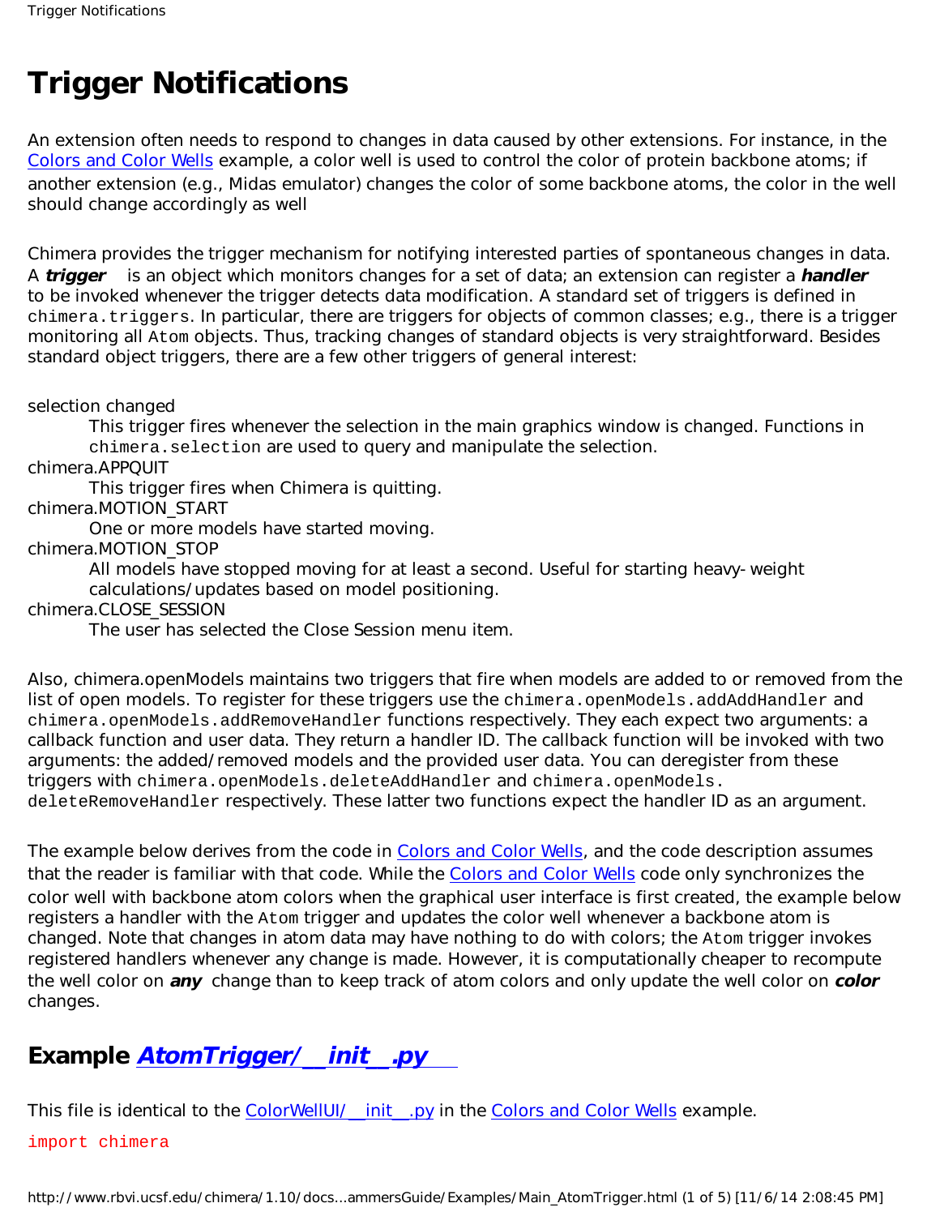# Trigger Notifications

An extension often needs to respond to changes in data caused by other extensions. For instance, in the Colors and Color Wells example, a color well is used to control the color of protein backbone atoms; if another extension (e.g., Midas emulator) changes the color of some backbone atoms, the color in the well should change accordingly as well

Chimera provides the trigger mechanism for notifying interested parties of spontaneous changes in data. A ***trigger*** is an object which monitors changes for a set of data; an extension can register a ***handler*** to be invoked whenever the trigger detects data modification. A standard set of triggers is defined in `chimera.triggers`. In particular, there are triggers for objects of common classes; e.g., there is a trigger monitoring all `Atom` objects. Thus, tracking changes of standard objects is very straightforward. Besides standard object triggers, there are a few other triggers of general interest:

selection changed
: This trigger fires whenever the selection in the main graphics window is changed. Functions in `chimera.selection` are used to query and manipulate the selection.

chimera.APPQUIT
: This trigger fires when Chimera is quitting.

chimera.MOTION_START
: One or more models have started moving.

chimera.MOTION_STOP
: All models have stopped moving for at least a second. Useful for starting heavy- weight calculations/updates based on model positioning.

chimera.CLOSE_SESSION
: The user has selected the Close Session menu item.

Also, chimera.openModels maintains two triggers that fire when models are added to or removed from the list of open models. To register for these triggers use the `chimera.openModels.addAddHandler` and `chimera.openModels.addRemoveHandler` functions respectively. They each expect two arguments: a callback function and user data. They return a handler ID. The callback function will be invoked with two arguments: the added/removed models and the provided user data. You can deregister from these triggers with `chimera.openModels.deleteAddHandler` and `chimera.openModels.deleteRemoveHandler` respectively. These latter two functions expect the handler ID as an argument.

The example below derives from the code in Colors and Color Wells, and the code description assumes that the reader is familiar with that code. While the Colors and Color Wells code only synchronizes the color well with backbone atom colors when the graphical user interface is first created, the example below registers a handler with the `Atom` trigger and updates the color well whenever a backbone atom is changed. Note that changes in atom data may have nothing to do with colors; the `Atom` trigger invokes registered handlers whenever any change is made. However, it is computationally cheaper to recompute the well color on ***any*** change than to keep track of atom colors and only update the well color on ***color*** changes.

## Example *AtomTrigger/__init__.py*

This file is identical to the ColorWellUI/__init__.py in the Colors and Color Wells example.

```
import chimera
```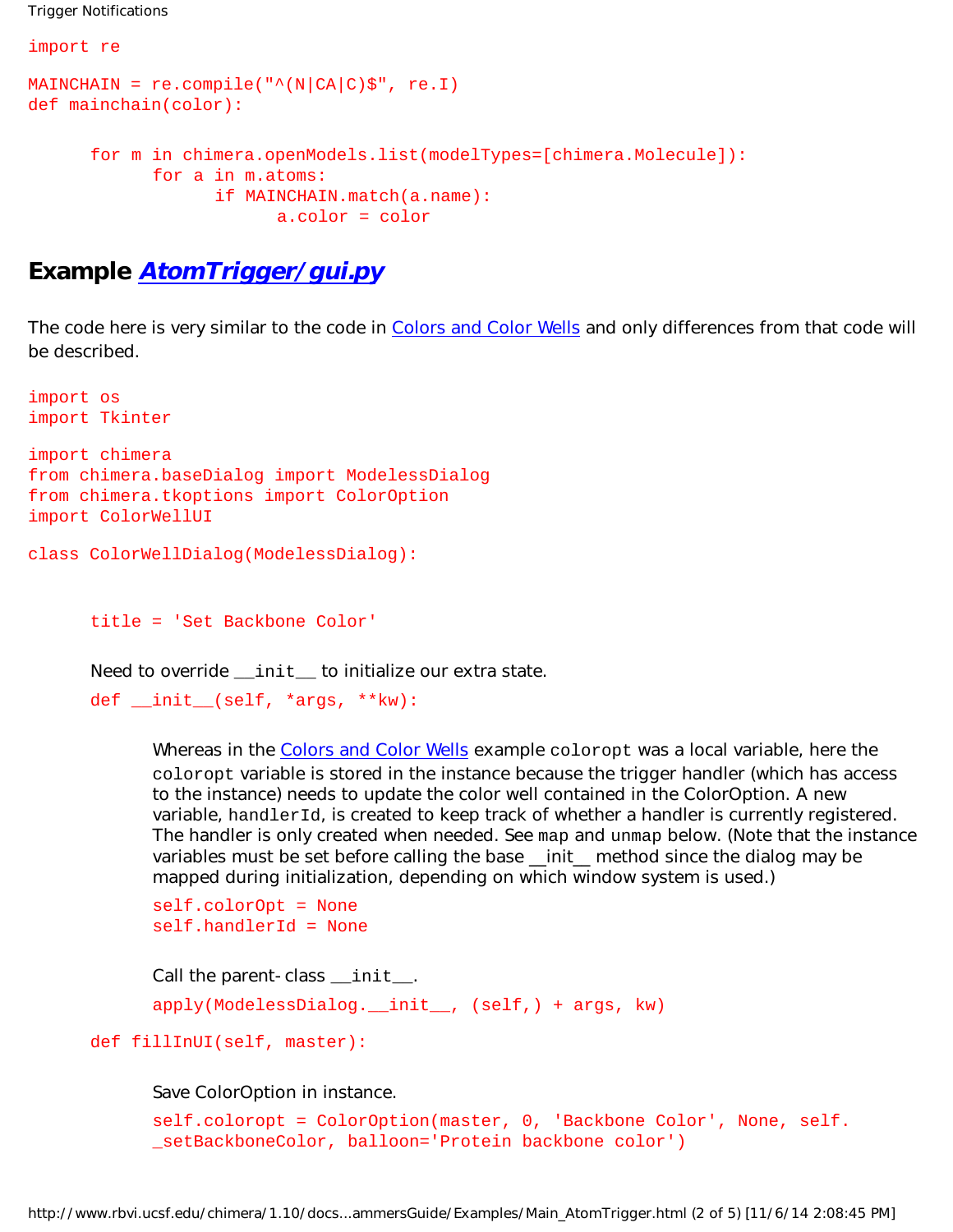```
import re

MAINCHAIN = re.compile("^(N|CA|C)$", re.I)
def mainchain(color):

      for m in chimera.openModels.list(modelTypes=[chimera.Molecule]):
            for a in m.atoms:
                  if MAINCHAIN.match(a.name):
                        a.color = color
```

## Example *AtomTrigger/gui.py*

The code here is very similar to the code in Colors and Color Wells and only differences from that code will be described.

```
import os
import Tkinter

import chimera
from chimera.baseDialog import ModelessDialog
from chimera.tkoptions import ColorOption
import ColorWellUI

class ColorWellDialog(ModelessDialog):
```

```
      title = 'Set Backbone Color'
```

Need to override `__init__` to initialize our extra state.

```
      def __init__(self, *args, **kw):
```

Whereas in the Colors and Color Wells example `coloropt` was a local variable, here the `coloropt` variable is stored in the instance because the trigger handler (which has access to the instance) needs to update the color well contained in the ColorOption. A new variable, `handlerId`, is created to keep track of whether a handler is currently registered. The handler is only created when needed. See `map` and `unmap` below. (Note that the instance variables must be set before calling the base `__init__` method since the dialog may be mapped during initialization, depending on which window system is used.)

```
            self.colorOpt = None
            self.handlerId = None
```

Call the parent-class `__init__`.

```
            apply(ModelessDialog.__init__, (self,) + args, kw)
```

```
      def fillInUI(self, master):
```

Save ColorOption in instance.

```
            self.coloropt = ColorOption(master, 0, 'Backbone Color', None, self.
            _setBackboneColor, balloon='Protein backbone color')
```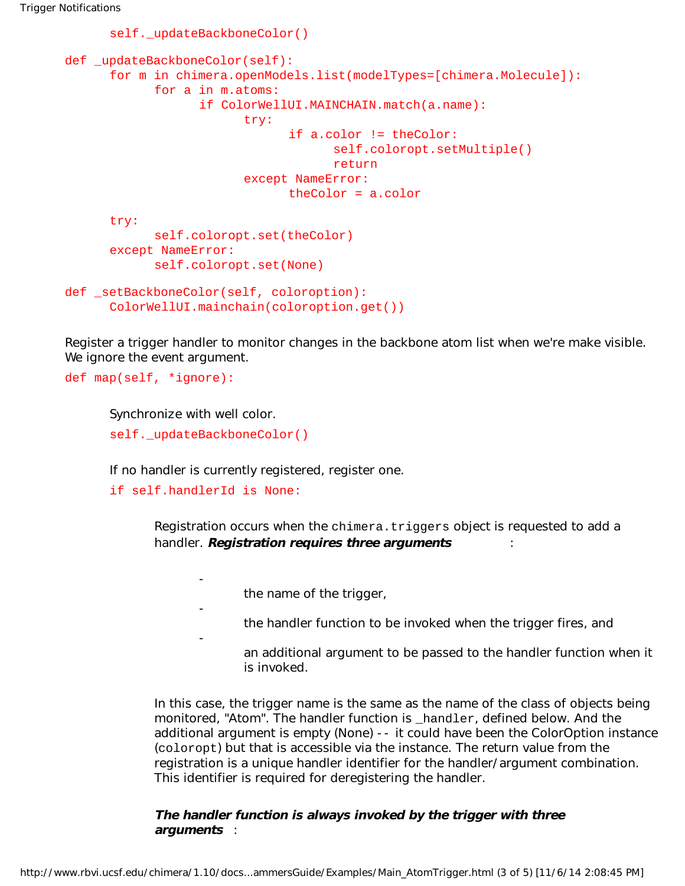```
        self._updateBackboneColor()

def _updateBackboneColor(self):
        for m in chimera.openModels.list(modelTypes=[chimera.Molecule]):
                for a in m.atoms:
                        if ColorWellUI.MAINCHAIN.match(a.name):
                                try:
                                        if a.color != theColor:
                                                self.coloropt.setMultiple()
                                                return
                                except NameError:
                                        theColor = a.color

        try:
                self.coloropt.set(theColor)
        except NameError:
                self.coloropt.set(None)

def _setBackboneColor(self, coloroption):
        ColorWellUI.mainchain(coloroption.get())
```

Register a trigger handler to monitor changes in the backbone atom list when we're make visible. We ignore the event argument.

```
def map(self, *ignore):
```

Synchronize with well color.

```
self._updateBackboneColor()
```

If no handler is currently registered, register one.

```
if self.handlerId is None:
```

Registration occurs when the `chimera.triggers` object is requested to add a handler. ***Registration requires three arguments***:

- the name of the trigger,
- the handler function to be invoked when the trigger fires, and
- an additional argument to be passed to the handler function when it is invoked.

In this case, the trigger name is the same as the name of the class of objects being monitored, "Atom". The handler function is `_handler`, defined below. And the additional argument is empty (None) -- it could have been the ColorOption instance (`coloropt`) but that is accessible via the instance. The return value from the registration is a unique handler identifier for the handler/argument combination. This identifier is required for deregistering the handler.

***The handler function is always invoked by the trigger with three arguments***: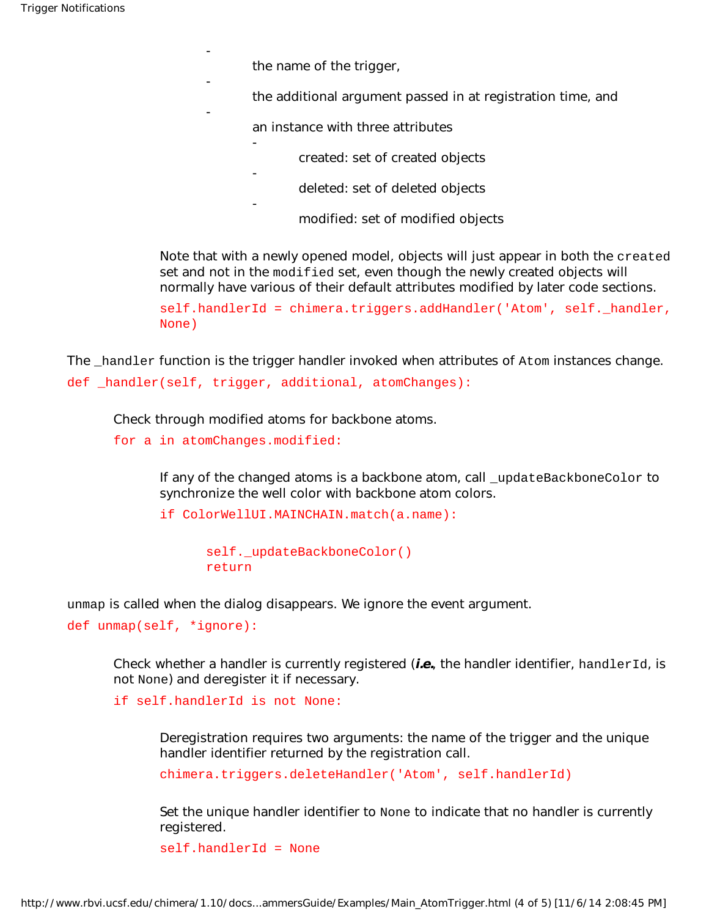- the name of the trigger,
- the additional argument passed in at registration time, and
- an instance with three attributes
  - created: set of created objects
  - deleted: set of deleted objects
  - modified: set of modified objects

Note that with a newly opened model, objects will just appear in both the `created` set and not in the `modified` set, even though the newly created objects will normally have various of their default attributes modified by later code sections.

```
self.handlerId = chimera.triggers.addHandler('Atom', self._handler, None)
```

The `_handler` function is the trigger handler invoked when attributes of `Atom` instances change.

```
def _handler(self, trigger, additional, atomChanges):
```

Check through modified atoms for backbone atoms.

```
for a in atomChanges.modified:
```

If any of the changed atoms is a backbone atom, call `_updateBackboneColor` to synchronize the well color with backbone atom colors.

```
if ColorWellUI.MAINCHAIN.match(a.name):
```

```
self._updateBackboneColor()
return
```

`unmap` is called when the dialog disappears. We ignore the event argument.

```
def unmap(self, *ignore):
```

Check whether a handler is currently registered (***i.e.***, the handler identifier, `handlerId`, is not `None`) and deregister it if necessary.

```
if self.handlerId is not None:
```

Deregistration requires two arguments: the name of the trigger and the unique handler identifier returned by the registration call.

```
chimera.triggers.deleteHandler('Atom', self.handlerId)
```

Set the unique handler identifier to `None` to indicate that no handler is currently registered.

```
self.handlerId = None
```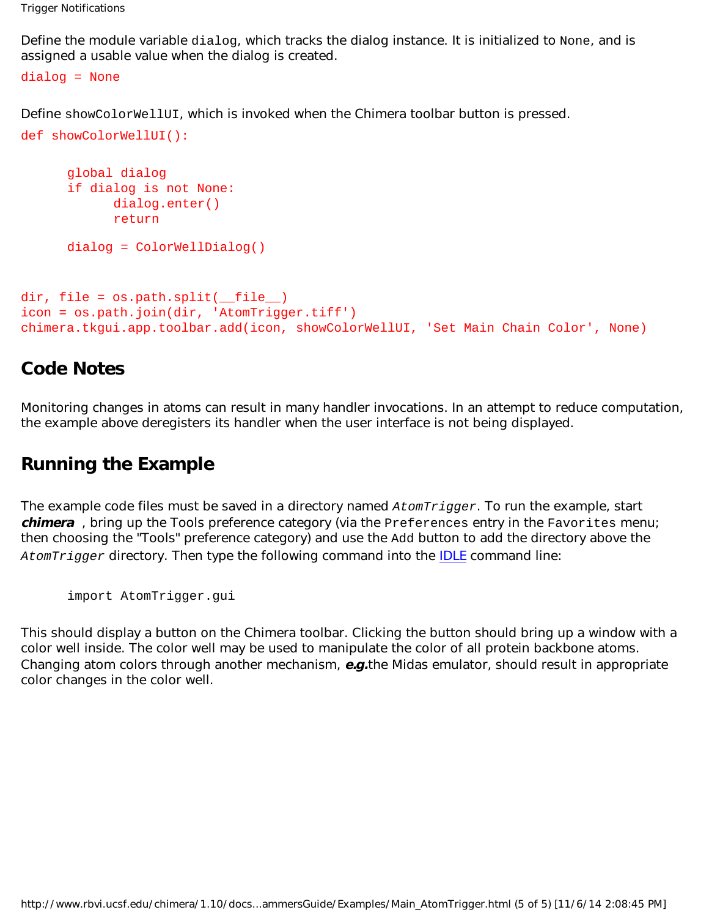Define the module variable `dialog`, which tracks the dialog instance. It is initialized to `None`, and is assigned a usable value when the dialog is created.

```
dialog = None
```

Define `showColorWellUI`, which is invoked when the Chimera toolbar button is pressed.

```
def showColorWellUI():

	global dialog
	if dialog is not None:
		dialog.enter()
		return

	dialog = ColorWellDialog()


dir, file = os.path.split(__file__)
icon = os.path.join(dir, 'AtomTrigger.tiff')
chimera.tkgui.app.toolbar.add(icon, showColorWellUI, 'Set Main Chain Color', None)
```

## Code Notes

Monitoring changes in atoms can result in many handler invocations. In an attempt to reduce computation, the example above deregisters its handler when the user interface is not being displayed.

## Running the Example

The example code files must be saved in a directory named *AtomTrigger*. To run the example, start ***chimera*** , bring up the Tools preference category (via the `Preferences` entry in the `Favorites` menu; then choosing the "Tools" preference category) and use the `Add` button to add the directory above the *AtomTrigger* directory. Then type the following command into the IDLE command line:

```
import AtomTrigger.gui
```

This should display a button on the Chimera toolbar. Clicking the button should bring up a window with a color well inside. The color well may be used to manipulate the color of all protein backbone atoms. Changing atom colors through another mechanism, ***e.g.***the Midas emulator, should result in appropriate color changes in the color well.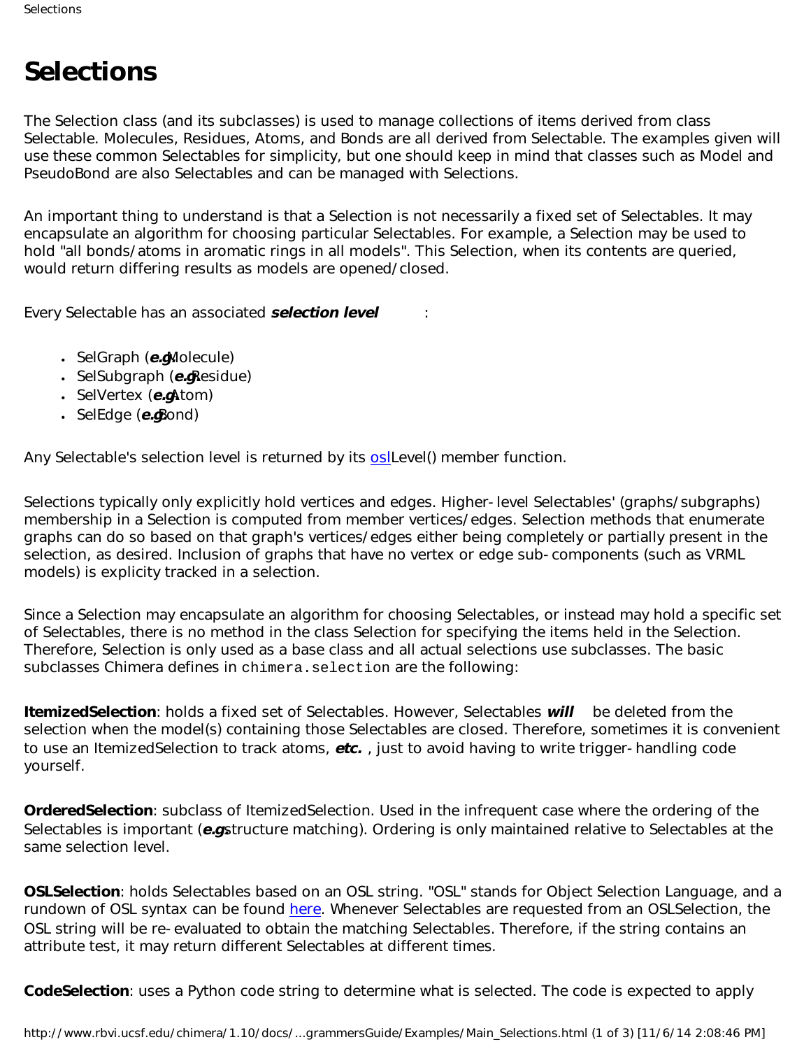# Selections

The Selection class (and its subclasses) is used to manage collections of items derived from class Selectable. Molecules, Residues, Atoms, and Bonds are all derived from Selectable. The examples given will use these common Selectables for simplicity, but one should keep in mind that classes such as Model and PseudoBond are also Selectables and can be managed with Selections.

An important thing to understand is that a Selection is not necessarily a fixed set of Selectables. It may encapsulate an algorithm for choosing particular Selectables. For example, a Selection may be used to hold "all bonds/atoms in aromatic rings in all models". This Selection, when its contents are queried, would return differing results as models are opened/closed.

Every Selectable has an associated ***selection level***:

- SelGraph (***e.g.*** Molecule)
- SelSubgraph (***e.g.*** Residue)
- SelVertex (***e.g.*** Atom)
- SelEdge (***e.g.*** Bond)

Any Selectable's selection level is returned by its osl Level() member function.

Selections typically only explicitly hold vertices and edges. Higher-level Selectables' (graphs/subgraphs) membership in a Selection is computed from member vertices/edges. Selection methods that enumerate graphs can do so based on that graph's vertices/edges either being completely or partially present in the selection, as desired. Inclusion of graphs that have no vertex or edge sub-components (such as VRML models) is explicity tracked in a selection.

Since a Selection may encapsulate an algorithm for choosing Selectables, or instead may hold a specific set of Selectables, there is no method in the class Selection for specifying the items held in the Selection. Therefore, Selection is only used as a base class and all actual selections use subclasses. The basic subclasses Chimera defines in `chimera.selection` are the following:

**ItemizedSelection**: holds a fixed set of Selectables. However, Selectables ***will*** be deleted from the selection when the model(s) containing those Selectables are closed. Therefore, sometimes it is convenient to use an ItemizedSelection to track atoms, ***etc.***, just to avoid having to write trigger-handling code yourself.

**OrderedSelection**: subclass of ItemizedSelection. Used in the infrequent case where the ordering of the Selectables is important (***e.g.*** structure matching). Ordering is only maintained relative to Selectables at the same selection level.

**OSLSelection**: holds Selectables based on an OSL string. "OSL" stands for Object Selection Language, and a rundown of OSL syntax can be found here. Whenever Selectables are requested from an OSLSelection, the OSL string will be re-evaluated to obtain the matching Selectables. Therefore, if the string contains an attribute test, it may return different Selectables at different times.

**CodeSelection**: uses a Python code string to determine what is selected. The code is expected to apply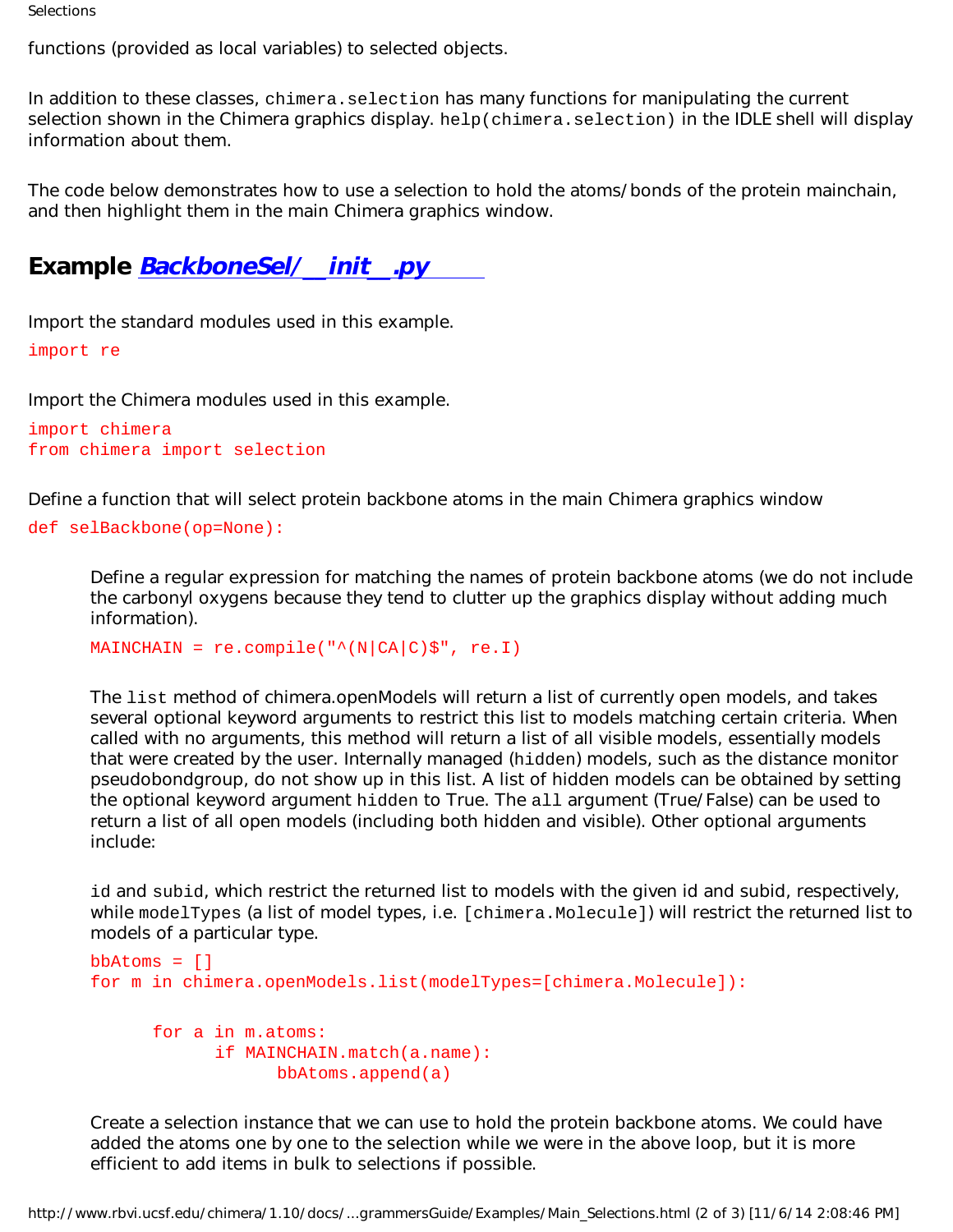functions (provided as local variables) to selected objects.

In addition to these classes, `chimera.selection` has many functions for manipulating the current selection shown in the Chimera graphics display. `help(chimera.selection)` in the IDLE shell will display information about them.

The code below demonstrates how to use a selection to hold the atoms/bonds of the protein mainchain, and then highlight them in the main Chimera graphics window.

## Example *BackboneSel/__init__.py*

Import the standard modules used in this example.

```
import re
```

Import the Chimera modules used in this example.

```
import chimera
from chimera import selection
```

Define a function that will select protein backbone atoms in the main Chimera graphics window

```
def selBackbone(op=None):
```

Define a regular expression for matching the names of protein backbone atoms (we do not include the carbonyl oxygens because they tend to clutter up the graphics display without adding much information).

```
    MAINCHAIN = re.compile("^(N|CA|C)$", re.I)
```

The `list` method of chimera.openModels will return a list of currently open models, and takes several optional keyword arguments to restrict this list to models matching certain criteria. When called with no arguments, this method will return a list of all visible models, essentially models that were created by the user. Internally managed (`hidden`) models, such as the distance monitor pseudobondgroup, do not show up in this list. A list of hidden models can be obtained by setting the optional keyword argument `hidden` to True. The `all` argument (True/False) can be used to return a list of all open models (including both hidden and visible). Other optional arguments include:

`id` and `subid`, which restrict the returned list to models with the given id and subid, respectively, while `modelTypes` (a list of model types, i.e. `[chimera.Molecule]`) will restrict the returned list to models of a particular type.

```
    bbAtoms = []
    for m in chimera.openModels.list(modelTypes=[chimera.Molecule]):

        for a in m.atoms:
            if MAINCHAIN.match(a.name):
                bbAtoms.append(a)
```

Create a selection instance that we can use to hold the protein backbone atoms. We could have added the atoms one by one to the selection while we were in the above loop, but it is more efficient to add items in bulk to selections if possible.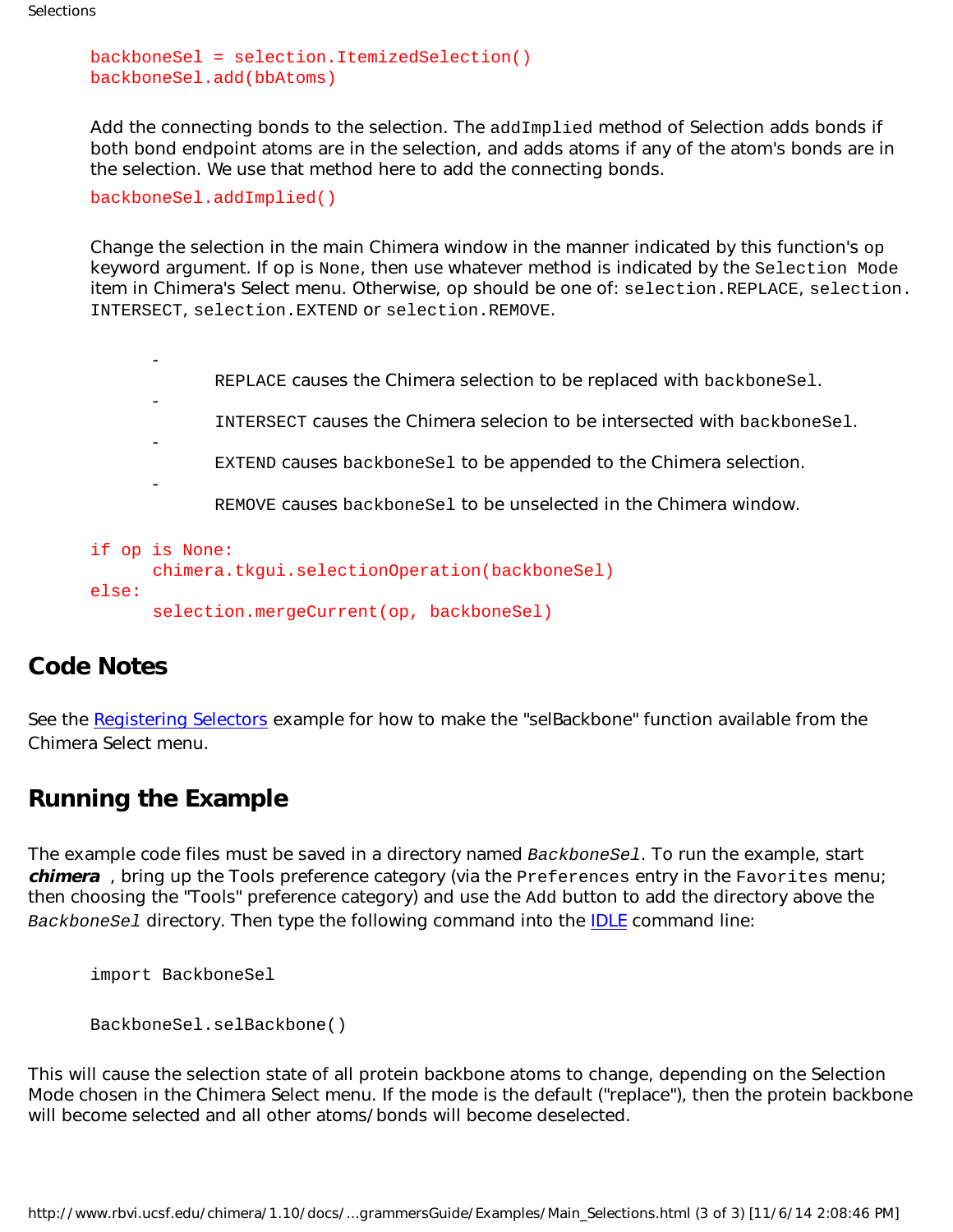```
backboneSel = selection.ItemizedSelection()
backboneSel.add(bbAtoms)
```

Add the connecting bonds to the selection. The `addImplied` method of Selection adds bonds if both bond endpoint atoms are in the selection, and adds atoms if any of the atom's bonds are in the selection. We use that method here to add the connecting bonds.

```
backboneSel.addImplied()
```

Change the selection in the main Chimera window in the manner indicated by this function's `op` keyword argument. If op is `None`, then use whatever method is indicated by the `Selection Mode` item in Chimera's Select menu. Otherwise, op should be one of: `selection.REPLACE`, `selection.INTERSECT`, `selection.EXTEND` or `selection.REMOVE`.

- `REPLACE` causes the Chimera selection to be replaced with `backboneSel`.
- `INTERSECT` causes the Chimera selecion to be intersected with `backboneSel`.
- `EXTEND` causes `backboneSel` to be appended to the Chimera selection.
- `REMOVE` causes `backboneSel` to be unselected in the Chimera window.

```
if op is None:
      chimera.tkgui.selectionOperation(backboneSel)
else:
      selection.mergeCurrent(op, backboneSel)
```

## Code Notes

See the Registering Selectors example for how to make the "selBackbone" function available from the Chimera Select menu.

## Running the Example

The example code files must be saved in a directory named *BackboneSel*. To run the example, start ***chimera*** , bring up the Tools preference category (via the `Preferences` entry in the `Favorites` menu; then choosing the "Tools" preference category) and use the `Add` button to add the directory above the *BackboneSel* directory. Then type the following command into the IDLE command line:

```
import BackboneSel

BackboneSel.selBackbone()
```

This will cause the selection state of all protein backbone atoms to change, depending on the Selection Mode chosen in the Chimera Select menu. If the mode is the default ("replace"), then the protein backbone will become selected and all other atoms/bonds will become deselected.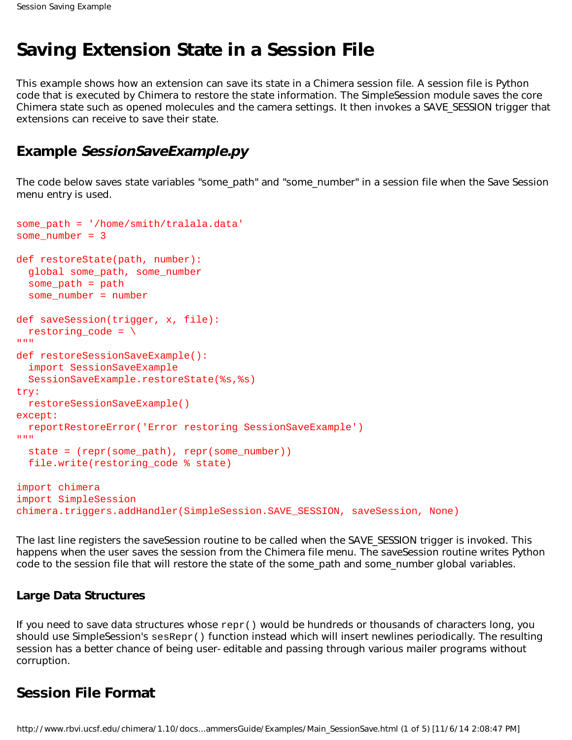# Saving Extension State in a Session File

This example shows how an extension can save its state in a Chimera session file. A session file is Python code that is executed by Chimera to restore the state information. The SimpleSession module saves the core Chimera state such as opened molecules and the camera settings. It then invokes a SAVE_SESSION trigger that extensions can receive to save their state.

## Example *SessionSaveExample.py*

The code below saves state variables "some_path" and "some_number" in a session file when the Save Session menu entry is used.

```
some_path = '/home/smith/tralala.data'
some_number = 3

def restoreState(path, number):
  global some_path, some_number
  some_path = path
  some_number = number

def saveSession(trigger, x, file):
  restoring_code = \
"""
def restoreSessionSaveExample():
  import SessionSaveExample
  SessionSaveExample.restoreState(%s,%s)
try:
  restoreSessionSaveExample()
except:
  reportRestoreError('Error restoring SessionSaveExample')
"""
  state = (repr(some_path), repr(some_number))
  file.write(restoring_code % state)

import chimera
import SimpleSession
chimera.triggers.addHandler(SimpleSession.SAVE_SESSION, saveSession, None)
```

The last line registers the saveSession routine to be called when the SAVE_SESSION trigger is invoked. This happens when the user saves the session from the Chimera file menu. The saveSession routine writes Python code to the session file that will restore the state of the some_path and some_number global variables.

### Large Data Structures

If you need to save data structures whose `repr()` would be hundreds or thousands of characters long, you should use SimpleSession's `sesRepr()` function instead which will insert newlines periodically. The resulting session has a better chance of being user- editable and passing through various mailer programs without corruption.

## Session File Format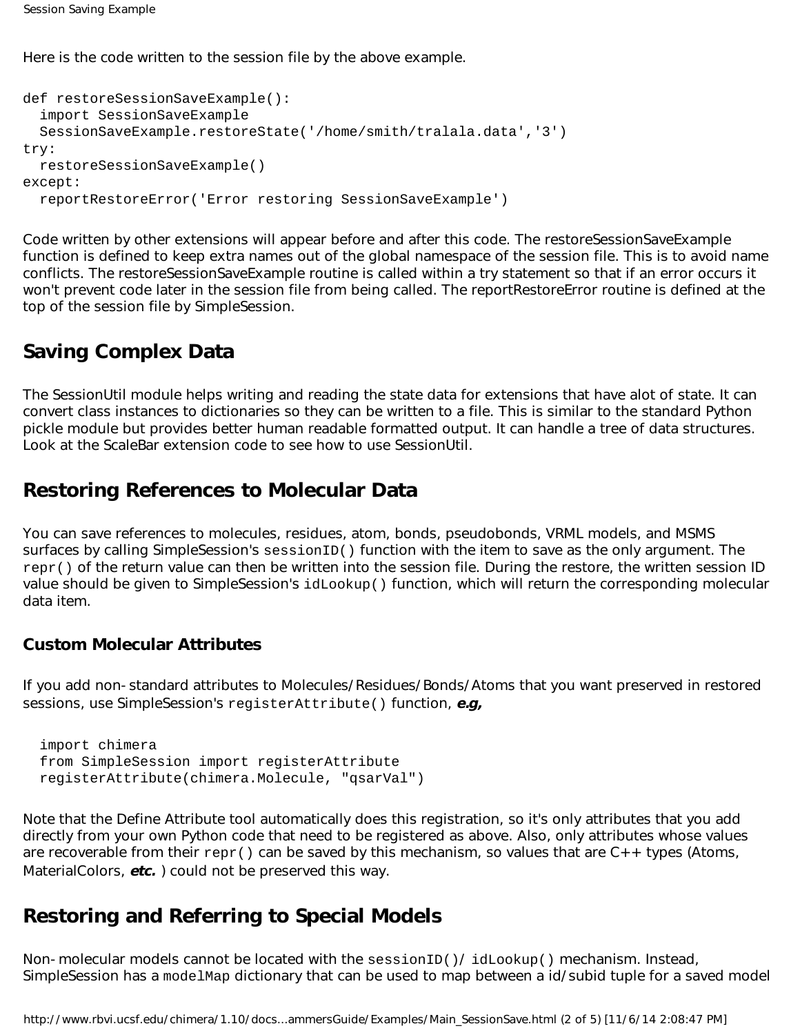Here is the code written to the session file by the above example.

```
def restoreSessionSaveExample():
  import SessionSaveExample
  SessionSaveExample.restoreState('/home/smith/tralala.data','3')
try:
  restoreSessionSaveExample()
except:
  reportRestoreError('Error restoring SessionSaveExample')
```

Code written by other extensions will appear before and after this code. The restoreSessionSaveExample function is defined to keep extra names out of the global namespace of the session file. This is to avoid name conflicts. The restoreSessionSaveExample routine is called within a try statement so that if an error occurs it won't prevent code later in the session file from being called. The reportRestoreError routine is defined at the top of the session file by SimpleSession.

## Saving Complex Data

The SessionUtil module helps writing and reading the state data for extensions that have alot of state. It can convert class instances to dictionaries so they can be written to a file. This is similar to the standard Python pickle module but provides better human readable formatted output. It can handle a tree of data structures. Look at the ScaleBar extension code to see how to use SessionUtil.

## Restoring References to Molecular Data

You can save references to molecules, residues, atom, bonds, pseudobonds, VRML models, and MSMS surfaces by calling SimpleSession's `sessionID()` function with the item to save as the only argument. The `repr()` of the return value can then be written into the session file. During the restore, the written session ID value should be given to SimpleSession's `idLookup()` function, which will return the corresponding molecular data item.

### Custom Molecular Attributes

If you add non-standard attributes to Molecules/Residues/Bonds/Atoms that you want preserved in restored sessions, use SimpleSession's `registerAttribute()` function, ***e.g,***

```
  import chimera
  from SimpleSession import registerAttribute
  registerAttribute(chimera.Molecule, "qsarVal")
```

Note that the Define Attribute tool automatically does this registration, so it's only attributes that you add directly from your own Python code that need to be registered as above. Also, only attributes whose values are recoverable from their `repr()` can be saved by this mechanism, so values that are C++ types (Atoms, MaterialColors, ***etc.*** ) could not be preserved this way.

## Restoring and Referring to Special Models

Non-molecular models cannot be located with the `sessionID()`/ `idLookup()` mechanism. Instead, SimpleSession has a `modelMap` dictionary that can be used to map between a id/subid tuple for a saved model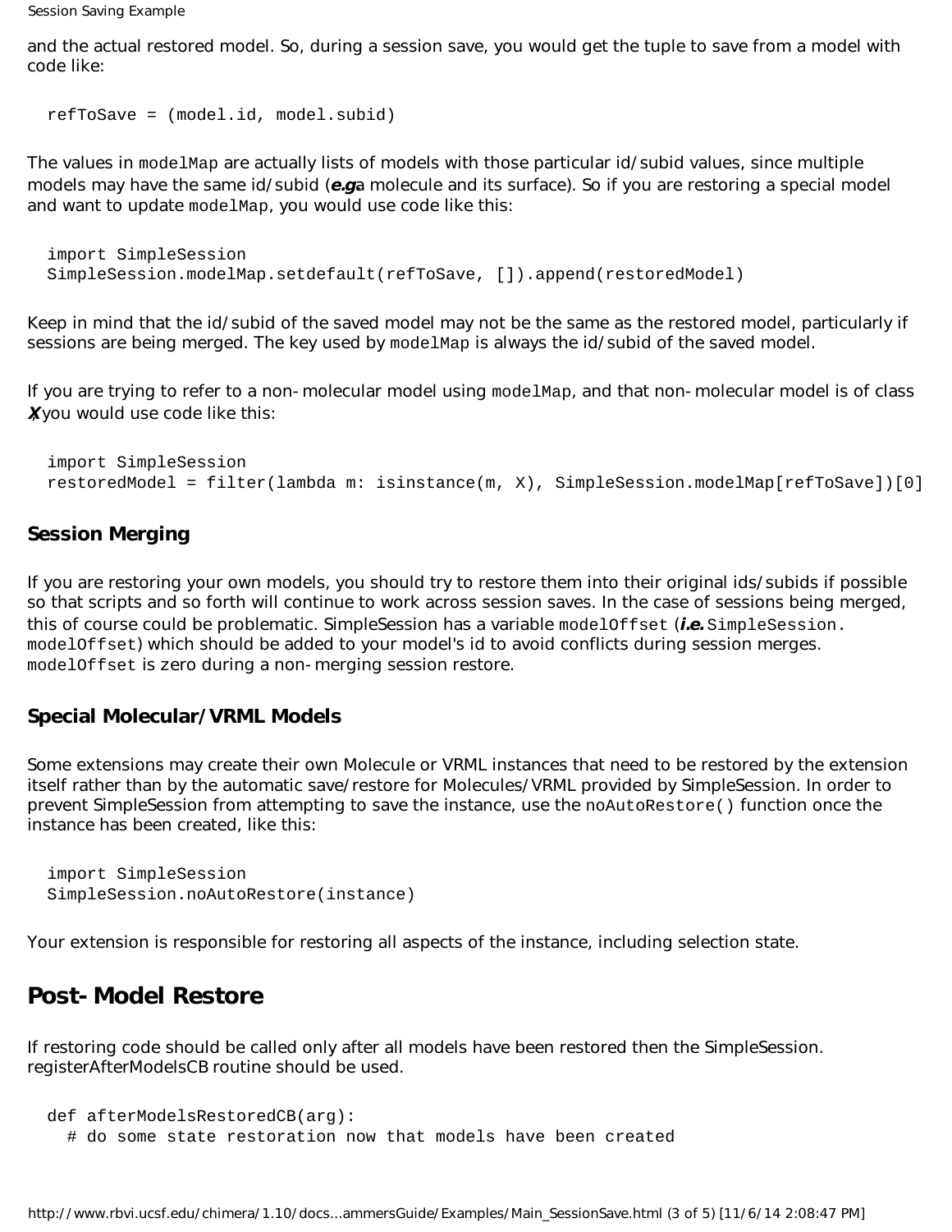and the actual restored model. So, during a session save, you would get the tuple to save from a model with code like:

```
refToSave = (model.id, model.subid)
```

The values in `modelMap` are actually lists of models with those particular id/subid values, since multiple models may have the same id/subid (***e.g.*** a molecule and its surface). So if you are restoring a special model and want to update `modelMap`, you would use code like this:

```
import SimpleSession
SimpleSession.modelMap.setdefault(refToSave, []).append(restoredModel)
```

Keep in mind that the id/subid of the saved model may not be the same as the restored model, particularly if sessions are being merged. The key used by `modelMap` is always the id/subid of the saved model.

If you are trying to refer to a non-molecular model using `modelMap`, and that non-molecular model is of class ***X***, you would use code like this:

```
import SimpleSession
restoredModel = filter(lambda m: isinstance(m, X), SimpleSession.modelMap[refToSave])[0]
```

### Session Merging

If you are restoring your own models, you should try to restore them into their original ids/subids if possible so that scripts and so forth will continue to work across session saves. In the case of sessions being merged, this of course could be problematic. SimpleSession has a variable `modelOffset` (***i.e.*** `SimpleSession.modelOffset`) which should be added to your model's id to avoid conflicts during session merges. `modelOffset` is zero during a non-merging session restore.

### Special Molecular/VRML Models

Some extensions may create their own Molecule or VRML instances that need to be restored by the extension itself rather than by the automatic save/restore for Molecules/VRML provided by SimpleSession. In order to prevent SimpleSession from attempting to save the instance, use the `noAutoRestore()` function once the instance has been created, like this:

```
import SimpleSession
SimpleSession.noAutoRestore(instance)
```

Your extension is responsible for restoring all aspects of the instance, including selection state.

## Post-Model Restore

If restoring code should be called only after all models have been restored then the SimpleSession.registerAfterModelsCB routine should be used.

```
def afterModelsRestoredCB(arg):
  # do some state restoration now that models have been created
```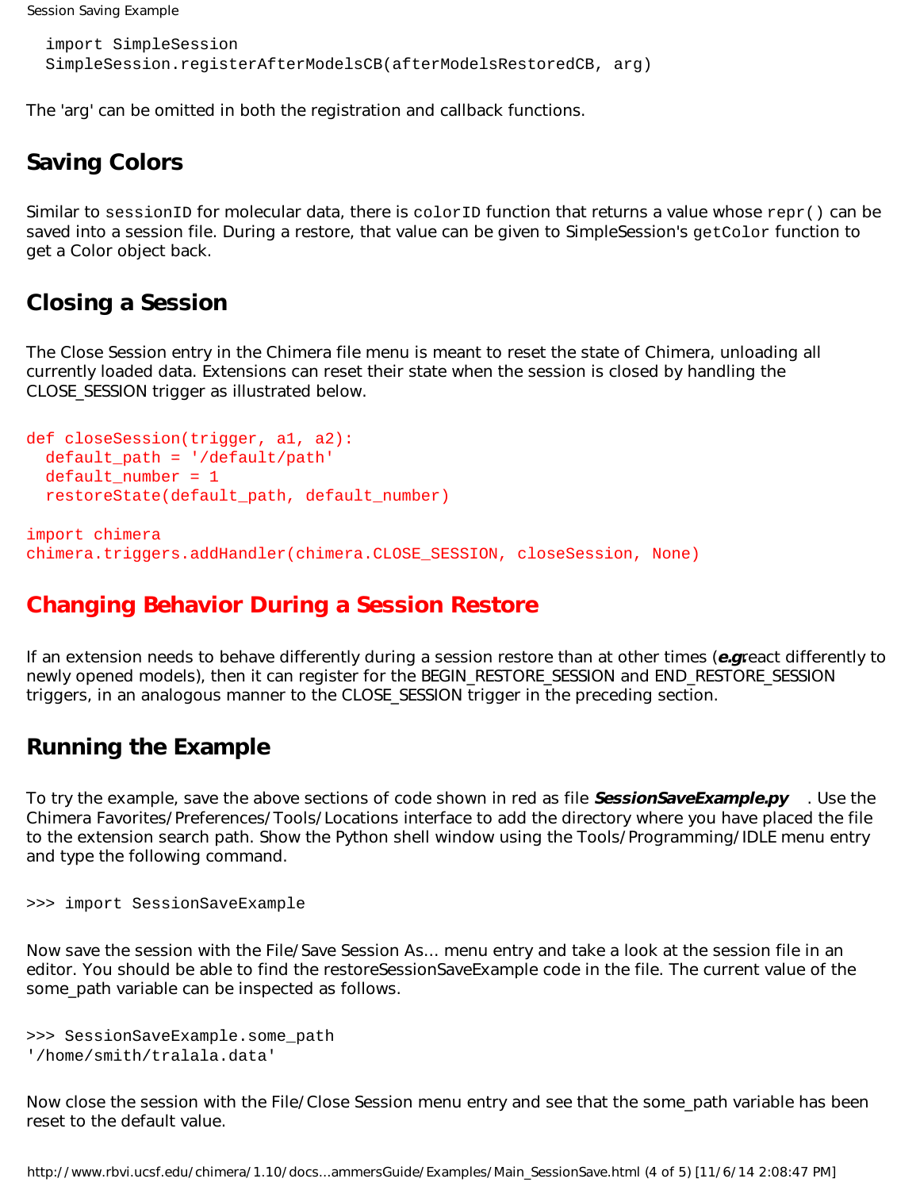```
import SimpleSession
SimpleSession.registerAfterModelsCB(afterModelsRestoredCB, arg)
```

The 'arg' can be omitted in both the registration and callback functions.

## Saving Colors

Similar to `sessionID` for molecular data, there is `colorID` function that returns a value whose `repr()` can be saved into a session file. During a restore, that value can be given to SimpleSession's `getColor` function to get a Color object back.

## Closing a Session

The Close Session entry in the Chimera file menu is meant to reset the state of Chimera, unloading all currently loaded data. Extensions can reset their state when the session is closed by handling the CLOSE_SESSION trigger as illustrated below.

```
def closeSession(trigger, a1, a2):
  default_path = '/default/path'
  default_number = 1
  restoreState(default_path, default_number)

import chimera
chimera.triggers.addHandler(chimera.CLOSE_SESSION, closeSession, None)
```

## Changing Behavior During a Session Restore

If an extension needs to behave differently during a session restore than at other times (***e.g.*** react differently to newly opened models), then it can register for the BEGIN_RESTORE_SESSION and END_RESTORE_SESSION triggers, in an analogous manner to the CLOSE_SESSION trigger in the preceding section.

## Running the Example

To try the example, save the above sections of code shown in red as file ***SessionSaveExample.py*** . Use the Chimera Favorites/Preferences/Tools/Locations interface to add the directory where you have placed the file to the extension search path. Show the Python shell window using the Tools/Programming/IDLE menu entry and type the following command.

```
>>> import SessionSaveExample
```

Now save the session with the File/Save Session As... menu entry and take a look at the session file in an editor. You should be able to find the restoreSessionSaveExample code in the file. The current value of the some_path variable can be inspected as follows.

```
>>> SessionSaveExample.some_path
'/home/smith/tralala.data'
```

Now close the session with the File/Close Session menu entry and see that the some_path variable has been reset to the default value.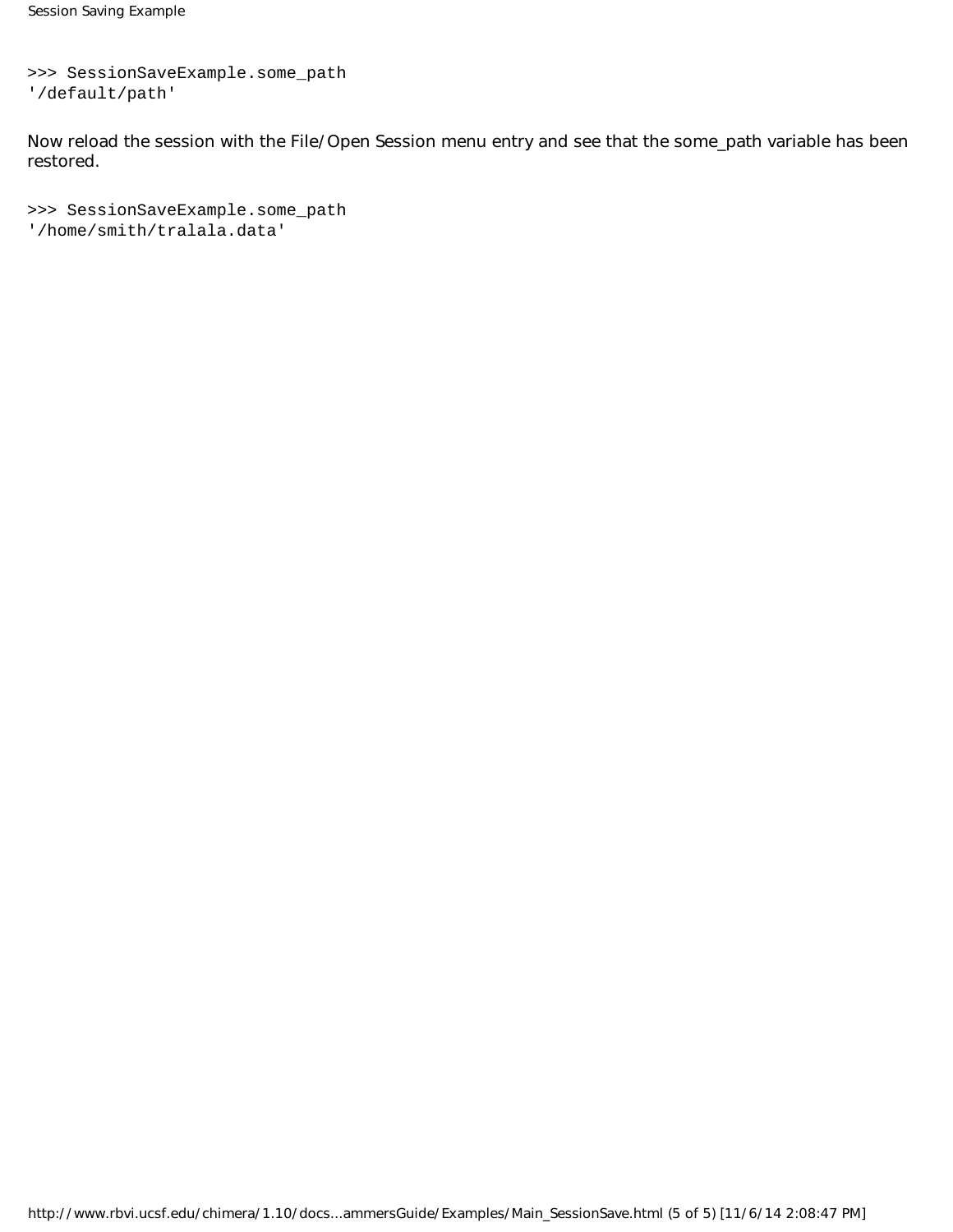```
>>> SessionSaveExample.some_path
'/default/path'
```

Now reload the session with the File/Open Session menu entry and see that the some_path variable has been restored.

```
>>> SessionSaveExample.some_path
'/home/smith/tralala.data'
```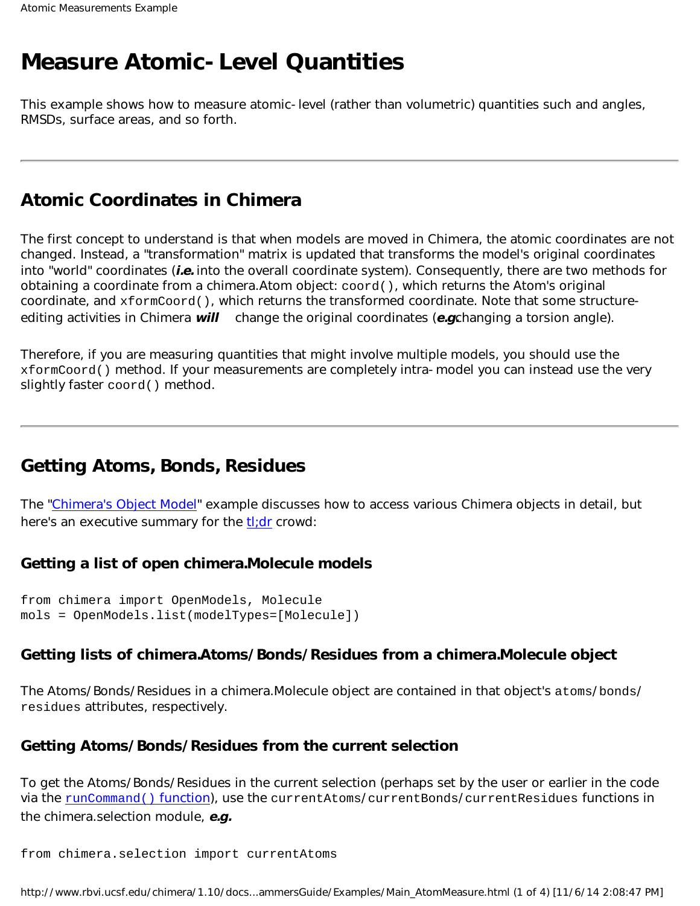# Measure Atomic-Level Quantities

This example shows how to measure atomic-level (rather than volumetric) quantities such and angles, RMSDs, surface areas, and so forth.

---

## Atomic Coordinates in Chimera

The first concept to understand is that when models are moved in Chimera, the atomic coordinates are not changed. Instead, a "transformation" matrix is updated that transforms the model's original coordinates into "world" coordinates (***i.e.*** into the overall coordinate system). Consequently, there are two methods for obtaining a coordinate from a chimera.Atom object: `coord()`, which returns the Atom's original coordinate, and `xformCoord()`, which returns the transformed coordinate. Note that some structure-editing activities in Chimera ***will*** change the original coordinates (***e.g.*** changing a torsion angle).

Therefore, if you are measuring quantities that might involve multiple models, you should use the `xformCoord()` method. If your measurements are completely intra-model you can instead use the very slightly faster `coord()` method.

---

## Getting Atoms, Bonds, Residues

The "Chimera's Object Model" example discusses how to access various Chimera objects in detail, but here's an executive summary for the tl;dr crowd:

### Getting a list of open chimera.Molecule models

```
from chimera import OpenModels, Molecule
mols = OpenModels.list(modelTypes=[Molecule])
```

### Getting lists of chimera.Atoms/Bonds/Residues from a chimera.Molecule object

The Atoms/Bonds/Residues in a chimera.Molecule object are contained in that object's `atoms`/`bonds`/`residues` attributes, respectively.

### Getting Atoms/Bonds/Residues from the current selection

To get the Atoms/Bonds/Residues in the current selection (perhaps set by the user or earlier in the code via the `runCommand()` function), use the `currentAtoms`/`currentBonds`/`currentResidues` functions in the chimera.selection module, ***e.g.***

```
from chimera.selection import currentAtoms
```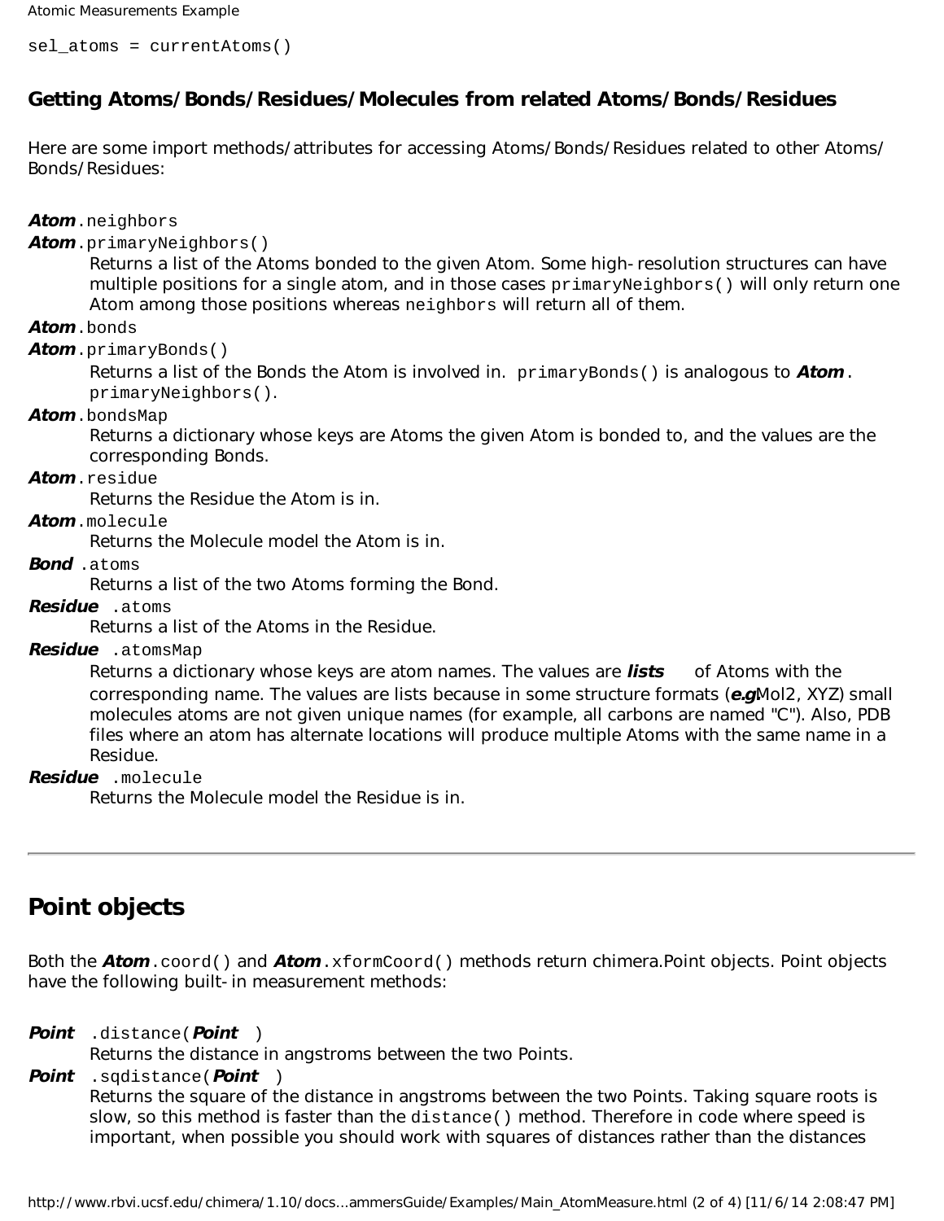```
sel_atoms = currentAtoms()
```

### Getting Atoms/Bonds/Residues/Molecules from related Atoms/Bonds/Residues

Here are some import methods/attributes for accessing Atoms/Bonds/Residues related to other Atoms/ Bonds/Residues:

***Atom***`.neighbors`
***Atom***`.primaryNeighbors()`
: Returns a list of the Atoms bonded to the given Atom. Some high-resolution structures can have multiple positions for a single atom, and in those cases `primaryNeighbors()` will only return one Atom among those positions whereas `neighbors` will return all of them.

***Atom***`.bonds`
***Atom***`.primaryBonds()`
: Returns a list of the Bonds the Atom is involved in. `primaryBonds()` is analogous to ***Atom***`.primaryNeighbors()`.

***Atom***`.bondsMap`
: Returns a dictionary whose keys are Atoms the given Atom is bonded to, and the values are the corresponding Bonds.

***Atom***`.residue`
: Returns the Residue the Atom is in.

***Atom***`.molecule`
: Returns the Molecule model the Atom is in.

***Bond*** `.atoms`
: Returns a list of the two Atoms forming the Bond.

***Residue*** `.atoms`
: Returns a list of the Atoms in the Residue.

***Residue*** `.atomsMap`
: Returns a dictionary whose keys are atom names. The values are ***lists*** of Atoms with the corresponding name. The values are lists because in some structure formats (***e.g.*** Mol2, XYZ) small molecules atoms are not given unique names (for example, all carbons are named "C"). Also, PDB files where an atom has alternate locations will produce multiple Atoms with the same name in a Residue.

***Residue*** `.molecule`
: Returns the Molecule model the Residue is in.

---

## Point objects

Both the ***Atom***`.coord()` and ***Atom***`.xformCoord()` methods return chimera.Point objects. Point objects have the following built-in measurement methods:

***Point*** `.distance(`***Point***`)`
: Returns the distance in angstroms between the two Points.

***Point*** `.sqdistance(`***Point***`)`
: Returns the square of the distance in angstroms between the two Points. Taking square roots is slow, so this method is faster than the `distance()` method. Therefore in code where speed is important, when possible you should work with squares of distances rather than the distances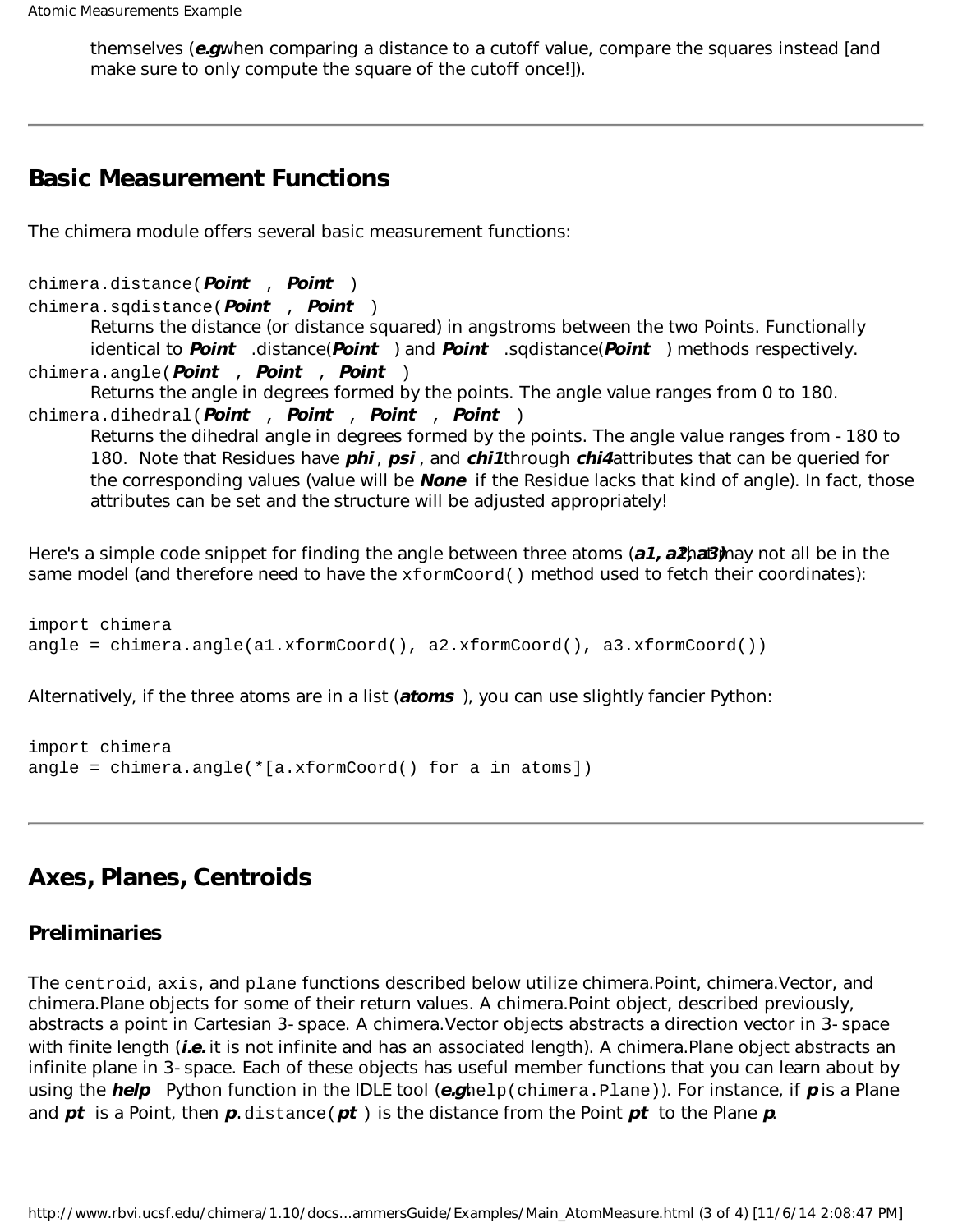themselves (*e.g.* when comparing a distance to a cutoff value, compare the squares instead [and make sure to only compute the square of the cutoff once!]).

---

## Basic Measurement Functions

The chimera module offers several basic measurement functions:

`chimera.distance(`***Point*** `,` ***Point*** `)`
`chimera.sqdistance(`***Point*** `,` ***Point*** `)`

> Returns the distance (or distance squared) in angstroms between the two Points. Functionally identical to ***Point*** .distance(***Point*** ) and ***Point*** .sqdistance(***Point*** ) methods respectively.

`chimera.angle(`***Point*** `,` ***Point*** `,` ***Point*** `)`

> Returns the angle in degrees formed by the points. The angle value ranges from 0 to 180.

`chimera.dihedral(`***Point*** `,` ***Point*** `,` ***Point*** `,` ***Point*** `)`

> Returns the dihedral angle in degrees formed by the points. The angle value ranges from -180 to 180. Note that Residues have ***phi*** , ***psi*** , and ***chi1*** through ***chi4*** attributes that can be queried for the corresponding values (value will be ***None*** if the Residue lacks that kind of angle). In fact, those attributes can be set and the structure will be adjusted appropriately!

Here's a simple code snippet for finding the angle between three atoms (***a1, a2, a3***) that may not all be in the same model (and therefore need to have the `xformCoord()` method used to fetch their coordinates):

```
import chimera
angle = chimera.angle(a1.xformCoord(), a2.xformCoord(), a3.xformCoord())
```

Alternatively, if the three atoms are in a list (***atoms*** ), you can use slightly fancier Python:

```
import chimera
angle = chimera.angle(*[a.xformCoord() for a in atoms])
```

---

## Axes, Planes, Centroids

### Preliminaries

The `centroid`, `axis`, and `plane` functions described below utilize chimera.Point, chimera.Vector, and chimera.Plane objects for some of their return values. A chimera.Point object, described previously, abstracts a point in Cartesian 3-space. A chimera.Vector objects abstracts a direction vector in 3-space with finite length (*i.e.* it is not infinite and has an associated length). A chimera.Plane object abstracts an infinite plane in 3-space. Each of these objects has useful member functions that you can learn about by using the ***help*** Python function in the IDLE tool (*e.g.* `help(chimera.Plane)`). For instance, if ***p*** is a Plane and ***pt*** is a Point, then ***p***`.distance(`***pt*** `)` is the distance from the Point ***pt*** to the Plane ***p***.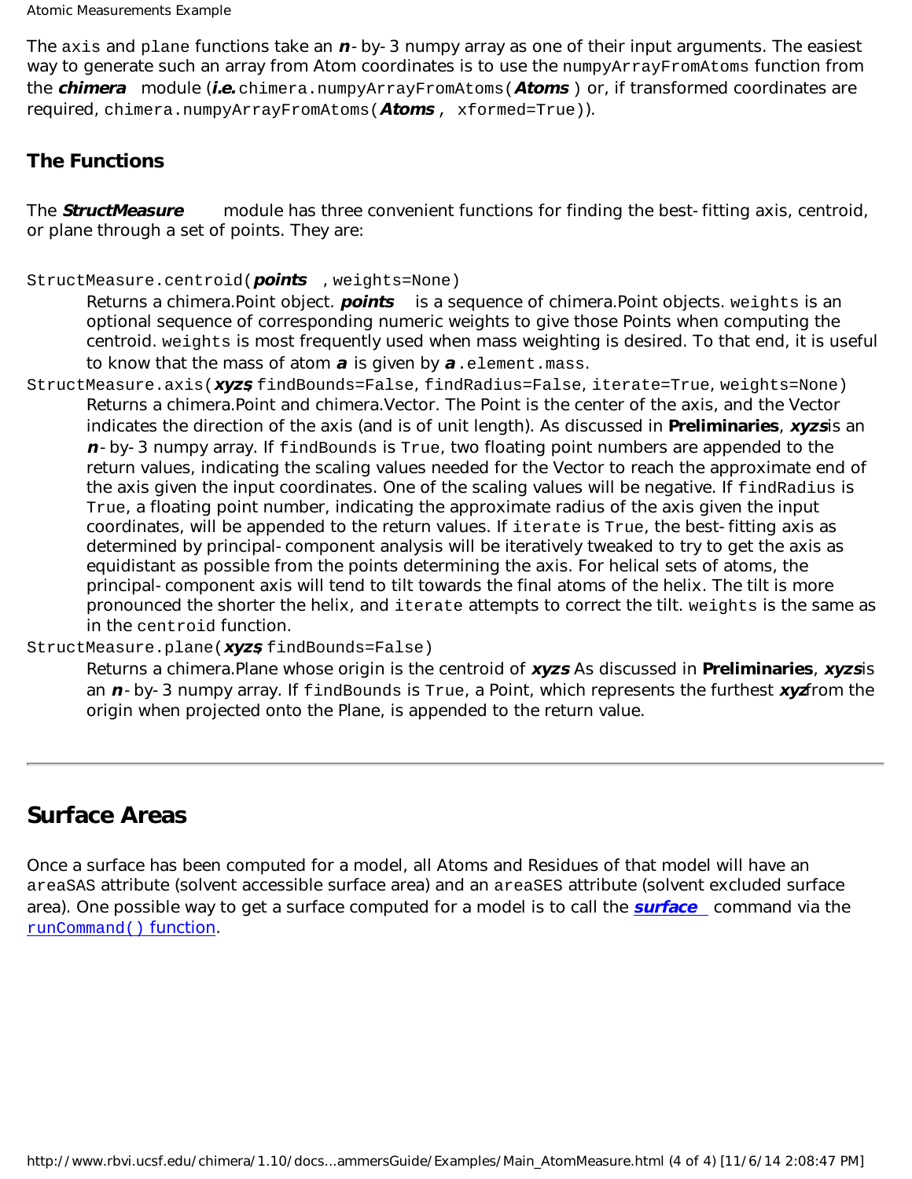The `axis` and `plane` functions take an ***n***-by-3 numpy array as one of their input arguments. The easiest way to generate such an array from Atom coordinates is to use the `numpyArrayFromAtoms` function from the ***chimera*** module (***i.e.*** `chimera.numpyArrayFromAtoms(`***Atoms***`)` or, if transformed coordinates are required, `chimera.numpyArrayFromAtoms(`***Atoms***`, xformed=True)`).

### The Functions

The ***StructMeasure*** module has three convenient functions for finding the best-fitting axis, centroid, or plane through a set of points. They are:

`StructMeasure.centroid(`***points***`, weights=None)`
: Returns a chimera.Point object. ***points*** is a sequence of chimera.Point objects. `weights` is an optional sequence of corresponding numeric weights to give those Points when computing the centroid. `weights` is most frequently used when mass weighting is desired. To that end, it is useful to know that the mass of atom ***a*** is given by ***a***`.element.mass`.

`StructMeasure.axis(`***xyzs***`, findBounds=False, findRadius=False, iterate=True, weights=None)`
: Returns a chimera.Point and chimera.Vector. The Point is the center of the axis, and the Vector indicates the direction of the axis (and is of unit length). As discussed in **Preliminaries**, ***xyzs*** is an ***n***-by-3 numpy array. If `findBounds` is `True`, two floating point numbers are appended to the return values, indicating the scaling values needed for the Vector to reach the approximate end of the axis given the input coordinates. One of the scaling values will be negative. If `findRadius` is `True`, a floating point number, indicating the approximate radius of the axis given the input coordinates, will be appended to the return values. If `iterate` is `True`, the best-fitting axis as determined by principal-component analysis will be iteratively tweaked to try to get the axis as equidistant as possible from the points determining the axis. For helical sets of atoms, the principal-component axis will tend to tilt towards the final atoms of the helix. The tilt is more pronounced the shorter the helix, and `iterate` attempts to correct the tilt. `weights` is the same as in the `centroid` function.

`StructMeasure.plane(`***xyzs***`, findBounds=False)`
: Returns a chimera.Plane whose origin is the centroid of ***xyzs*** As discussed in **Preliminaries**, ***xyzs*** is an ***n***-by-3 numpy array. If `findBounds` is `True`, a Point, which represents the furthest ***xyz*** from the origin when projected onto the Plane, is appended to the return value.

---

## Surface Areas

Once a surface has been computed for a model, all Atoms and Residues of that model will have an `areaSAS` attribute (solvent accessible surface area) and an `areaSES` attribute (solvent excluded surface area). One possible way to get a surface computed for a model is to call the ***surface*** command via the `runCommand()` function.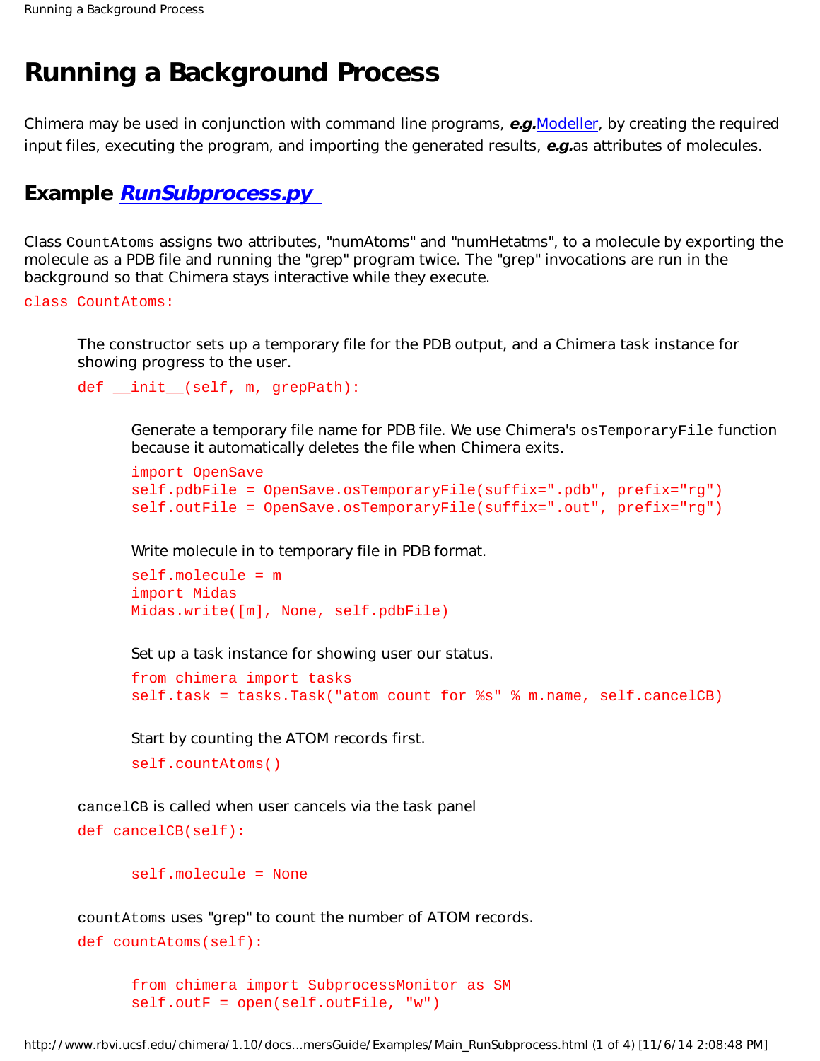# Running a Background Process

Chimera may be used in conjunction with command line programs, ***e.g.***[Modeller](), by creating the required input files, executing the program, and importing the generated results, ***e.g.***as attributes of molecules.

## Example [*RunSubprocess.py*]()

Class `CountAtoms` assigns two attributes, "numAtoms" and "numHetatms", to a molecule by exporting the molecule as a PDB file and running the "grep" program twice. The "grep" invocations are run in the background so that Chimera stays interactive while they execute.

```
class CountAtoms:
```

The constructor sets up a temporary file for the PDB output, and a Chimera task instance for showing progress to the user.

```
def __init__(self, m, grepPath):
```

Generate a temporary file name for PDB file. We use Chimera's `osTemporaryFile` function because it automatically deletes the file when Chimera exits.

```
import OpenSave
self.pdbFile = OpenSave.osTemporaryFile(suffix=".pdb", prefix="rg")
self.outFile = OpenSave.osTemporaryFile(suffix=".out", prefix="rg")
```

Write molecule in to temporary file in PDB format.

```
self.molecule = m
import Midas
Midas.write([m], None, self.pdbFile)
```

Set up a task instance for showing user our status.

```
from chimera import tasks
self.task = tasks.Task("atom count for %s" % m.name, self.cancelCB)
```

Start by counting the ATOM records first.

```
self.countAtoms()
```

`cancelCB` is called when user cancels via the task panel

```
def cancelCB(self):

    self.molecule = None
```

`countAtoms` uses "grep" to count the number of ATOM records.

```
def countAtoms(self):

    from chimera import SubprocessMonitor as SM
    self.outF = open(self.outFile, "w")
```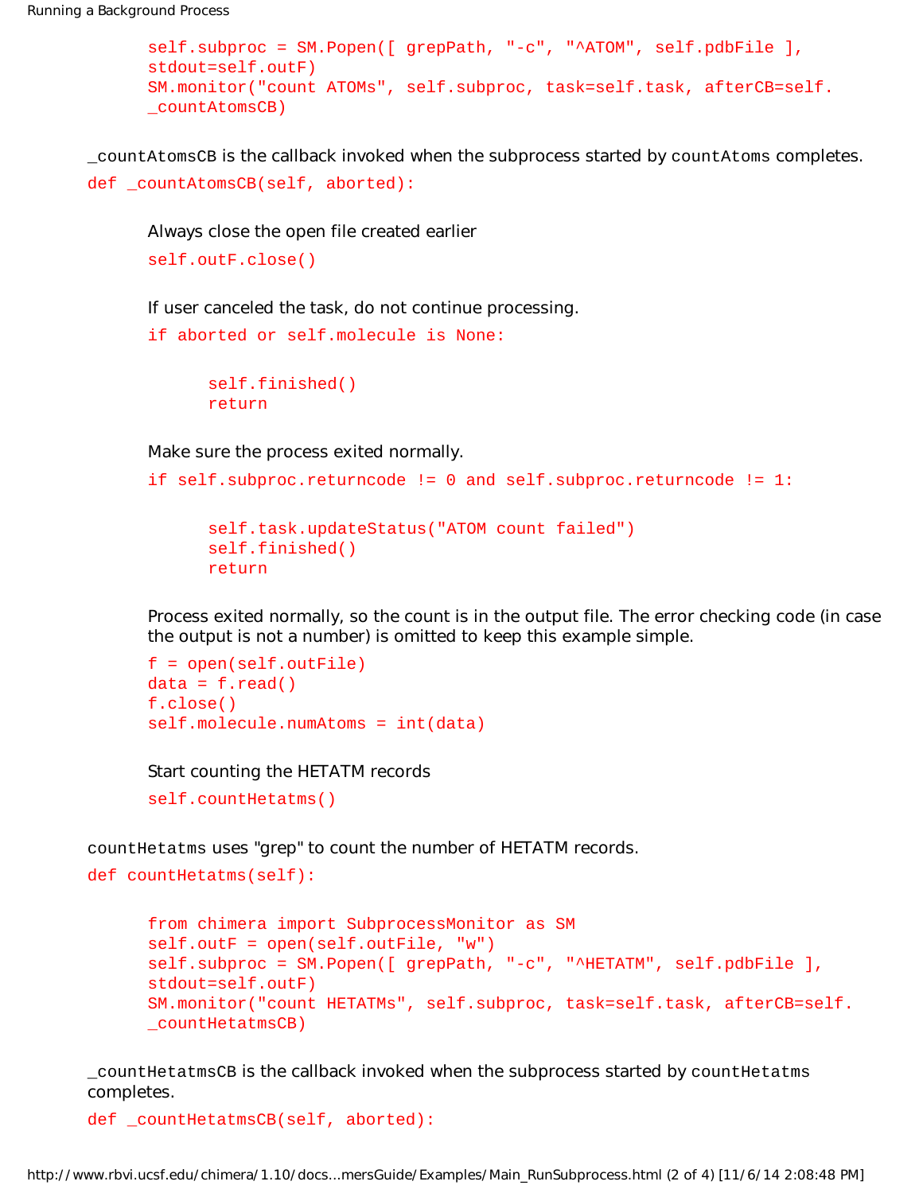```
self.subproc = SM.Popen([ grepPath, "-c", "^ATOM", self.pdbFile ],
stdout=self.outF)
SM.monitor("count ATOMs", self.subproc, task=self.task, afterCB=self.
_countAtomsCB)
```

`_countAtomsCB` is the callback invoked when the subprocess started by `countAtoms` completes.

```
def _countAtomsCB(self, aborted):
```

Always close the open file created earlier

```
self.outF.close()
```

If user canceled the task, do not continue processing.

```
if aborted or self.molecule is None:

    self.finished()
    return
```

Make sure the process exited normally.

```
if self.subproc.returncode != 0 and self.subproc.returncode != 1:

    self.task.updateStatus("ATOM count failed")
    self.finished()
    return
```

Process exited normally, so the count is in the output file. The error checking code (in case the output is not a number) is omitted to keep this example simple.

```
f = open(self.outFile)
data = f.read()
f.close()
self.molecule.numAtoms = int(data)
```

Start counting the HETATM records

```
self.countHetatms()
```

`countHetatms` uses "grep" to count the number of HETATM records.

```
def countHetatms(self):

    from chimera import SubprocessMonitor as SM
    self.outF = open(self.outFile, "w")
    self.subproc = SM.Popen([ grepPath, "-c", "^HETATM", self.pdbFile ],
    stdout=self.outF)
    SM.monitor("count HETATMs", self.subproc, task=self.task, afterCB=self.
    _countHetatmsCB)
```

`_countHetatmsCB` is the callback invoked when the subprocess started by `countHetatms` completes.

```
def _countHetatmsCB(self, aborted):
```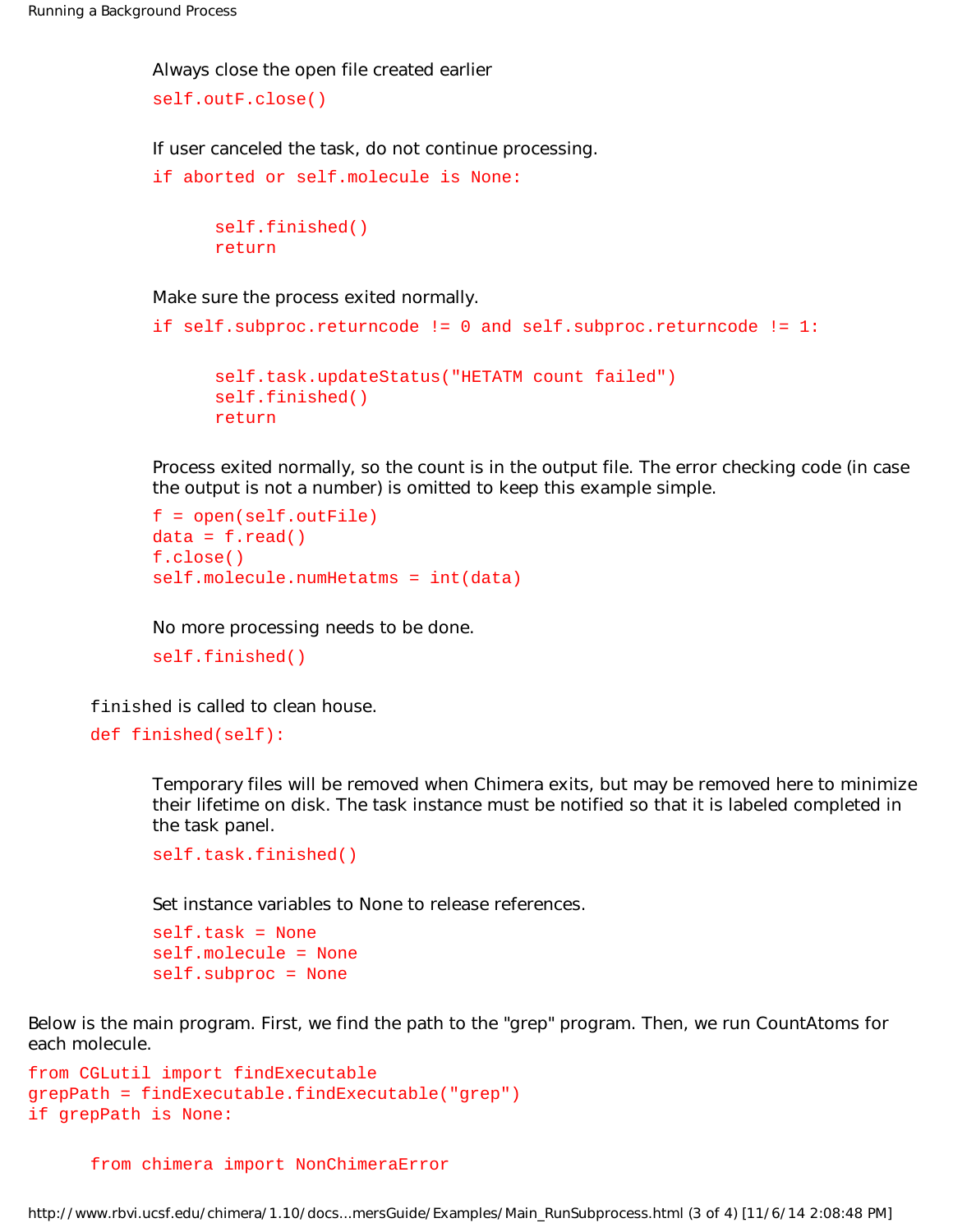Always close the open file created earlier

```
self.outF.close()
```

If user canceled the task, do not continue processing.

```
if aborted or self.molecule is None:

      self.finished()
      return
```

Make sure the process exited normally.

```
if self.subproc.returncode != 0 and self.subproc.returncode != 1:

      self.task.updateStatus("HETATM count failed")
      self.finished()
      return
```

Process exited normally, so the count is in the output file. The error checking code (in case the output is not a number) is omitted to keep this example simple.

```
f = open(self.outFile)
data = f.read()
f.close()
self.molecule.numHetatms = int(data)
```

No more processing needs to be done.

```
self.finished()
```

`finished` is called to clean house.

```
def finished(self):
```

Temporary files will be removed when Chimera exits, but may be removed here to minimize their lifetime on disk. The task instance must be notified so that it is labeled completed in the task panel.

```
self.task.finished()
```

Set instance variables to None to release references.

```
self.task = None
self.molecule = None
self.subproc = None
```

Below is the main program. First, we find the path to the "grep" program. Then, we run CountAtoms for each molecule.

```
from CGLutil import findExecutable
grepPath = findExecutable.findExecutable("grep")
if grepPath is None:

      from chimera import NonChimeraError
```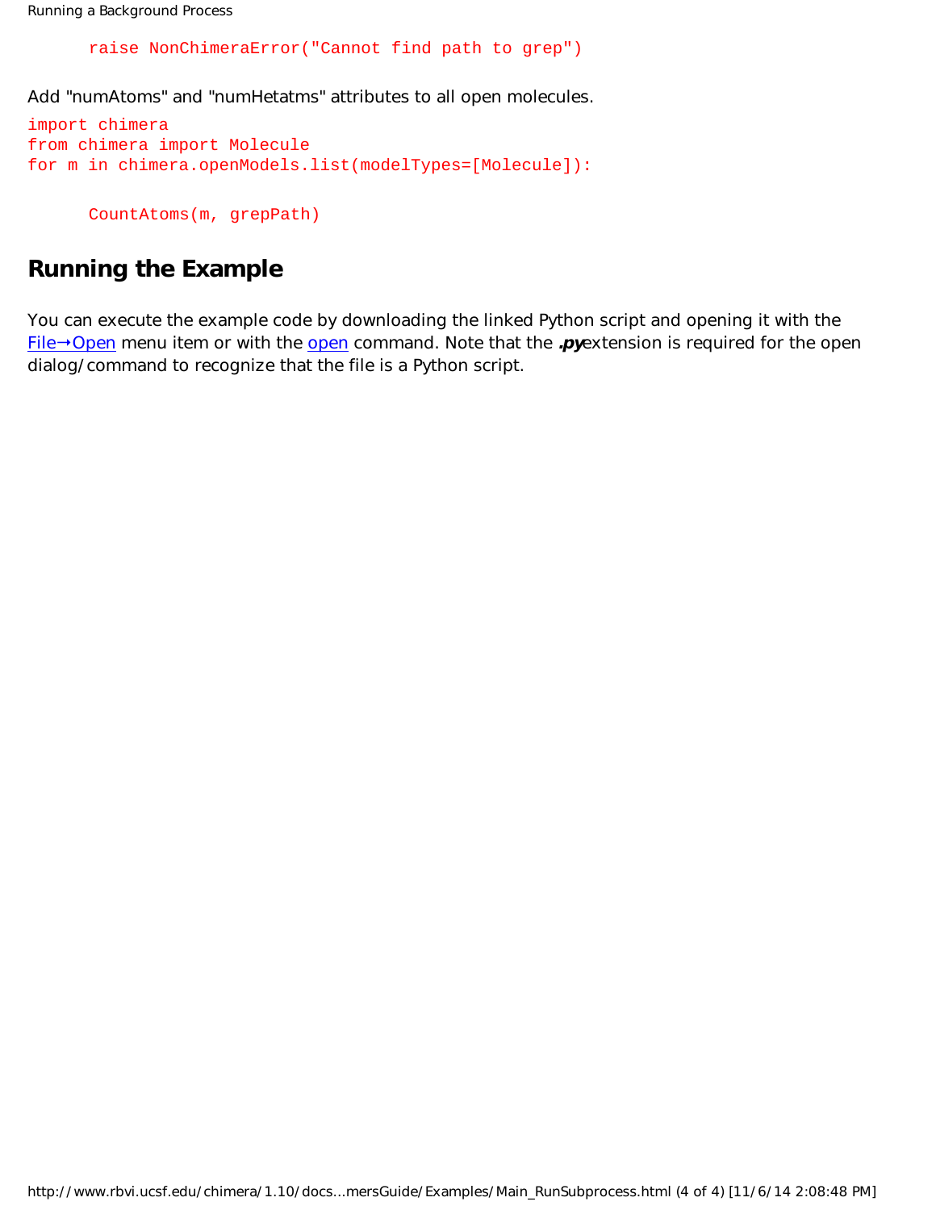```
	raise NonChimeraError("Cannot find path to grep")
```

Add "numAtoms" and "numHetatms" attributes to all open molecules.

```
import chimera
from chimera import Molecule
for m in chimera.openModels.list(modelTypes=[Molecule]):

	CountAtoms(m, grepPath)
```

## Running the Example

You can execute the example code by downloading the linked Python script and opening it with the File→Open menu item or with the open command. Note that the ***.py*** extension is required for the open dialog/command to recognize that the file is a Python script.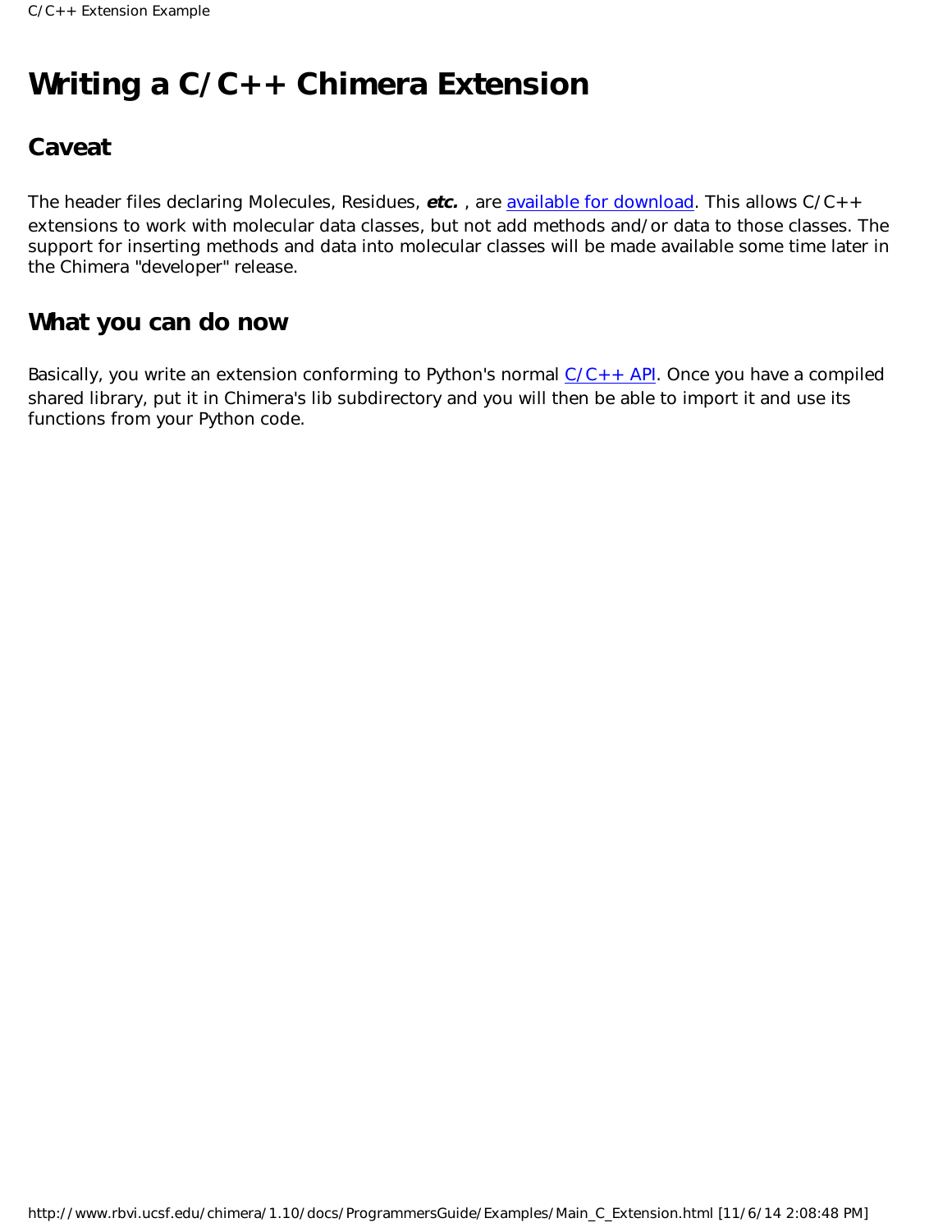# Writing a C/C++ Chimera Extension

## Caveat

The header files declaring Molecules, Residues, ***etc.*** , are available for download. This allows C/C++ extensions to work with molecular data classes, but not add methods and/or data to those classes. The support for inserting methods and data into molecular classes will be made available some time later in the Chimera "developer" release.

## What you can do now

Basically, you write an extension conforming to Python's normal C/C++ API. Once you have a compiled shared library, put it in Chimera's lib subdirectory and you will then be able to import it and use its functions from your Python code.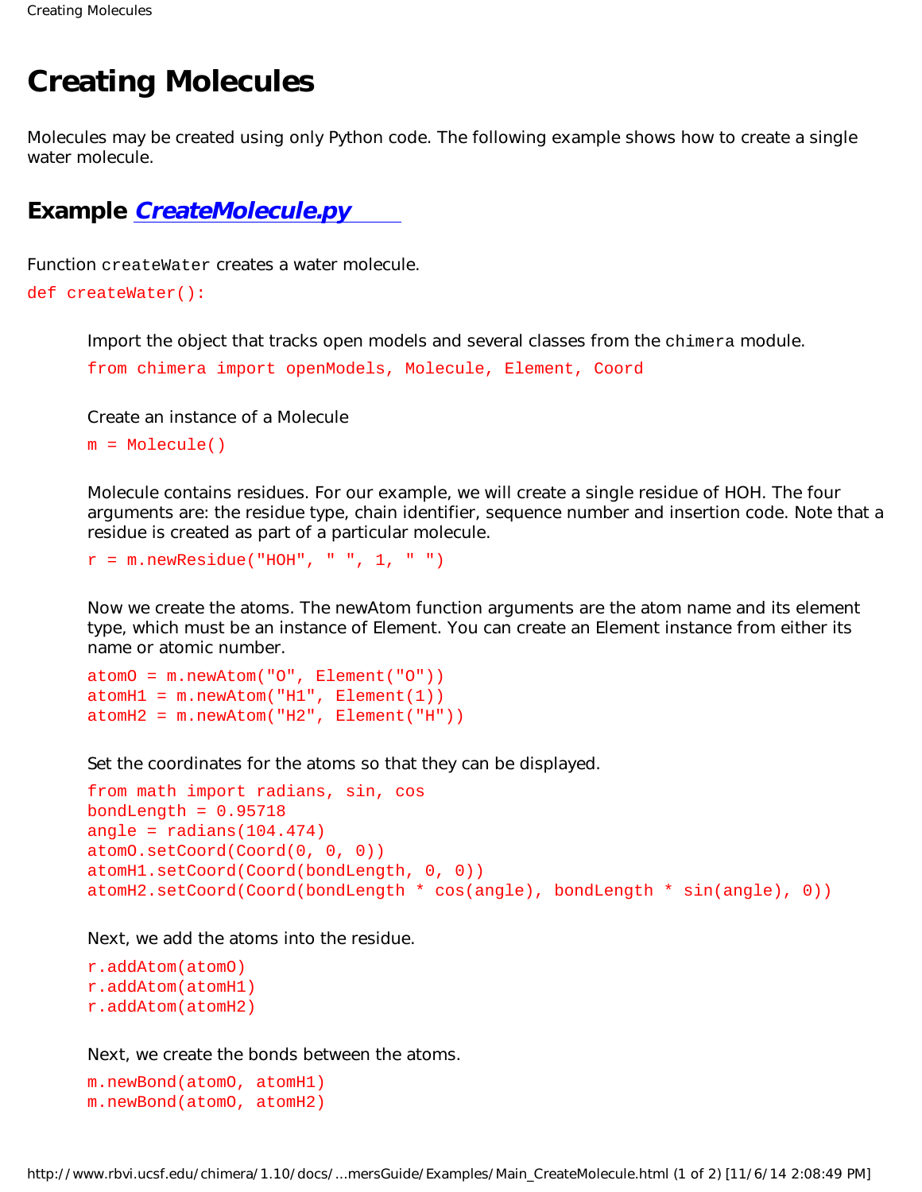# Creating Molecules

Molecules may be created using only Python code. The following example shows how to create a single water molecule.

## Example *CreateMolecule.py*

Function `createWater` creates a water molecule.

```
def createWater():
```

Import the object that tracks open models and several classes from the `chimera` module.

```
from chimera import openModels, Molecule, Element, Coord
```

Create an instance of a Molecule

```
m = Molecule()
```

Molecule contains residues. For our example, we will create a single residue of HOH. The four arguments are: the residue type, chain identifier, sequence number and insertion code. Note that a residue is created as part of a particular molecule.

```
r = m.newResidue("HOH", " ", 1, " ")
```

Now we create the atoms. The newAtom function arguments are the atom name and its element type, which must be an instance of Element. You can create an Element instance from either its name or atomic number.

```
atomO = m.newAtom("O", Element("O"))
atomH1 = m.newAtom("H1", Element(1))
atomH2 = m.newAtom("H2", Element("H"))
```

Set the coordinates for the atoms so that they can be displayed.

```
from math import radians, sin, cos
bondLength = 0.95718
angle = radians(104.474)
atomO.setCoord(Coord(0, 0, 0))
atomH1.setCoord(Coord(bondLength, 0, 0))
atomH2.setCoord(Coord(bondLength * cos(angle), bondLength * sin(angle), 0))
```

Next, we add the atoms into the residue.

```
r.addAtom(atomO)
r.addAtom(atomH1)
r.addAtom(atomH2)
```

Next, we create the bonds between the atoms.

```
m.newBond(atomO, atomH1)
m.newBond(atomO, atomH2)
```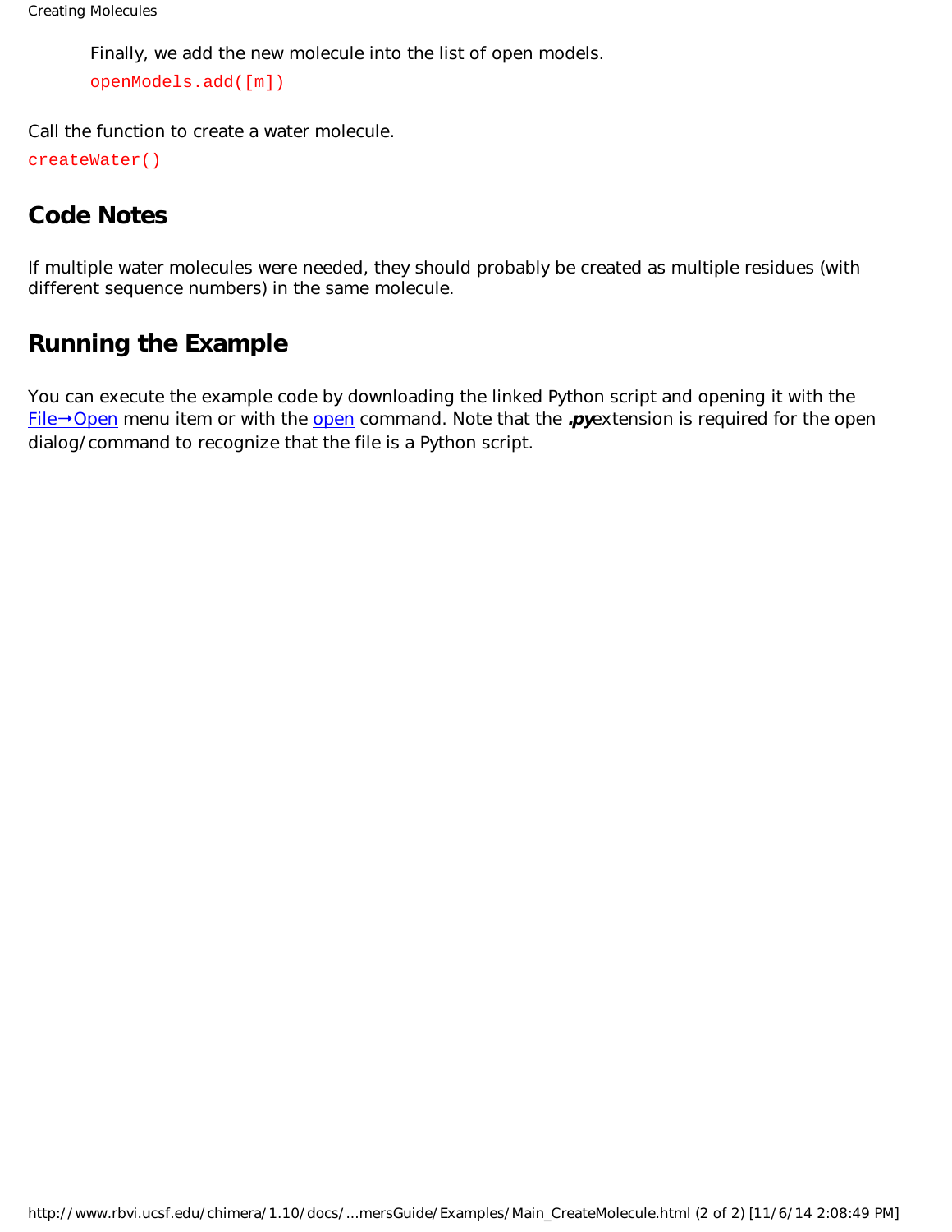Finally, we add the new molecule into the list of open models.

```
openModels.add([m])
```

Call the function to create a water molecule.

```
createWater()
```

## Code Notes

If multiple water molecules were needed, they should probably be created as multiple residues (with different sequence numbers) in the same molecule.

## Running the Example

You can execute the example code by downloading the linked Python script and opening it with the File→Open menu item or with the open command. Note that the ***.py*** extension is required for the open dialog/command to recognize that the file is a Python script.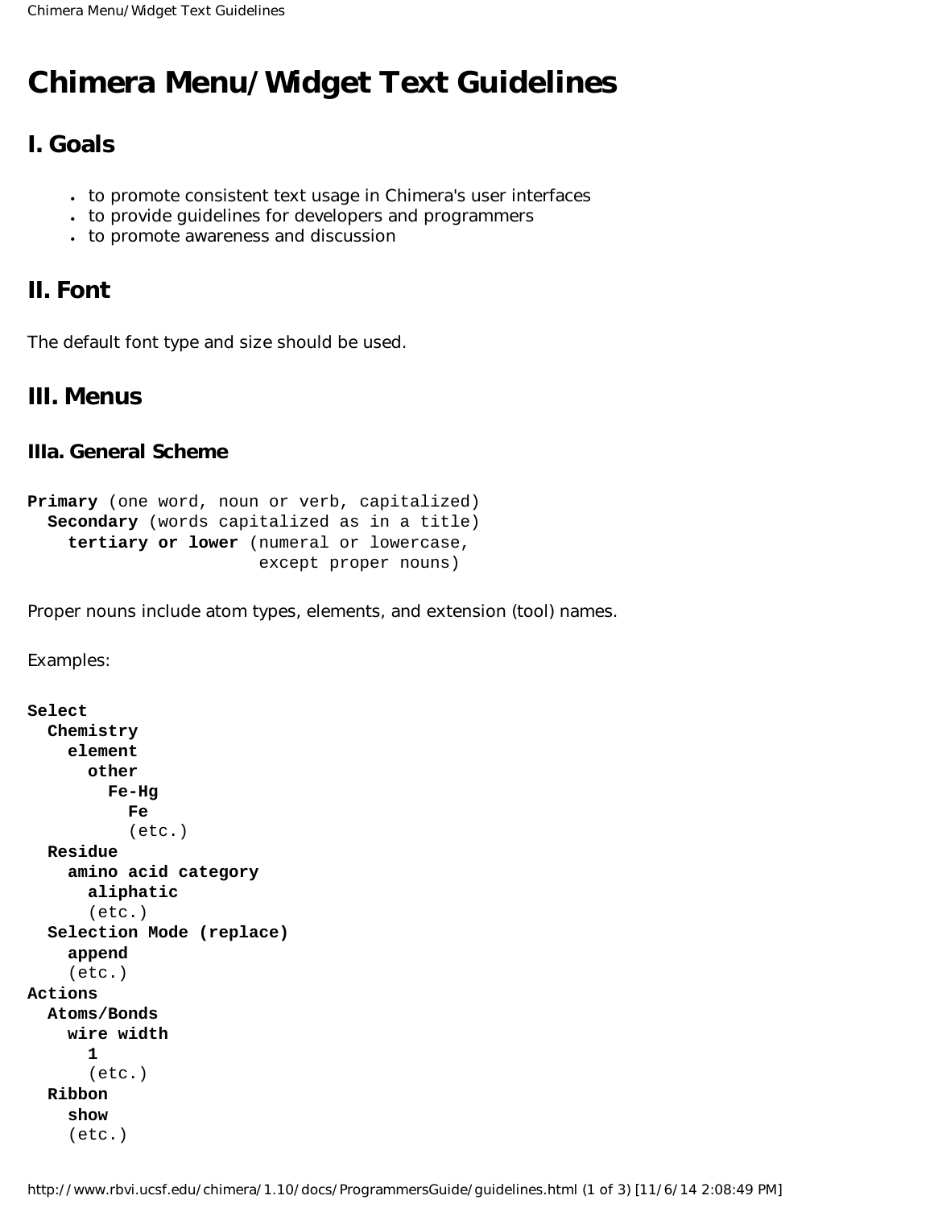# Chimera Menu/Widget Text Guidelines

## I. Goals

- to promote consistent text usage in Chimera's user interfaces
- to provide guidelines for developers and programmers
- to promote awareness and discussion

## II. Font

The default font type and size should be used.

## III. Menus

### IIIa. General Scheme

```
Primary (one word, noun or verb, capitalized)
  Secondary (words capitalized as in a title)
    tertiary or lower (numeral or lowercase,
                       except proper nouns)
```

Proper nouns include atom types, elements, and extension (tool) names.

Examples:

```
Select
  Chemistry
    element
      other
        Fe-Hg
          Fe
          (etc.)
  Residue
    amino acid category
      aliphatic
      (etc.)
  Selection Mode (replace)
    append
    (etc.)
Actions
  Atoms/Bonds
    wire width
      1
      (etc.)
  Ribbon
    show
    (etc.)
```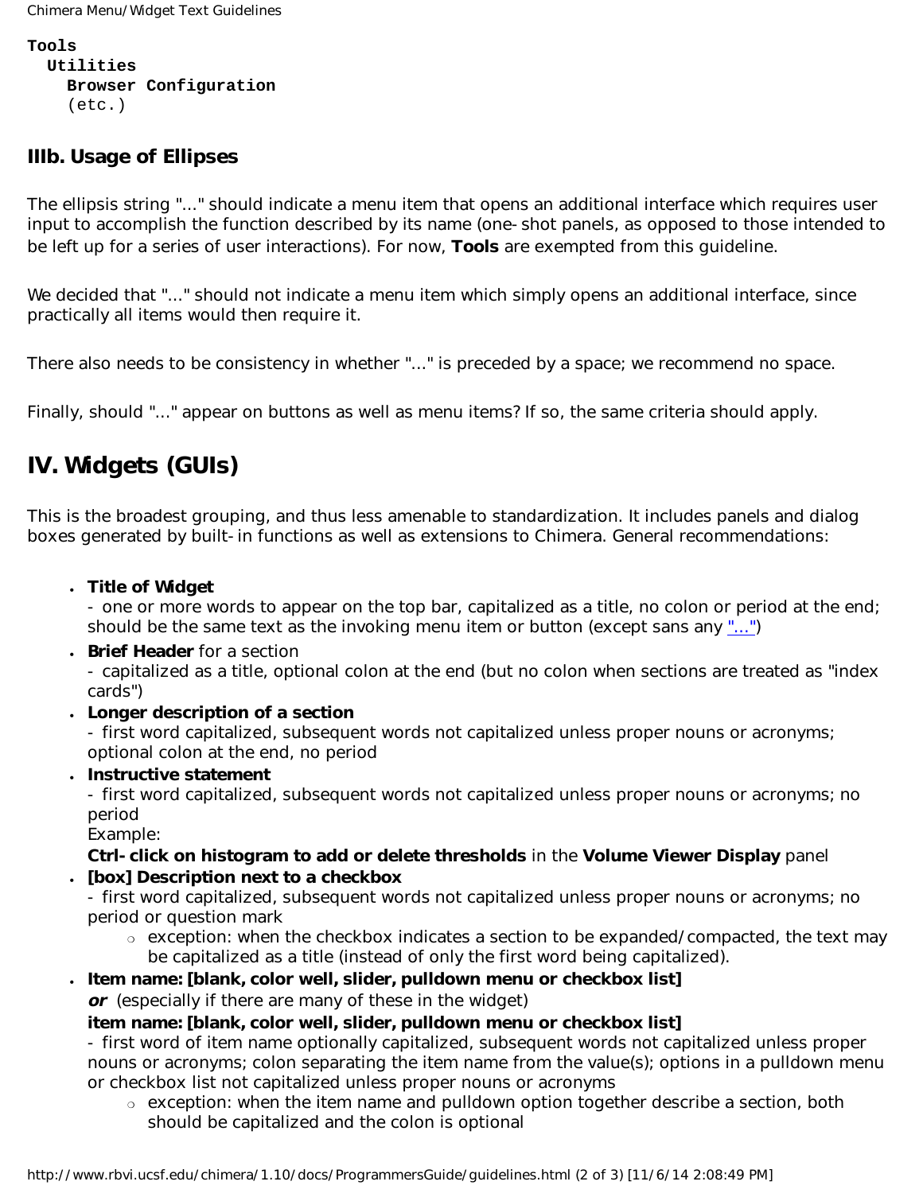```
Tools
  Utilities
    Browser Configuration
    (etc.)
```

### IIIb. Usage of Ellipses

The ellipsis string "..." should indicate a menu item that opens an additional interface which requires user input to accomplish the function described by its name (one-shot panels, as opposed to those intended to be left up for a series of user interactions). For now, **Tools** are exempted from this guideline.

We decided that "..." should not indicate a menu item which simply opens an additional interface, since practically all items would then require it.

There also needs to be consistency in whether "..." is preceded by a space; we recommend no space.

Finally, should "..." appear on buttons as well as menu items? If so, the same criteria should apply.

## IV. Widgets (GUIs)

This is the broadest grouping, and thus less amenable to standardization. It includes panels and dialog boxes generated by built-in functions as well as extensions to Chimera. General recommendations:

- **Title of Widget**
  - one or more words to appear on the top bar, capitalized as a title, no colon or period at the end; should be the same text as the invoking menu item or button (except sans any "...")
- **Brief Header** for a section
  - capitalized as a title, optional colon at the end (but no colon when sections are treated as "index cards")
- **Longer description of a section**
  - first word capitalized, subsequent words not capitalized unless proper nouns or acronyms; optional colon at the end, no period
- **Instructive statement**
  - first word capitalized, subsequent words not capitalized unless proper nouns or acronyms; no period
  Example:
  **Ctrl-click on histogram to add or delete thresholds** in the **Volume Viewer Display** panel
- **[box] Description next to a checkbox**
  - first word capitalized, subsequent words not capitalized unless proper nouns or acronyms; no period or question mark
    - exception: when the checkbox indicates a section to be expanded/compacted, the text may be capitalized as a title (instead of only the first word being capitalized).
- **Item name: [blank, color well, slider, pulldown menu or checkbox list]**
  ***or*** (especially if there are many of these in the widget)
  **item name: [blank, color well, slider, pulldown menu or checkbox list]**
  - first word of item name optionally capitalized, subsequent words not capitalized unless proper nouns or acronyms; colon separating the item name from the value(s); options in a pulldown menu or checkbox list not capitalized unless proper nouns or acronyms
    - exception: when the item name and pulldown option together describe a section, both should be capitalized and the colon is optional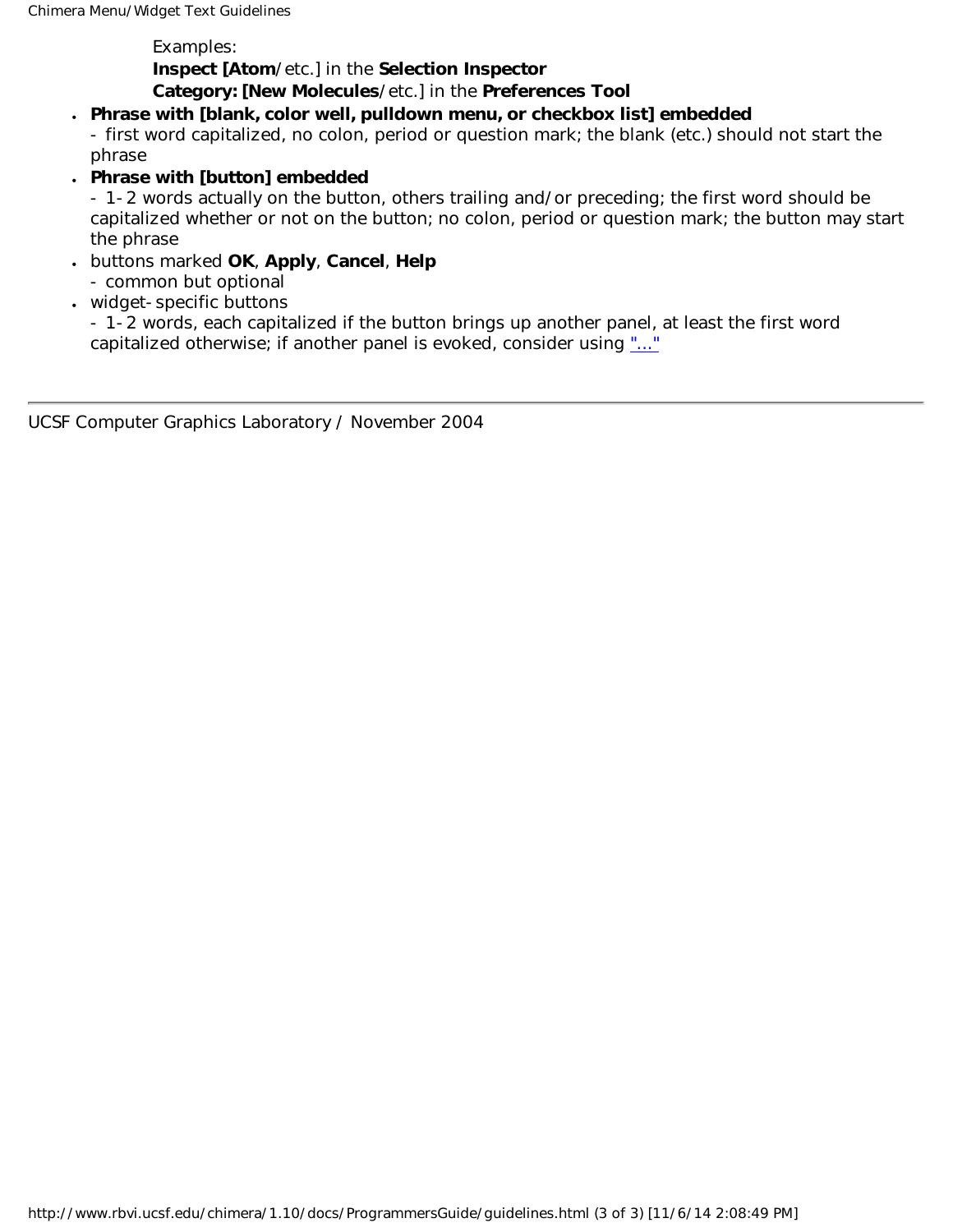Examples:
**Inspect [Atom**/etc.] in the **Selection Inspector**
**Category: [New Molecules**/etc.] in the **Preferences Tool**

- **Phrase with [blank, color well, pulldown menu, or checkbox list] embedded**
  \- first word capitalized, no colon, period or question mark; the blank (etc.) should not start the phrase
- **Phrase with [button] embedded**
  \- 1-2 words actually on the button, others trailing and/or preceding; the first word should be capitalized whether or not on the button; no colon, period or question mark; the button may start the phrase
- buttons marked **OK**, **Apply**, **Cancel**, **Help**
  \- common but optional
- widget-specific buttons
  \- 1-2 words, each capitalized if the button brings up another panel, at least the first word capitalized otherwise; if another panel is evoked, consider using "..."

---

UCSF Computer Graphics Laboratory / November 2004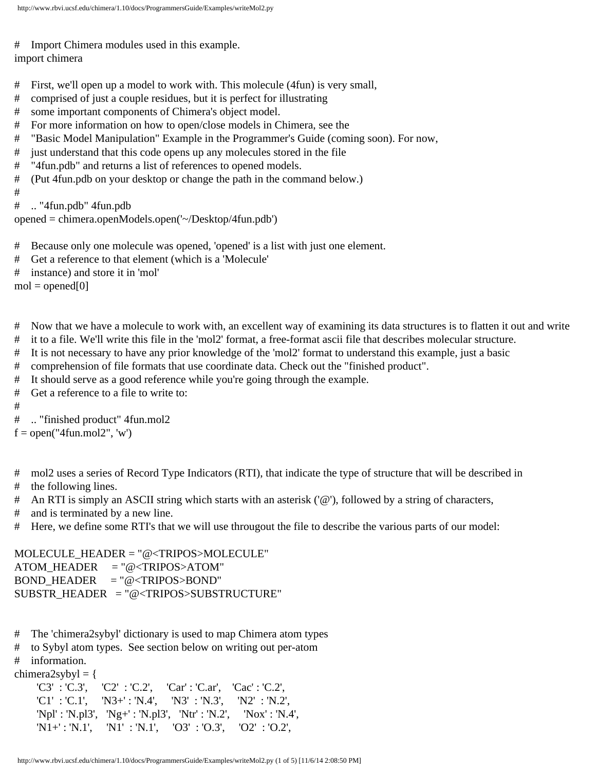```python
#    Import Chimera modules used in this example.
import chimera

#    First, we'll open up a model to work with. This molecule (4fun) is very small,
#    comprised of just a couple residues, but it is perfect for illustrating
#    some important components of Chimera's object model.
#    For more information on how to open/close models in Chimera, see the
#    "Basic Model Manipulation" Example in the Programmer's Guide (coming soon). For now,
#    just understand that this code opens up any molecules stored in the file
#    "4fun.pdb" and returns a list of references to opened models.
#    (Put 4fun.pdb on your desktop or change the path in the command below.)
#
#    .. "4fun.pdb" 4fun.pdb
opened = chimera.openModels.open('~/Desktop/4fun.pdb')

#    Because only one molecule was opened, 'opened' is a list with just one element.
#    Get a reference to that element (which is a 'Molecule'
#    instance) and store it in 'mol'
mol = opened[0]


#    Now that we have a molecule to work with, an excellent way of examining its data structures is to flatten it out and write
#    it to a file. We'll write this file in the 'mol2' format, a free-format ascii file that describes molecular structure.
#    It is not necessary to have any prior knowledge of the 'mol2' format to understand this example, just a basic
#    comprehension of file formats that use coordinate data. Check out the "finished product".
#    It should serve as a good reference while you're going through the example.
#    Get a reference to a file to write to:
#
#    .. "finished product" 4fun.mol2
f = open("4fun.mol2", 'w')


#    mol2 uses a series of Record Type Indicators (RTI), that indicate the type of structure that will be described in
#    the following lines.
#    An RTI is simply an ASCII string which starts with an asterisk ('@'), followed by a string of characters,
#    and is terminated by a new line.
#    Here, we define some RTI's that we will use througout the file to describe the various parts of our model:

MOLECULE_HEADER = "@<TRIPOS>MOLECULE"
ATOM_HEADER     = "@<TRIPOS>ATOM"
BOND_HEADER     = "@<TRIPOS>BOND"
SUBSTR_HEADER   = "@<TRIPOS>SUBSTRUCTURE"


#    The 'chimera2sybyl' dictionary is used to map Chimera atom types
#    to Sybyl atom types.  See section below on writing out per-atom
#    information.
chimera2sybyl = {
      'C3'  : 'C.3',     'C2'  : 'C.2',     'Car' : 'C.ar',    'Cac' : 'C.2',
      'C1'  : 'C.1',     'N3+' : 'N.4',     'N3'  : 'N.3',     'N2'  : 'N.2',
      'Npl' : 'N.pl3',   'Ng+' : 'N.pl3',   'Ntr' : 'N.2',     'Nox' : 'N.4',
      'N1+' : 'N.1',     'N1'  : 'N.1',     'O3'  : 'O.3',     'O2'  : 'O.2',
```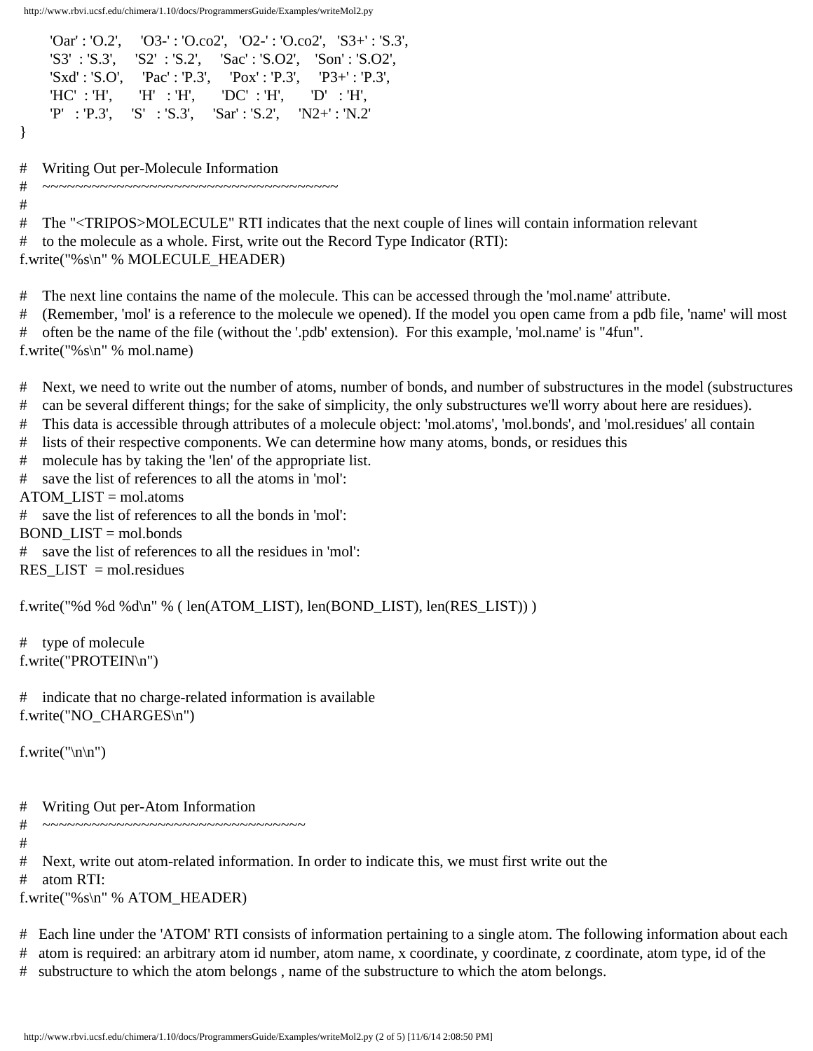```
    'Oar' : 'O.2',     'O3-' : 'O.co2',   'O2-' : 'O.co2',   'S3+' : 'S.3',
    'S3'  : 'S.3',     'S2'  : 'S.2',     'Sac' : 'S.O2',    'Son' : 'S.O2',
    'Sxd' : 'S.O',     'Pac' : 'P.3',     'Pox' : 'P.3',     'P3+' : 'P.3',
    'HC'  : 'H',       'H'   : 'H',       'DC'  : 'H',       'D'   : 'H',
    'P'   : 'P.3',     'S'   : 'S.3',     'Sar' : 'S.2',     'N2+' : 'N.2'
}

#   Writing Out per-Molecule Information
#   ~~~~~~~~~~~~~~~~~~~~~~~~~~~~~~~~~~~~~~
#
#   The "<TRIPOS>MOLECULE" RTI indicates that the next couple of lines will contain information relevant
#   to the molecule as a whole. First, write out the Record Type Indicator (RTI):
f.write("%s\n" % MOLECULE_HEADER)

#   The next line contains the name of the molecule. This can be accessed through the 'mol.name' attribute.
#   (Remember, 'mol' is a reference to the molecule we opened). If the model you open came from a pdb file, 'name' will most
#   often be the name of the file (without the '.pdb' extension).  For this example, 'mol.name' is "4fun".
f.write("%s\n" % mol.name)

#   Next, we need to write out the number of atoms, number of bonds, and number of substructures in the model (substructures
#   can be several different things; for the sake of simplicity, the only substructures we'll worry about here are residues).
#   This data is accessible through attributes of a molecule object: 'mol.atoms', 'mol.bonds', and 'mol.residues' all contain
#   lists of their respective components. We can determine how many atoms, bonds, or residues this
#   molecule has by taking the 'len' of the appropriate list.
#   save the list of references to all the atoms in 'mol':
ATOM_LIST = mol.atoms
#   save the list of references to all the bonds in 'mol':
BOND_LIST = mol.bonds
#   save the list of references to all the residues in 'mol':
RES_LIST  = mol.residues

f.write("%d %d %d\n" % ( len(ATOM_LIST), len(BOND_LIST), len(RES_LIST)) )

#   type of molecule
f.write("PROTEIN\n")

#   indicate that no charge-related information is available
f.write("NO_CHARGES\n")

f.write("\n\n")


#   Writing Out per-Atom Information
#   ~~~~~~~~~~~~~~~~~~~~~~~~~~~~~~~~~~
#
#   Next, write out atom-related information. In order to indicate this, we must first write out the
#   atom RTI:
f.write("%s\n" % ATOM_HEADER)

#  Each line under the 'ATOM' RTI consists of information pertaining to a single atom. The following information about each
#  atom is required: an arbitrary atom id number, atom name, x coordinate, y coordinate, z coordinate, atom type, id of the
#  substructure to which the atom belongs , name of the substructure to which the atom belongs.
```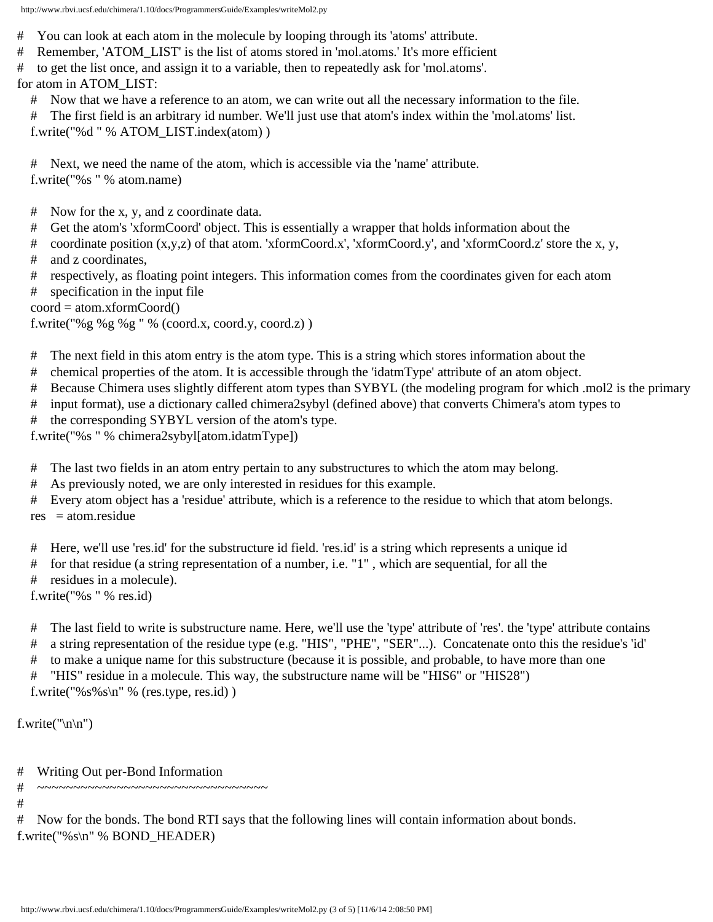```
#    You can look at each atom in the molecule by looping through its 'atoms' attribute.
#    Remember, 'ATOM_LIST' is the list of atoms stored in 'mol.atoms.' It's more efficient
#    to get the list once, and assign it to a variable, then to repeatedly ask for 'mol.atoms'.
for atom in ATOM_LIST:
    #    Now that we have a reference to an atom, we can write out all the necessary information to the file.
    #    The first field is an arbitrary id number. We'll just use that atom's index within the 'mol.atoms' list.
    f.write("%d " % ATOM_LIST.index(atom) )

    #    Next, we need the name of the atom, which is accessible via the 'name' attribute.
    f.write("%s " % atom.name)

    #    Now for the x, y, and z coordinate data.
    #    Get the atom's 'xformCoord' object. This is essentially a wrapper that holds information about the
    #    coordinate position (x,y,z) of that atom. 'xformCoord.x', 'xformCoord.y', and 'xformCoord.z' store the x, y,
    #    and z coordinates,
    #    respectively, as floating point integers. This information comes from the coordinates given for each atom
    #    specification in the input file
    coord = atom.xformCoord()
    f.write("%g %g %g " % (coord.x, coord.y, coord.z) )

    #    The next field in this atom entry is the atom type. This is a string which stores information about the
    #    chemical properties of the atom. It is accessible through the 'idatmType' attribute of an atom object.
    #    Because Chimera uses slightly different atom types than SYBYL (the modeling program for which .mol2 is the primary
    #    input format), use a dictionary called chimera2sybyl (defined above) that converts Chimera's atom types to
    #    the corresponding SYBYL version of the atom's type.
    f.write("%s " % chimera2sybyl[atom.idatmType])

    #    The last two fields in an atom entry pertain to any substructures to which the atom may belong.
    #    As previously noted, we are only interested in residues for this example.
    #    Every atom object has a 'residue' attribute, which is a reference to the residue to which that atom belongs.
    res   = atom.residue

    #    Here, we'll use 'res.id' for the substructure id field. 'res.id' is a string which represents a unique id
    #    for that residue (a string representation of a number, i.e. "1" , which are sequential, for all the
    #    residues in a molecule).
    f.write("%s " % res.id)

    #    The last field to write is substructure name. Here, we'll use the 'type' attribute of 'res'. the 'type' attribute contains
    #    a string representation of the residue type (e.g. "HIS", "PHE", "SER"...).  Concatenate onto this the residue's 'id'
    #    to make a unique name for this substructure (because it is possible, and probable, to have more than one
    #    "HIS" residue in a molecule. This way, the substructure name will be "HIS6" or "HIS28")
    f.write("%s%s\n" % (res.type, res.id) )

f.write("\n\n")


#    Writing Out per-Bond Information
#    ~~~~~~~~~~~~~~~~~~~~~~~~~~~~~~~~
#
#    Now for the bonds. The bond RTI says that the following lines will contain information about bonds.
f.write("%s\n" % BOND_HEADER)
```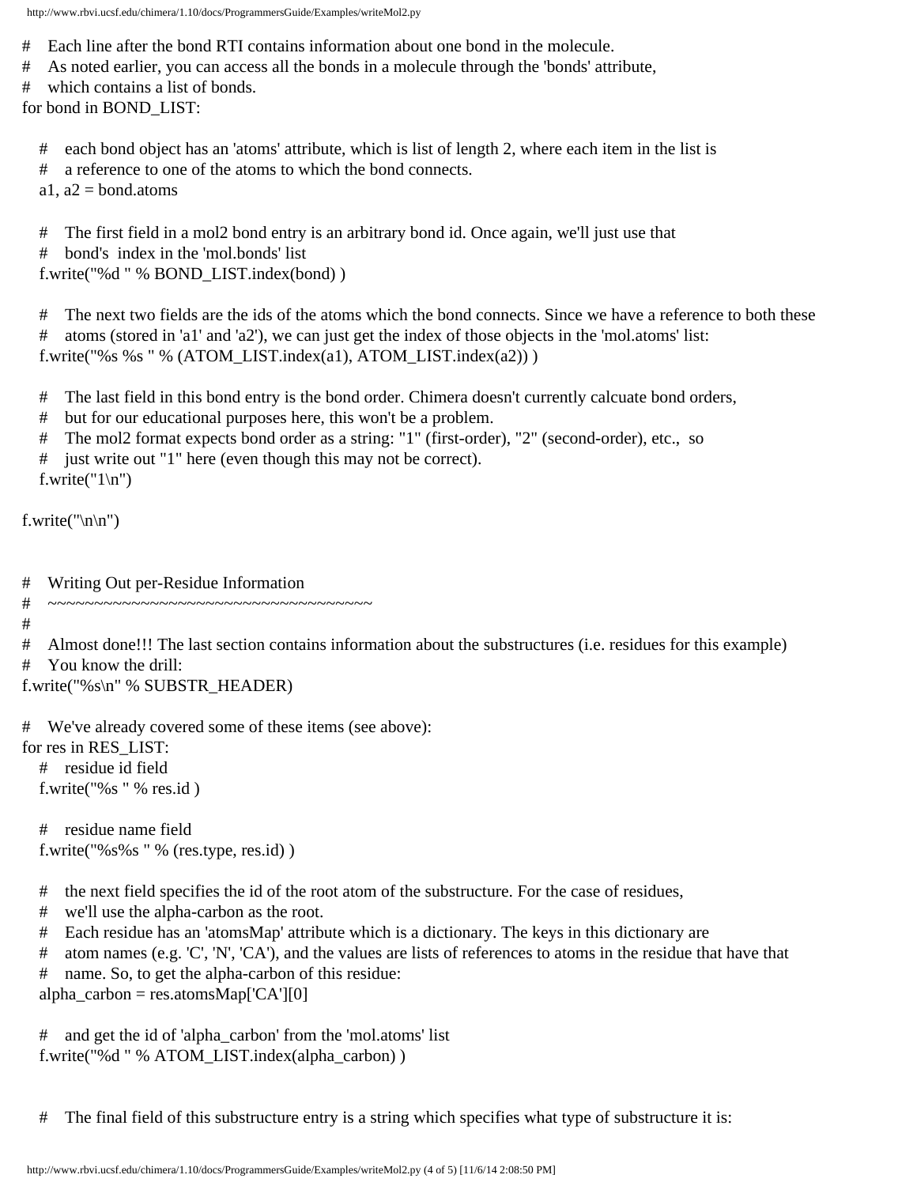```
#   Each line after the bond RTI contains information about one bond in the molecule.
#   As noted earlier, you can access all the bonds in a molecule through the 'bonds' attribute,
#   which contains a list of bonds.
for bond in BOND_LIST:

    #   each bond object has an 'atoms' attribute, which is list of length 2, where each item in the list is
    #   a reference to one of the atoms to which the bond connects.
    a1, a2 = bond.atoms

    #   The first field in a mol2 bond entry is an arbitrary bond id. Once again, we'll just use that
    #   bond's  index in the 'mol.bonds' list
    f.write("%d " % BOND_LIST.index(bond) )

    #   The next two fields are the ids of the atoms which the bond connects. Since we have a reference to both these
    #   atoms (stored in 'a1' and 'a2'), we can just get the index of those objects in the 'mol.atoms' list:
    f.write("%s %s " % (ATOM_LIST.index(a1), ATOM_LIST.index(a2)) )

    #   The last field in this bond entry is the bond order. Chimera doesn't currently calcuate bond orders,
    #   but for our educational purposes here, this won't be a problem.
    #   The mol2 format expects bond order as a string: "1" (first-order), "2" (second-order), etc.,  so
    #   just write out "1" here (even though this may not be correct).
    f.write("1\n")

f.write("\n\n")


#   Writing Out per-Residue Information
#   ~~~~~~~~~~~~~~~~~~~~~~~~~~~~~~~~~~~~
#
#   Almost done!!! The last section contains information about the substructures (i.e. residues for this example)
#   You know the drill:
f.write("%s\n" % SUBSTR_HEADER)

#   We've already covered some of these items (see above):
for res in RES_LIST:
    #   residue id field
    f.write("%s " % res.id )

    #   residue name field
    f.write("%s%s " % (res.type, res.id) )

    #   the next field specifies the id of the root atom of the substructure. For the case of residues,
    #   we'll use the alpha-carbon as the root.
    #   Each residue has an 'atomsMap' attribute which is a dictionary. The keys in this dictionary are
    #   atom names (e.g. 'C', 'N', 'CA'), and the values are lists of references to atoms in the residue that have that
    #   name. So, to get the alpha-carbon of this residue:
    alpha_carbon = res.atomsMap['CA'][0]

    #   and get the id of 'alpha_carbon' from the 'mol.atoms' list
    f.write("%d " % ATOM_LIST.index(alpha_carbon) )


    #   The final field of this substructure entry is a string which specifies what type of substructure it is:
```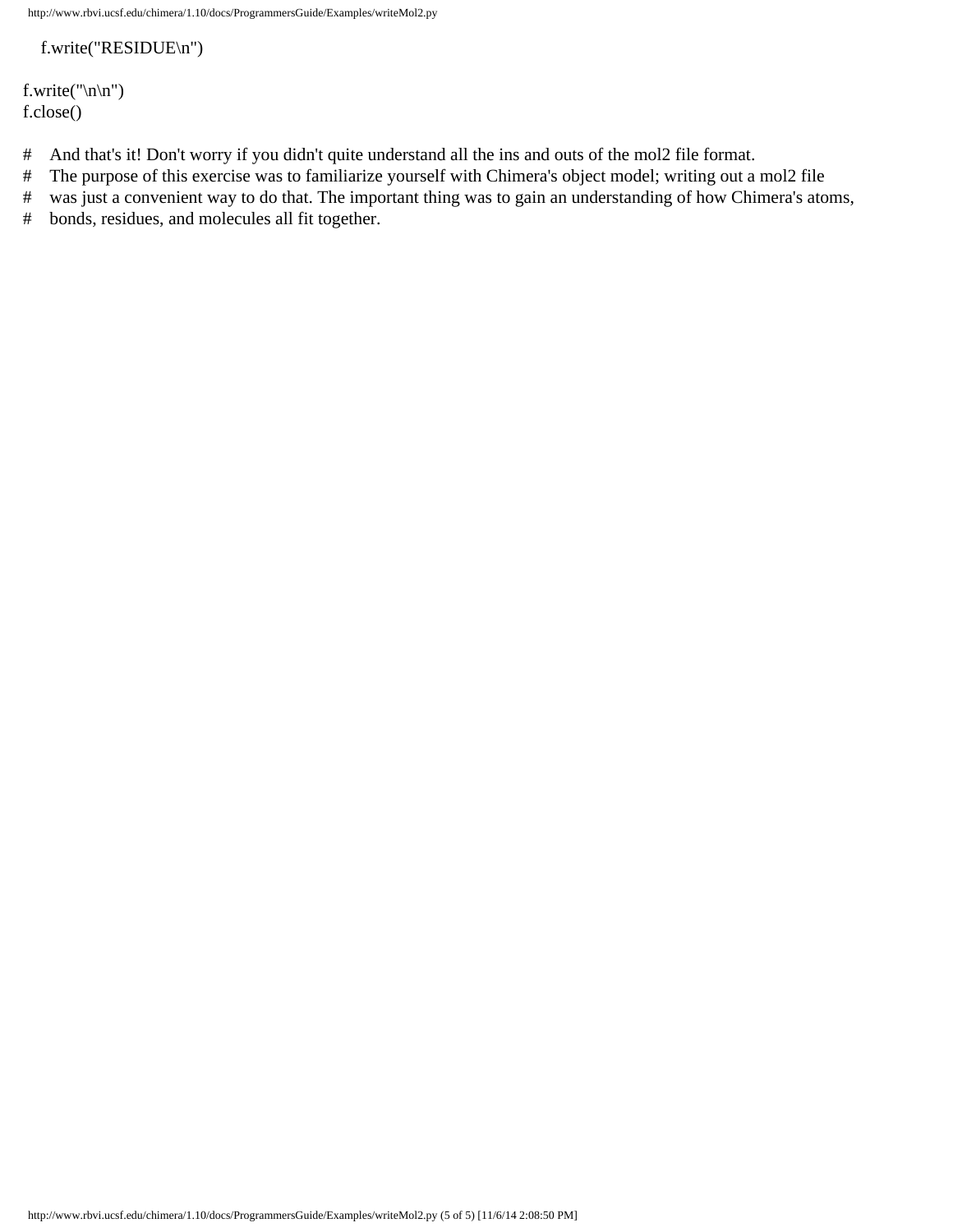```python
    f.write("RESIDUE\n")

f.write("\n\n")
f.close()

# And that's it! Don't worry if you didn't quite understand all the ins and outs of the mol2 file format.
# The purpose of this exercise was to familiarize yourself with Chimera's object model; writing out a mol2 file
# was just a convenient way to do that. The important thing was to gain an understanding of how Chimera's atoms,
# bonds, residues, and molecules all fit together.
```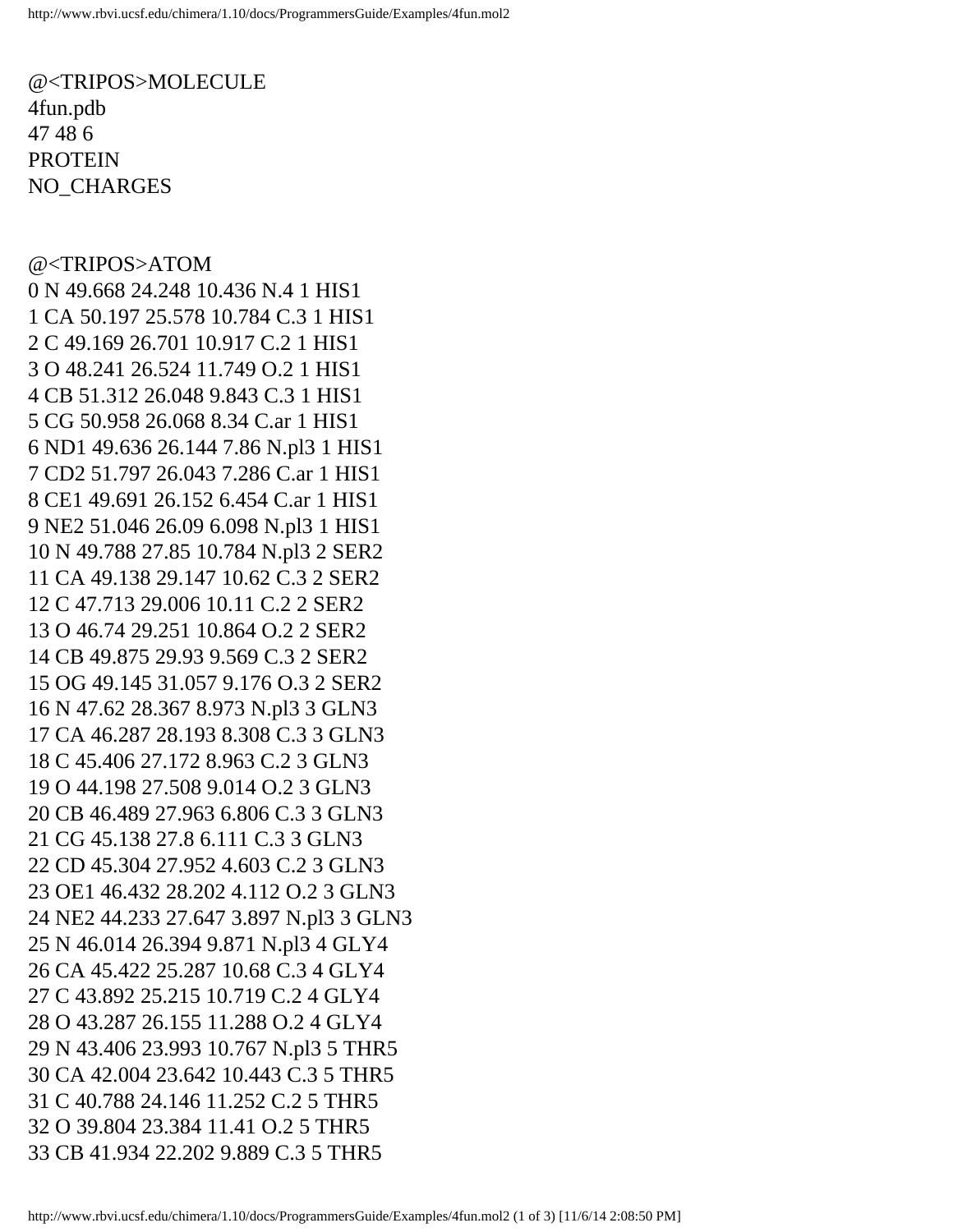```
@<TRIPOS>MOLECULE
4fun.pdb
47 48 6
PROTEIN
NO_CHARGES


@<TRIPOS>ATOM
0 N 49.668 24.248 10.436 N.4 1 HIS1
1 CA 50.197 25.578 10.784 C.3 1 HIS1
2 C 49.169 26.701 10.917 C.2 1 HIS1
3 O 48.241 26.524 11.749 O.2 1 HIS1
4 CB 51.312 26.048 9.843 C.3 1 HIS1
5 CG 50.958 26.068 8.34 C.ar 1 HIS1
6 ND1 49.636 26.144 7.86 N.pl3 1 HIS1
7 CD2 51.797 26.043 7.286 C.ar 1 HIS1
8 CE1 49.691 26.152 6.454 C.ar 1 HIS1
9 NE2 51.046 26.09 6.098 N.pl3 1 HIS1
10 N 49.788 27.85 10.784 N.pl3 2 SER2
11 CA 49.138 29.147 10.62 C.3 2 SER2
12 C 47.713 29.006 10.11 C.2 2 SER2
13 O 46.74 29.251 10.864 O.2 2 SER2
14 CB 49.875 29.93 9.569 C.3 2 SER2
15 OG 49.145 31.057 9.176 O.3 2 SER2
16 N 47.62 28.367 8.973 N.pl3 3 GLN3
17 CA 46.287 28.193 8.308 C.3 3 GLN3
18 C 45.406 27.172 8.963 C.2 3 GLN3
19 O 44.198 27.508 9.014 O.2 3 GLN3
20 CB 46.489 27.963 6.806 C.3 3 GLN3
21 CG 45.138 27.8 6.111 C.3 3 GLN3
22 CD 45.304 27.952 4.603 C.2 3 GLN3
23 OE1 46.432 28.202 4.112 O.2 3 GLN3
24 NE2 44.233 27.647 3.897 N.pl3 3 GLN3
25 N 46.014 26.394 9.871 N.pl3 4 GLY4
26 CA 45.422 25.287 10.68 C.3 4 GLY4
27 C 43.892 25.215 10.719 C.2 4 GLY4
28 O 43.287 26.155 11.288 O.2 4 GLY4
29 N 43.406 23.993 10.767 N.pl3 5 THR5
30 CA 42.004 23.642 10.443 C.3 5 THR5
31 C 40.788 24.146 11.252 C.2 5 THR5
32 O 39.804 23.384 11.41 O.2 5 THR5
33 CB 41.934 22.202 9.889 C.3 5 THR5
```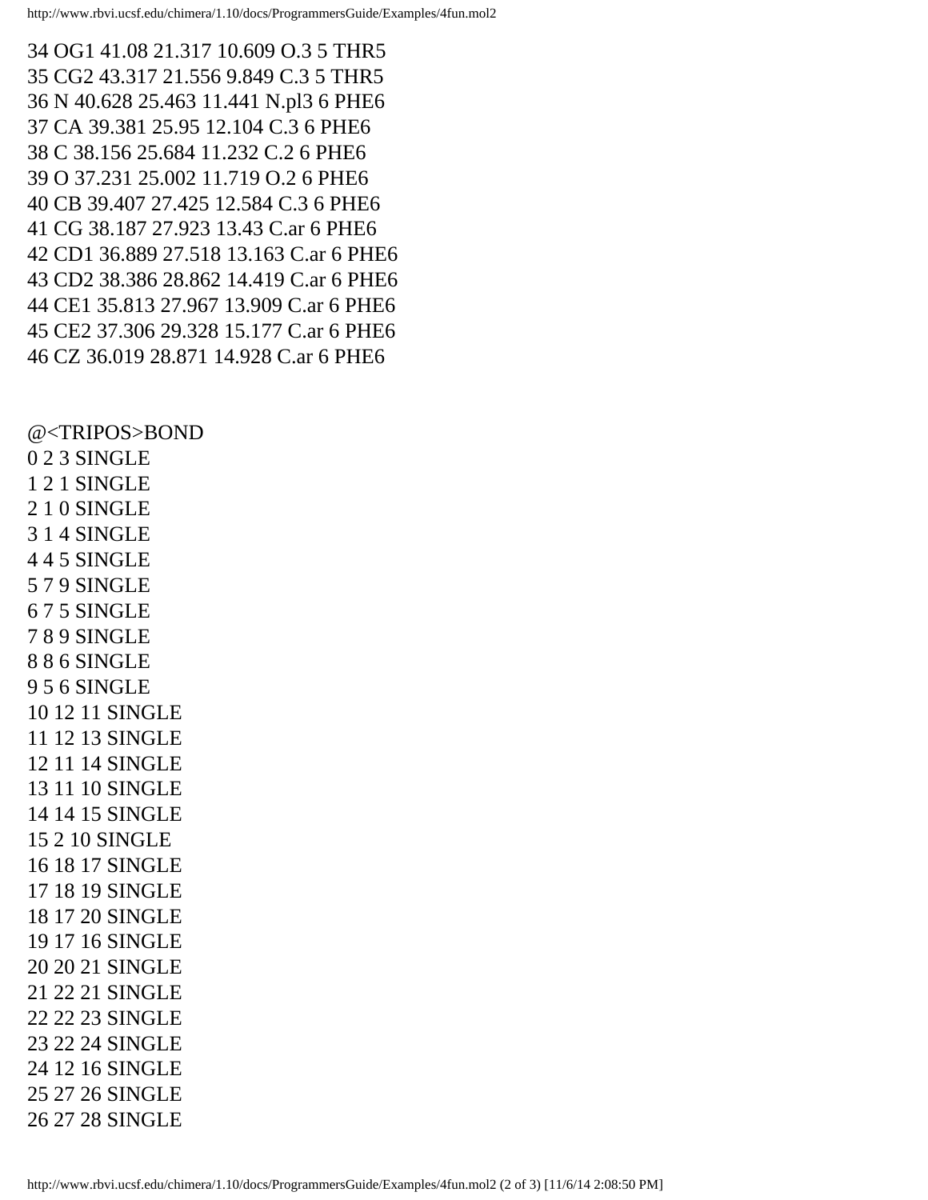34 OG1 41.08 21.317 10.609 O.3 5 THR5
35 CG2 43.317 21.556 9.849 C.3 5 THR5
36 N 40.628 25.463 11.441 N.pl3 6 PHE6
37 CA 39.381 25.95 12.104 C.3 6 PHE6
38 C 38.156 25.684 11.232 C.2 6 PHE6
39 O 37.231 25.002 11.719 O.2 6 PHE6
40 CB 39.407 27.425 12.584 C.3 6 PHE6
41 CG 38.187 27.923 13.43 C.ar 6 PHE6
42 CD1 36.889 27.518 13.163 C.ar 6 PHE6
43 CD2 38.386 28.862 14.419 C.ar 6 PHE6
44 CE1 35.813 27.967 13.909 C.ar 6 PHE6
45 CE2 37.306 29.328 15.177 C.ar 6 PHE6
46 CZ 36.019 28.871 14.928 C.ar 6 PHE6

@<TRIPOS>BOND
0 2 3 SINGLE
1 2 1 SINGLE
2 1 0 SINGLE
3 1 4 SINGLE
4 4 5 SINGLE
5 7 9 SINGLE
6 7 5 SINGLE
7 8 9 SINGLE
8 8 6 SINGLE
9 5 6 SINGLE
10 12 11 SINGLE
11 12 13 SINGLE
12 11 14 SINGLE
13 11 10 SINGLE
14 14 15 SINGLE
15 2 10 SINGLE
16 18 17 SINGLE
17 18 19 SINGLE
18 17 20 SINGLE
19 17 16 SINGLE
20 20 21 SINGLE
21 22 21 SINGLE
22 22 23 SINGLE
23 22 24 SINGLE
24 12 16 SINGLE
25 27 26 SINGLE
26 27 28 SINGLE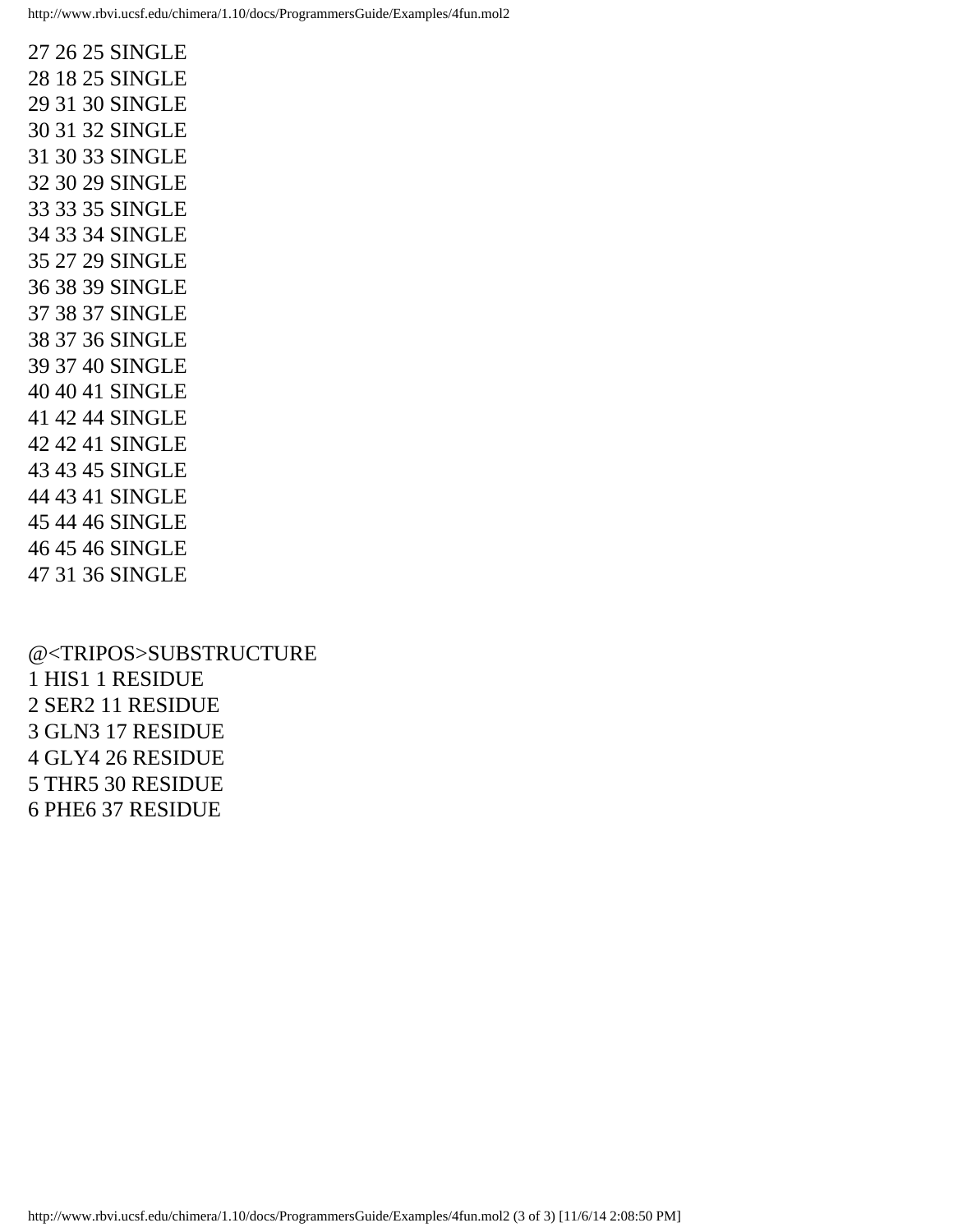27 26 25 SINGLE
28 18 25 SINGLE
29 31 30 SINGLE
30 31 32 SINGLE
31 30 33 SINGLE
32 30 29 SINGLE
33 33 35 SINGLE
34 33 34 SINGLE
35 27 29 SINGLE
36 38 39 SINGLE
37 38 37 SINGLE
38 37 36 SINGLE
39 37 40 SINGLE
40 40 41 SINGLE
41 42 44 SINGLE
42 42 41 SINGLE
43 43 45 SINGLE
44 43 41 SINGLE
45 44 46 SINGLE
46 45 46 SINGLE
47 31 36 SINGLE

@<TRIPOS>SUBSTRUCTURE
1 HIS1 1 RESIDUE
2 SER2 11 RESIDUE
3 GLN3 17 RESIDUE
4 GLY4 26 RESIDUE
5 THR5 30 RESIDUE
6 PHE6 37 RESIDUE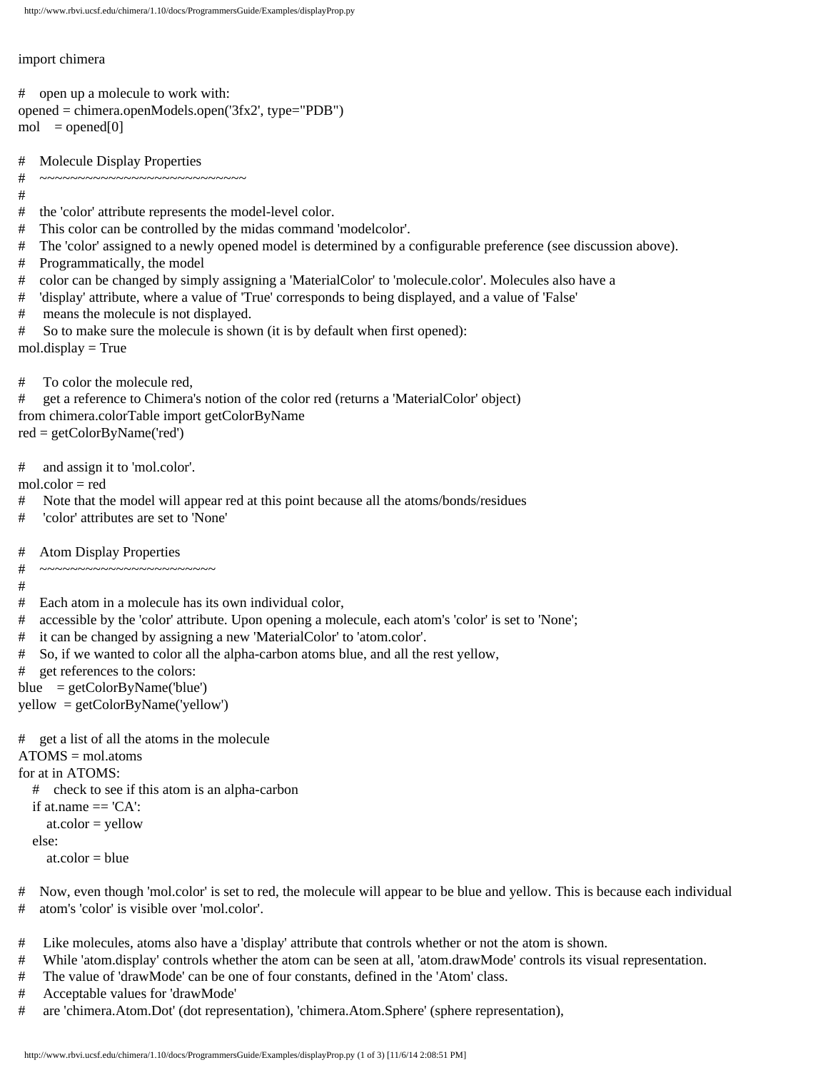```python
import chimera

#    open up a molecule to work with:
opened = chimera.openModels.open('3fx2', type="PDB")
mol    = opened[0]

#    Molecule Display Properties
#    ~~~~~~~~~~~~~~~~~~~~~~~~~~~~
#
#    the 'color' attribute represents the model-level color.
#    This color can be controlled by the midas command 'modelcolor'.
#    The 'color' assigned to a newly opened model is determined by a configurable preference (see discussion above).
#    Programmatically, the model
#    color can be changed by simply assigning a 'MaterialColor' to 'molecule.color'. Molecules also have a
#    'display' attribute, where a value of 'True' corresponds to being displayed, and a value of 'False'
#     means the molecule is not displayed.
#    So to make sure the molecule is shown (it is by default when first opened):
mol.display = True

#     To color the molecule red,
#     get a reference to Chimera's notion of the color red (returns a 'MaterialColor' object)
from chimera.colorTable import getColorByName
red = getColorByName('red')

#     and assign it to 'mol.color'.
mol.color = red
#     Note that the model will appear red at this point because all the atoms/bonds/residues
#     'color' attributes are set to 'None'

#    Atom Display Properties
#    ~~~~~~~~~~~~~~~~~~~~~~~~
#
#    Each atom in a molecule has its own individual color,
#    accessible by the 'color' attribute. Upon opening a molecule, each atom's 'color' is set to 'None';
#    it can be changed by assigning a new 'MaterialColor' to 'atom.color'.
#    So, if we wanted to color all the alpha-carbon atoms blue, and all the rest yellow,
#    get references to the colors:
blue    = getColorByName('blue')
yellow  = getColorByName('yellow')

#    get a list of all the atoms in the molecule
ATOMS = mol.atoms
for at in ATOMS:
    #    check to see if this atom is an alpha-carbon
    if at.name == 'CA':
        at.color = yellow
    else:
        at.color = blue

#    Now, even though 'mol.color' is set to red, the molecule will appear to be blue and yellow. This is because each individual
#    atom's 'color' is visible over 'mol.color'.

#     Like molecules, atoms also have a 'display' attribute that controls whether or not the atom is shown.
#     While 'atom.display' controls whether the atom can be seen at all, 'atom.drawMode' controls its visual representation.
#     The value of 'drawMode' can be one of four constants, defined in the 'Atom' class.
#     Acceptable values for 'drawMode'
#     are 'chimera.Atom.Dot' (dot representation), 'chimera.Atom.Sphere' (sphere representation),
```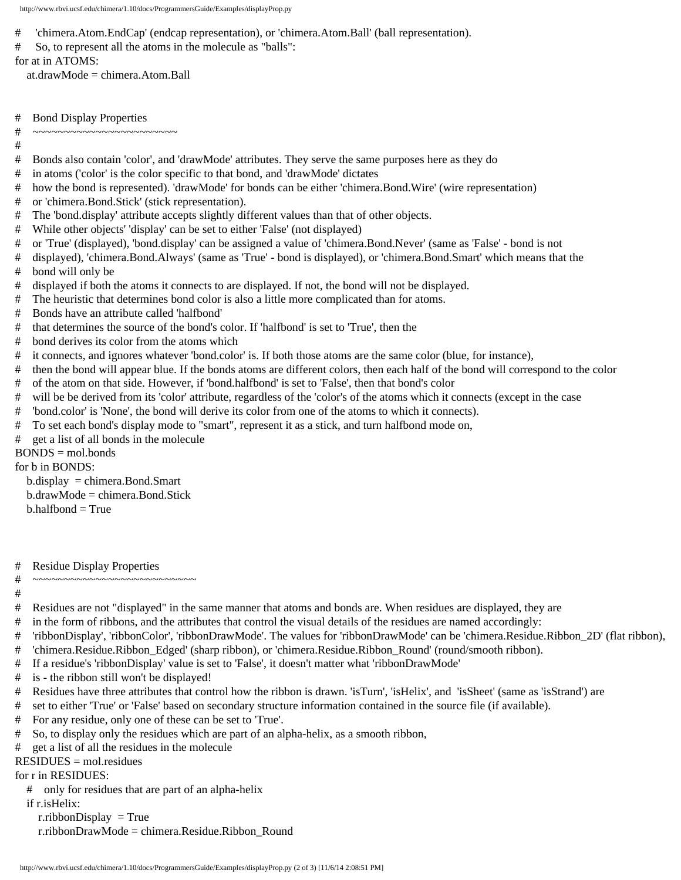```
#    'chimera.Atom.EndCap' (endcap representation), or 'chimera.Atom.Ball' (ball representation).
#    So, to represent all the atoms in the molecule as "balls":
for at in ATOMS:
    at.drawMode = chimera.Atom.Ball


#    Bond Display Properties
#    ~~~~~~~~~~~~~~~~~~~~~~~
#
#    Bonds also contain 'color', and 'drawMode' attributes. They serve the same purposes here as they do
#    in atoms ('color' is the color specific to that bond, and 'drawMode' dictates
#    how the bond is represented). 'drawMode' for bonds can be either 'chimera.Bond.Wire' (wire representation)
#    or 'chimera.Bond.Stick' (stick representation).
#    The 'bond.display' attribute accepts slightly different values than that of other objects.
#    While other objects' 'display' can be set to either 'False' (not displayed)
#    or 'True' (displayed), 'bond.display' can be assigned a value of 'chimera.Bond.Never' (same as 'False' - bond is not
#    displayed), 'chimera.Bond.Always' (same as 'True' - bond is displayed), or 'chimera.Bond.Smart' which means that the
#    bond will only be
#    displayed if both the atoms it connects to are displayed. If not, the bond will not be displayed.
#    The heuristic that determines bond color is also a little more complicated than for atoms.
#    Bonds have an attribute called 'halfbond'
#    that determines the source of the bond's color. If 'halfbond' is set to 'True', then the
#    bond derives its color from the atoms which
#    it connects, and ignores whatever 'bond.color' is. If both those atoms are the same color (blue, for instance),
#    then the bond will appear blue. If the bonds atoms are different colors, then each half of the bond will correspond to the color
#    of the atom on that side. However, if 'bond.halfbond' is set to 'False', then that bond's color
#    will be be derived from its 'color' attribute, regardless of the 'color's of the atoms which it connects (except in the case
#    'bond.color' is 'None', the bond will derive its color from one of the atoms to which it connects).
#    To set each bond's display mode to "smart", represent it as a stick, and turn halfbond mode on,
#    get a list of all bonds in the molecule
BONDS = mol.bonds
for b in BONDS:
    b.display  = chimera.Bond.Smart
    b.drawMode = chimera.Bond.Stick
    b.halfbond = True



#    Residue Display Properties
#    ~~~~~~~~~~~~~~~~~~~~~~~~~~
#
#    Residues are not "displayed" in the same manner that atoms and bonds are. When residues are displayed, they are
#    in the form of ribbons, and the attributes that control the visual details of the residues are named accordingly:
#    'ribbonDisplay', 'ribbonColor', 'ribbonDrawMode'. The values for 'ribbonDrawMode' can be 'chimera.Residue.Ribbon_2D' (flat ribbon),
#    'chimera.Residue.Ribbon_Edged' (sharp ribbon), or 'chimera.Residue.Ribbon_Round' (round/smooth ribbon).
#    If a residue's 'ribbonDisplay' value is set to 'False', it doesn't matter what 'ribbonDrawMode'
#    is - the ribbon still won't be displayed!
#    Residues have three attributes that control how the ribbon is drawn. 'isTurn', 'isHelix', and  'isSheet' (same as 'isStrand') are
#    set to either 'True' or 'False' based on secondary structure information contained in the source file (if available).
#    For any residue, only one of these can be set to 'True'.
#    So, to display only the residues which are part of an alpha-helix, as a smooth ribbon,
#    get a list of all the residues in the molecule
RESIDUES = mol.residues
for r in RESIDUES:
    #    only for residues that are part of an alpha-helix
    if r.isHelix:
        r.ribbonDisplay  = True
        r.ribbonDrawMode = chimera.Residue.Ribbon_Round
```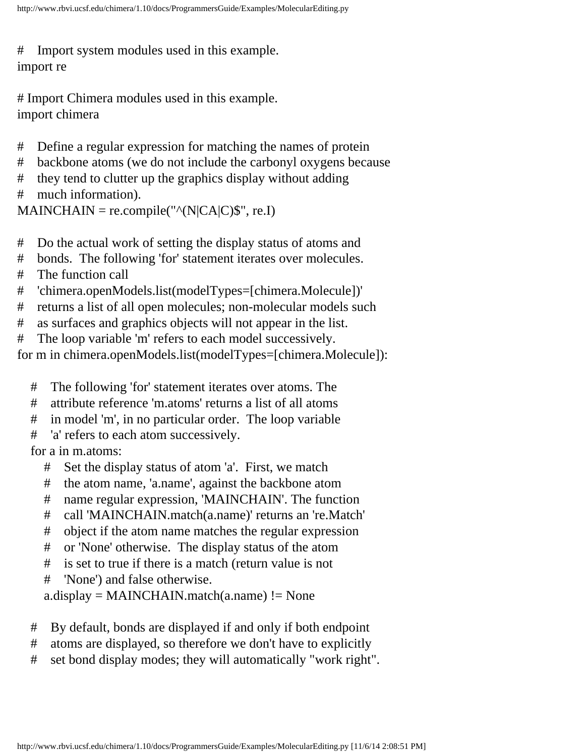```python
#    Import system modules used in this example.
import re

# Import Chimera modules used in this example.
import chimera

#    Define a regular expression for matching the names of protein
#    backbone atoms (we do not include the carbonyl oxygens because
#    they tend to clutter up the graphics display without adding
#    much information).
MAINCHAIN = re.compile("^(N|CA|C)$", re.I)

#    Do the actual work of setting the display status of atoms and
#    bonds.  The following 'for' statement iterates over molecules.
#    The function call
#    'chimera.openModels.list(modelTypes=[chimera.Molecule])'
#    returns a list of all open molecules; non-molecular models such
#    as surfaces and graphics objects will not appear in the list.
#    The loop variable 'm' refers to each model successively.
for m in chimera.openModels.list(modelTypes=[chimera.Molecule]):

    #    The following 'for' statement iterates over atoms. The
    #    attribute reference 'm.atoms' returns a list of all atoms
    #    in model 'm', in no particular order.  The loop variable
    #    'a' refers to each atom successively.
    for a in m.atoms:
        #    Set the display status of atom 'a'.  First, we match
        #    the atom name, 'a.name', against the backbone atom
        #    name regular expression, 'MAINCHAIN'. The function
        #    call 'MAINCHAIN.match(a.name)' returns an 're.Match'
        #    object if the atom name matches the regular expression
        #    or 'None' otherwise.  The display status of the atom
        #    is set to true if there is a match (return value is not
        #    'None') and false otherwise.
        a.display = MAINCHAIN.match(a.name) != None

    #    By default, bonds are displayed if and only if both endpoint
    #    atoms are displayed, so therefore we don't have to explicitly
    #    set bond display modes; they will automatically "work right".
```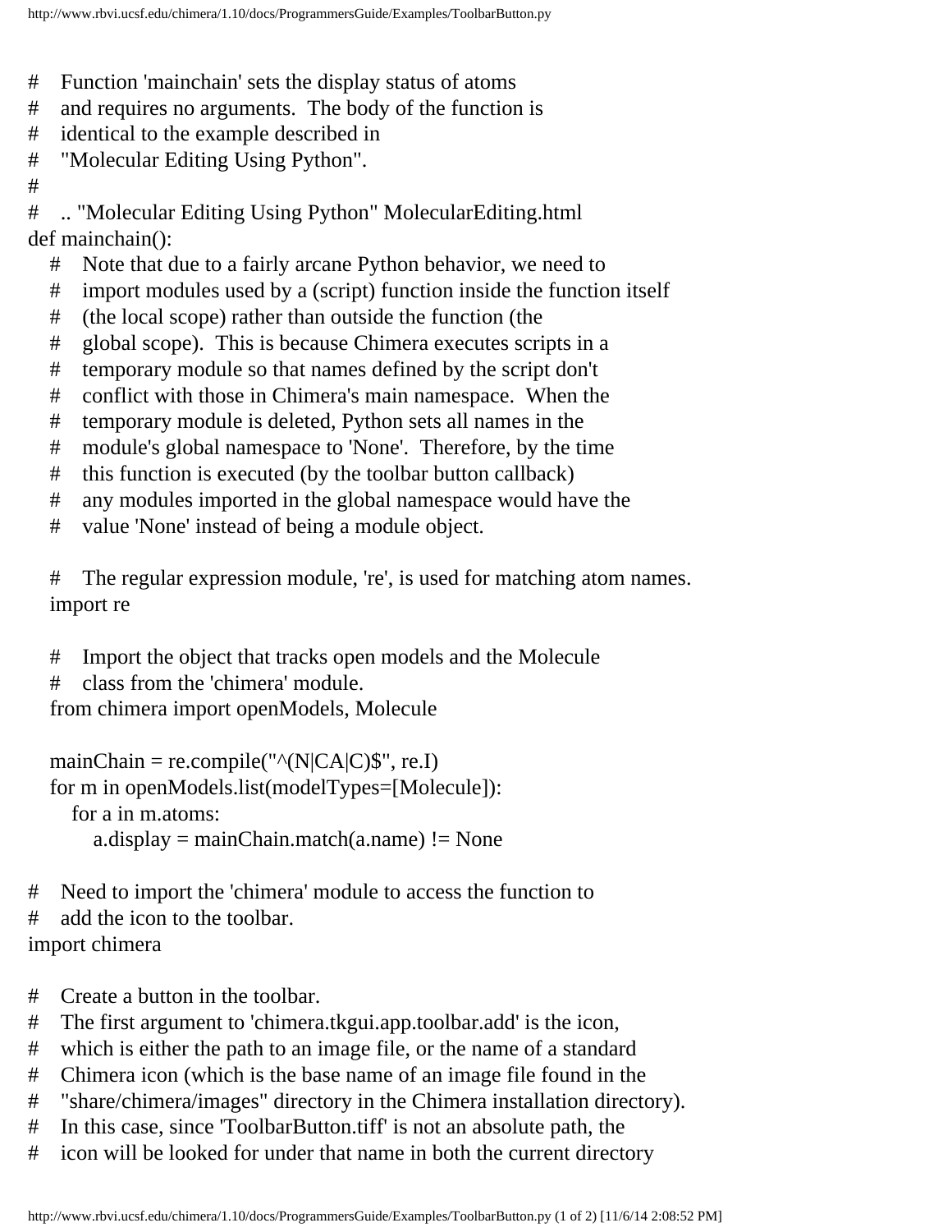```python
#    Function 'mainchain' sets the display status of atoms
#    and requires no arguments.  The body of the function is
#    identical to the example described in
#    "Molecular Editing Using Python".
#
#    .. "Molecular Editing Using Python" MolecularEditing.html
def mainchain():
    #    Note that due to a fairly arcane Python behavior, we need to
    #    import modules used by a (script) function inside the function itself
    #    (the local scope) rather than outside the function (the
    #    global scope).  This is because Chimera executes scripts in a
    #    temporary module so that names defined by the script don't
    #    conflict with those in Chimera's main namespace.  When the
    #    temporary module is deleted, Python sets all names in the
    #    module's global namespace to 'None'.  Therefore, by the time
    #    this function is executed (by the toolbar button callback)
    #    any modules imported in the global namespace would have the
    #    value 'None' instead of being a module object.

    #    The regular expression module, 're', is used for matching atom names.
    import re

    #    Import the object that tracks open models and the Molecule
    #    class from the 'chimera' module.
    from chimera import openModels, Molecule

    mainChain = re.compile("^(N|CA|C)$", re.I)
    for m in openModels.list(modelTypes=[Molecule]):
        for a in m.atoms:
            a.display = mainChain.match(a.name) != None

#    Need to import the 'chimera' module to access the function to
#    add the icon to the toolbar.
import chimera

#    Create a button in the toolbar.
#    The first argument to 'chimera.tkgui.app.toolbar.add' is the icon,
#    which is either the path to an image file, or the name of a standard
#    Chimera icon (which is the base name of an image file found in the
#    "share/chimera/images" directory in the Chimera installation directory).
#    In this case, since 'ToolbarButton.tiff' is not an absolute path, the
#    icon will be looked for under that name in both the current directory
```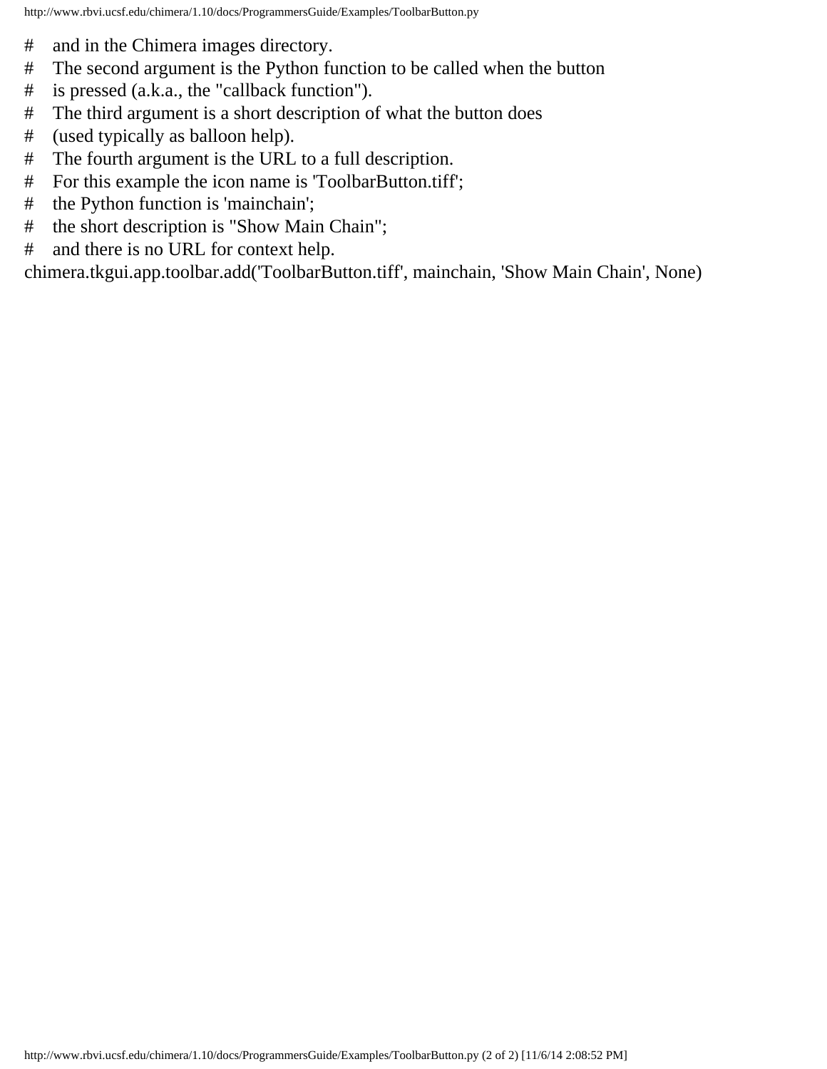```
#     and in the Chimera images directory.
#     The second argument is the Python function to be called when the button
#     is pressed (a.k.a., the "callback function").
#     The third argument is a short description of what the button does
#     (used typically as balloon help).
#     The fourth argument is the URL to a full description.
#     For this example the icon name is 'ToolbarButton.tiff';
#     the Python function is 'mainchain';
#     the short description is "Show Main Chain";
#     and there is no URL for context help.
chimera.tkgui.app.toolbar.add('ToolbarButton.tiff', mainchain, 'Show Main Chain', None)
```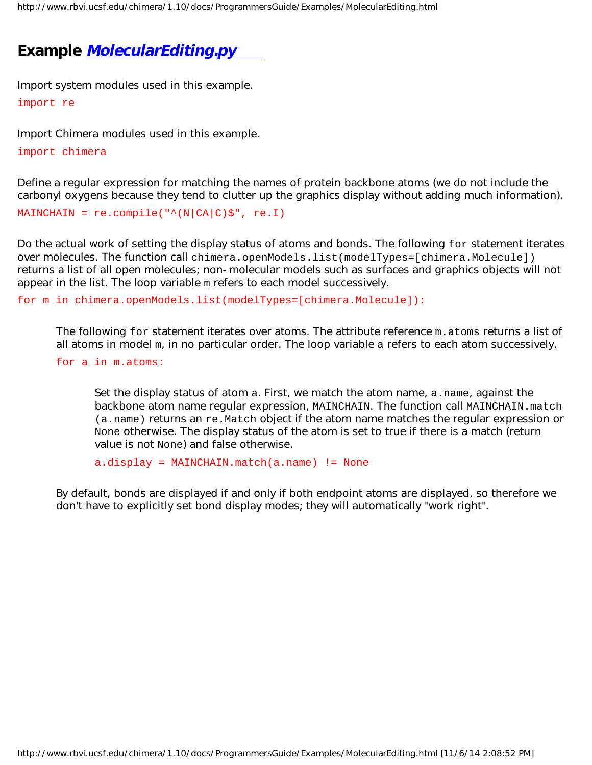# Example *MolecularEditing.py*

Import system modules used in this example.

```
import re
```

Import Chimera modules used in this example.

```
import chimera
```

Define a regular expression for matching the names of protein backbone atoms (we do not include the carbonyl oxygens because they tend to clutter up the graphics display without adding much information).

```
MAINCHAIN = re.compile("^(N|CA|C)$", re.I)
```

Do the actual work of setting the display status of atoms and bonds. The following `for` statement iterates over molecules. The function call `chimera.openModels.list(modelTypes=[chimera.Molecule])` returns a list of all open molecules; non-molecular models such as surfaces and graphics objects will not appear in the list. The loop variable `m` refers to each model successively.

```
for m in chimera.openModels.list(modelTypes=[chimera.Molecule]):
```

The following `for` statement iterates over atoms. The attribute reference `m.atoms` returns a list of all atoms in model `m`, in no particular order. The loop variable `a` refers to each atom successively.

```
    for a in m.atoms:
```

Set the display status of atom `a`. First, we match the atom name, `a.name`, against the backbone atom name regular expression, `MAINCHAIN`. The function call `MAINCHAIN.match(a.name)` returns an `re.Match` object if the atom name matches the regular expression or `None` otherwise. The display status of the atom is set to true if there is a match (return value is not `None`) and false otherwise.

```
        a.display = MAINCHAIN.match(a.name) != None
```

By default, bonds are displayed if and only if both endpoint atoms are displayed, so therefore we don't have to explicitly set bond display modes; they will automatically "work right".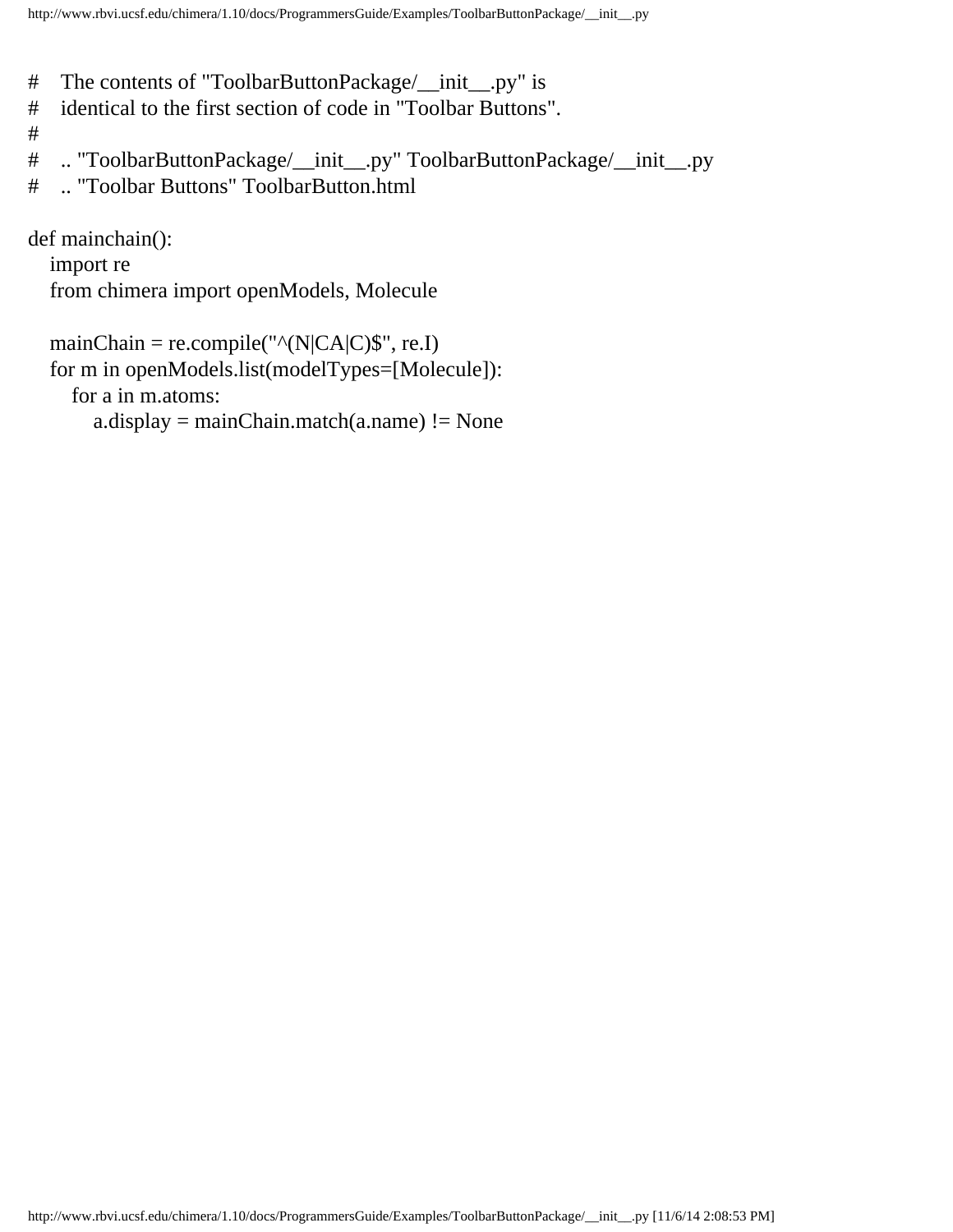```python
#    The contents of "ToolbarButtonPackage/__init__.py" is
#    identical to the first section of code in "Toolbar Buttons".
#
#    .. "ToolbarButtonPackage/__init__.py" ToolbarButtonPackage/__init__.py
#    .. "Toolbar Buttons" ToolbarButton.html

def mainchain():
    import re
    from chimera import openModels, Molecule

    mainChain = re.compile("^(N|CA|C)$", re.I)
    for m in openModels.list(modelTypes=[Molecule]):
        for a in m.atoms:
            a.display = mainChain.match(a.name) != None
```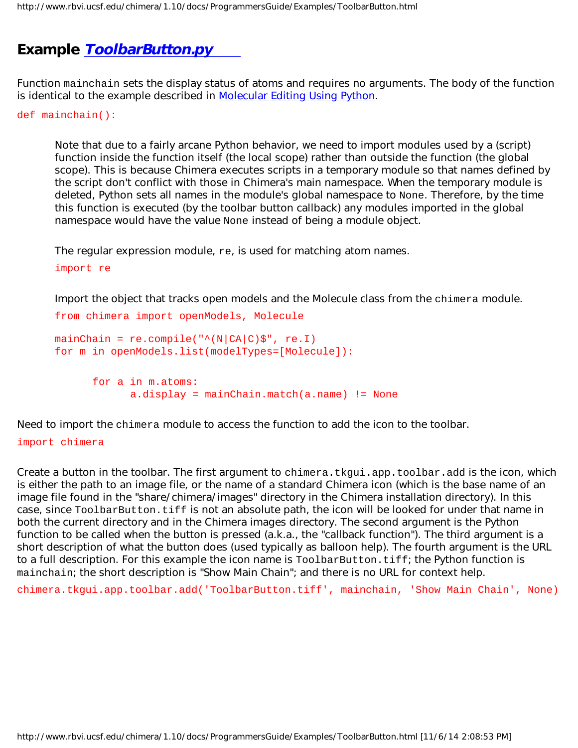# Example *ToolbarButton.py*

Function `mainchain` sets the display status of atoms and requires no arguments. The body of the function is identical to the example described in Molecular Editing Using Python.

```
def mainchain():
```

Note that due to a fairly arcane Python behavior, we need to import modules used by a (script) function inside the function itself (the local scope) rather than outside the function (the global scope). This is because Chimera executes scripts in a temporary module so that names defined by the script don't conflict with those in Chimera's main namespace. When the temporary module is deleted, Python sets all names in the module's global namespace to `None`. Therefore, by the time this function is executed (by the toolbar button callback) any modules imported in the global namespace would have the value `None` instead of being a module object.

The regular expression module, `re`, is used for matching atom names.

```
import re
```

Import the object that tracks open models and the Molecule class from the `chimera` module.

```
from chimera import openModels, Molecule

mainChain = re.compile("^(N|CA|C)$", re.I)
for m in openModels.list(modelTypes=[Molecule]):

    for a in m.atoms:
        a.display = mainChain.match(a.name) != None
```

Need to import the `chimera` module to access the function to add the icon to the toolbar.

```
import chimera
```

Create a button in the toolbar. The first argument to `chimera.tkgui.app.toolbar.add` is the icon, which is either the path to an image file, or the name of a standard Chimera icon (which is the base name of an image file found in the "share/chimera/images" directory in the Chimera installation directory). In this case, since `ToolbarButton.tiff` is not an absolute path, the icon will be looked for under that name in both the current directory and in the Chimera images directory. The second argument is the Python function to be called when the button is pressed (a.k.a., the "callback function"). The third argument is a short description of what the button does (used typically as balloon help). The fourth argument is the URL to a full description. For this example the icon name is `ToolbarButton.tiff`; the Python function is `mainchain`; the short description is "Show Main Chain"; and there is no URL for context help.

```
chimera.tkgui.app.toolbar.add('ToolbarButton.tiff', mainchain, 'Show Main Chain', None)
```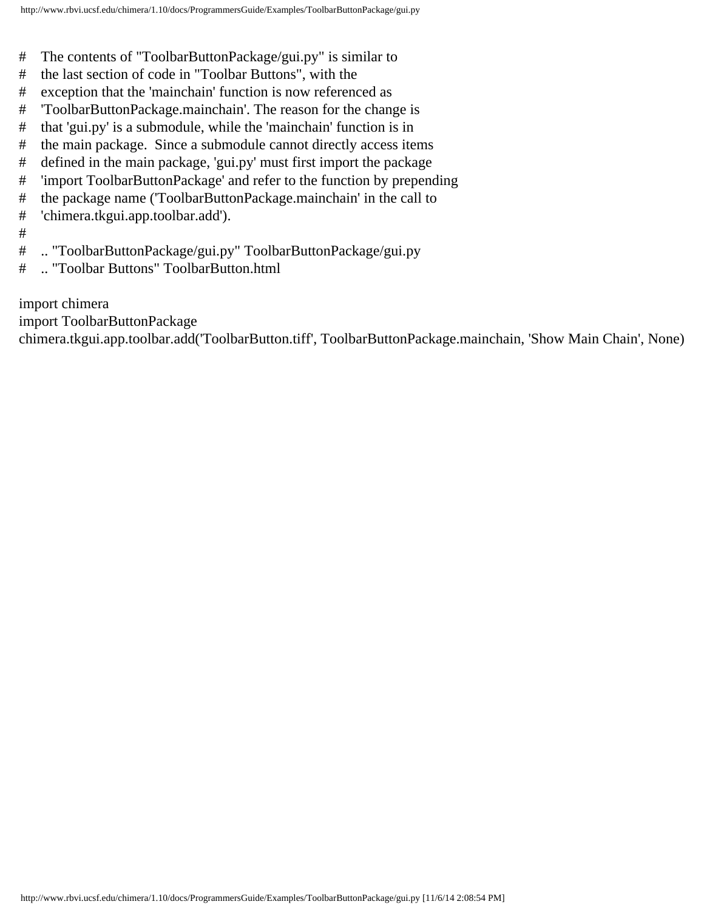```
# The contents of "ToolbarButtonPackage/gui.py" is similar to
# the last section of code in "Toolbar Buttons", with the
# exception that the 'mainchain' function is now referenced as
# 'ToolbarButtonPackage.mainchain'. The reason for the change is
# that 'gui.py' is a submodule, while the 'mainchain' function is in
# the main package.  Since a submodule cannot directly access items
# defined in the main package, 'gui.py' must first import the package
# 'import ToolbarButtonPackage' and refer to the function by prepending
# the package name ('ToolbarButtonPackage.mainchain' in the call to
# 'chimera.tkgui.app.toolbar.add').
#
# .. "ToolbarButtonPackage/gui.py" ToolbarButtonPackage/gui.py
# .. "Toolbar Buttons" ToolbarButton.html

import chimera
import ToolbarButtonPackage
chimera.tkgui.app.toolbar.add('ToolbarButton.tiff', ToolbarButtonPackage.mainchain, 'Show Main Chain', None)
```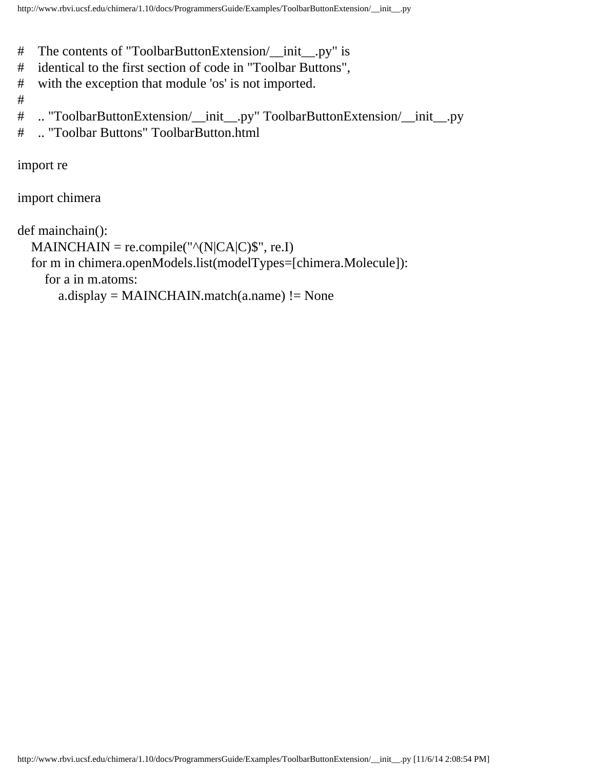```python
#    The contents of "ToolbarButtonExtension/__init__.py" is
#    identical to the first section of code in "Toolbar Buttons",
#    with the exception that module 'os' is not imported.
#
#    .. "ToolbarButtonExtension/__init__.py" ToolbarButtonExtension/__init__.py
#    .. "Toolbar Buttons" ToolbarButton.html

import re

import chimera

def mainchain():
    MAINCHAIN = re.compile("^(N|CA|C)$", re.I)
    for m in chimera.openModels.list(modelTypes=[chimera.Molecule]):
        for a in m.atoms:
            a.display = MAINCHAIN.match(a.name) != None
```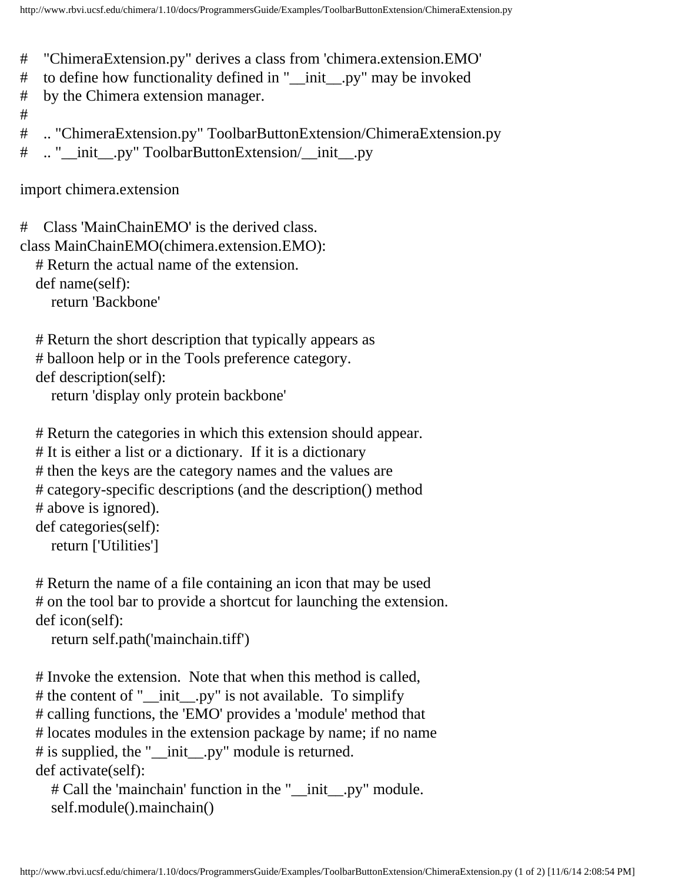```
#    "ChimeraExtension.py" derives a class from 'chimera.extension.EMO'
#    to define how functionality defined in "__init__.py" may be invoked
#    by the Chimera extension manager.
#
#    .. "ChimeraExtension.py" ToolbarButtonExtension/ChimeraExtension.py
#    .. "__init__.py" ToolbarButtonExtension/__init__.py

import chimera.extension

#    Class 'MainChainEMO' is the derived class.
class MainChainEMO(chimera.extension.EMO):
    # Return the actual name of the extension.
    def name(self):
        return 'Backbone'

    # Return the short description that typically appears as
    # balloon help or in the Tools preference category.
    def description(self):
        return 'display only protein backbone'

    # Return the categories in which this extension should appear.
    # It is either a list or a dictionary.  If it is a dictionary
    # then the keys are the category names and the values are
    # category-specific descriptions (and the description() method
    # above is ignored).
    def categories(self):
        return ['Utilities']

    # Return the name of a file containing an icon that may be used
    # on the tool bar to provide a shortcut for launching the extension.
    def icon(self):
        return self.path('mainchain.tiff')

    # Invoke the extension.  Note that when this method is called,
    # the content of "__init__.py" is not available.  To simplify
    # calling functions, the 'EMO' provides a 'module' method that
    # locates modules in the extension package by name; if no name
    # is supplied, the "__init__.py" module is returned.
    def activate(self):
        # Call the 'mainchain' function in the "__init__.py" module.
        self.module().mainchain()
```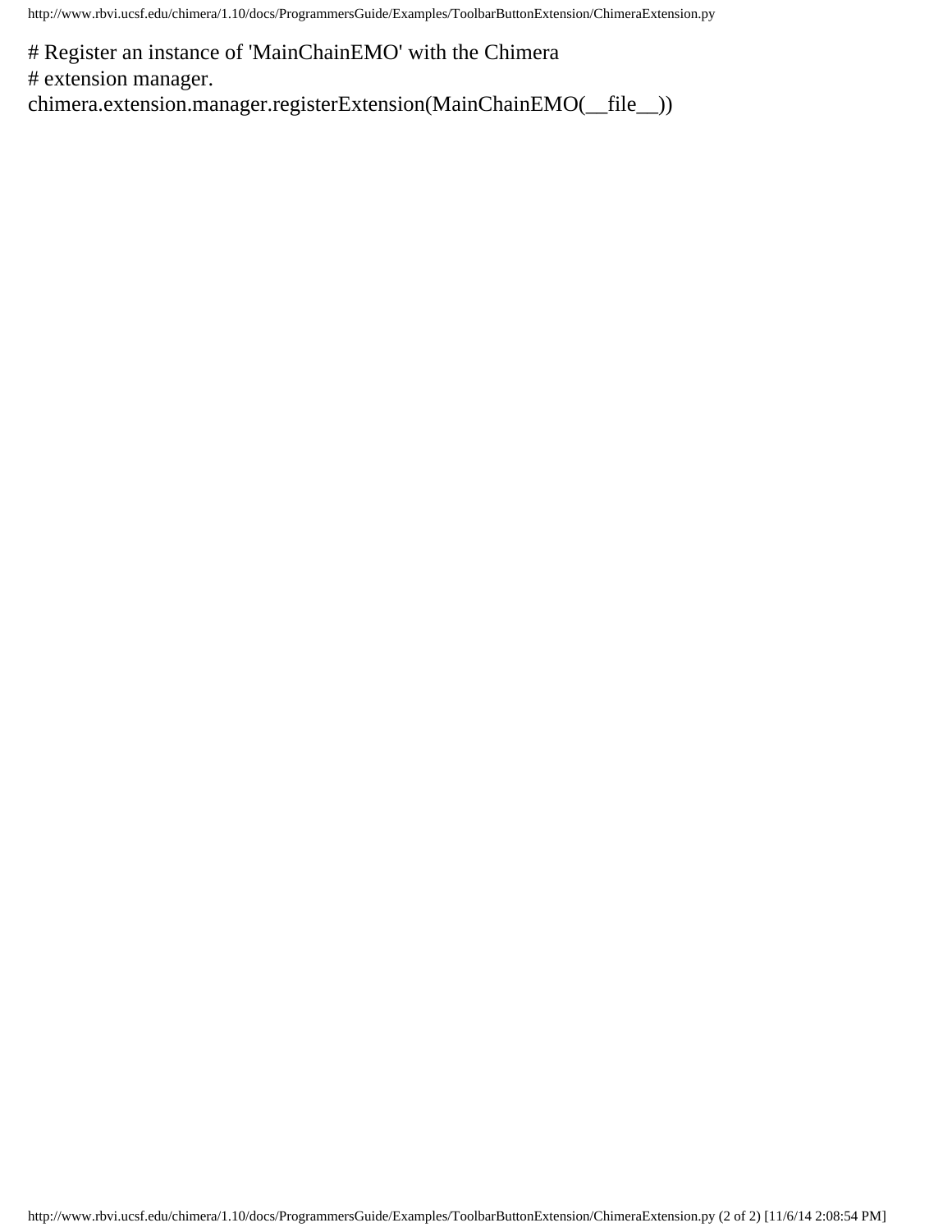```
# Register an instance of 'MainChainEMO' with the Chimera
# extension manager.
chimera.extension.manager.registerExtension(MainChainEMO(__file__))
```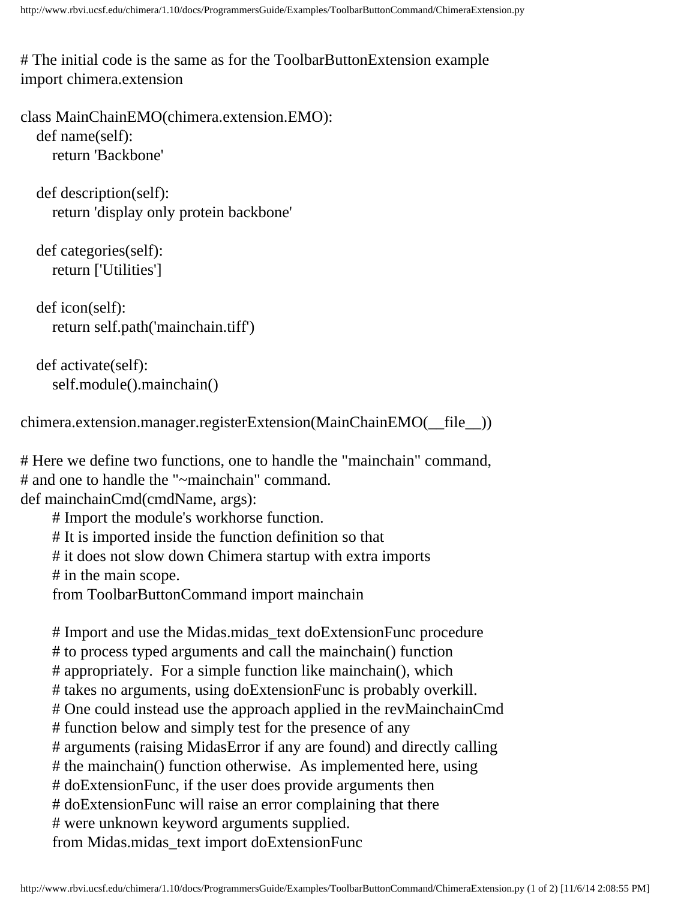```python
# The initial code is the same as for the ToolbarButtonExtension example
import chimera.extension

class MainChainEMO(chimera.extension.EMO):
   def name(self):
      return 'Backbone'

   def description(self):
      return 'display only protein backbone'

   def categories(self):
      return ['Utilities']

   def icon(self):
      return self.path('mainchain.tiff')

   def activate(self):
      self.module().mainchain()

chimera.extension.manager.registerExtension(MainChainEMO(__file__))

# Here we define two functions, one to handle the "mainchain" command,
# and one to handle the "~mainchain" command.
def mainchainCmd(cmdName, args):
      # Import the module's workhorse function.
      # It is imported inside the function definition so that
      # it does not slow down Chimera startup with extra imports
      # in the main scope.
      from ToolbarButtonCommand import mainchain

      # Import and use the Midas.midas_text doExtensionFunc procedure
      # to process typed arguments and call the mainchain() function
      # appropriately.  For a simple function like mainchain(), which
      # takes no arguments, using doExtensionFunc is probably overkill.
      # One could instead use the approach applied in the revMainchainCmd
      # function below and simply test for the presence of any
      # arguments (raising MidasError if any are found) and directly calling
      # the mainchain() function otherwise.  As implemented here, using
      # doExtensionFunc, if the user does provide arguments then
      # doExtensionFunc will raise an error complaining that there
      # were unknown keyword arguments supplied.
      from Midas.midas_text import doExtensionFunc
```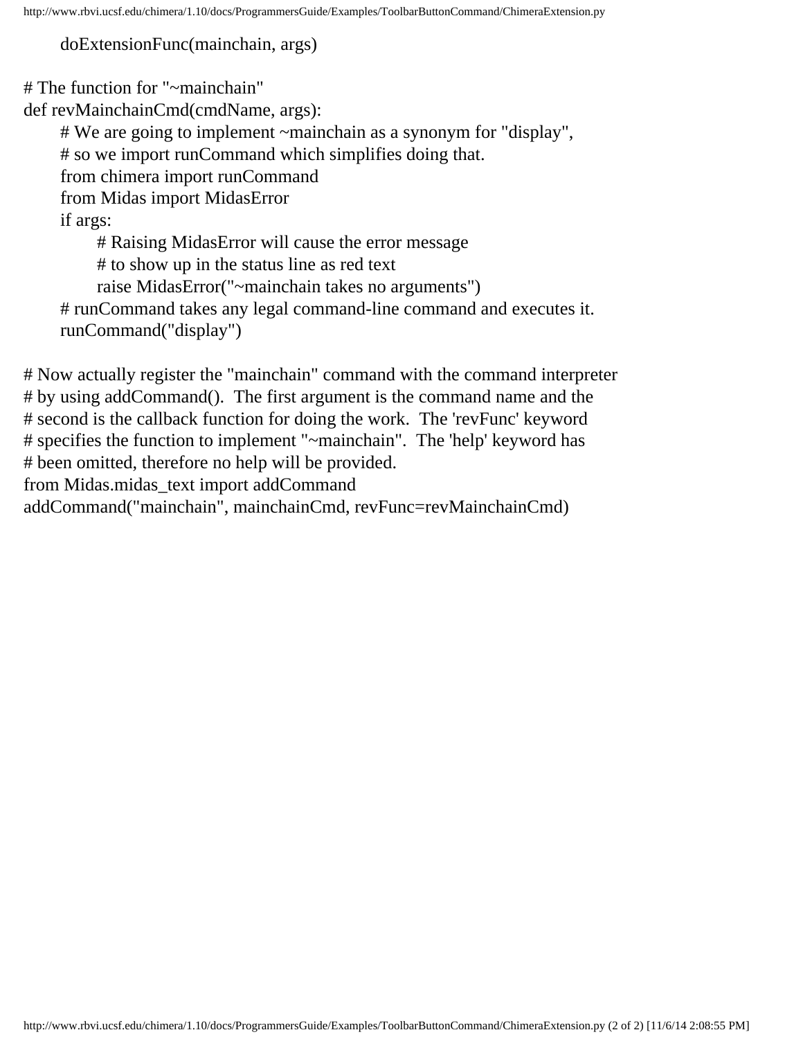```
	doExtensionFunc(mainchain, args)

# The function for "~mainchain"
def revMainchainCmd(cmdName, args):
	# We are going to implement ~mainchain as a synonym for "display",
	# so we import runCommand which simplifies doing that.
	from chimera import runCommand
	from Midas import MidasError
	if args:
		# Raising MidasError will cause the error message
		# to show up in the status line as red text
		raise MidasError("~mainchain takes no arguments")
	# runCommand takes any legal command-line command and executes it.
	runCommand("display")

# Now actually register the "mainchain" command with the command interpreter
# by using addCommand().  The first argument is the command name and the
# second is the callback function for doing the work.  The 'revFunc' keyword
# specifies the function to implement "~mainchain".  The 'help' keyword has
# been omitted, therefore no help will be provided.
from Midas.midas_text import addCommand
addCommand("mainchain", mainchainCmd, revFunc=revMainchainCmd)
```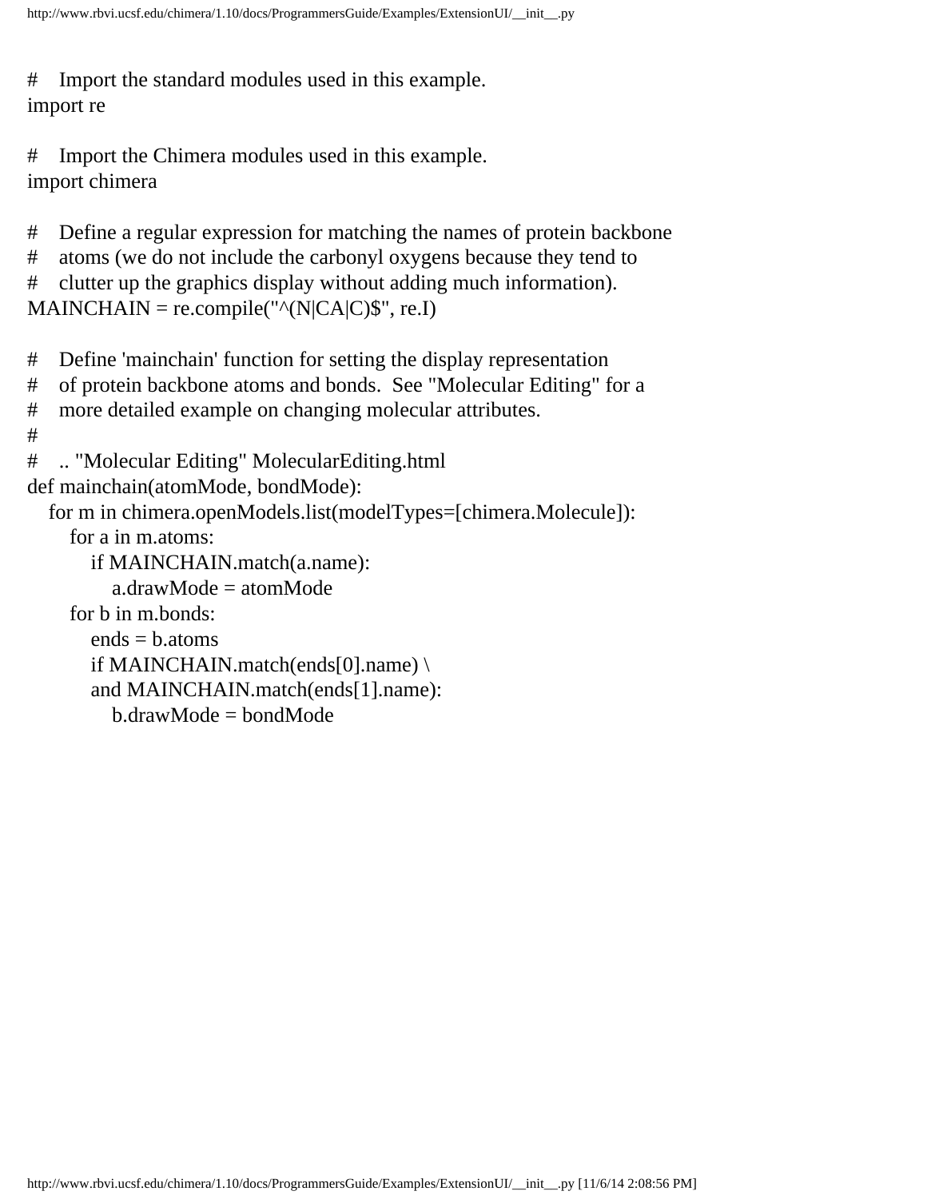```
#    Import the standard modules used in this example.
import re

#    Import the Chimera modules used in this example.
import chimera

#    Define a regular expression for matching the names of protein backbone
#    atoms (we do not include the carbonyl oxygens because they tend to
#    clutter up the graphics display without adding much information).
MAINCHAIN = re.compile("^(N|CA|C)$", re.I)

#    Define 'mainchain' function for setting the display representation
#    of protein backbone atoms and bonds.  See "Molecular Editing" for a
#    more detailed example on changing molecular attributes.
#
#    .. "Molecular Editing" MolecularEditing.html
def mainchain(atomMode, bondMode):
    for m in chimera.openModels.list(modelTypes=[chimera.Molecule]):
        for a in m.atoms:
            if MAINCHAIN.match(a.name):
                a.drawMode = atomMode
        for b in m.bonds:
            ends = b.atoms
            if MAINCHAIN.match(ends[0].name) \
            and MAINCHAIN.match(ends[1].name):
                b.drawMode = bondMode
```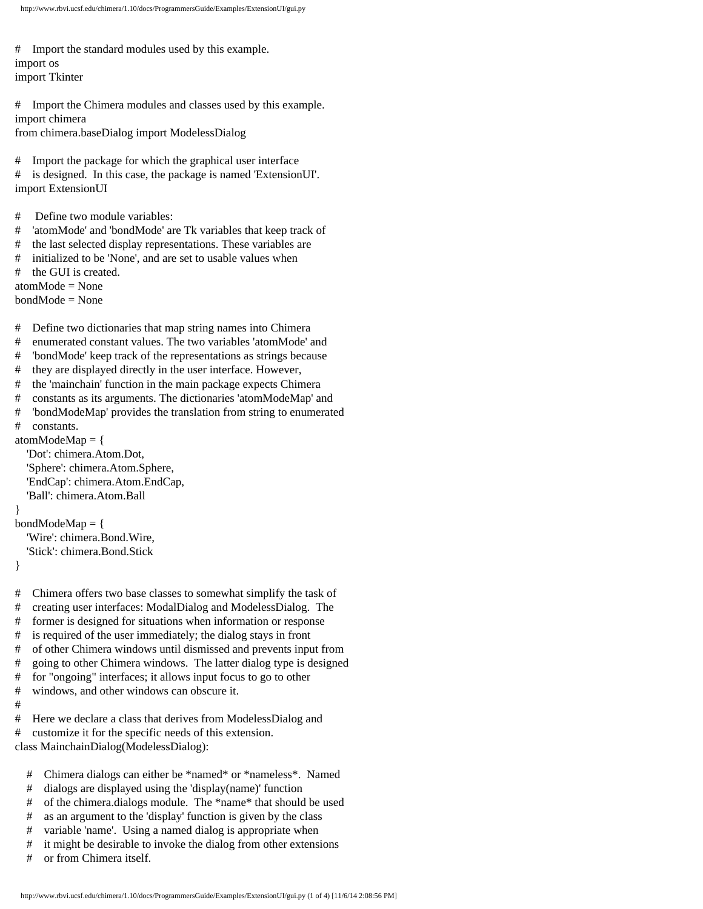```
#    Import the standard modules used by this example.
import os
import Tkinter

#    Import the Chimera modules and classes used by this example.
import chimera
from chimera.baseDialog import ModelessDialog

#    Import the package for which the graphical user interface
#    is designed.  In this case, the package is named 'ExtensionUI'.
import ExtensionUI

#     Define two module variables:
#    'atomMode' and 'bondMode' are Tk variables that keep track of
#    the last selected display representations. These variables are
#    initialized to be 'None', and are set to usable values when
#    the GUI is created.
atomMode = None
bondMode = None

#    Define two dictionaries that map string names into Chimera
#    enumerated constant values. The two variables 'atomMode' and
#    'bondMode' keep track of the representations as strings because
#    they are displayed directly in the user interface. However,
#    the 'mainchain' function in the main package expects Chimera
#    constants as its arguments. The dictionaries 'atomModeMap' and
#    'bondModeMap' provides the translation from string to enumerated
#    constants.
atomModeMap = {
    'Dot': chimera.Atom.Dot,
    'Sphere': chimera.Atom.Sphere,
    'EndCap': chimera.Atom.EndCap,
    'Ball': chimera.Atom.Ball
}
bondModeMap = {
    'Wire': chimera.Bond.Wire,
    'Stick': chimera.Bond.Stick
}

#    Chimera offers two base classes to somewhat simplify the task of
#    creating user interfaces: ModalDialog and ModelessDialog.  The
#    former is designed for situations when information or response
#    is required of the user immediately; the dialog stays in front
#    of other Chimera windows until dismissed and prevents input from
#    going to other Chimera windows.  The latter dialog type is designed
#    for "ongoing" interfaces; it allows input focus to go to other
#    windows, and other windows can obscure it.
#
#    Here we declare a class that derives from ModelessDialog and
#    customize it for the specific needs of this extension.
class MainchainDialog(ModelessDialog):

    #    Chimera dialogs can either be *named* or *nameless*.  Named
    #    dialogs are displayed using the 'display(name)' function
    #    of the chimera.dialogs module.  The *name* that should be used
    #    as an argument to the 'display' function is given by the class
    #    variable 'name'.  Using a named dialog is appropriate when
    #    it might be desirable to invoke the dialog from other extensions
    #    or from Chimera itself.
```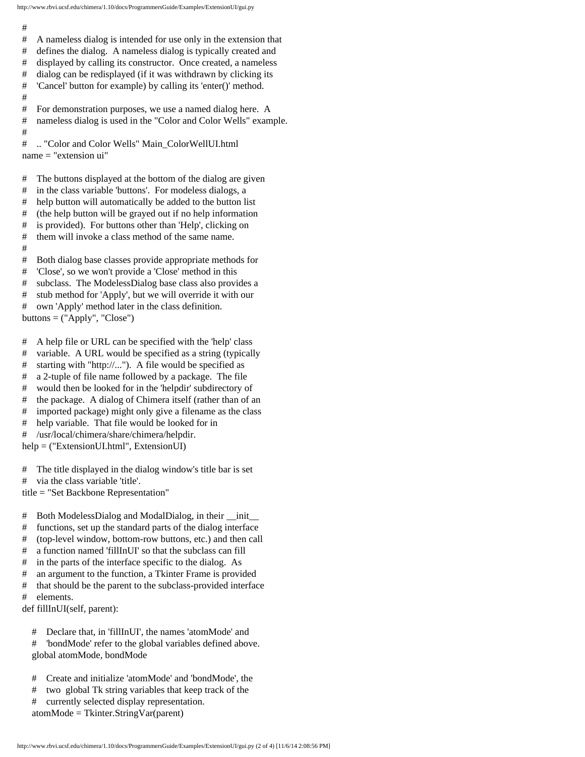```
#
#    A nameless dialog is intended for use only in the extension that
#    defines the dialog.  A nameless dialog is typically created and
#    displayed by calling its constructor.  Once created, a nameless
#    dialog can be redisplayed (if it was withdrawn by clicking its
#    'Cancel' button for example) by calling its 'enter()' method.
#
#    For demonstration purposes, we use a named dialog here.  A
#    nameless dialog is used in the "Color and Color Wells" example.
#
#    .. "Color and Color Wells" Main_ColorWellUI.html
name = "extension ui"

#    The buttons displayed at the bottom of the dialog are given
#    in the class variable 'buttons'.  For modeless dialogs, a
#    help button will automatically be added to the button list
#    (the help button will be grayed out if no help information
#    is provided).  For buttons other than 'Help', clicking on
#    them will invoke a class method of the same name.
#
#    Both dialog base classes provide appropriate methods for
#    'Close', so we won't provide a 'Close' method in this
#    subclass.  The ModelessDialog base class also provides a
#    stub method for 'Apply', but we will override it with our
#    own 'Apply' method later in the class definition.
buttons = ("Apply", "Close")

#    A help file or URL can be specified with the 'help' class
#    variable.  A URL would be specified as a string (typically
#    starting with "http://...").  A file would be specified as
#    a 2-tuple of file name followed by a package.  The file
#    would then be looked for in the 'helpdir' subdirectory of
#    the package.  A dialog of Chimera itself (rather than of an
#    imported package) might only give a filename as the class
#    help variable.  That file would be looked for in
#    /usr/local/chimera/share/chimera/helpdir.
help = ("ExtensionUI.html", ExtensionUI)

#    The title displayed in the dialog window's title bar is set
#    via the class variable 'title'.
title = "Set Backbone Representation"

#    Both ModelessDialog and ModalDialog, in their __init__
#    functions, set up the standard parts of the dialog interface
#    (top-level window, bottom-row buttons, etc.) and then call
#    a function named 'fillInUI' so that the subclass can fill
#    in the parts of the interface specific to the dialog.  As
#    an argument to the function, a Tkinter Frame is provided
#    that should be the parent to the subclass-provided interface
#    elements.
def fillInUI(self, parent):

    #    Declare that, in 'fillInUI', the names 'atomMode' and
    #    'bondMode' refer to the global variables defined above.
    global atomMode, bondMode

    #    Create and initialize 'atomMode' and 'bondMode', the
    #    two  global Tk string variables that keep track of the
    #    currently selected display representation.
    atomMode = Tkinter.StringVar(parent)
```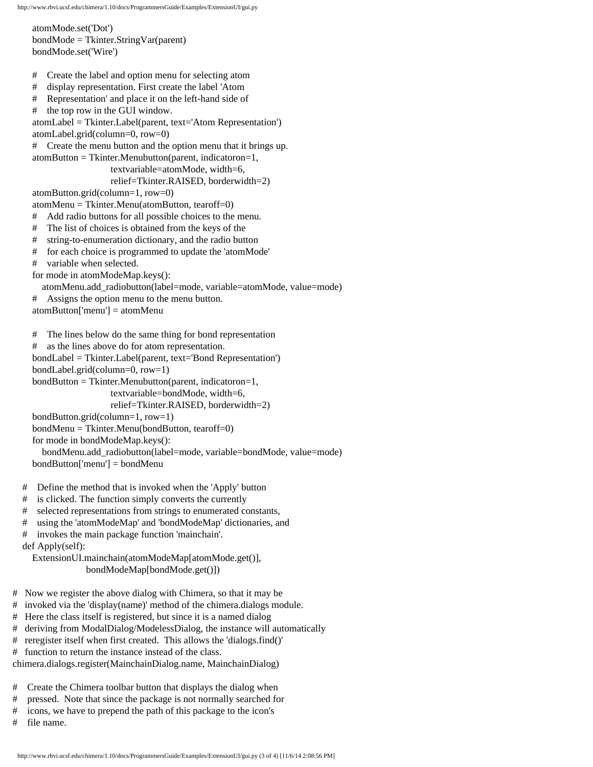```
        atomMode.set('Dot')
        bondMode = Tkinter.StringVar(parent)
        bondMode.set('Wire')

        #   Create the label and option menu for selecting atom
        #   display representation. First create the label 'Atom
        #   Representation' and place it on the left-hand side of
        #   the top row in the GUI window.
        atomLabel = Tkinter.Label(parent, text='Atom Representation')
        atomLabel.grid(column=0, row=0)
        #   Create the menu button and the option menu that it brings up.
        atomButton = Tkinter.Menubutton(parent, indicatoron=1,
                                textvariable=atomMode, width=6,
                                relief=Tkinter.RAISED, borderwidth=2)
        atomButton.grid(column=1, row=0)
        atomMenu = Tkinter.Menu(atomButton, tearoff=0)
        #   Add radio buttons for all possible choices to the menu.
        #   The list of choices is obtained from the keys of the
        #   string-to-enumeration dictionary, and the radio button
        #   for each choice is programmed to update the 'atomMode'
        #   variable when selected.
        for mode in atomModeMap.keys():
            atomMenu.add_radiobutton(label=mode, variable=atomMode, value=mode)
        #   Assigns the option menu to the menu button.
        atomButton['menu'] = atomMenu

        #   The lines below do the same thing for bond representation
        #   as the lines above do for atom representation.
        bondLabel = Tkinter.Label(parent, text='Bond Representation')
        bondLabel.grid(column=0, row=1)
        bondButton = Tkinter.Menubutton(parent, indicatoron=1,
                                textvariable=bondMode, width=6,
                                relief=Tkinter.RAISED, borderwidth=2)
        bondButton.grid(column=1, row=1)
        bondMenu = Tkinter.Menu(bondButton, tearoff=0)
        for mode in bondModeMap.keys():
            bondMenu.add_radiobutton(label=mode, variable=bondMode, value=mode)
        bondButton['menu'] = bondMenu

    #   Define the method that is invoked when the 'Apply' button
    #   is clicked. The function simply converts the currently
    #   selected representations from strings to enumerated constants,
    #   using the 'atomModeMap' and 'bondModeMap' dictionaries, and
    #   invokes the main package function 'mainchain'.
    def Apply(self):
        ExtensionUI.mainchain(atomModeMap[atomMode.get()],
                        bondModeMap[bondMode.get()])

#   Now we register the above dialog with Chimera, so that it may be
#   invoked via the 'display(name)' method of the chimera.dialogs module.
#   Here the class itself is registered, but since it is a named dialog
#   deriving from ModalDialog/ModelessDialog, the instance will automatically
#   reregister itself when first created.  This allows the 'dialogs.find()'
#   function to return the instance instead of the class.
chimera.dialogs.register(MainchainDialog.name, MainchainDialog)

#   Create the Chimera toolbar button that displays the dialog when
#   pressed.  Note that since the package is not normally searched for
#   icons, we have to prepend the path of this package to the icon's
#   file name.
```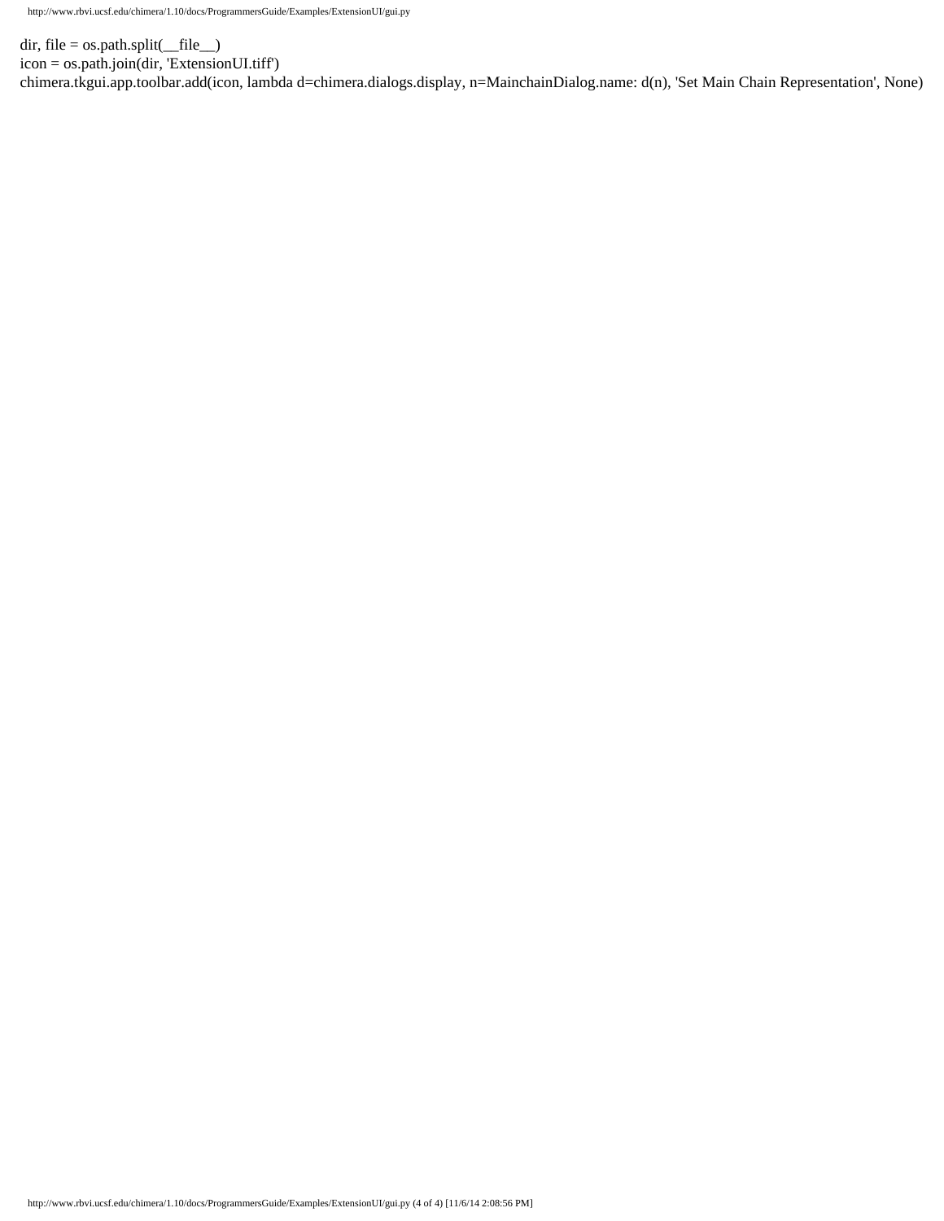```
dir, file = os.path.split(__file__)
icon = os.path.join(dir, 'ExtensionUI.tiff')
chimera.tkgui.app.toolbar.add(icon, lambda d=chimera.dialogs.display, n=MainchainDialog.name: d(n), 'Set Main Chain Representation', None)
```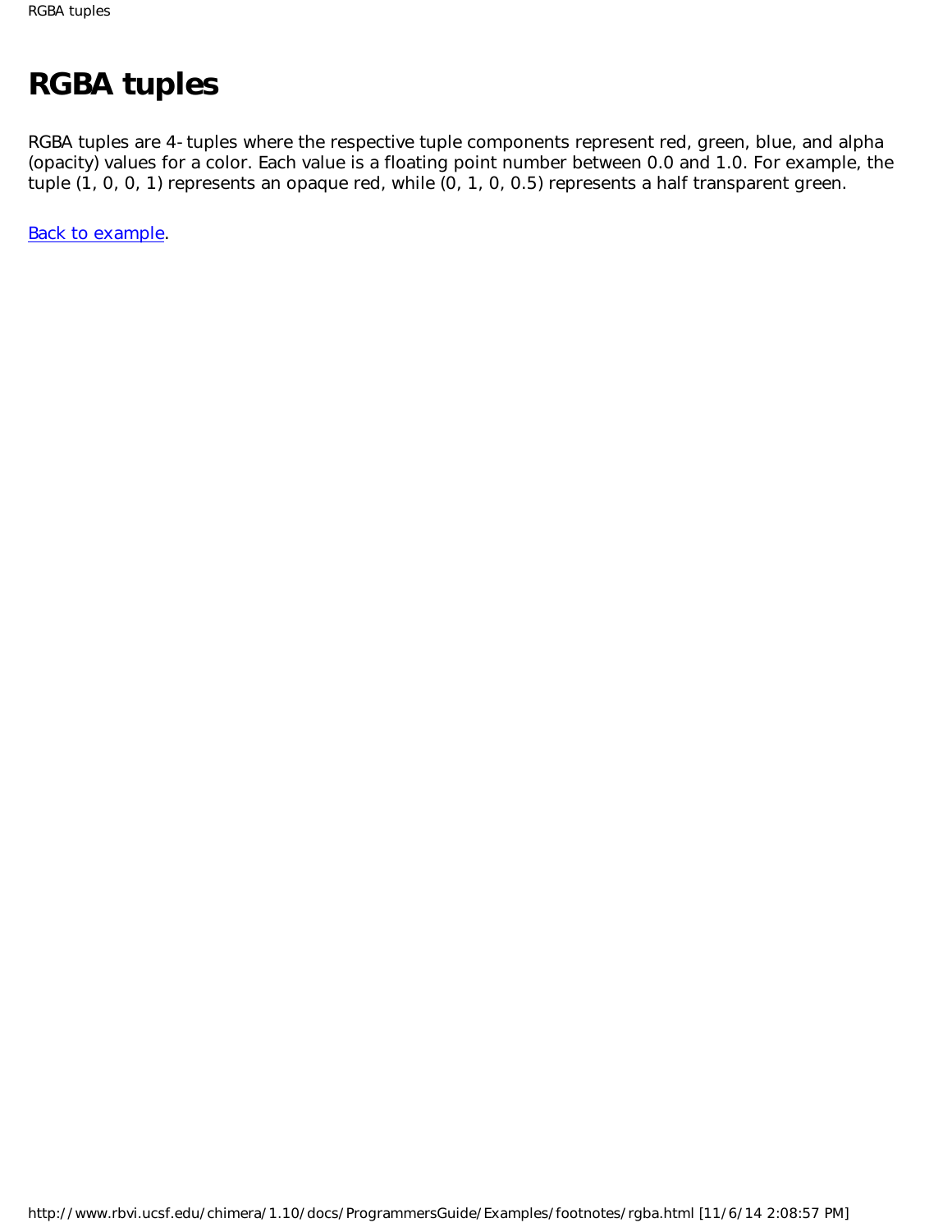# RGBA tuples

RGBA tuples are 4-tuples where the respective tuple components represent red, green, blue, and alpha (opacity) values for a color. Each value is a floating point number between 0.0 and 1.0. For example, the tuple (1, 0, 0, 1) represents an opaque red, while (0, 1, 0, 0.5) represents a half transparent green.

Back to example.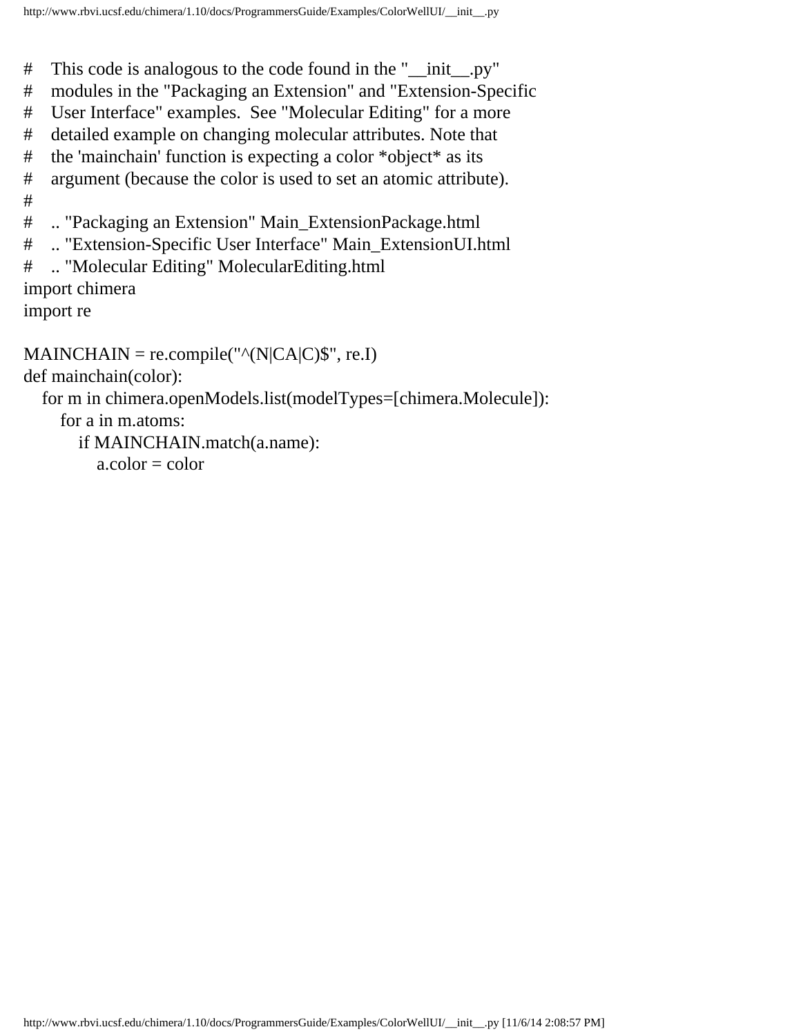```python
#    This code is analogous to the code found in the "__init__.py"
#    modules in the "Packaging an Extension" and "Extension-Specific
#    User Interface" examples.  See "Molecular Editing" for a more
#    detailed example on changing molecular attributes. Note that
#    the 'mainchain' function is expecting a color *object* as its
#    argument (because the color is used to set an atomic attribute).
#
#    .. "Packaging an Extension" Main_ExtensionPackage.html
#    .. "Extension-Specific User Interface" Main_ExtensionUI.html
#    .. "Molecular Editing" MolecularEditing.html
import chimera
import re

MAINCHAIN = re.compile("^(N|CA|C)$", re.I)
def mainchain(color):
    for m in chimera.openModels.list(modelTypes=[chimera.Molecule]):
        for a in m.atoms:
            if MAINCHAIN.match(a.name):
                a.color = color
```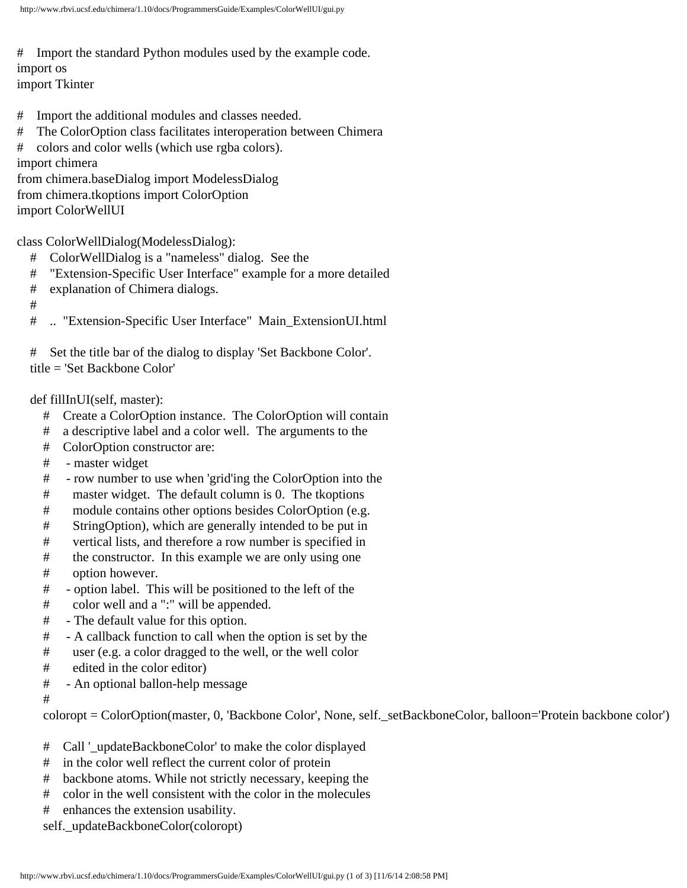```python
#    Import the standard Python modules used by the example code.
import os
import Tkinter

#    Import the additional modules and classes needed.
#    The ColorOption class facilitates interoperation between Chimera
#    colors and color wells (which use rgba colors).
import chimera
from chimera.baseDialog import ModelessDialog
from chimera.tkoptions import ColorOption
import ColorWellUI

class ColorWellDialog(ModelessDialog):
    #    ColorWellDialog is a "nameless" dialog.  See the
    #    "Extension-Specific User Interface" example for a more detailed
    #    explanation of Chimera dialogs.
    #
    #    .. "Extension-Specific User Interface"  Main_ExtensionUI.html

    #    Set the title bar of the dialog to display 'Set Backbone Color'.
    title = 'Set Backbone Color'

    def fillInUI(self, master):
        #    Create a ColorOption instance.  The ColorOption will contain
        #    a descriptive label and a color well.  The arguments to the
        #    ColorOption constructor are:
        #     - master widget
        #     - row number to use when 'grid'ing the ColorOption into the
        #       master widget.  The default column is 0.  The tkoptions
        #       module contains other options besides ColorOption (e.g.
        #       StringOption), which are generally intended to be put in
        #       vertical lists, and therefore a row number is specified in
        #       the constructor.  In this example we are only using one
        #       option however.
        #     - option label.  This will be positioned to the left of the
        #       color well and a ":" will be appended.
        #     - The default value for this option.
        #     - A callback function to call when the option is set by the
        #       user (e.g. a color dragged to the well, or the well color
        #       edited in the color editor)
        #     - An optional ballon-help message
        #
        coloropt = ColorOption(master, 0, 'Backbone Color', None, self._setBackboneColor, balloon='Protein backbone color')

        #    Call '_updateBackboneColor' to make the color displayed
        #    in the color well reflect the current color of protein
        #    backbone atoms. While not strictly necessary, keeping the
        #    color in the well consistent with the color in the molecules
        #    enhances the extension usability.
        self._updateBackboneColor(coloropt)
```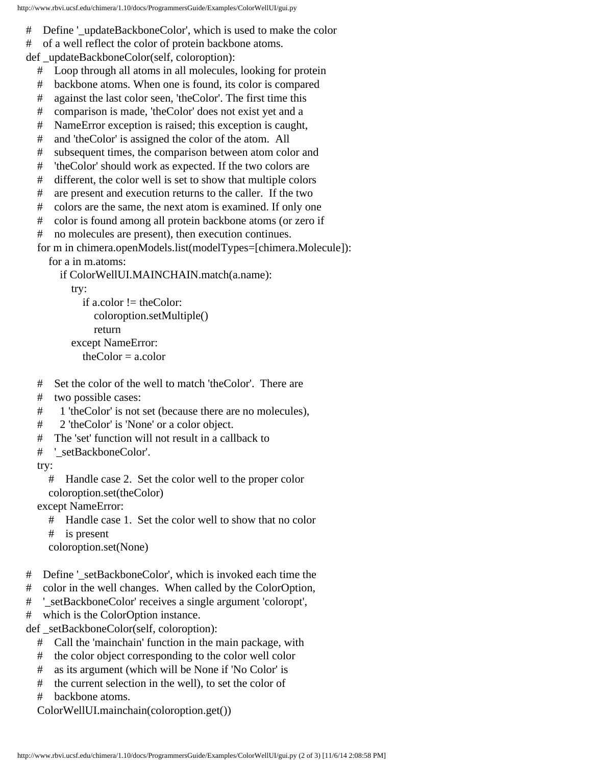```python
    #    Define '_updateBackboneColor', which is used to make the color
    #    of a well reflect the color of protein backbone atoms.
    def _updateBackboneColor(self, coloroption):
        #    Loop through all atoms in all molecules, looking for protein
        #    backbone atoms. When one is found, its color is compared
        #    against the last color seen, 'theColor'. The first time this
        #    comparison is made, 'theColor' does not exist yet and a
        #    NameError exception is raised; this exception is caught,
        #    and 'theColor' is assigned the color of the atom.  All
        #    subsequent times, the comparison between atom color and
        #    'theColor' should work as expected. If the two colors are
        #    different, the color well is set to show that multiple colors
        #    are present and execution returns to the caller.  If the two
        #    colors are the same, the next atom is examined. If only one
        #    color is found among all protein backbone atoms (or zero if
        #    no molecules are present), then execution continues.
        for m in chimera.openModels.list(modelTypes=[chimera.Molecule]):
            for a in m.atoms:
                if ColorWellUI.MAINCHAIN.match(a.name):
                    try:
                        if a.color != theColor:
                            coloroption.setMultiple()
                            return
                    except NameError:
                        theColor = a.color

        #    Set the color of the well to match 'theColor'.  There are
        #    two possible cases:
        #      1 'theColor' is not set (because there are no molecules),
        #      2 'theColor' is 'None' or a color object.
        #    The 'set' function will not result in a callback to
        #    '_setBackboneColor'.
        try:
            #    Handle case 2.  Set the color well to the proper color
            coloroption.set(theColor)
        except NameError:
            #    Handle case 1.  Set the color well to show that no color
            #    is present
            coloroption.set(None)

    #    Define '_setBackboneColor', which is invoked each time the
    #    color in the well changes.  When called by the ColorOption,
    #    '_setBackboneColor' receives a single argument 'coloropt',
    #    which is the ColorOption instance.
    def _setBackboneColor(self, coloroption):
        #    Call the 'mainchain' function in the main package, with
        #    the color object corresponding to the color well color
        #    as its argument (which will be None if 'No Color' is
        #    the current selection in the well), to set the color of
        #    backbone atoms.
        ColorWellUI.mainchain(coloroption.get())
```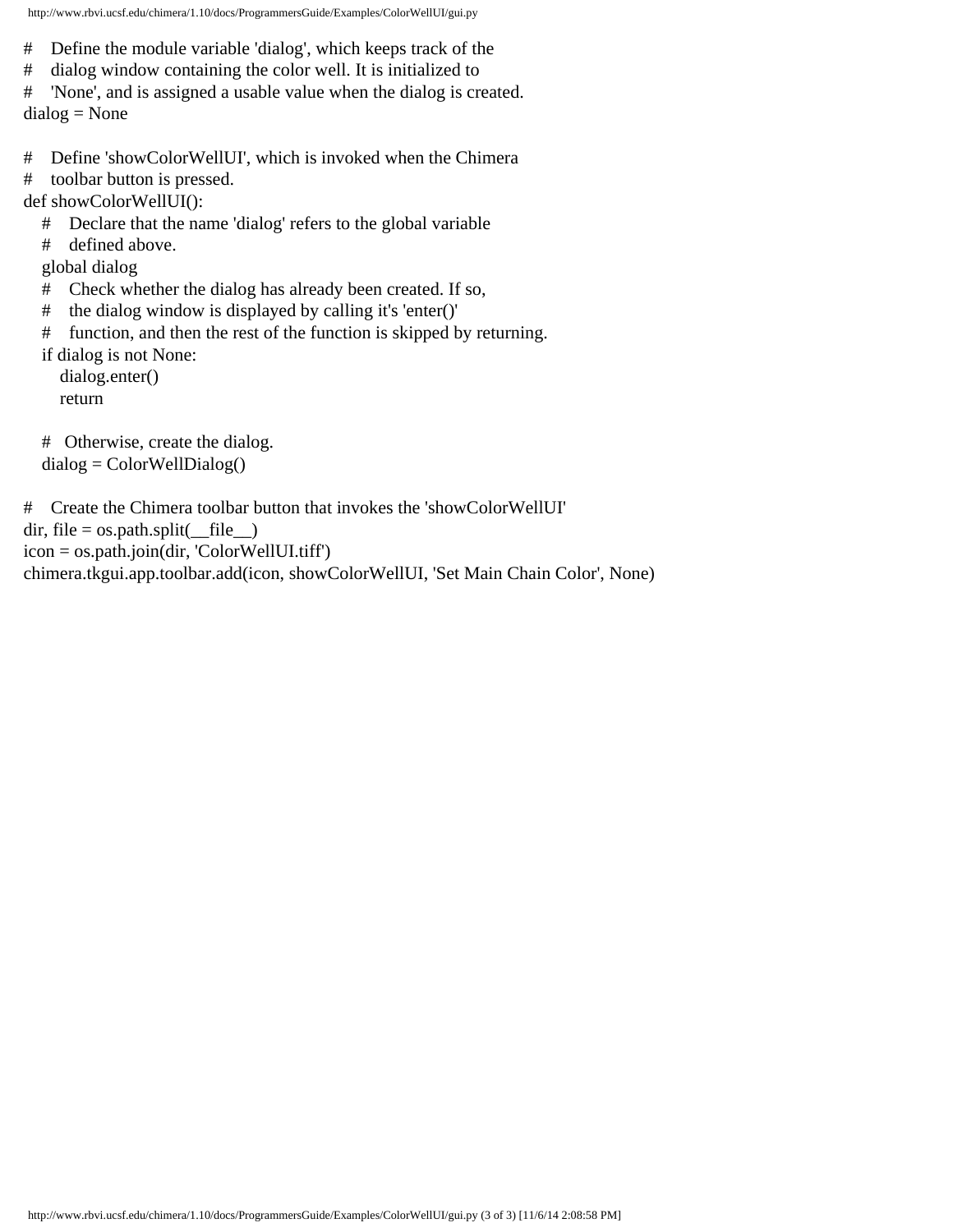```python
#    Define the module variable 'dialog', which keeps track of the
#    dialog window containing the color well. It is initialized to
#    'None', and is assigned a usable value when the dialog is created.
dialog = None

#    Define 'showColorWellUI', which is invoked when the Chimera
#    toolbar button is pressed.
def showColorWellUI():
    #    Declare that the name 'dialog' refers to the global variable
    #    defined above.
    global dialog
    #    Check whether the dialog has already been created. If so,
    #    the dialog window is displayed by calling it's 'enter()'
    #    function, and then the rest of the function is skipped by returning.
    if dialog is not None:
        dialog.enter()
        return

    #   Otherwise, create the dialog.
    dialog = ColorWellDialog()

#    Create the Chimera toolbar button that invokes the 'showColorWellUI'
dir, file = os.path.split(__file__)
icon = os.path.join(dir, 'ColorWellUI.tiff')
chimera.tkgui.app.toolbar.add(icon, showColorWellUI, 'Set Main Chain Color', None)
```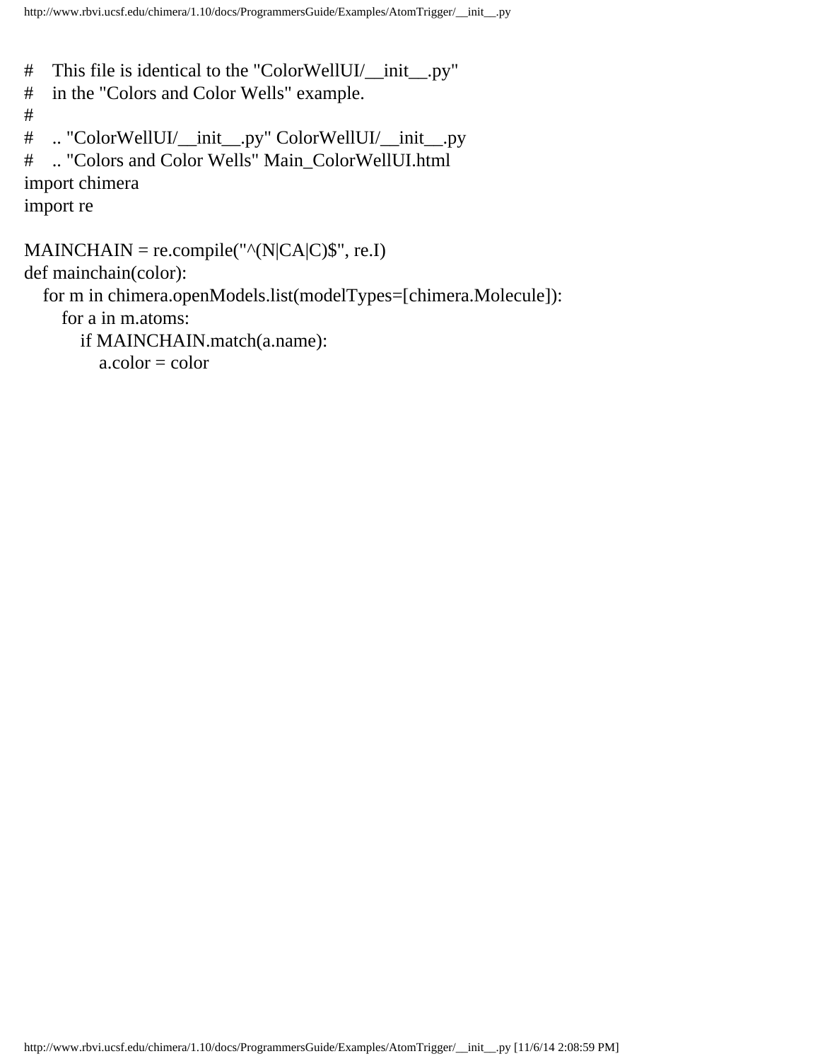```python
#    This file is identical to the "ColorWellUI/__init__.py"
#    in the "Colors and Color Wells" example.
#
#    .. "ColorWellUI/__init__.py" ColorWellUI/__init__.py
#    .. "Colors and Color Wells" Main_ColorWellUI.html
import chimera
import re

MAINCHAIN = re.compile("^(N|CA|C)$", re.I)
def mainchain(color):
    for m in chimera.openModels.list(modelTypes=[chimera.Molecule]):
        for a in m.atoms:
            if MAINCHAIN.match(a.name):
                a.color = color
```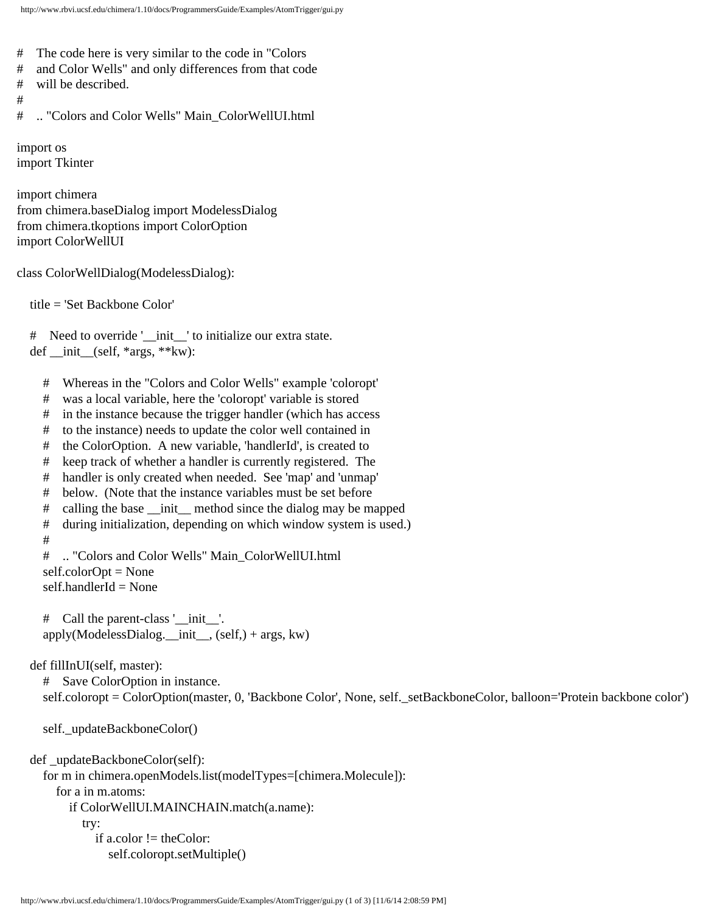```python
#    The code here is very similar to the code in "Colors
#    and Color Wells" and only differences from that code
#    will be described.
#
#    .. "Colors and Color Wells" Main_ColorWellUI.html

import os
import Tkinter

import chimera
from chimera.baseDialog import ModelessDialog
from chimera.tkoptions import ColorOption
import ColorWellUI

class ColorWellDialog(ModelessDialog):

    title = 'Set Backbone Color'

    #    Need to override '__init__' to initialize our extra state.
    def __init__(self, *args, **kw):

        #    Whereas in the "Colors and Color Wells" example 'coloropt'
        #    was a local variable, here the 'coloropt' variable is stored
        #    in the instance because the trigger handler (which has access
        #    to the instance) needs to update the color well contained in
        #    the ColorOption.  A new variable, 'handlerId', is created to
        #    keep track of whether a handler is currently registered.  The
        #    handler is only created when needed.  See 'map' and 'unmap'
        #    below.  (Note that the instance variables must be set before
        #    calling the base __init__ method since the dialog may be mapped
        #    during initialization, depending on which window system is used.)
        #
        #    .. "Colors and Color Wells" Main_ColorWellUI.html
        self.colorOpt = None
        self.handlerId = None

        #    Call the parent-class '__init__'.
        apply(ModelessDialog.__init__, (self,) + args, kw)

    def fillInUI(self, master):
        #    Save ColorOption in instance.
        self.coloropt = ColorOption(master, 0, 'Backbone Color', None, self._setBackboneColor, balloon='Protein backbone color')

        self._updateBackboneColor()

    def _updateBackboneColor(self):
        for m in chimera.openModels.list(modelTypes=[chimera.Molecule]):
            for a in m.atoms:
                if ColorWellUI.MAINCHAIN.match(a.name):
                    try:
                        if a.color != theColor:
                            self.coloropt.setMultiple()
```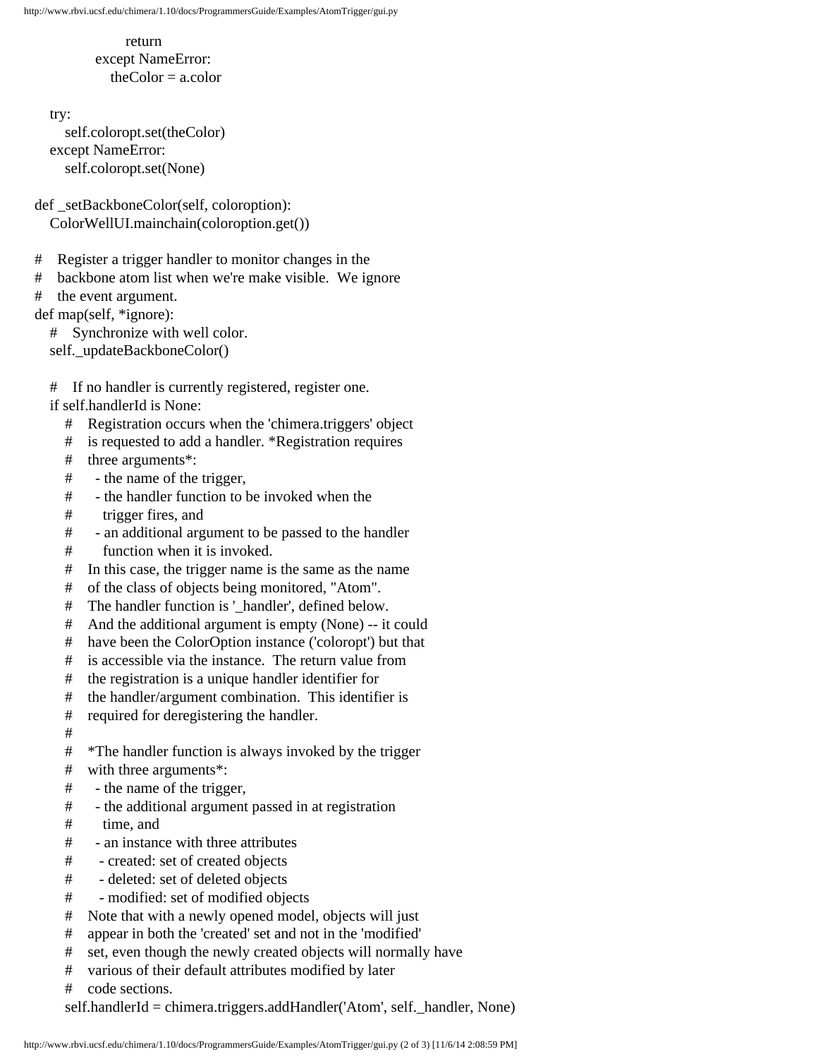```
                return
            except NameError:
                theColor = a.color

        try:
            self.coloropt.set(theColor)
        except NameError:
            self.coloropt.set(None)

    def _setBackboneColor(self, coloroption):
        ColorWellUI.mainchain(coloroption.get())

    #   Register a trigger handler to monitor changes in the
    #   backbone atom list when we're make visible.  We ignore
    #   the event argument.
    def map(self, *ignore):
        #   Synchronize with well color.
        self._updateBackboneColor()

        #   If no handler is currently registered, register one.
        if self.handlerId is None:
            #   Registration occurs when the 'chimera.triggers' object
            #   is requested to add a handler. *Registration requires
            #   three arguments*:
            #     - the name of the trigger,
            #     - the handler function to be invoked when the
            #       trigger fires, and
            #     - an additional argument to be passed to the handler
            #       function when it is invoked.
            #   In this case, the trigger name is the same as the name
            #   of the class of objects being monitored, "Atom".
            #   The handler function is '_handler', defined below.
            #   And the additional argument is empty (None) -- it could
            #   have been the ColorOption instance ('coloropt') but that
            #   is accessible via the instance.  The return value from
            #   the registration is a unique handler identifier for
            #   the handler/argument combination.  This identifier is
            #   required for deregistering the handler.
            #
            #   *The handler function is always invoked by the trigger
            #   with three arguments*:
            #     - the name of the trigger,
            #     - the additional argument passed in at registration
            #       time, and
            #     - an instance with three attributes
            #      - created: set of created objects
            #      - deleted: set of deleted objects
            #      - modified: set of modified objects
            #   Note that with a newly opened model, objects will just
            #   appear in both the 'created' set and not in the 'modified'
            #   set, even though the newly created objects will normally have
            #   various of their default attributes modified by later
            #   code sections.
            self.handlerId = chimera.triggers.addHandler('Atom', self._handler, None)
```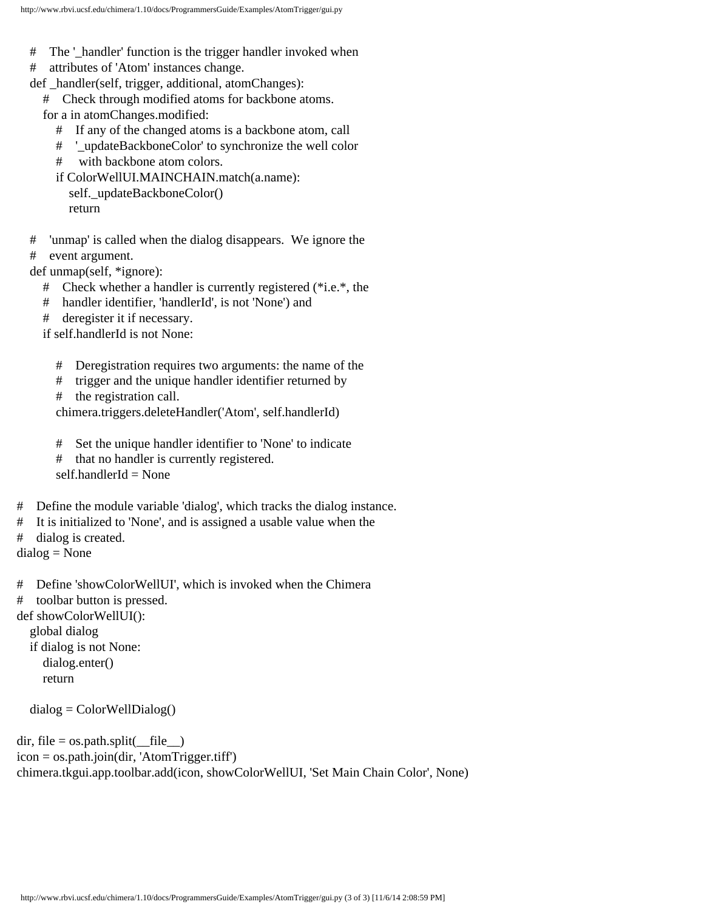```python
    #    The '_handler' function is the trigger handler invoked when
    #    attributes of 'Atom' instances change.
    def _handler(self, trigger, additional, atomChanges):
        #    Check through modified atoms for backbone atoms.
        for a in atomChanges.modified:
            #    If any of the changed atoms is a backbone atom, call
            #    '_updateBackboneColor' to synchronize the well color
            #     with backbone atom colors.
            if ColorWellUI.MAINCHAIN.match(a.name):
                self._updateBackboneColor()
                return

    #    'unmap' is called when the dialog disappears.  We ignore the
    #    event argument.
    def unmap(self, *ignore):
        #    Check whether a handler is currently registered (*i.e.*, the
        #    handler identifier, 'handlerId', is not 'None') and
        #    deregister it if necessary.
        if self.handlerId is not None:

            #    Deregistration requires two arguments: the name of the
            #    trigger and the unique handler identifier returned by
            #    the registration call.
            chimera.triggers.deleteHandler('Atom', self.handlerId)

            #    Set the unique handler identifier to 'None' to indicate
            #    that no handler is currently registered.
            self.handlerId = None

#    Define the module variable 'dialog', which tracks the dialog instance.
#    It is initialized to 'None', and is assigned a usable value when the
#    dialog is created.
dialog = None

#    Define 'showColorWellUI', which is invoked when the Chimera
#    toolbar button is pressed.
def showColorWellUI():
    global dialog
    if dialog is not None:
        dialog.enter()
        return

    dialog = ColorWellDialog()

dir, file = os.path.split(__file__)
icon = os.path.join(dir, 'AtomTrigger.tiff')
chimera.tkgui.app.toolbar.add(icon, showColorWellUI, 'Set Main Chain Color', None)
```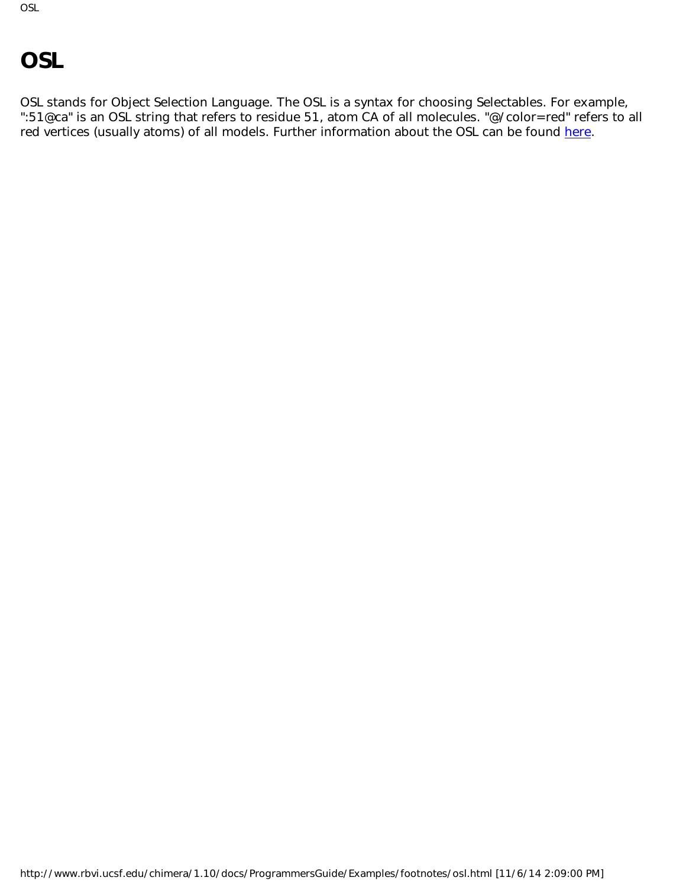# OSL

OSL stands for Object Selection Language. The OSL is a syntax for choosing Selectables. For example, ":51@ca" is an OSL string that refers to residue 51, atom CA of all molecules. "@/color=red" refers to all red vertices (usually atoms) of all models. Further information about the OSL can be found here.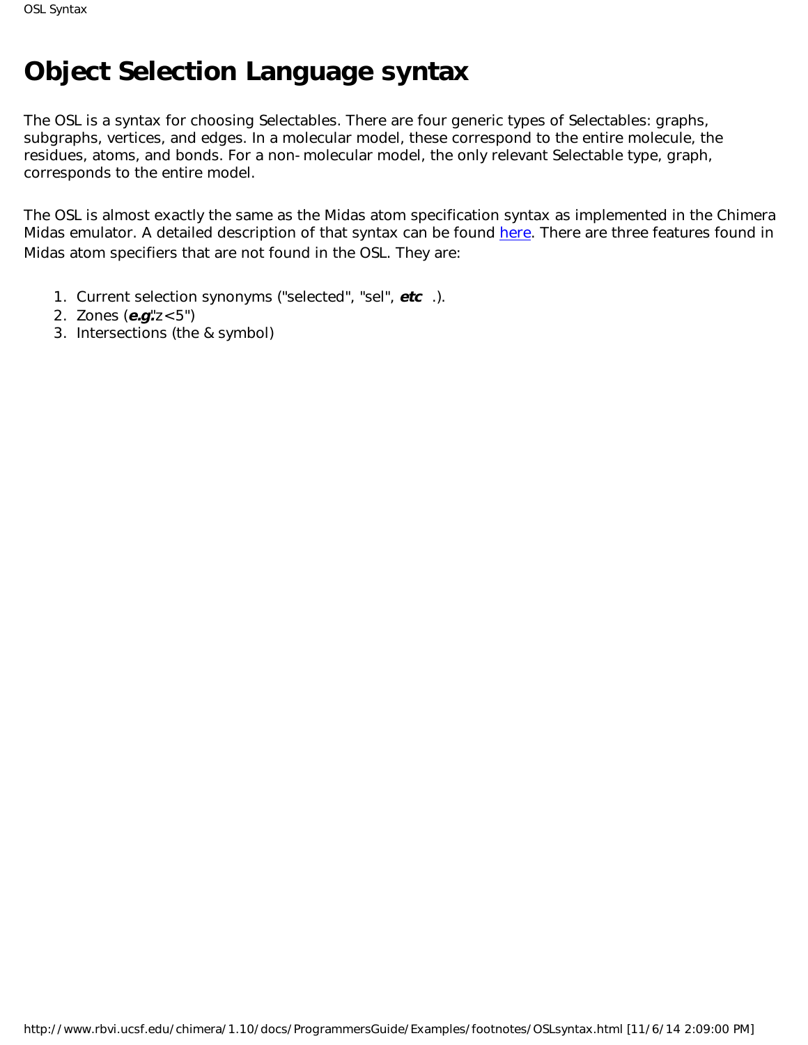# Object Selection Language syntax

The OSL is a syntax for choosing Selectables. There are four generic types of Selectables: graphs, subgraphs, vertices, and edges. In a molecular model, these correspond to the entire molecule, the residues, atoms, and bonds. For a non-molecular model, the only relevant Selectable type, graph, corresponds to the entire model.

The OSL is almost exactly the same as the Midas atom specification syntax as implemented in the Chimera Midas emulator. A detailed description of that syntax can be found here. There are three features found in Midas atom specifiers that are not found in the OSL. They are:

1. Current selection synonyms ("selected", "sel", ***etc***.).
2. Zones (***e.g.***: "z<5")
3. Intersections (the & symbol)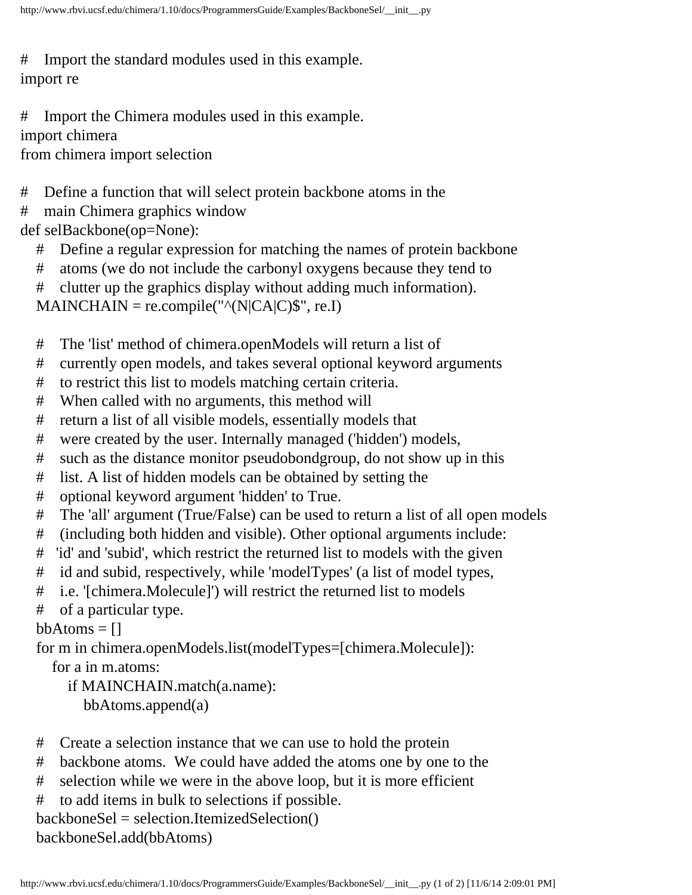```python
#    Import the standard modules used in this example.
import re

#    Import the Chimera modules used in this example.
import chimera
from chimera import selection

#    Define a function that will select protein backbone atoms in the
#    main Chimera graphics window
def selBackbone(op=None):
    #    Define a regular expression for matching the names of protein backbone
    #    atoms (we do not include the carbonyl oxygens because they tend to
    #    clutter up the graphics display without adding much information).
    MAINCHAIN = re.compile("^(N|CA|C)$", re.I)

    #    The 'list' method of chimera.openModels will return a list of
    #    currently open models, and takes several optional keyword arguments
    #    to restrict this list to models matching certain criteria.
    #    When called with no arguments, this method will
    #    return a list of all visible models, essentially models that
    #    were created by the user. Internally managed ('hidden') models,
    #    such as the distance monitor pseudobondgroup, do not show up in this
    #    list. A list of hidden models can be obtained by setting the
    #    optional keyword argument 'hidden' to True.
    #    The 'all' argument (True/False) can be used to return a list of all open models
    #    (including both hidden and visible). Other optional arguments include:
    #   'id' and 'subid', which restrict the returned list to models with the given
    #    id and subid, respectively, while 'modelTypes' (a list of model types,
    #    i.e. '[chimera.Molecule]') will restrict the returned list to models
    #    of a particular type.
    bbAtoms = []
    for m in chimera.openModels.list(modelTypes=[chimera.Molecule]):
        for a in m.atoms:
            if MAINCHAIN.match(a.name):
                bbAtoms.append(a)

    #    Create a selection instance that we can use to hold the protein
    #    backbone atoms.  We could have added the atoms one by one to the
    #    selection while we were in the above loop, but it is more efficient
    #    to add items in bulk to selections if possible.
    backboneSel = selection.ItemizedSelection()
    backboneSel.add(bbAtoms)
```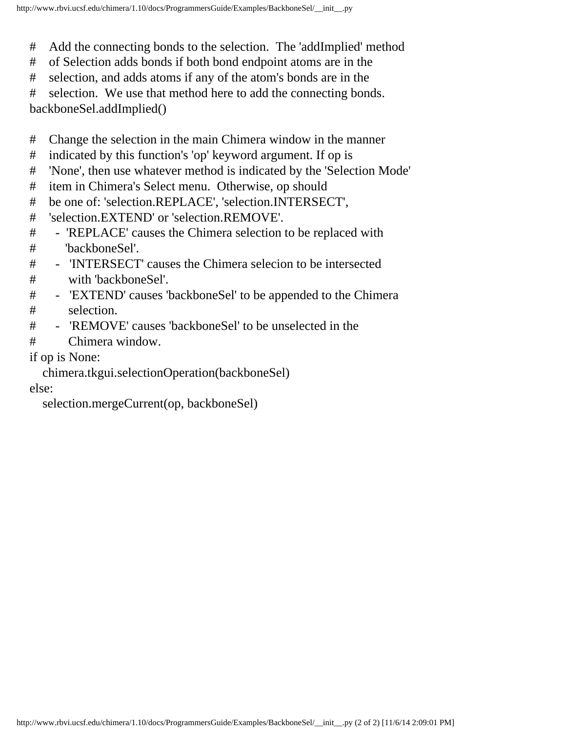```
#    Add the connecting bonds to the selection.  The 'addImplied' method
#    of Selection adds bonds if both bond endpoint atoms are in the
#    selection, and adds atoms if any of the atom's bonds are in the
#    selection.  We use that method here to add the connecting bonds.
backboneSel.addImplied()

#    Change the selection in the main Chimera window in the manner
#    indicated by this function's 'op' keyword argument. If op is
#    'None', then use whatever method is indicated by the 'Selection Mode'
#    item in Chimera's Select menu.  Otherwise, op should
#    be one of: 'selection.REPLACE', 'selection.INTERSECT',
#    'selection.EXTEND' or 'selection.REMOVE'.
#      - 'REPLACE' causes the Chimera selection to be replaced with
#        'backboneSel'.
#      - 'INTERSECT' causes the Chimera selecion to be intersected
#         with 'backboneSel'.
#      - 'EXTEND' causes 'backboneSel' to be appended to the Chimera
#         selection.
#      - 'REMOVE' causes 'backboneSel' to be unselected in the
#         Chimera window.
if op is None:
    chimera.tkgui.selectionOperation(backboneSel)
else:
    selection.mergeCurrent(op, backboneSel)
```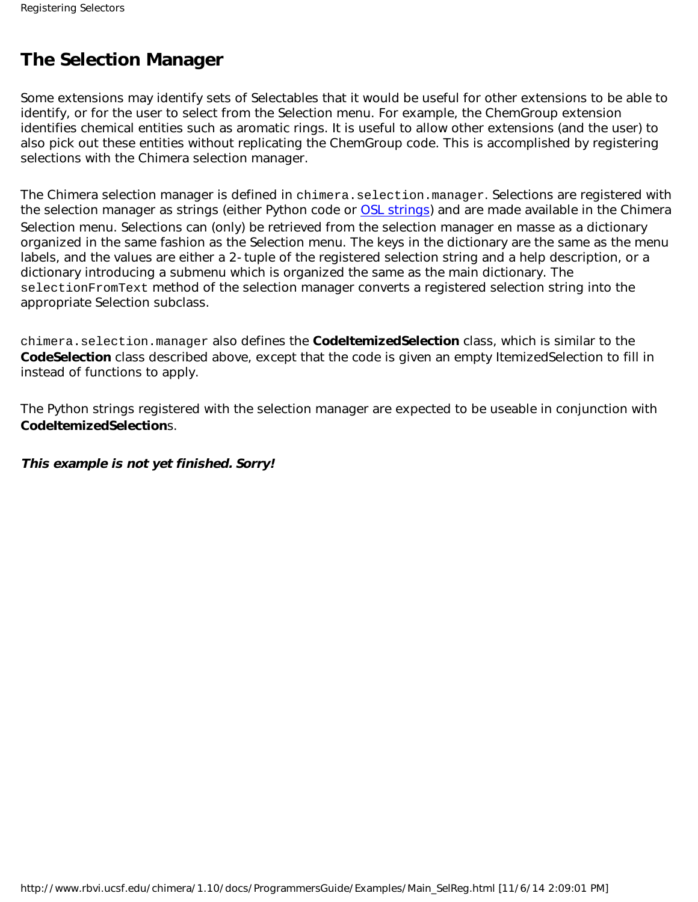# The Selection Manager

Some extensions may identify sets of Selectables that it would be useful for other extensions to be able to identify, or for the user to select from the Selection menu. For example, the ChemGroup extension identifies chemical entities such as aromatic rings. It is useful to allow other extensions (and the user) to also pick out these entities without replicating the ChemGroup code. This is accomplished by registering selections with the Chimera selection manager.

The Chimera selection manager is defined in `chimera.selection.manager`. Selections are registered with the selection manager as strings (either Python code or OSL strings) and are made available in the Chimera Selection menu. Selections can (only) be retrieved from the selection manager en masse as a dictionary organized in the same fashion as the Selection menu. The keys in the dictionary are the same as the menu labels, and the values are either a 2-tuple of the registered selection string and a help description, or a dictionary introducing a submenu which is organized the same as the main dictionary. The `selectionFromText` method of the selection manager converts a registered selection string into the appropriate Selection subclass.

`chimera.selection.manager` also defines the **CodeItemizedSelection** class, which is similar to the **CodeSelection** class described above, except that the code is given an empty ItemizedSelection to fill in instead of functions to apply.

The Python strings registered with the selection manager are expected to be useable in conjunction with **CodeItemizedSelection**s.

***This example is not yet finished. Sorry!***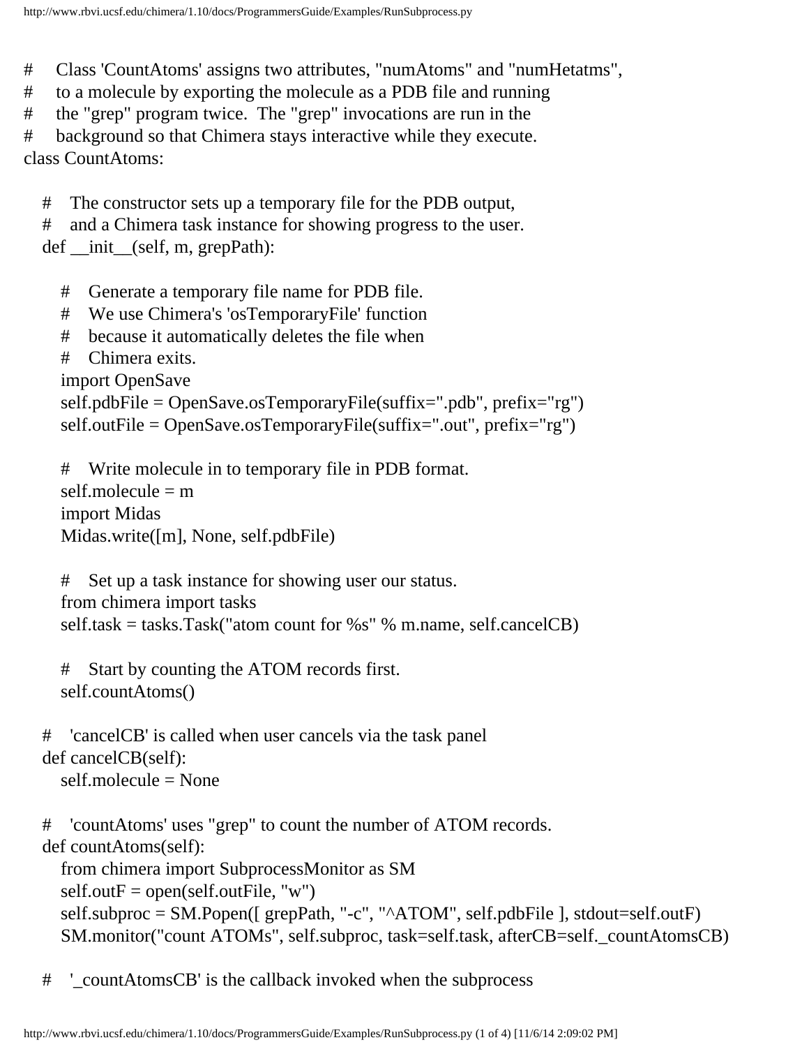```
#    Class 'CountAtoms' assigns two attributes, "numAtoms" and "numHetatms",
#    to a molecule by exporting the molecule as a PDB file and running
#    the "grep" program twice.  The "grep" invocations are run in the
#    background so that Chimera stays interactive while they execute.
class CountAtoms:

    #    The constructor sets up a temporary file for the PDB output,
    #    and a Chimera task instance for showing progress to the user.
    def __init__(self, m, grepPath):

        #    Generate a temporary file name for PDB file.
        #    We use Chimera's 'osTemporaryFile' function
        #    because it automatically deletes the file when
        #    Chimera exits.
        import OpenSave
        self.pdbFile = OpenSave.osTemporaryFile(suffix=".pdb", prefix="rg")
        self.outFile = OpenSave.osTemporaryFile(suffix=".out", prefix="rg")

        #    Write molecule in to temporary file in PDB format.
        self.molecule = m
        import Midas
        Midas.write([m], None, self.pdbFile)

        #    Set up a task instance for showing user our status.
        from chimera import tasks
        self.task = tasks.Task("atom count for %s" % m.name, self.cancelCB)

        #    Start by counting the ATOM records first.
        self.countAtoms()

    #    'cancelCB' is called when user cancels via the task panel
    def cancelCB(self):
        self.molecule = None

    #    'countAtoms' uses "grep" to count the number of ATOM records.
    def countAtoms(self):
        from chimera import SubprocessMonitor as SM
        self.outF = open(self.outFile, "w")
        self.subproc = SM.Popen([ grepPath, "-c", "^ATOM", self.pdbFile ], stdout=self.outF)
        SM.monitor("count ATOMs", self.subproc, task=self.task, afterCB=self._countAtomsCB)

    #    '_countAtomsCB' is the callback invoked when the subprocess
```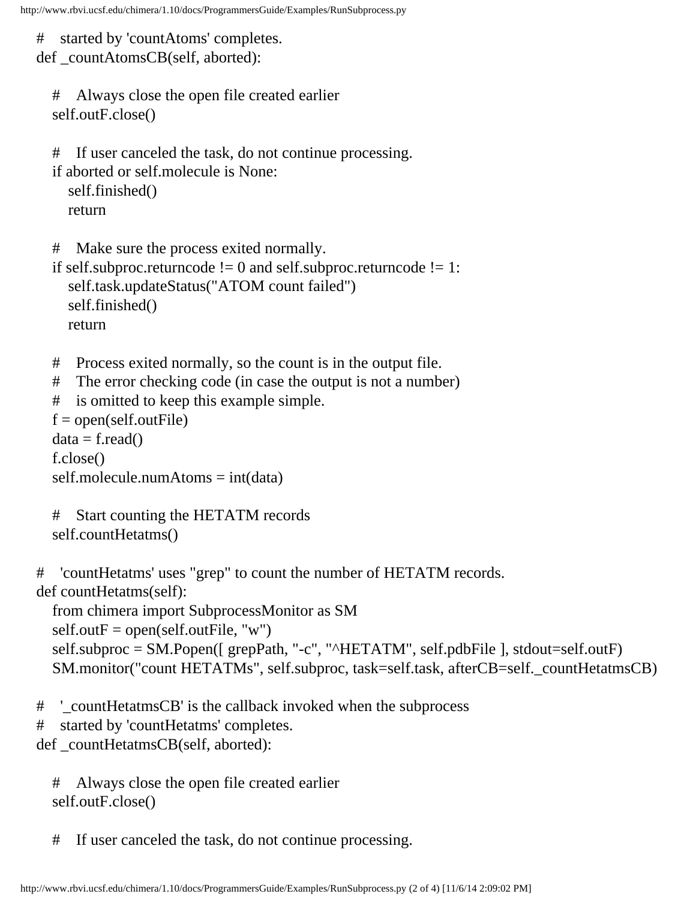```python
	#	started by 'countAtoms' completes.
	def _countAtomsCB(self, aborted):

		#	Always close the open file created earlier
		self.outF.close()

		#	If user canceled the task, do not continue processing.
		if aborted or self.molecule is None:
			self.finished()
			return

		#	Make sure the process exited normally.
		if self.subproc.returncode != 0 and self.subproc.returncode != 1:
			self.task.updateStatus("ATOM count failed")
			self.finished()
			return

		#	Process exited normally, so the count is in the output file.
		#	The error checking code (in case the output is not a number)
		#	is omitted to keep this example simple.
		f = open(self.outFile)
		data = f.read()
		f.close()
		self.molecule.numAtoms = int(data)

		#	Start counting the HETATM records
		self.countHetatms()

	#	'countHetatms' uses "grep" to count the number of HETATM records.
	def countHetatms(self):
		from chimera import SubprocessMonitor as SM
		self.outF = open(self.outFile, "w")
		self.subproc = SM.Popen([ grepPath, "-c", "^HETATM", self.pdbFile ], stdout=self.outF)
		SM.monitor("count HETATMs", self.subproc, task=self.task, afterCB=self._countHetatmsCB)

	#	'_countHetatmsCB' is the callback invoked when the subprocess
	#	started by 'countHetatms' completes.
	def _countHetatmsCB(self, aborted):

		#	Always close the open file created earlier
		self.outF.close()

		#	If user canceled the task, do not continue processing.
```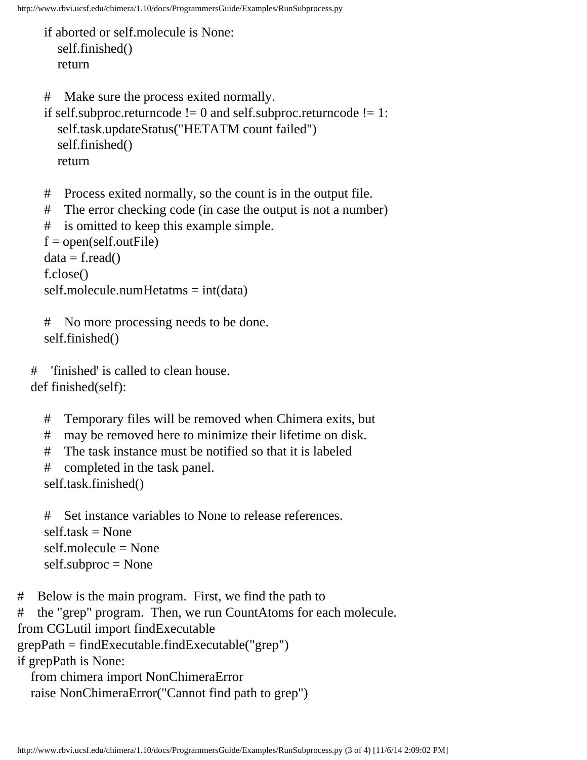```
        if aborted or self.molecule is None:
            self.finished()
            return

        #    Make sure the process exited normally.
        if self.subproc.returncode != 0 and self.subproc.returncode != 1:
            self.task.updateStatus("HETATM count failed")
            self.finished()
            return

        #    Process exited normally, so the count is in the output file.
        #    The error checking code (in case the output is not a number)
        #    is omitted to keep this example simple.
        f = open(self.outFile)
        data = f.read()
        f.close()
        self.molecule.numHetatms = int(data)

        #    No more processing needs to be done.
        self.finished()

    #    'finished' is called to clean house.
    def finished(self):

        #    Temporary files will be removed when Chimera exits, but
        #    may be removed here to minimize their lifetime on disk.
        #    The task instance must be notified so that it is labeled
        #    completed in the task panel.
        self.task.finished()

        #    Set instance variables to None to release references.
        self.task = None
        self.molecule = None
        self.subproc = None

#    Below is the main program.  First, we find the path to
#    the "grep" program.  Then, we run CountAtoms for each molecule.
from CGLutil import findExecutable
grepPath = findExecutable.findExecutable("grep")
if grepPath is None:
    from chimera import NonChimeraError
    raise NonChimeraError("Cannot find path to grep")
```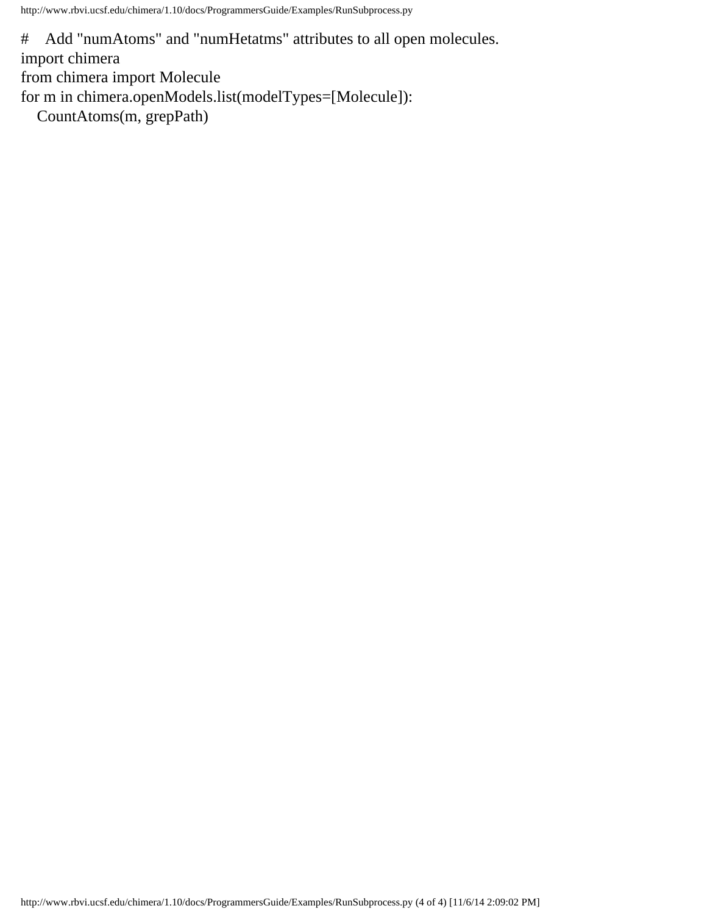```
#    Add "numAtoms" and "numHetatms" attributes to all open molecules.
import chimera
from chimera import Molecule
for m in chimera.openModels.list(modelTypes=[Molecule]):
    CountAtoms(m, grepPath)
```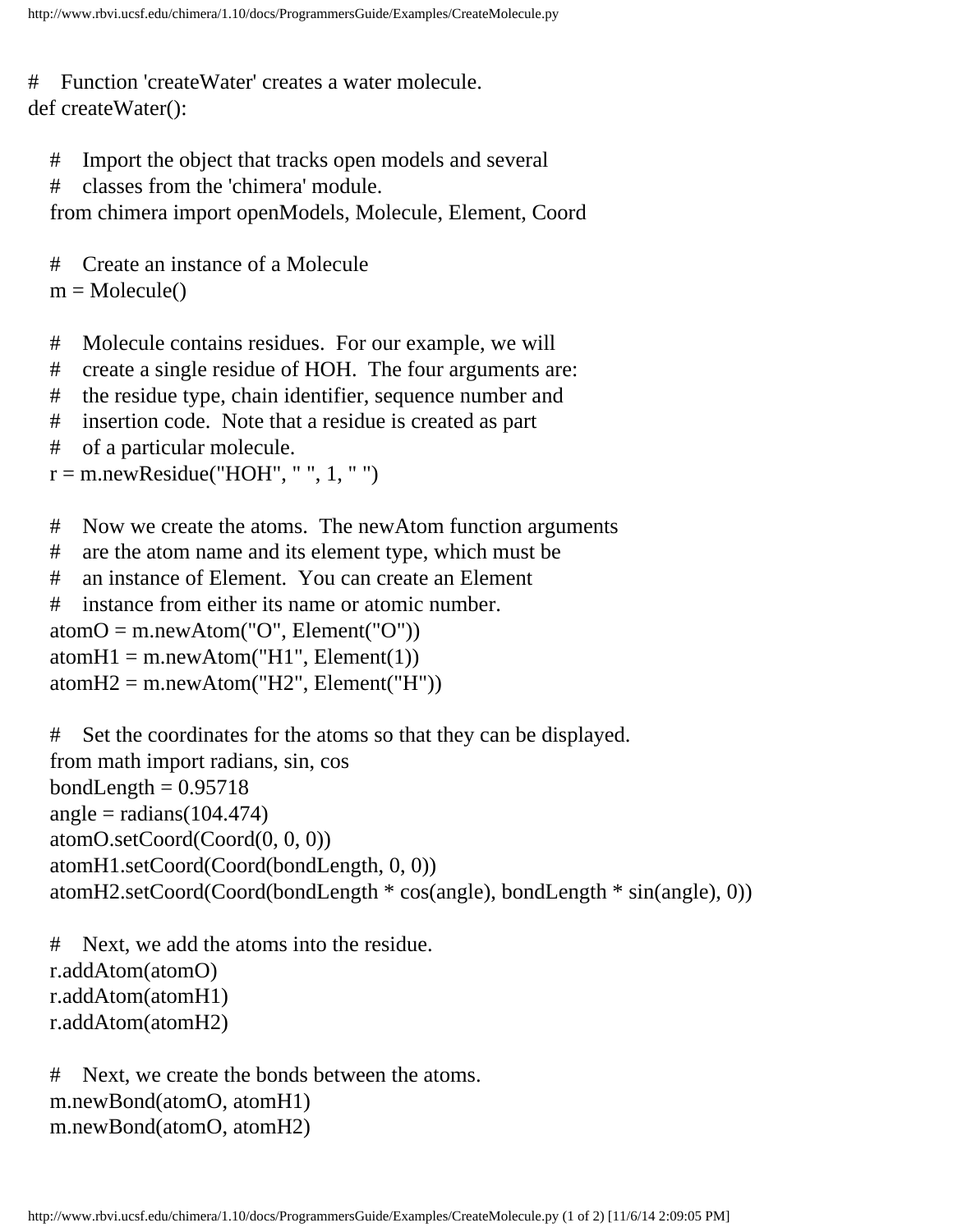```
#    Function 'createWater' creates a water molecule.
def createWater():

    #    Import the object that tracks open models and several
    #    classes from the 'chimera' module.
    from chimera import openModels, Molecule, Element, Coord

    #    Create an instance of a Molecule
    m = Molecule()

    #    Molecule contains residues.  For our example, we will
    #    create a single residue of HOH.  The four arguments are:
    #    the residue type, chain identifier, sequence number and
    #    insertion code.  Note that a residue is created as part
    #    of a particular molecule.
    r = m.newResidue("HOH", " ", 1, " ")

    #    Now we create the atoms.  The newAtom function arguments
    #    are the atom name and its element type, which must be
    #    an instance of Element.  You can create an Element
    #    instance from either its name or atomic number.
    atomO = m.newAtom("O", Element("O"))
    atomH1 = m.newAtom("H1", Element(1))
    atomH2 = m.newAtom("H2", Element("H"))

    #    Set the coordinates for the atoms so that they can be displayed.
    from math import radians, sin, cos
    bondLength = 0.95718
    angle = radians(104.474)
    atomO.setCoord(Coord(0, 0, 0))
    atomH1.setCoord(Coord(bondLength, 0, 0))
    atomH2.setCoord(Coord(bondLength * cos(angle), bondLength * sin(angle), 0))

    #    Next, we add the atoms into the residue.
    r.addAtom(atomO)
    r.addAtom(atomH1)
    r.addAtom(atomH2)

    #    Next, we create the bonds between the atoms.
    m.newBond(atomO, atomH1)
    m.newBond(atomO, atomH2)
```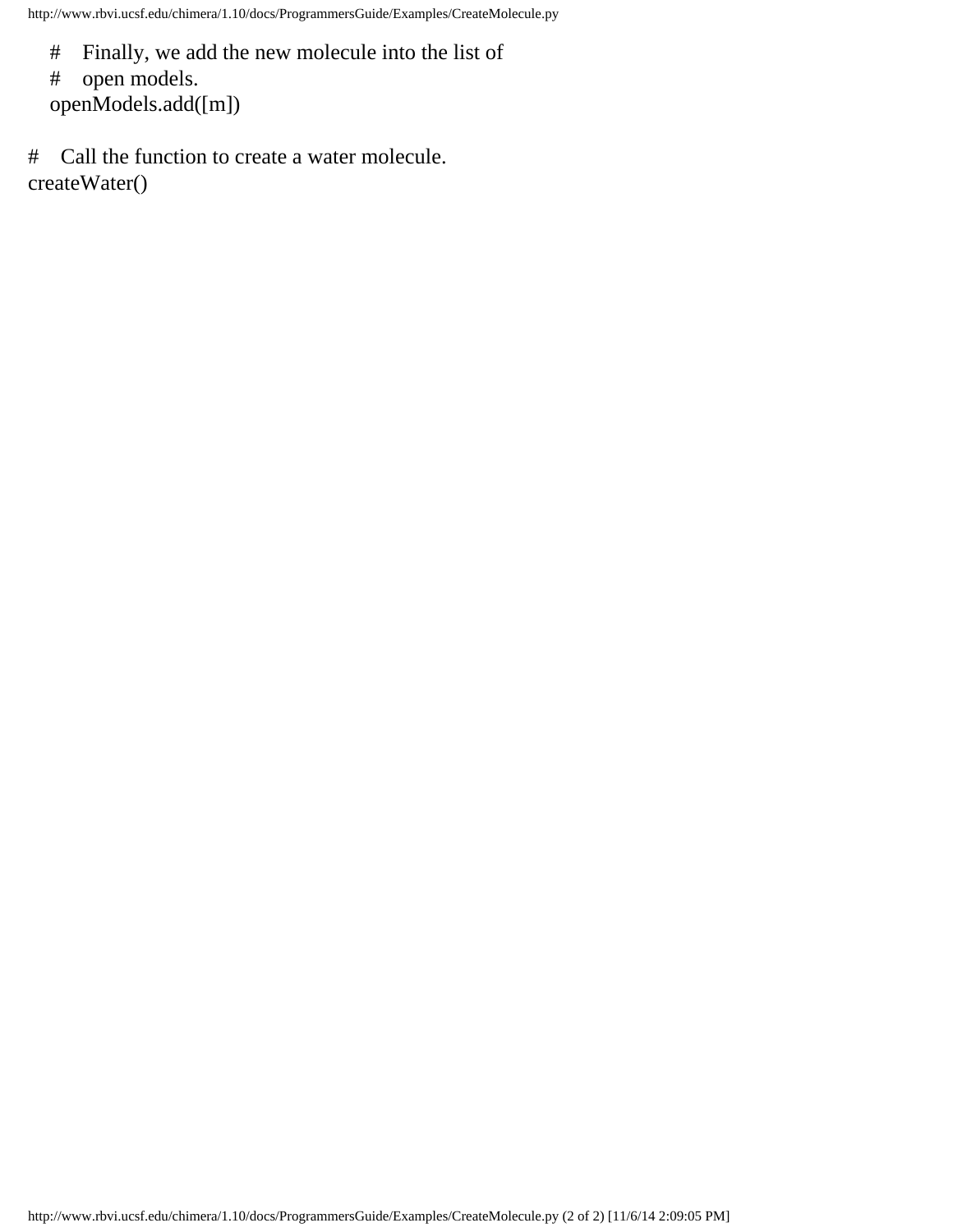```python
    #    Finally, we add the new molecule into the list of
    #    open models.
    openModels.add([m])

#    Call the function to create a water molecule.
createWater()
```